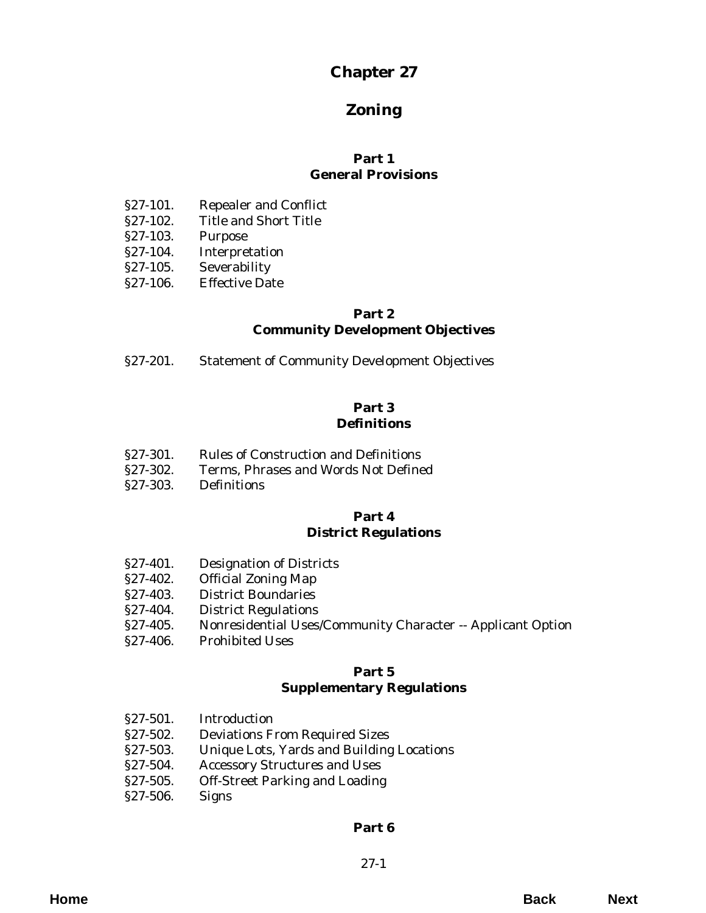# Chapter 27

# Zoning

## Part 1
## General Provisions

§27-101. Repealer and Conflict
§27-102. Title and Short Title
§27-103. Purpose
§27-104. Interpretation
§27-105. Severability
§27-106. Effective Date

## Part 2
## Community Development Objectives

§27-201. Statement of Community Development Objectives

## Part 3
## Definitions

§27-301. Rules of Construction and Definitions
§27-302. Terms, Phrases and Words Not Defined
§27-303. Definitions

## Part 4
## District Regulations

§27-401. Designation of Districts
§27-402. Official Zoning Map
§27-403. District Boundaries
§27-404. District Regulations
§27-405. Nonresidential Uses/Community Character -- Applicant Option
§27-406. Prohibited Uses

## Part 5
## Supplementary Regulations

§27-501. Introduction
§27-502. Deviations From Required Sizes
§27-503. Unique Lots, Yards and Building Locations
§27-504. Accessory Structures and Uses
§27-505. Off-Street Parking and Loading
§27-506. Signs

## Part 6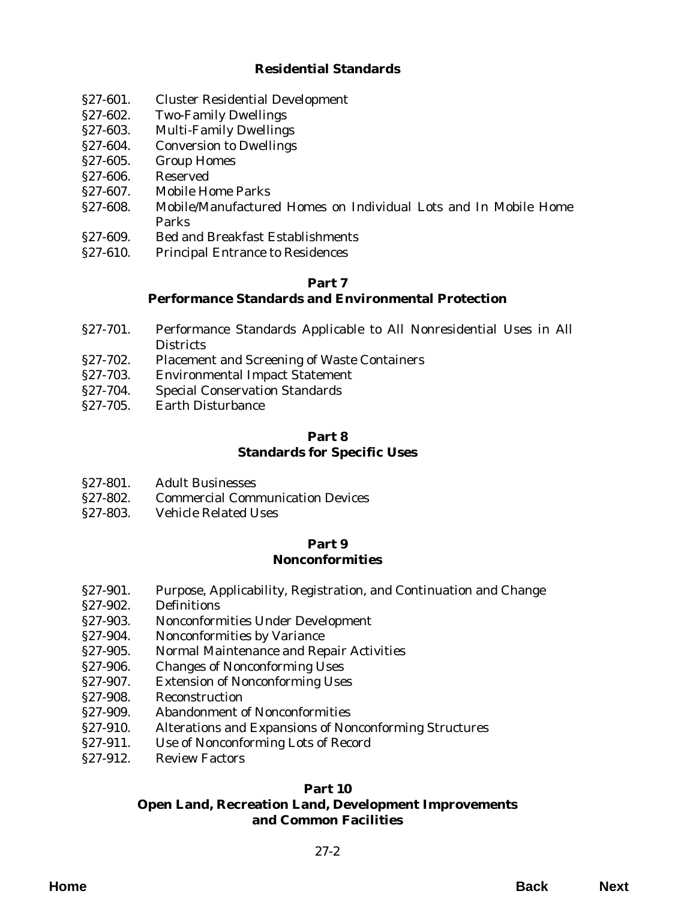**Residential Standards**

§27-601. Cluster Residential Development
§27-602. Two-Family Dwellings
§27-603. Multi-Family Dwellings
§27-604. Conversion to Dwellings
§27-605. Group Homes
§27-606. Reserved
§27-607. Mobile Home Parks
§27-608. Mobile/Manufactured Homes on Individual Lots and In Mobile Home Parks
§27-609. Bed and Breakfast Establishments
§27-610. Principal Entrance to Residences

## Part 7
## Performance Standards and Environmental Protection

§27-701. Performance Standards Applicable to All Nonresidential Uses in All Districts
§27-702. Placement and Screening of Waste Containers
§27-703. Environmental Impact Statement
§27-704. Special Conservation Standards
§27-705. Earth Disturbance

## Part 8
## Standards for Specific Uses

§27-801. Adult Businesses
§27-802. Commercial Communication Devices
§27-803. Vehicle Related Uses

## Part 9
## Nonconformities

§27-901. Purpose, Applicability, Registration, and Continuation and Change
§27-902. Definitions
§27-903. Nonconformities Under Development
§27-904. Nonconformities by Variance
§27-905. Normal Maintenance and Repair Activities
§27-906. Changes of Nonconforming Uses
§27-907. Extension of Nonconforming Uses
§27-908. Reconstruction
§27-909. Abandonment of Nonconformities
§27-910. Alterations and Expansions of Nonconforming Structures
§27-911. Use of Nonconforming Lots of Record
§27-912. Review Factors

## Part 10
## Open Land, Recreation Land, Development Improvements and Common Facilities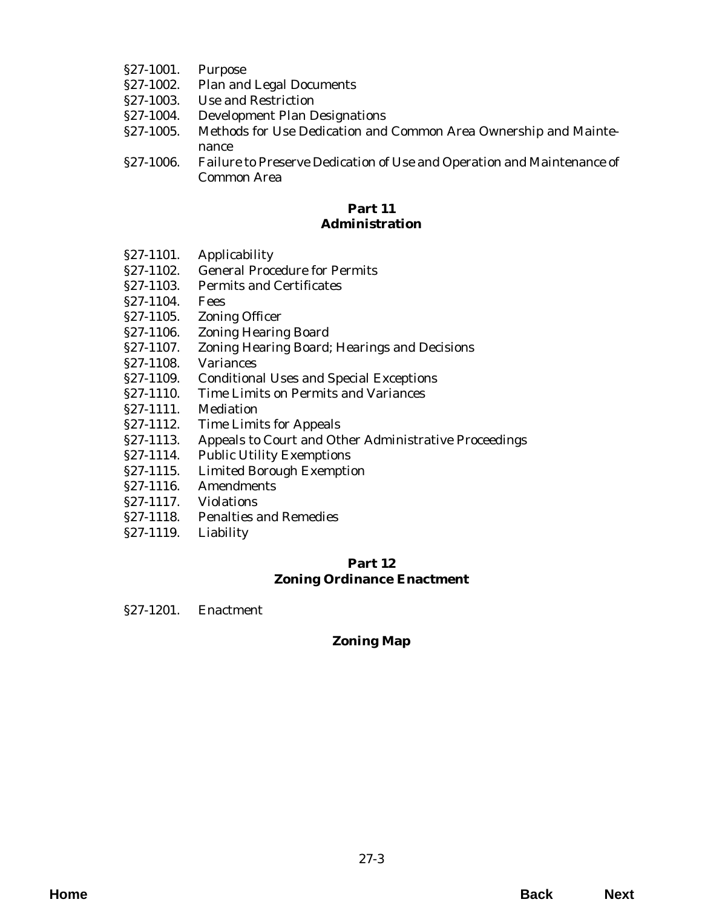§27-1001. Purpose
§27-1002. Plan and Legal Documents
§27-1003. Use and Restriction
§27-1004. Development Plan Designations
§27-1005. Methods for Use Dedication and Common Area Ownership and Maintenance
§27-1006. Failure to Preserve Dedication of Use and Operation and Maintenance of Common Area

## Part 11
## Administration

§27-1101. Applicability
§27-1102. General Procedure for Permits
§27-1103. Permits and Certificates
§27-1104. Fees
§27-1105. Zoning Officer
§27-1106. Zoning Hearing Board
§27-1107. Zoning Hearing Board; Hearings and Decisions
§27-1108. Variances
§27-1109. Conditional Uses and Special Exceptions
§27-1110. Time Limits on Permits and Variances
§27-1111. Mediation
§27-1112. Time Limits for Appeals
§27-1113. Appeals to Court and Other Administrative Proceedings
§27-1114. Public Utility Exemptions
§27-1115. Limited Borough Exemption
§27-1116. Amendments
§27-1117. Violations
§27-1118. Penalties and Remedies
§27-1119. Liability

## Part 12
## Zoning Ordinance Enactment

§27-1201. Enactment

## Zoning Map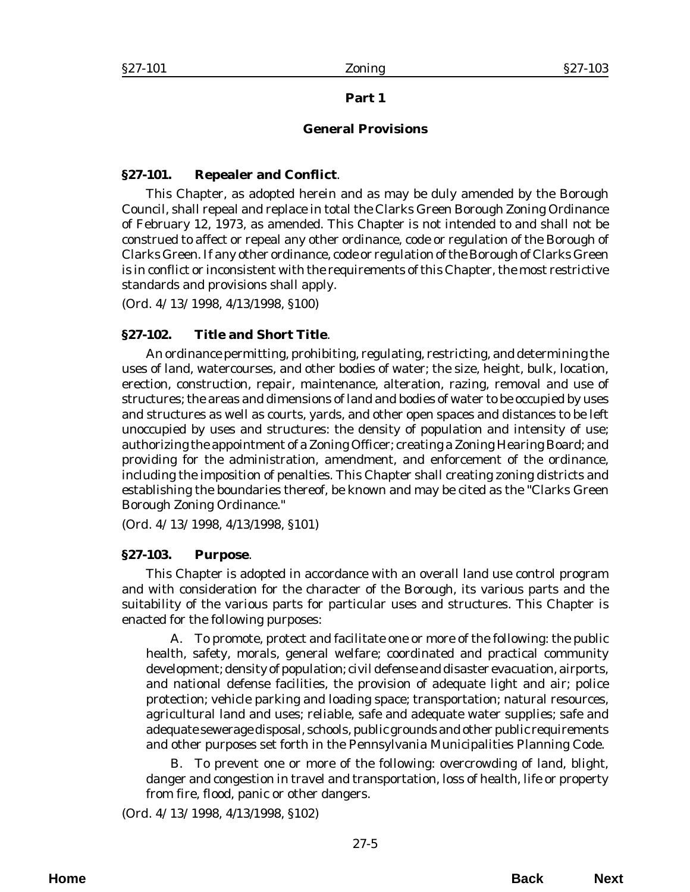## Part 1

## General Provisions

### §27-101. Repealer and Conflict.

This Chapter, as adopted herein and as may be duly amended by the Borough Council, shall repeal and replace in total the Clarks Green Borough Zoning Ordinance of February 12, 1973, as amended. This Chapter is not intended to and shall not be construed to affect or repeal any other ordinance, code or regulation of the Borough of Clarks Green. If any other ordinance, code or regulation of the Borough of Clarks Green is in conflict or inconsistent with the requirements of this Chapter, the most restrictive standards and provisions shall apply.

(*Ord. 4/13/1998*, 4/13/1998, §100)

### §27-102. Title and Short Title.

An ordinance permitting, prohibiting, regulating, restricting, and determining the uses of land, watercourses, and other bodies of water; the size, height, bulk, location, erection, construction, repair, maintenance, alteration, razing, removal and use of structures; the areas and dimensions of land and bodies of water to be occupied by uses and structures as well as courts, yards, and other open spaces and distances to be left unoccupied by uses and structures: the density of population and intensity of use; authorizing the appointment of a Zoning Officer; creating a Zoning Hearing Board; and providing for the administration, amendment, and enforcement of the ordinance, including the imposition of penalties. This Chapter shall creating zoning districts and establishing the boundaries thereof, be known and may be cited as the "Clarks Green Borough Zoning Ordinance."

(*Ord. 4/13/1998*, 4/13/1998, §101)

### §27-103. Purpose.

This Chapter is adopted in accordance with an overall land use control program and with consideration for the character of the Borough, its various parts and the suitability of the various parts for particular uses and structures. This Chapter is enacted for the following purposes:

A. To promote, protect and facilitate one or more of the following: the public health, safety, morals, general welfare; coordinated and practical community development; density of population; civil defense and disaster evacuation, airports, and national defense facilities, the provision of adequate light and air; police protection; vehicle parking and loading space; transportation; natural resources, agricultural land and uses; reliable, safe and adequate water supplies; safe and adequate sewerage disposal, schools, public grounds and other public requirements and other purposes set forth in the Pennsylvania Municipalities Planning Code.

B. To prevent one or more of the following: overcrowding of land, blight, danger and congestion in travel and transportation, loss of health, life or property from fire, flood, panic or other dangers.

(*Ord. 4/13/1998*, 4/13/1998, §102)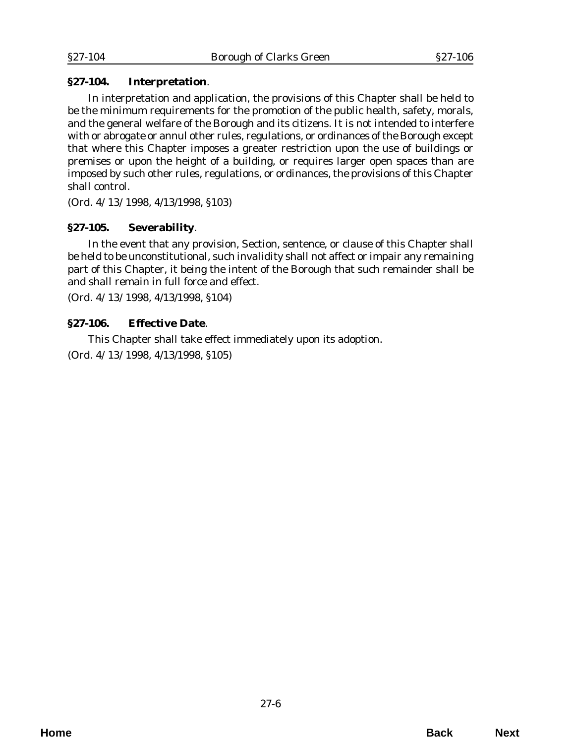**§27-104. Interpretation**.

In interpretation and application, the provisions of this Chapter shall be held to be the minimum requirements for the promotion of the public health, safety, morals, and the general welfare of the Borough and its citizens. It is not intended to interfere with or abrogate or annul other rules, regulations, or ordinances of the Borough except that where this Chapter imposes a greater restriction upon the use of buildings or premises or upon the height of a building, or requires larger open spaces than are imposed by such other rules, regulations, or ordinances, the provisions of this Chapter shall control.

(Ord. 4/13/1998, 4/13/1998, §103)

**§27-105. Severability**.

In the event that any provision, Section, sentence, or clause of this Chapter shall be held to be unconstitutional, such invalidity shall not affect or impair any remaining part of this Chapter, it being the intent of the Borough that such remainder shall be and shall remain in full force and effect.

(Ord. 4/13/1998, 4/13/1998, §104)

**§27-106. Effective Date**.

This Chapter shall take effect immediately upon its adoption.

(Ord. 4/13/1998, 4/13/1998, §105)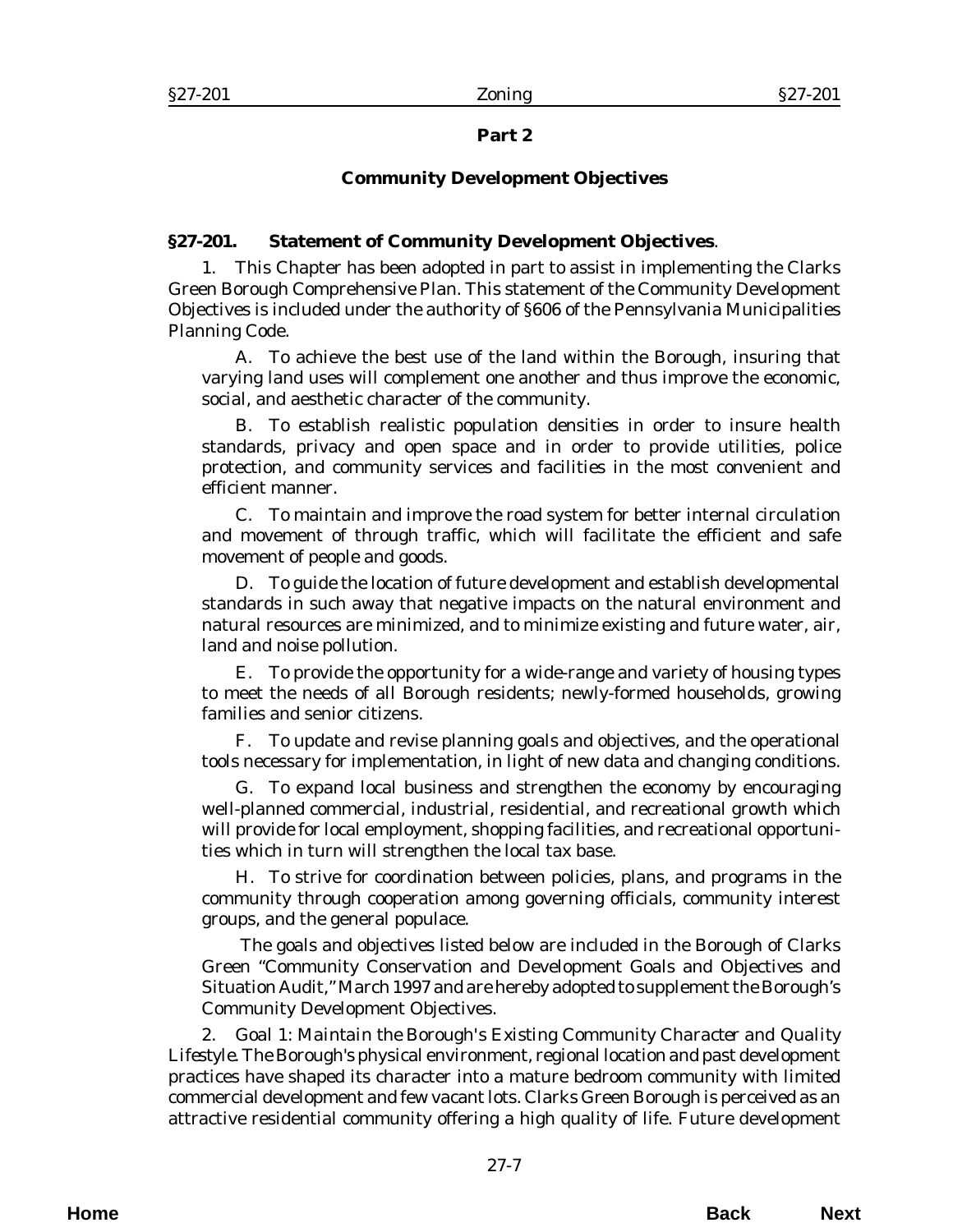## Part 2

## Community Development Objectives

### §27-201. Statement of Community Development Objectives.

1. This Chapter has been adopted in part to assist in implementing the Clarks Green Borough Comprehensive Plan. This statement of the Community Development Objectives is included under the authority of §606 of the Pennsylvania Municipalities Planning Code.

A. To achieve the best use of the land within the Borough, insuring that varying land uses will complement one another and thus improve the economic, social, and aesthetic character of the community.

B. To establish realistic population densities in order to insure health standards, privacy and open space and in order to provide utilities, police protection, and community services and facilities in the most convenient and efficient manner.

C. To maintain and improve the road system for better internal circulation and movement of through traffic, which will facilitate the efficient and safe movement of people and goods.

D. To guide the location of future development and establish developmental standards in such away that negative impacts on the natural environment and natural resources are minimized, and to minimize existing and future water, air, land and noise pollution.

E. To provide the opportunity for a wide-range and variety of housing types to meet the needs of all Borough residents; newly-formed households, growing families and senior citizens.

F. To update and revise planning goals and objectives, and the operational tools necessary for implementation, in light of new data and changing conditions.

G. To expand local business and strengthen the economy by encouraging well-planned commercial, industrial, residential, and recreational growth which will provide for local employment, shopping facilities, and recreational opportunities which in turn will strengthen the local tax base.

H. To strive for coordination between policies, plans, and programs in the community through cooperation among governing officials, community interest groups, and the general populace.

The goals and objectives listed below are included in the Borough of Clarks Green "Community Conservation and Development Goals and Objectives and Situation Audit," March 1997 and are hereby adopted to supplement the Borough's Community Development Objectives.

2. *Goal 1: Maintain the Borough's Existing Community Character and Quality Lifestyle.* The Borough's physical environment, regional location and past development practices have shaped its character into a mature bedroom community with limited commercial development and few vacant lots. Clarks Green Borough is perceived as an attractive residential community offering a high quality of life. Future development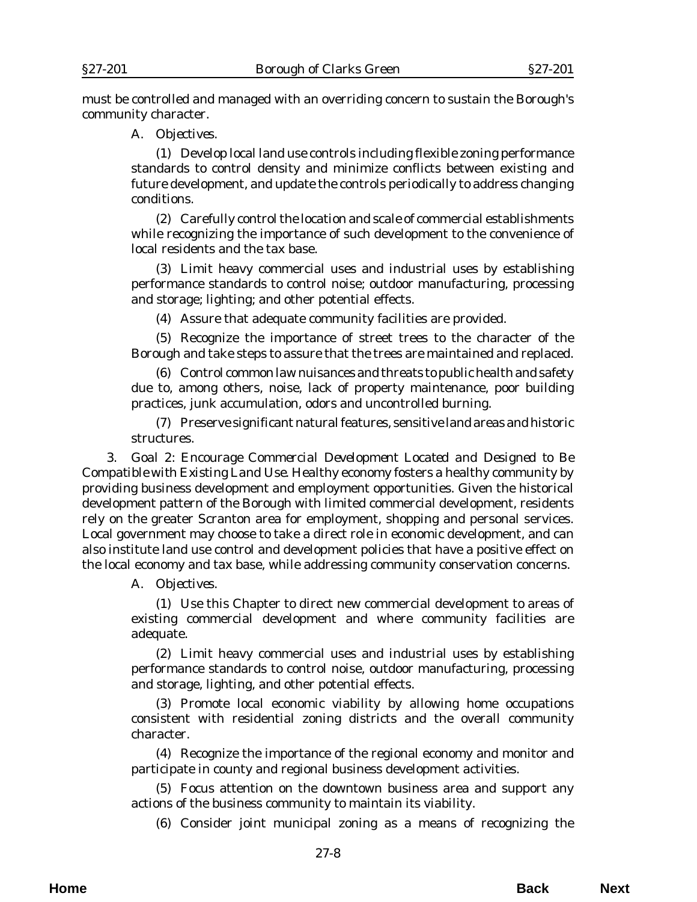must be controlled and managed with an overriding concern to sustain the Borough's community character.

A. *Objectives.*

(1) Develop local land use controls including flexible zoning performance standards to control density and minimize conflicts between existing and future development, and update the controls periodically to address changing conditions.

(2) Carefully control the location and scale of commercial establishments while recognizing the importance of such development to the convenience of local residents and the tax base.

(3) Limit heavy commercial uses and industrial uses by establishing performance standards to control noise; outdoor manufacturing, processing and storage; lighting; and other potential effects.

(4) Assure that adequate community facilities are provided.

(5) Recognize the importance of street trees to the character of the Borough and take steps to assure that the trees are maintained and replaced.

(6) Control common law nuisances and threats to public health and safety due to, among others, noise, lack of property maintenance, poor building practices, junk accumulation, odors and uncontrolled burning.

(7) Preserve significant natural features, sensitive land areas and historic structures.

3. *Goal 2: Encourage Commercial Development Located and Designed to Be Compatible with Existing Land Use.* Healthy economy fosters a healthy community by providing business development and employment opportunities. Given the historical development pattern of the Borough with limited commercial development, residents rely on the greater Scranton area for employment, shopping and personal services. Local government may choose to take a direct role in economic development, and can also institute land use control and development policies that have a positive effect on the local economy and tax base, while addressing community conservation concerns.

A. *Objectives.*

(1) Use this Chapter to direct new commercial development to areas of existing commercial development and where community facilities are adequate.

(2) Limit heavy commercial uses and industrial uses by establishing performance standards to control noise, outdoor manufacturing, processing and storage, lighting, and other potential effects.

(3) Promote local economic viability by allowing home occupations consistent with residential zoning districts and the overall community character.

(4) Recognize the importance of the regional economy and monitor and participate in county and regional business development activities.

(5) Focus attention on the downtown business area and support any actions of the business community to maintain its viability.

(6) Consider joint municipal zoning as a means of recognizing the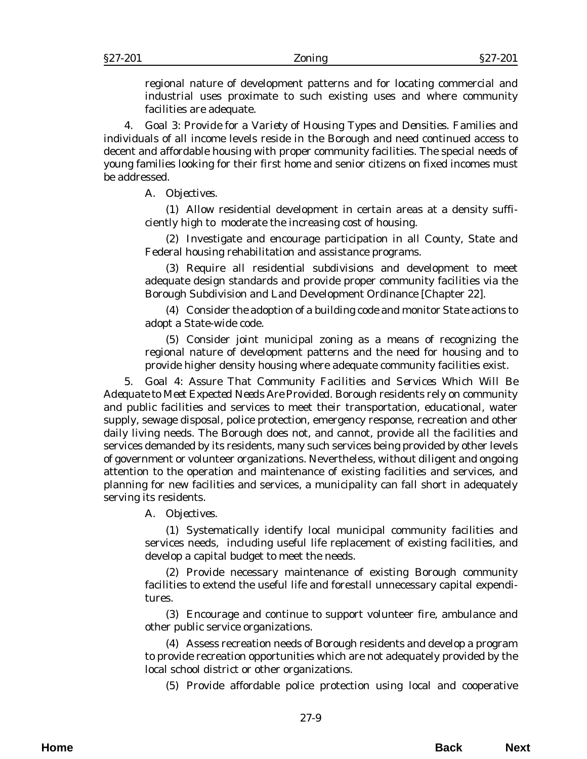regional nature of development patterns and for locating commercial and industrial uses proximate to such existing uses and where community facilities are adequate.

4. *Goal 3: Provide for a Variety of Housing Types and Densities.* Families and individuals of all income levels reside in the Borough and need continued access to decent and affordable housing with proper community facilities. The special needs of young families looking for their first home and senior citizens on fixed incomes must be addressed.

A. *Objectives.*

(1) Allow residential development in certain areas at a density sufficiently high to moderate the increasing cost of housing.

(2) Investigate and encourage participation in all County, State and Federal housing rehabilitation and assistance programs.

(3) Require all residential subdivisions and development to meet adequate design standards and provide proper community facilities via the Borough Subdivision and Land Development Ordinance [Chapter 22].

(4) Consider the adoption of a building code and monitor State actions to adopt a State-wide code.

(5) Consider joint municipal zoning as a means of recognizing the regional nature of development patterns and the need for housing and to provide higher density housing where adequate community facilities exist.

5. *Goal 4: Assure That Community Facilities and Services Which Will Be Adequate to Meet Expected Needs Are Provided.* Borough residents rely on community and public facilities and services to meet their transportation, educational, water supply, sewage disposal, police protection, emergency response, recreation and other daily living needs. The Borough does not, and cannot, provide all the facilities and services demanded by its residents, many such services being provided by other levels of government or volunteer organizations. Nevertheless, without diligent and ongoing attention to the operation and maintenance of existing facilities and services, and planning for new facilities and services, a municipality can fall short in adequately serving its residents.

A. *Objectives.*

(1) Systematically identify local municipal community facilities and services needs, including useful life replacement of existing facilities, and develop a capital budget to meet the needs.

(2) Provide necessary maintenance of existing Borough community facilities to extend the useful life and forestall unnecessary capital expenditures.

(3) Encourage and continue to support volunteer fire, ambulance and other public service organizations.

(4) Assess recreation needs of Borough residents and develop a program to provide recreation opportunities which are not adequately provided by the local school district or other organizations.

(5) Provide affordable police protection using local and cooperative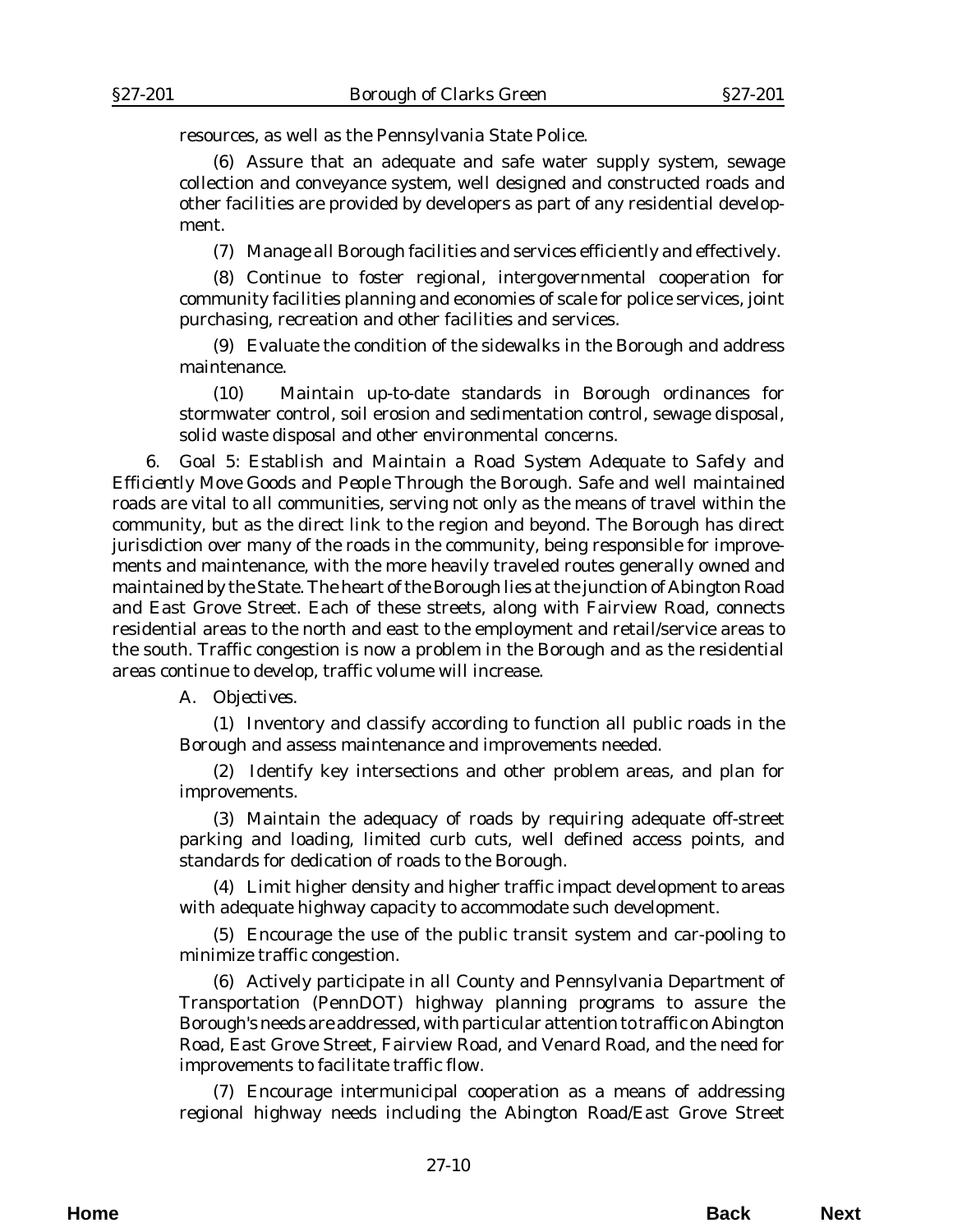resources, as well as the Pennsylvania State Police.

(6) Assure that an adequate and safe water supply system, sewage collection and conveyance system, well designed and constructed roads and other facilities are provided by developers as part of any residential development.

(7) Manage all Borough facilities and services efficiently and effectively.

(8) Continue to foster regional, intergovernmental cooperation for community facilities planning and economies of scale for police services, joint purchasing, recreation and other facilities and services.

(9) Evaluate the condition of the sidewalks in the Borough and address maintenance.

(10) Maintain up-to-date standards in Borough ordinances for stormwater control, soil erosion and sedimentation control, sewage disposal, solid waste disposal and other environmental concerns.

6. *Goal 5: Establish and Maintain a Road System Adequate to Safely and Efficiently Move Goods and People Through the Borough.* Safe and well maintained roads are vital to all communities, serving not only as the means of travel within the community, but as the direct link to the region and beyond. The Borough has direct jurisdiction over many of the roads in the community, being responsible for improvements and maintenance, with the more heavily traveled routes generally owned and maintained by the State. The heart of the Borough lies at the junction of Abington Road and East Grove Street. Each of these streets, along with Fairview Road, connects residential areas to the north and east to the employment and retail/service areas to the south. Traffic congestion is now a problem in the Borough and as the residential areas continue to develop, traffic volume will increase.

A. *Objectives.*

(1) Inventory and classify according to function all public roads in the Borough and assess maintenance and improvements needed.

(2) Identify key intersections and other problem areas, and plan for improvements.

(3) Maintain the adequacy of roads by requiring adequate off-street parking and loading, limited curb cuts, well defined access points, and standards for dedication of roads to the Borough.

(4) Limit higher density and higher traffic impact development to areas with adequate highway capacity to accommodate such development.

(5) Encourage the use of the public transit system and car-pooling to minimize traffic congestion.

(6) Actively participate in all County and Pennsylvania Department of Transportation (PennDOT) highway planning programs to assure the Borough's needs are addressed, with particular attention to traffic on Abington Road, East Grove Street, Fairview Road, and Venard Road, and the need for improvements to facilitate traffic flow.

(7) Encourage intermunicipal cooperation as a means of addressing regional highway needs including the Abington Road/East Grove Street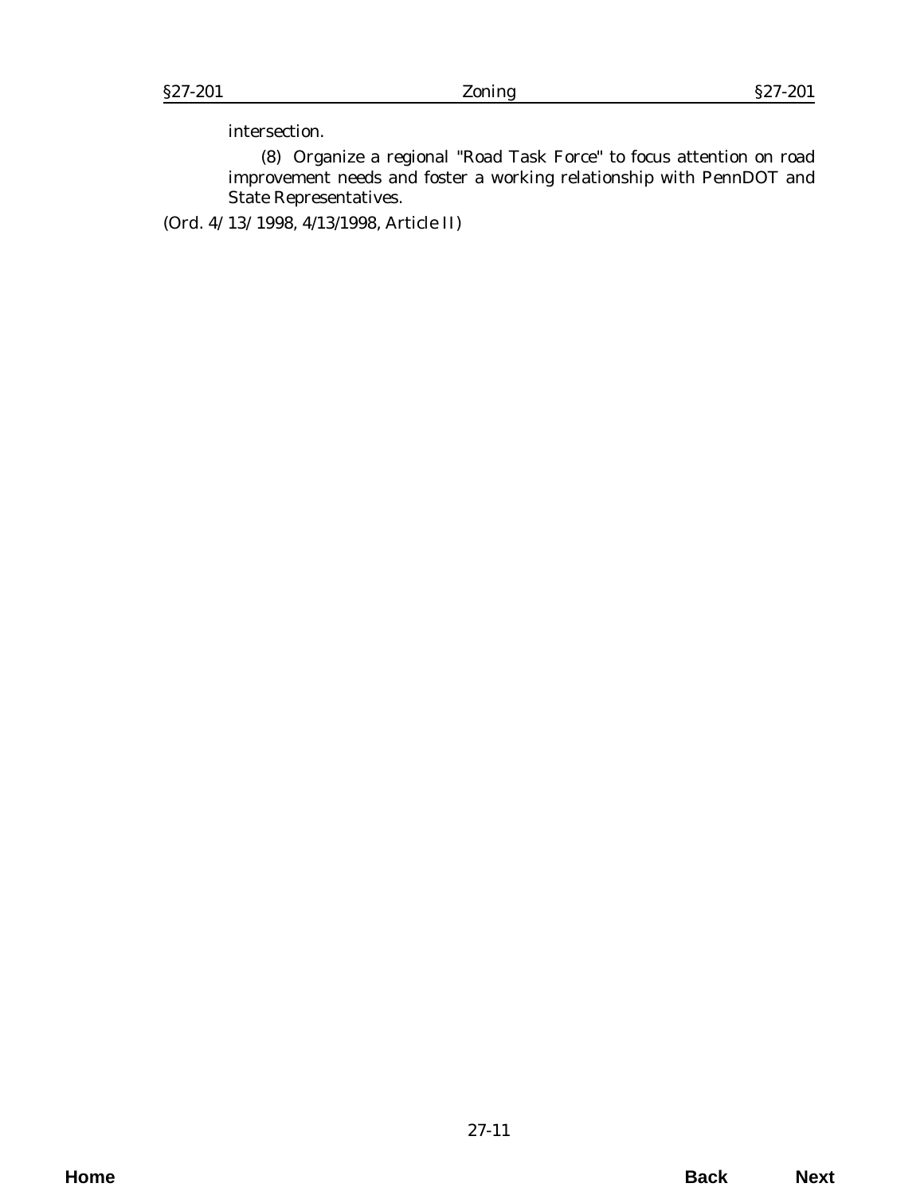intersection.

(8) Organize a regional "Road Task Force" to focus attention on road improvement needs and foster a working relationship with PennDOT and State Representatives.

(Ord. 4/13/1998, 4/13/1998, Article II)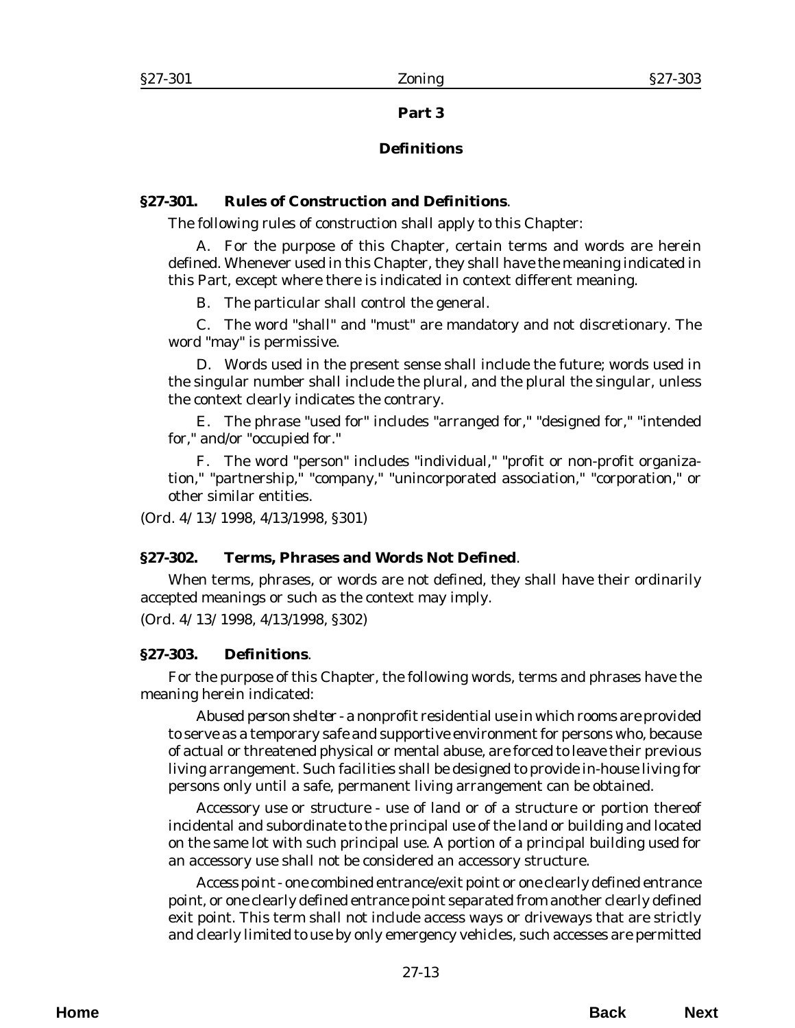## Part 3

## Definitions

### §27-301. Rules of Construction and Definitions.

The following rules of construction shall apply to this Chapter:

A. For the purpose of this Chapter, certain terms and words are herein defined. Whenever used in this Chapter, they shall have the meaning indicated in this Part, except where there is indicated in context different meaning.

B. The particular shall control the general.

C. The word "shall" and "must" are mandatory and not discretionary. The word "may" is permissive.

D. Words used in the present sense shall include the future; words used in the singular number shall include the plural, and the plural the singular, unless the context clearly indicates the contrary.

E. The phrase "used for" includes "arranged for," "designed for," "intended for," and/or "occupied for."

F. The word "person" includes "individual," "profit or non-profit organization," "partnership," "company," "unincorporated association," "corporation," or other similar entities.

(Ord. 4/13/1998, 4/13/1998, §301)

### §27-302. Terms, Phrases and Words Not Defined.

When terms, phrases, or words are not defined, they shall have their ordinarily accepted meanings or such as the context may imply.

(Ord. 4/13/1998, 4/13/1998, §302)

### §27-303. Definitions.

For the purpose of this Chapter, the following words, terms and phrases have the meaning herein indicated:

*Abused person shelter* - a nonprofit residential use in which rooms are provided to serve as a temporary safe and supportive environment for persons who, because of actual or threatened physical or mental abuse, are forced to leave their previous living arrangement. Such facilities shall be designed to provide in-house living for persons only until a safe, permanent living arrangement can be obtained.

*Accessory use or structure* - use of land or of a structure or portion thereof incidental and subordinate to the principal use of the land or building and located on the same lot with such principal use. A portion of a principal building used for an accessory use shall not be considered an accessory structure.

*Access point* - one combined entrance/exit point or one clearly defined entrance point, or one clearly defined entrance point separated from another clearly defined exit point. This term shall not include access ways or driveways that are strictly and clearly limited to use by only emergency vehicles, such accesses are permitted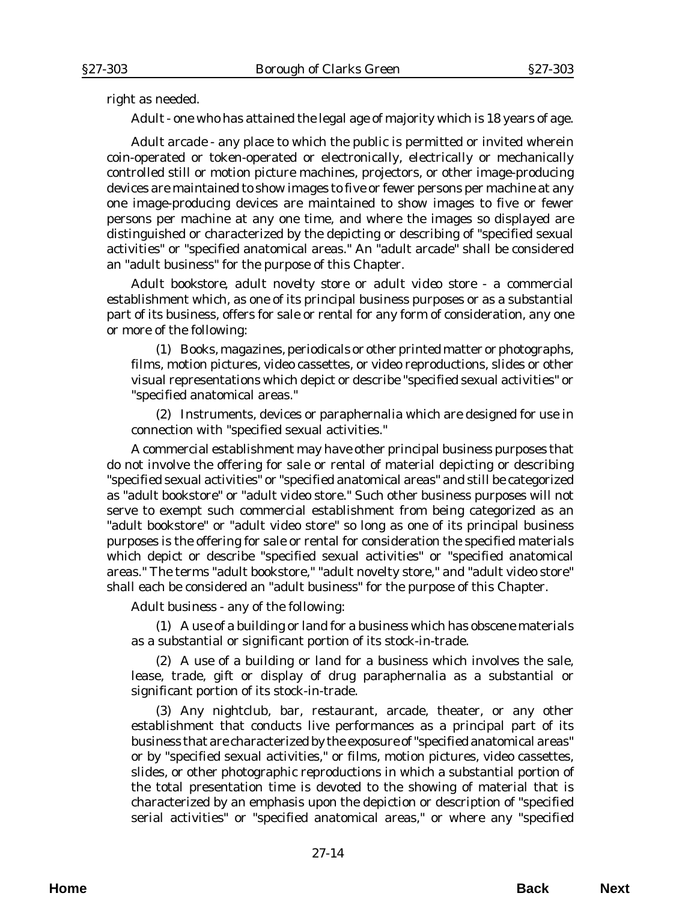right as needed.

*Adult* - one who has attained the legal age of majority which is 18 years of age.

*Adult arcade* - any place to which the public is permitted or invited wherein coin-operated or token-operated or electronically, electrically or mechanically controlled still or motion picture machines, projectors, or other image-producing devices are maintained to show images to five or fewer persons per machine at any one image-producing devices are maintained to show images to five or fewer persons per machine at any one time, and where the images so displayed are distinguished or characterized by the depicting or describing of "specified sexual activities" or "specified anatomical areas." An "adult arcade" shall be considered an "adult business" for the purpose of this Chapter.

*Adult bookstore, adult novelty store or adult video store* - a commercial establishment which, as one of its principal business purposes or as a substantial part of its business, offers for sale or rental for any form of consideration, any one or more of the following:

(1) Books, magazines, periodicals or other printed matter or photographs, films, motion pictures, video cassettes, or video reproductions, slides or other visual representations which depict or describe "specified sexual activities" or "specified anatomical areas."

(2) Instruments, devices or paraphernalia which are designed for use in connection with "specified sexual activities."

A commercial establishment may have other principal business purposes that do not involve the offering for sale or rental of material depicting or describing "specified sexual activities" or "specified anatomical areas" and still be categorized as "adult bookstore" or "adult video store." Such other business purposes will not serve to exempt such commercial establishment from being categorized as an "adult bookstore" or "adult video store" so long as one of its principal business purposes is the offering for sale or rental for consideration the specified materials which depict or describe "specified sexual activities" or "specified anatomical areas." The terms "adult bookstore," "adult novelty store," and "adult video store" shall each be considered an "adult business" for the purpose of this Chapter.

*Adult business* - any of the following:

(1) A use of a building or land for a business which has obscene materials as a substantial or significant portion of its stock-in-trade.

(2) A use of a building or land for a business which involves the sale, lease, trade, gift or display of drug paraphernalia as a substantial or significant portion of its stock-in-trade.

(3) Any nightclub, bar, restaurant, arcade, theater, or any other establishment that conducts live performances as a principal part of its business that are characterized by the exposure of "specified anatomical areas" or by "specified sexual activities," or films, motion pictures, video cassettes, slides, or other photographic reproductions in which a substantial portion of the total presentation time is devoted to the showing of material that is characterized by an emphasis upon the depiction or description of "specified serial activities" or "specified anatomical areas," or where any "specified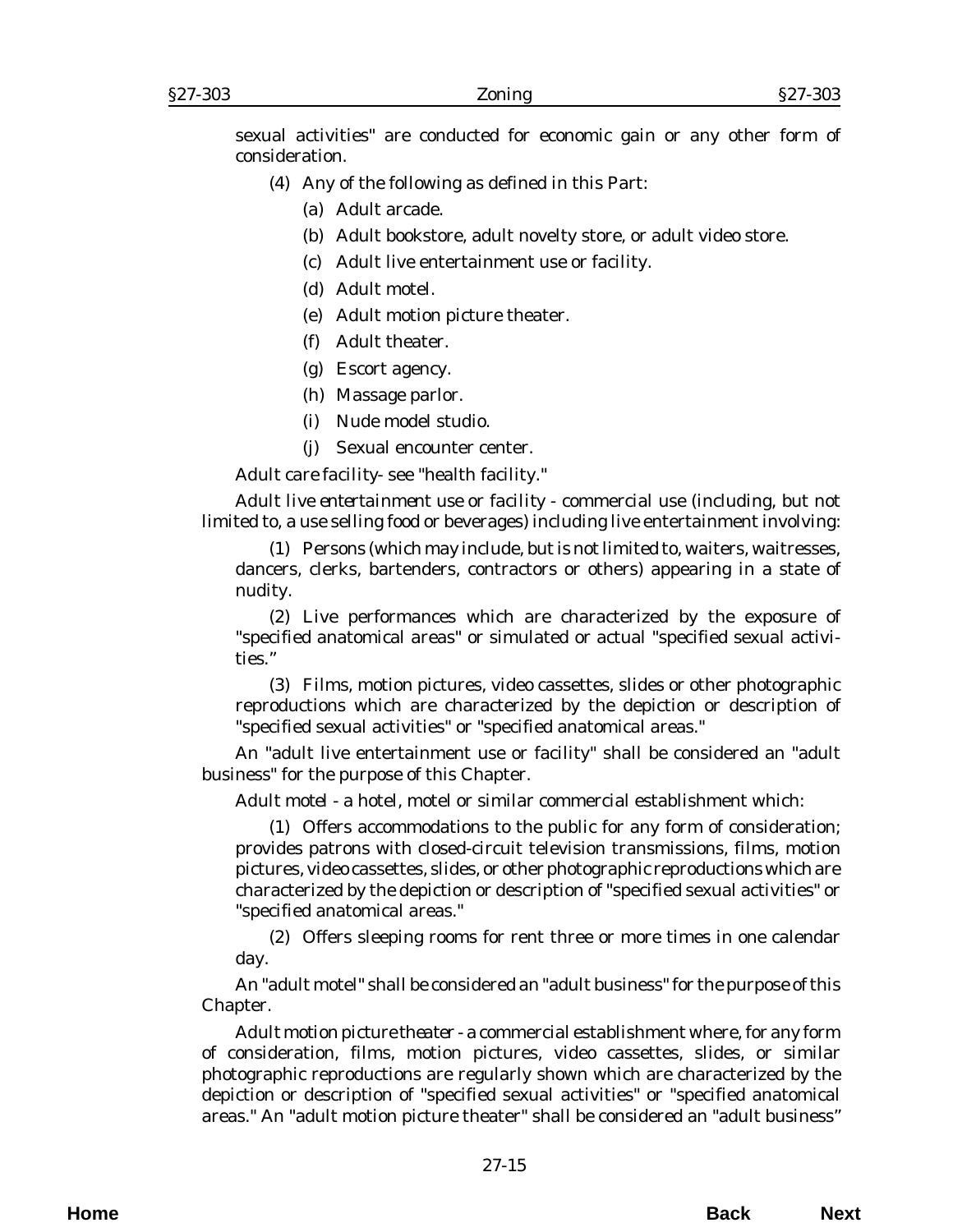sexual activities" are conducted for economic gain or any other form of consideration.

(4) Any of the following as defined in this Part:

(a) Adult arcade.

(b) Adult bookstore, adult novelty store, or adult video store.

(c) Adult live entertainment use or facility.

(d) Adult motel.

(e) Adult motion picture theater.

(f) Adult theater.

(g) Escort agency.

(h) Massage parlor.

(i) Nude model studio.

(j) Sexual encounter center.

*Adult care facility*- see "health facility."

*Adult live entertainment use or facility* - commercial use (including, but not limited to, a use selling food or beverages) including live entertainment involving:

(1) Persons (which may include, but is not limited to, waiters, waitresses, dancers, clerks, bartenders, contractors or others) appearing in a state of nudity.

(2) Live performances which are characterized by the exposure of "specified anatomical areas" or simulated or actual "specified sexual activities."

(3) Films, motion pictures, video cassettes, slides or other photographic reproductions which are characterized by the depiction or description of "specified sexual activities" or "specified anatomical areas."

An "adult live entertainment use or facility" shall be considered an "adult business" for the purpose of this Chapter.

*Adult motel* - a hotel, motel or similar commercial establishment which:

(1) Offers accommodations to the public for any form of consideration; provides patrons with closed-circuit television transmissions, films, motion pictures, video cassettes, slides, or other photographic reproductions which are characterized by the depiction or description of "specified sexual activities" or "specified anatomical areas."

(2) Offers sleeping rooms for rent three or more times in one calendar day.

An "adult motel" shall be considered an "adult business" for the purpose of this Chapter.

*Adult motion picture theater* - a commercial establishment where, for any form of consideration, films, motion pictures, video cassettes, slides, or similar photographic reproductions are regularly shown which are characterized by the depiction or description of "specified sexual activities" or "specified anatomical areas." An "adult motion picture theater" shall be considered an "adult business"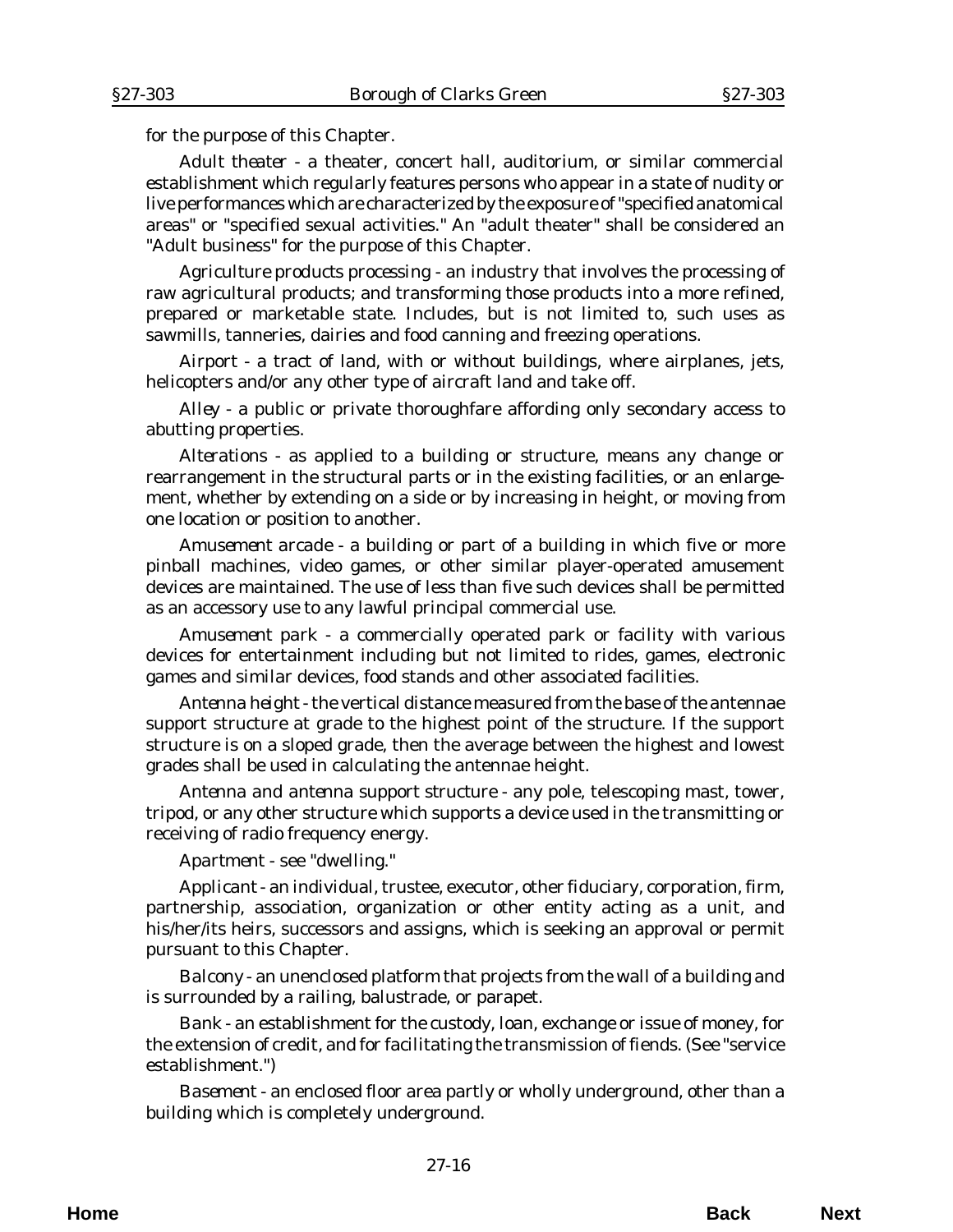for the purpose of this Chapter.

*Adult theater* - a theater, concert hall, auditorium, or similar commercial establishment which regularly features persons who appear in a state of nudity or live performances which are characterized by the exposure of "specified anatomical areas" or "specified sexual activities." An "adult theater" shall be considered an "Adult business" for the purpose of this Chapter.

*Agriculture products processing* - an industry that involves the processing of raw agricultural products; and transforming those products into a more refined, prepared or marketable state. Includes, but is not limited to, such uses as sawmills, tanneries, dairies and food canning and freezing operations.

*Airport* - a tract of land, with or without buildings, where airplanes, jets, helicopters and/or any other type of aircraft land and take off.

*Alley* - a public or private thoroughfare affording only secondary access to abutting properties.

*Alterations* - as applied to a building or structure, means any change or rearrangement in the structural parts or in the existing facilities, or an enlargement, whether by extending on a side or by increasing in height, or moving from one location or position to another.

*Amusement arcade* - a building or part of a building in which five or more pinball machines, video games, or other similar player-operated amusement devices are maintained. The use of less than five such devices shall be permitted as an accessory use to any lawful principal commercial use.

*Amusement park* - a commercially operated park or facility with various devices for entertainment including but not limited to rides, games, electronic games and similar devices, food stands and other associated facilities.

*Antenna height* - the vertical distance measured from the base of the antennae support structure at grade to the highest point of the structure. If the support structure is on a sloped grade, then the average between the highest and lowest grades shall be used in calculating the antennae height.

*Antenna and antenna support structure* - any pole, telescoping mast, tower, tripod, or any other structure which supports a device used in the transmitting or receiving of radio frequency energy.

*Apartment* - see "dwelling."

*Applicant* - an individual, trustee, executor, other fiduciary, corporation, firm, partnership, association, organization or other entity acting as a unit, and his/her/its heirs, successors and assigns, which is seeking an approval or permit pursuant to this Chapter.

*Balcony* - an unenclosed platform that projects from the wall of a building and is surrounded by a railing, balustrade, or parapet.

*Bank* - an establishment for the custody, loan, exchange or issue of money, for the extension of credit, and for facilitating the transmission of fiends. (See "service establishment.")

*Basement* - an enclosed floor area partly or wholly underground, other than a building which is completely underground.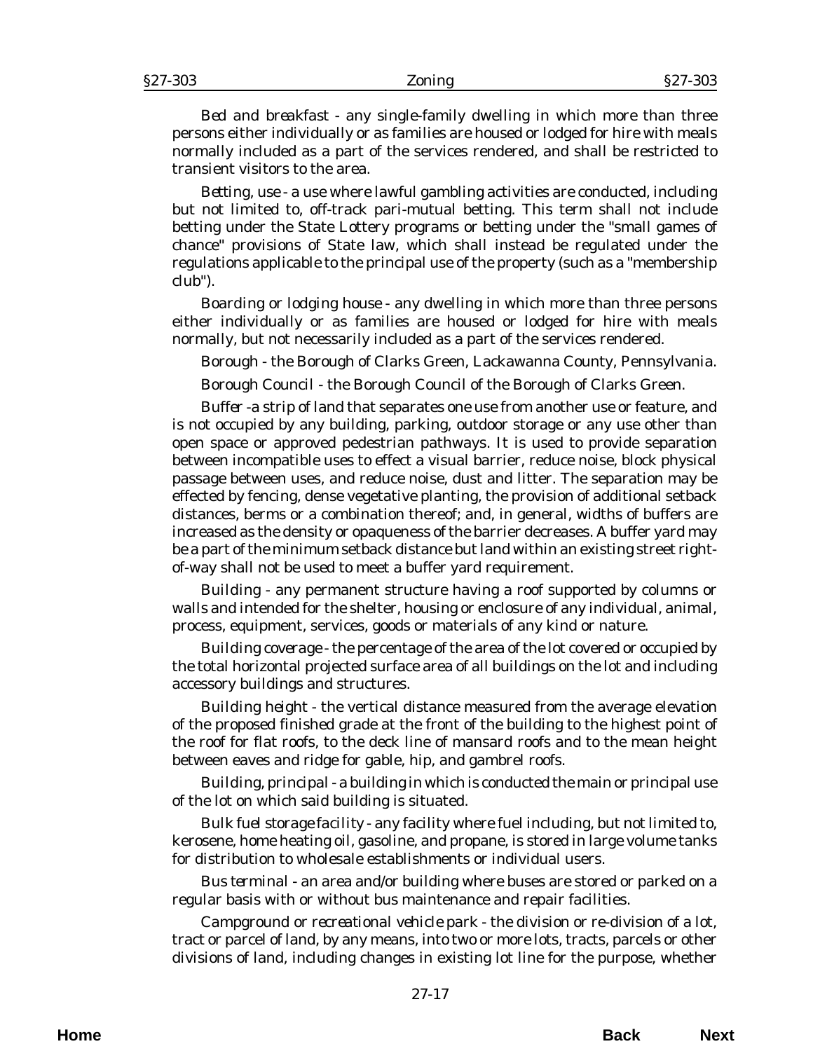*Bed and breakfast* - any single-family dwelling in which more than three persons either individually or as families are housed or lodged for hire with meals normally included as a part of the services rendered, and shall be restricted to transient visitors to the area.

*Betting, use* - a use where lawful gambling activities are conducted, including but not limited to, off-track pari-mutual betting. This term shall not include betting under the State Lottery programs or betting under the "small games of chance" provisions of State law, which shall instead be regulated under the regulations applicable to the principal use of the property (such as a "membership club").

*Boarding or lodging house* - any dwelling in which more than three persons either individually or as families are housed or lodged for hire with meals normally, but not necessarily included as a part of the services rendered.

*Borough* - the Borough of Clarks Green, Lackawanna County, Pennsylvania.

*Borough Council* - the Borough Council of the Borough of Clarks Green.

*Buffer* -a strip of land that separates one use from another use or feature, and is not occupied by any building, parking, outdoor storage or any use other than open space or approved pedestrian pathways. It is used to provide separation between incompatible uses to effect a visual barrier, reduce noise, block physical passage between uses, and reduce noise, dust and litter. The separation may be effected by fencing, dense vegetative planting, the provision of additional setback distances, berms or a combination thereof; and, in general, widths of buffers are increased as the density or opaqueness of the barrier decreases. A buffer yard may be a part of the minimum setback distance but land within an existing street right-of-way shall not be used to meet a buffer yard requirement.

*Building* - any permanent structure having a roof supported by columns or walls and intended for the shelter, housing or enclosure of any individual, animal, process, equipment, services, goods or materials of any kind or nature.

*Building coverage* - the percentage of the area of the lot covered or occupied by the total horizontal projected surface area of all buildings on the lot and including accessory buildings and structures.

*Building height* - the vertical distance measured from the average elevation of the proposed finished grade at the front of the building to the highest point of the roof for flat roofs, to the deck line of mansard roofs and to the mean height between eaves and ridge for gable, hip, and gambrel roofs.

*Building, principal* - a building in which is conducted the main or principal use of the lot on which said building is situated.

*Bulk fuel storage facility* - any facility where fuel including, but not limited to, kerosene, home heating oil, gasoline, and propane, is stored in large volume tanks for distribution to wholesale establishments or individual users.

*Bus terminal* - an area and/or building where buses are stored or parked on a regular basis with or without bus maintenance and repair facilities.

*Campground or recreational vehicle park* - the division or re-division of a lot, tract or parcel of land, by any means, into two or more lots, tracts, parcels or other divisions of land, including changes in existing lot line for the purpose, whether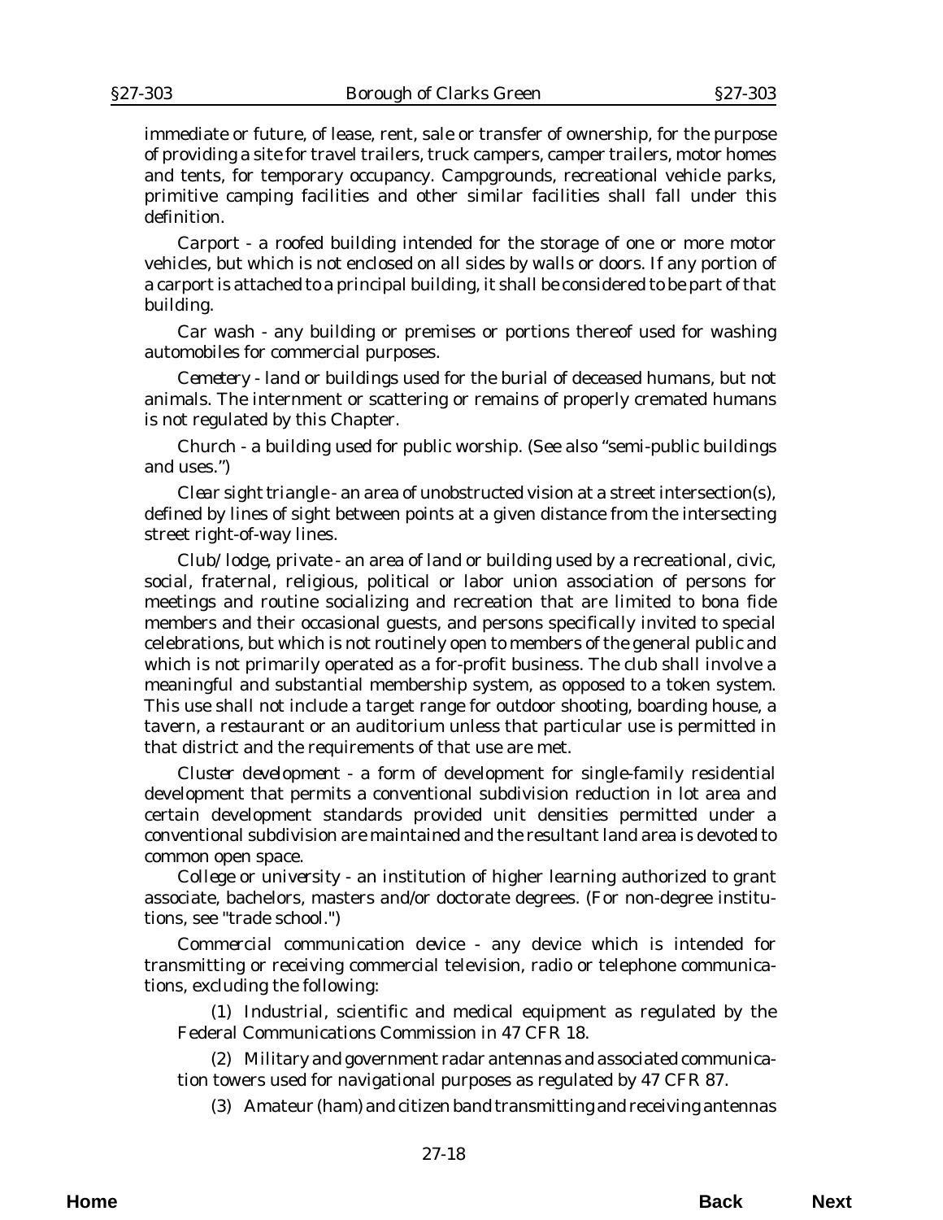immediate or future, of lease, rent, sale or transfer of ownership, for the purpose of providing a site for travel trailers, truck campers, camper trailers, motor homes and tents, for temporary occupancy. Campgrounds, recreational vehicle parks, primitive camping facilities and other similar facilities shall fall under this definition.

*Carport* - a roofed building intended for the storage of one or more motor vehicles, but which is not enclosed on all sides by walls or doors. If any portion of a carport is attached to a principal building, it shall be considered to be part of that building.

*Car wash* - any building or premises or portions thereof used for washing automobiles for commercial purposes.

*Cemetery* - land or buildings used for the burial of deceased humans, but not animals. The internment or scattering or remains of properly cremated humans is not regulated by this Chapter.

*Church* - a building used for public worship. (See also "semi-public buildings and uses.")

*Clear sight triangle* - an area of unobstructed vision at a street intersection(s), defined by lines of sight between points at a given distance from the intersecting street right-of-way lines.

*Club/lodge, private* - an area of land or building used by a recreational, civic, social, fraternal, religious, political or labor union association of persons for meetings and routine socializing and recreation that are limited to bona fide members and their occasional guests, and persons specifically invited to special celebrations, but which is not routinely open to members of the general public and which is not primarily operated as a for-profit business. The club shall involve a meaningful and substantial membership system, as opposed to a token system. This use shall not include a target range for outdoor shooting, boarding house, a tavern, a restaurant or an auditorium unless that particular use is permitted in that district and the requirements of that use are met.

*Cluster development* - a form of development for single-family residential development that permits a conventional subdivision reduction in lot area and certain development standards provided unit densities permitted under a conventional subdivision are maintained and the resultant land area is devoted to common open space.

*College or university* - an institution of higher learning authorized to grant associate, bachelors, masters and/or doctorate degrees. (For non-degree institutions, see "trade school.")

*Commercial communication device* - any device which is intended for transmitting or receiving commercial television, radio or telephone communications, excluding the following:

(1) Industrial, scientific and medical equipment as regulated by the Federal Communications Commission in 47 CFR 18.

(2) Military and government radar antennas and associated communication towers used for navigational purposes as regulated by 47 CFR 87.

(3) Amateur (ham) and citizen band transmitting and receiving antennas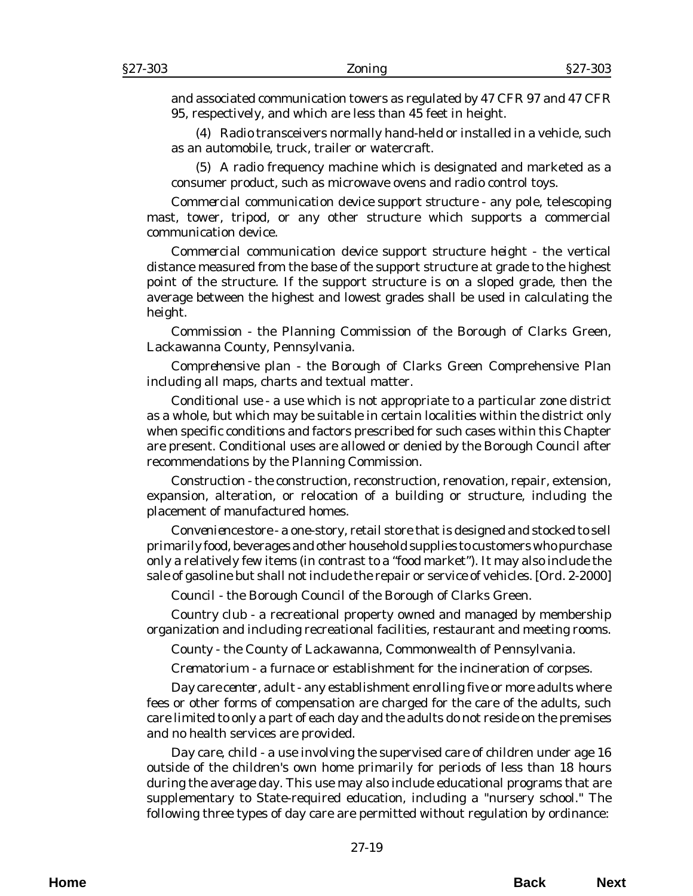and associated communication towers as regulated by 47 CFR 97 and 47 CFR 95, respectively, and which are less than 45 feet in height.

(4) Radio transceivers normally hand-held or installed in a vehicle, such as an automobile, truck, trailer or watercraft.

(5) A radio frequency machine which is designated and marketed as a consumer product, such as microwave ovens and radio control toys.

*Commercial communication device support structure* - any pole, telescoping mast, tower, tripod, or any other structure which supports a commercial communication device.

*Commercial communication device support structure height* - the vertical distance measured from the base of the support structure at grade to the highest point of the structure. If the support structure is on a sloped grade, then the average between the highest and lowest grades shall be used in calculating the height.

*Commission* - the Planning Commission of the Borough of Clarks Green, Lackawanna County, Pennsylvania.

*Comprehensive plan* - the Borough of Clarks Green Comprehensive Plan including all maps, charts and textual matter.

*Conditional use* - a use which is not appropriate to a particular zone district as a whole, but which may be suitable in certain localities within the district only when specific conditions and factors prescribed for such cases within this Chapter are present. Conditional uses are allowed or denied by the Borough Council after recommendations by the Planning Commission.

*Construction* - the construction, reconstruction, renovation, repair, extension, expansion, alteration, or relocation of a building or structure, including the placement of manufactured homes.

*Convenience store* - a one-story, retail store that is designed and stocked to sell primarily food, beverages and other household supplies to customers who purchase only a relatively few items (in contrast to a "food market"). It may also include the sale of gasoline but shall not include the repair or service of vehicles. [Ord. 2-2000]

*Council* - the Borough Council of the Borough of Clarks Green.

*Country club* - a recreational property owned and managed by membership organization and including recreational facilities, restaurant and meeting rooms.

*County* - the County of Lackawanna, Commonwealth of Pennsylvania.

*Crematorium* - a furnace or establishment for the incineration of corpses.

*Day care center, adult* - any establishment enrolling five or more adults where fees or other forms of compensation are charged for the care of the adults, such care limited to only a part of each day and the adults do not reside on the premises and no health services are provided.

*Day care, child* - a use involving the supervised care of children under age 16 outside of the children's own home primarily for periods of less than 18 hours during the average day. This use may also include educational programs that are supplementary to State-required education, including a "nursery school." The following three types of day care are permitted without regulation by ordinance: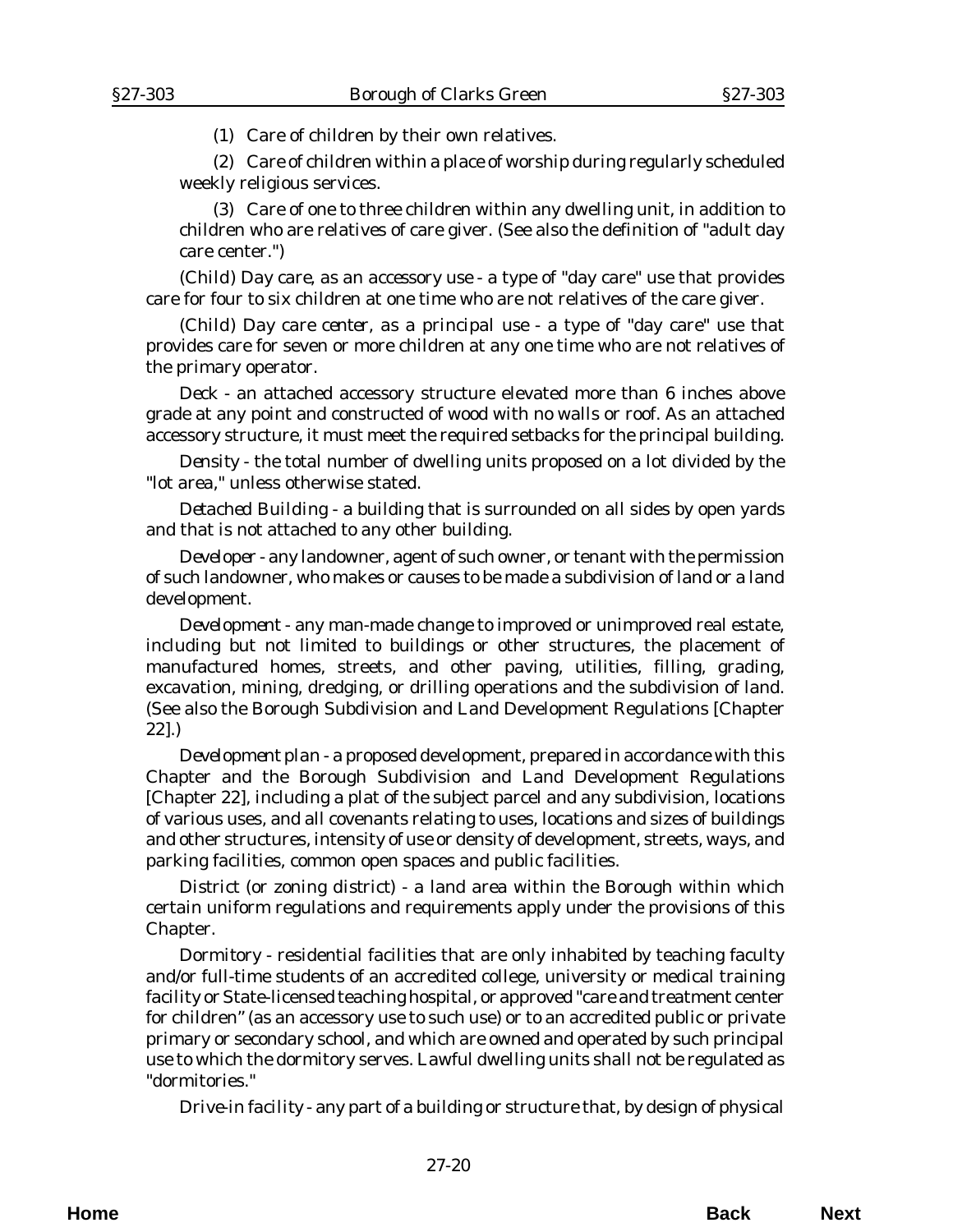(1) Care of children by their own relatives.

(2) Care of children within a place of worship during regularly scheduled weekly religious services.

(3) Care of one to three children within any dwelling unit, in addition to children who are relatives of care giver. (See also the definition of "adult day care center.")

*(Child) Day care, as an accessory use* - a type of "day care" use that provides care for four to six children at one time who are not relatives of the care giver.

*(Child) Day care center, as a principal use* - a type of "day care" use that provides care for seven or more children at any one time who are not relatives of the primary operator.

*Deck* - an attached accessory structure elevated more than 6 inches above grade at any point and constructed of wood with no walls or roof. As an attached accessory structure, it must meet the required setbacks for the principal building.

*Density* - the total number of dwelling units proposed on a lot divided by the "lot area," unless otherwise stated.

*Detached Building* - a building that is surrounded on all sides by open yards and that is not attached to any other building.

*Developer* - any landowner, agent of such owner, or tenant with the permission of such landowner, who makes or causes to be made a subdivision of land or a land development.

*Development* - any man-made change to improved or unimproved real estate, including but not limited to buildings or other structures, the placement of manufactured homes, streets, and other paving, utilities, filling, grading, excavation, mining, dredging, or drilling operations and the subdivision of land. (See also the Borough Subdivision and Land Development Regulations [Chapter 22].)

*Development plan* - a proposed development, prepared in accordance with this Chapter and the Borough Subdivision and Land Development Regulations [Chapter 22], including a plat of the subject parcel and any subdivision, locations of various uses, and all covenants relating to uses, locations and sizes of buildings and other structures, intensity of use or density of development, streets, ways, and parking facilities, common open spaces and public facilities.

*District (or zoning district)* - a land area within the Borough within which certain uniform regulations and requirements apply under the provisions of this Chapter.

*Dormitory* - residential facilities that are only inhabited by teaching faculty and/or full-time students of an accredited college, university or medical training facility or State-licensed teaching hospital, or approved "care and treatment center for children" (as an accessory use to such use) or to an accredited public or private primary or secondary school, and which are owned and operated by such principal use to which the dormitory serves. Lawful dwelling units shall not be regulated as "dormitories."

*Drive-in facility* - any part of a building or structure that, by design of physical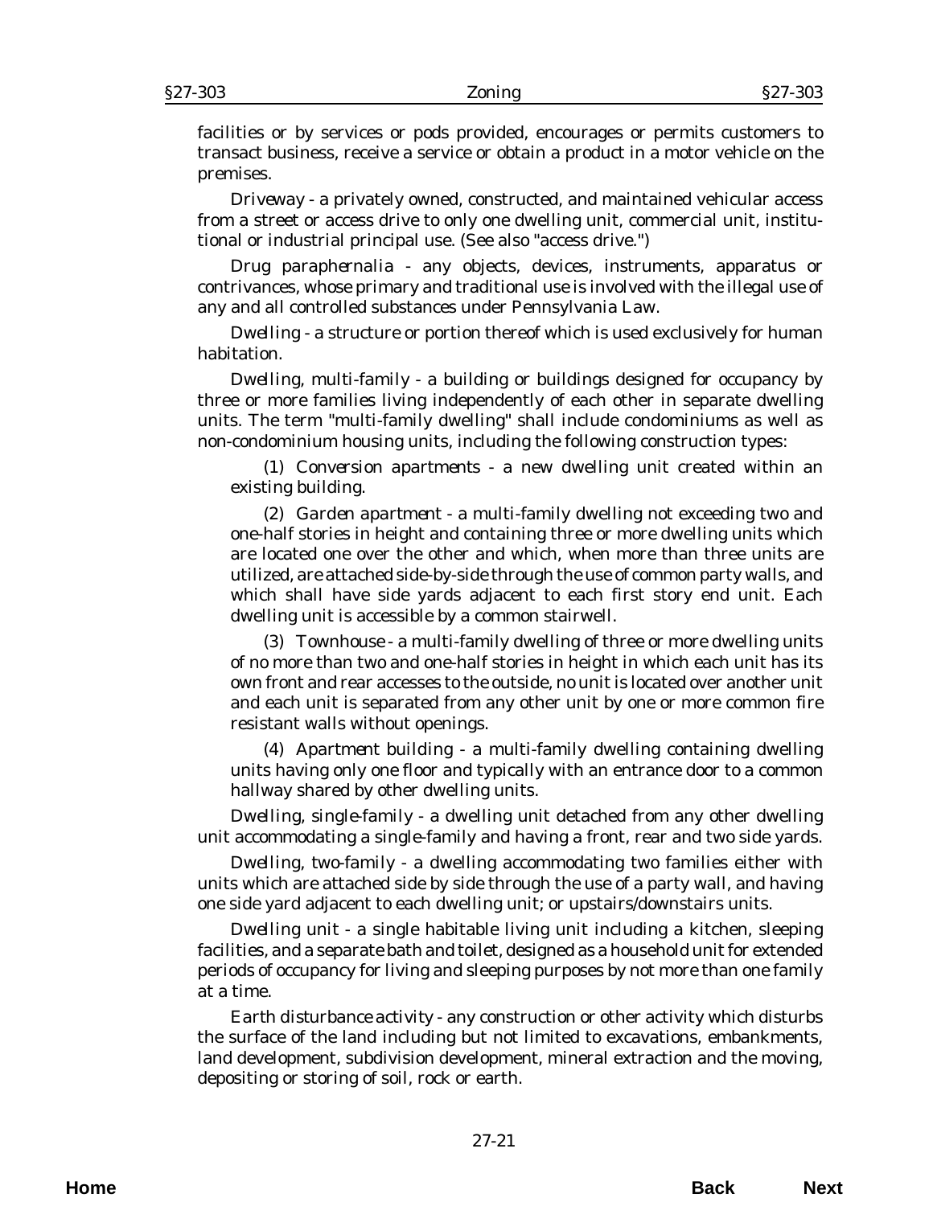facilities or by services or pods provided, encourages or permits customers to transact business, receive a service or obtain a product in a motor vehicle on the premises.

*Driveway* - a privately owned, constructed, and maintained vehicular access from a street or access drive to only one dwelling unit, commercial unit, institutional or industrial principal use. (See also "access drive.")

*Drug paraphernalia* - any objects, devices, instruments, apparatus or contrivances, whose primary and traditional use is involved with the illegal use of any and all controlled substances under Pennsylvania Law.

*Dwelling* - a structure or portion thereof which is used exclusively for human habitation.

*Dwelling, multi-family* - a building or buildings designed for occupancy by three or more families living independently of each other in separate dwelling units. The term "multi-family dwelling" shall include condominiums as well as non-condominium housing units, including the following construction types:

(1) *Conversion apartments* - a new dwelling unit created within an existing building.

(2) *Garden apartment* - a multi-family dwelling not exceeding two and one-half stories in height and containing three or more dwelling units which are located one over the other and which, when more than three units are utilized, are attached side-by-side through the use of common party walls, and which shall have side yards adjacent to each first story end unit. Each dwelling unit is accessible by a common stairwell.

(3) *Townhouse* - a multi-family dwelling of three or more dwelling units of no more than two and one-half stories in height in which each unit has its own front and rear accesses to the outside, no unit is located over another unit and each unit is separated from any other unit by one or more common fire resistant walls without openings.

(4) *Apartment building* - a multi-family dwelling containing dwelling units having only one floor and typically with an entrance door to a common hallway shared by other dwelling units.

*Dwelling, single-family* - a dwelling unit detached from any other dwelling unit accommodating a single-family and having a front, rear and two side yards.

*Dwelling, two-family* - a dwelling accommodating two families either with units which are attached side by side through the use of a party wall, and having one side yard adjacent to each dwelling unit; or upstairs/downstairs units.

*Dwelling unit* - a single habitable living unit including a kitchen, sleeping facilities, and a separate bath and toilet, designed as a household unit for extended periods of occupancy for living and sleeping purposes by not more than one family at a time.

*Earth disturbance activity* - any construction or other activity which disturbs the surface of the land including but not limited to excavations, embankments, land development, subdivision development, mineral extraction and the moving, depositing or storing of soil, rock or earth.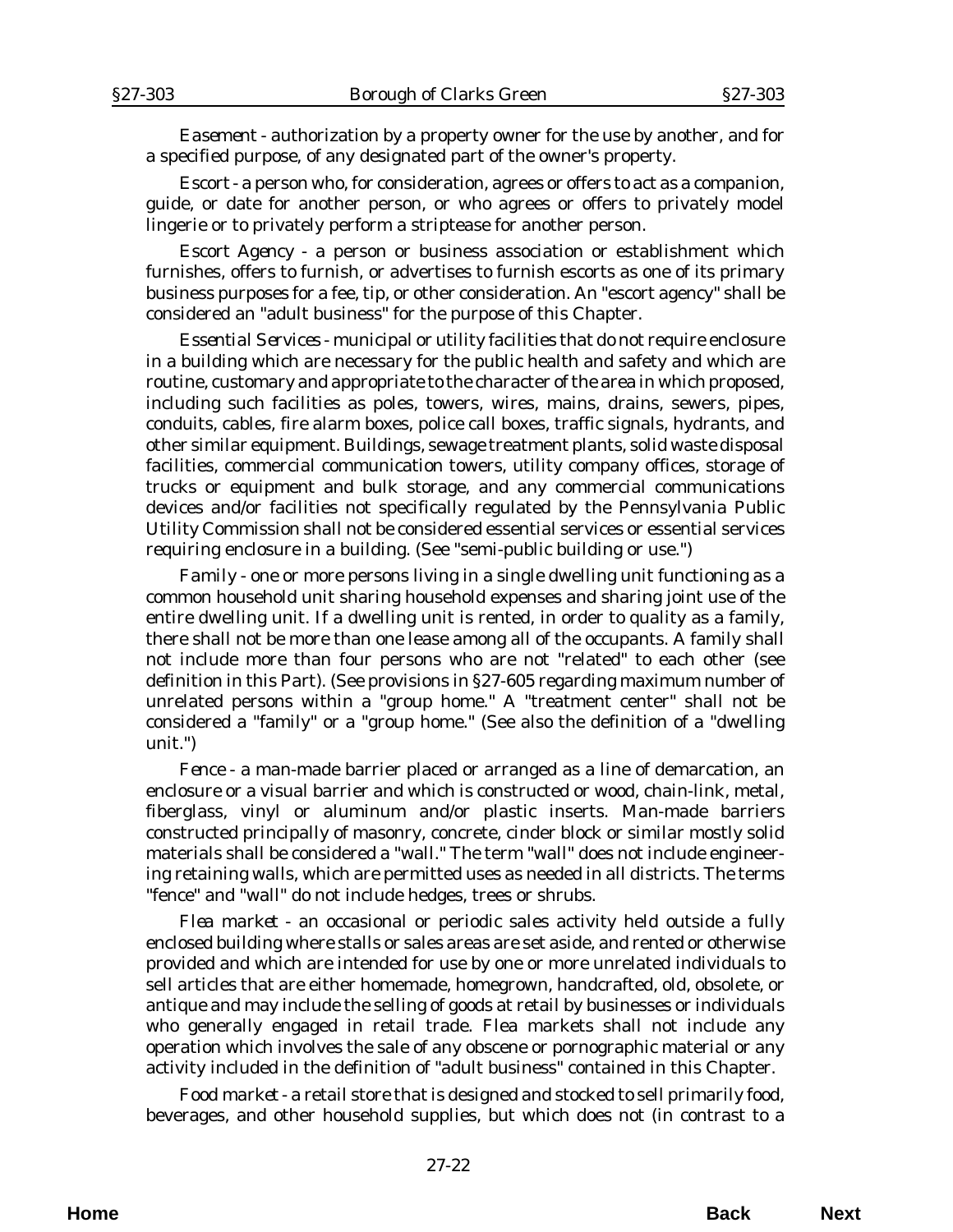*Easement* - authorization by a property owner for the use by another, and for a specified purpose, of any designated part of the owner's property.

*Escort* - a person who, for consideration, agrees or offers to act as a companion, guide, or date for another person, or who agrees or offers to privately model lingerie or to privately perform a striptease for another person.

*Escort Agency* - a person or business association or establishment which furnishes, offers to furnish, or advertises to furnish escorts as one of its primary business purposes for a fee, tip, or other consideration. An "escort agency" shall be considered an "adult business" for the purpose of this Chapter.

*Essential Services* - municipal or utility facilities that do not require enclosure in a building which are necessary for the public health and safety and which are routine, customary and appropriate to the character of the area in which proposed, including such facilities as poles, towers, wires, mains, drains, sewers, pipes, conduits, cables, fire alarm boxes, police call boxes, traffic signals, hydrants, and other similar equipment. Buildings, sewage treatment plants, solid waste disposal facilities, commercial communication towers, utility company offices, storage of trucks or equipment and bulk storage, and any commercial communications devices and/or facilities not specifically regulated by the Pennsylvania Public Utility Commission shall not be considered essential services or essential services requiring enclosure in a building. (See "semi-public building or use.")

*Family* - one or more persons living in a single dwelling unit functioning as a common household unit sharing household expenses and sharing joint use of the entire dwelling unit. If a dwelling unit is rented, in order to quality as a family, there shall not be more than one lease among all of the occupants. A family shall not include more than four persons who are not "related" to each other (see definition in this Part). (See provisions in §27-605 regarding maximum number of unrelated persons within a "group home." A "treatment center" shall not be considered a "family" or a "group home." (See also the definition of a "dwelling unit.")

*Fence* - a man-made barrier placed or arranged as a line of demarcation, an enclosure or a visual barrier and which is constructed or wood, chain-link, metal, fiberglass, vinyl or aluminum and/or plastic inserts. Man-made barriers constructed principally of masonry, concrete, cinder block or similar mostly solid materials shall be considered a "wall." The term "wall" does not include engineering retaining walls, which are permitted uses as needed in all districts. The terms "fence" and "wall" do not include hedges, trees or shrubs.

*Flea market* - an occasional or periodic sales activity held outside a fully enclosed building where stalls or sales areas are set aside, and rented or otherwise provided and which are intended for use by one or more unrelated individuals to sell articles that are either homemade, homegrown, handcrafted, old, obsolete, or antique and may include the selling of goods at retail by businesses or individuals who generally engaged in retail trade. Flea markets shall not include any operation which involves the sale of any obscene or pornographic material or any activity included in the definition of "adult business" contained in this Chapter.

*Food market* - a retail store that is designed and stocked to sell primarily food, beverages, and other household supplies, but which does not (in contrast to a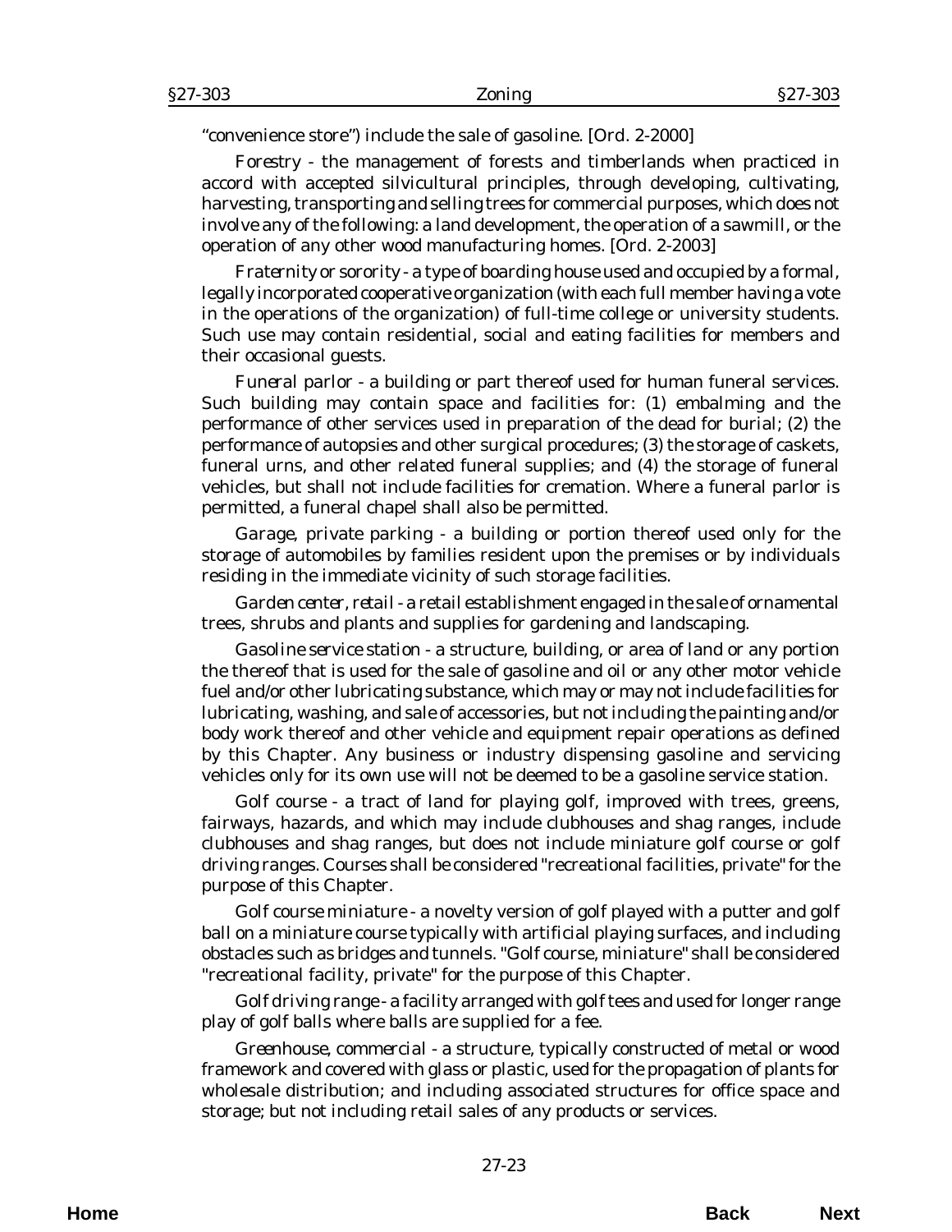"convenience store") include the sale of gasoline. [Ord. 2-2000]

*Forestry* - the management of forests and timberlands when practiced in accord with accepted silvicultural principles, through developing, cultivating, harvesting, transporting and selling trees for commercial purposes, which does not involve any of the following: a land development, the operation of a sawmill, or the operation of any other wood manufacturing homes. [Ord. 2-2003]

*Fraternity or sorority* - a type of boarding house used and occupied by a formal, legally incorporated cooperative organization (with each full member having a vote in the operations of the organization) of full-time college or university students. Such use may contain residential, social and eating facilities for members and their occasional guests.

*Funeral parlor* - a building or part thereof used for human funeral services. Such building may contain space and facilities for: (1) embalming and the performance of other services used in preparation of the dead for burial; (2) the performance of autopsies and other surgical procedures; (3) the storage of caskets, funeral urns, and other related funeral supplies; and (4) the storage of funeral vehicles, but shall not include facilities for cremation. Where a funeral parlor is permitted, a funeral chapel shall also be permitted.

*Garage, private parking* - a building or portion thereof used only for the storage of automobiles by families resident upon the premises or by individuals residing in the immediate vicinity of such storage facilities.

*Garden center, retail* - a retail establishment engaged in the sale of ornamental trees, shrubs and plants and supplies for gardening and landscaping.

*Gasoline service station* - a structure, building, or area of land or any portion the thereof that is used for the sale of gasoline and oil or any other motor vehicle fuel and/or other lubricating substance, which may or may not include facilities for lubricating, washing, and sale of accessories, but not including the painting and/or body work thereof and other vehicle and equipment repair operations as defined by this Chapter. Any business or industry dispensing gasoline and servicing vehicles only for its own use will not be deemed to be a gasoline service station.

*Golf course* - a tract of land for playing golf, improved with trees, greens, fairways, hazards, and which may include clubhouses and shag ranges, include clubhouses and shag ranges, but does not include miniature golf course or golf driving ranges. Courses shall be considered "recreational facilities, private" for the purpose of this Chapter.

*Golf course miniature* - a novelty version of golf played with a putter and golf ball on a miniature course typically with artificial playing surfaces, and including obstacles such as bridges and tunnels. "Golf course, miniature" shall be considered "recreational facility, private" for the purpose of this Chapter.

*Golf driving range* - a facility arranged with golf tees and used for longer range play of golf balls where balls are supplied for a fee.

*Greenhouse, commercial* - a structure, typically constructed of metal or wood framework and covered with glass or plastic, used for the propagation of plants for wholesale distribution; and including associated structures for office space and storage; but not including retail sales of any products or services.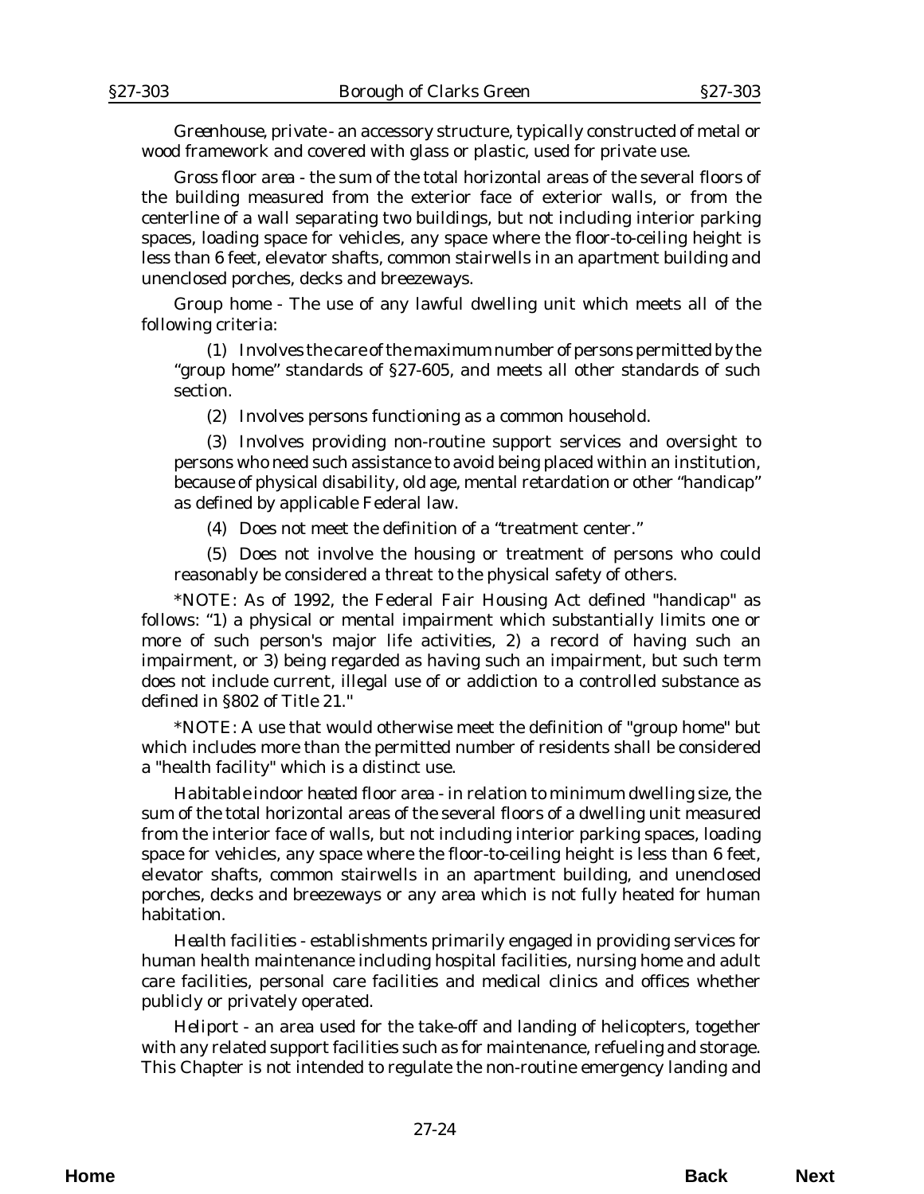*Greenhouse, private* - an accessory structure, typically constructed of metal or wood framework and covered with glass or plastic, used for private use.

*Gross floor area* - the sum of the total horizontal areas of the several floors of the building measured from the exterior face of exterior walls, or from the centerline of a wall separating two buildings, but not including interior parking spaces, loading space for vehicles, any space where the floor-to-ceiling height is less than 6 feet, elevator shafts, common stairwells in an apartment building and unenclosed porches, decks and breezeways.

*Group home* - The use of any lawful dwelling unit which meets all of the following criteria:

(1) Involves the care of the maximum number of persons permitted by the "group home" standards of §27-605, and meets all other standards of such section.

(2) Involves persons functioning as a common household.

(3) Involves providing non-routine support services and oversight to persons who need such assistance to avoid being placed within an institution, because of physical disability, old age, mental retardation or other "handicap" as defined by applicable Federal law.

(4) Does not meet the definition of a "treatment center."

(5) Does not involve the housing or treatment of persons who could reasonably be considered a threat to the physical safety of others.

*NOTE: As of 1992, the Federal Fair Housing Act defined "handicap" as follows: "1) a physical or mental impairment which substantially limits one or more of such person's major life activities, 2) a record of having such an impairment, or 3) being regarded as having such an impairment, but such term does not include current, illegal use of or addiction to a controlled substance as defined in §802 of Title 21."

*NOTE: A use that would otherwise meet the definition of "group home" but which includes more than the permitted number of residents shall be considered a "health facility" which is a distinct use.

*Habitable indoor heated floor area* - in relation to minimum dwelling size, the sum of the total horizontal areas of the several floors of a dwelling unit measured from the interior face of walls, but not including interior parking spaces, loading space for vehicles, any space where the floor-to-ceiling height is less than 6 feet, elevator shafts, common stairwells in an apartment building, and unenclosed porches, decks and breezeways or any area which is not fully heated for human habitation.

*Health facilities* - establishments primarily engaged in providing services for human health maintenance including hospital facilities, nursing home and adult care facilities, personal care facilities and medical clinics and offices whether publicly or privately operated.

*Heliport* - an area used for the take-off and landing of helicopters, together with any related support facilities such as for maintenance, refueling and storage. This Chapter is not intended to regulate the non-routine emergency landing and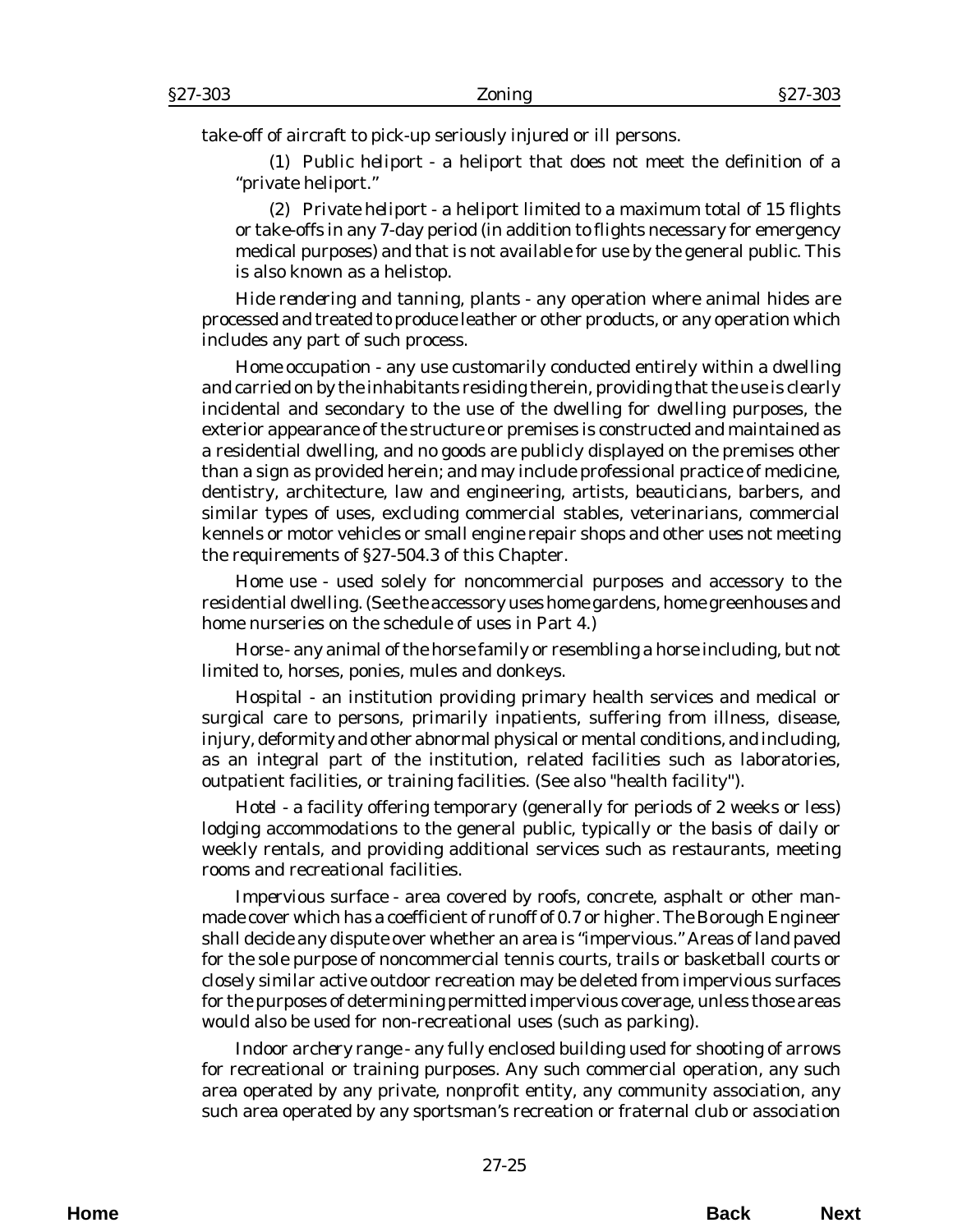take-off of aircraft to pick-up seriously injured or ill persons.

(1) *Public heliport* - a heliport that does not meet the definition of a "private heliport."

(2) *Private heliport* - a heliport limited to a maximum total of 15 flights or take-offs in any 7-day period (in addition to flights necessary for emergency medical purposes) and that is not available for use by the general public. This is also known as a helistop.

*Hide rendering and tanning, plants* - any operation where animal hides are processed and treated to produce leather or other products, or any operation which includes any part of such process.

*Home occupation* - any use customarily conducted entirely within a dwelling and carried on by the inhabitants residing therein, providing that the use is clearly incidental and secondary to the use of the dwelling for dwelling purposes, the exterior appearance of the structure or premises is constructed and maintained as a residential dwelling, and no goods are publicly displayed on the premises other than a sign as provided herein; and may include professional practice of medicine, dentistry, architecture, law and engineering, artists, beauticians, barbers, and similar types of uses, excluding commercial stables, veterinarians, commercial kennels or motor vehicles or small engine repair shops and other uses not meeting the requirements of §27-504.3 of this Chapter.

*Home use* - used solely for noncommercial purposes and accessory to the residential dwelling. (See the accessory uses home gardens, home greenhouses and home nurseries on the schedule of uses in Part 4.)

*Horse* - any animal of the horse family or resembling a horse including, but not limited to, horses, ponies, mules and donkeys.

*Hospital* - an institution providing primary health services and medical or surgical care to persons, primarily inpatients, suffering from illness, disease, injury, deformity and other abnormal physical or mental conditions, and including, as an integral part of the institution, related facilities such as laboratories, outpatient facilities, or training facilities. (See also "health facility").

*Hotel* - a facility offering temporary (generally for periods of 2 weeks or less) lodging accommodations to the general public, typically or the basis of daily or weekly rentals, and providing additional services such as restaurants, meeting rooms and recreational facilities.

*Impervious surface* - area covered by roofs, concrete, asphalt or other man-made cover which has a coefficient of runoff of 0.7 or higher. The Borough Engineer shall decide any dispute over whether an area is "impervious." Areas of land paved for the sole purpose of noncommercial tennis courts, trails or basketball courts or closely similar active outdoor recreation may be deleted from impervious surfaces for the purposes of determining permitted impervious coverage, unless those areas would also be used for non-recreational uses (such as parking).

*Indoor archery range* - any fully enclosed building used for shooting of arrows for recreational or training purposes. Any such commercial operation, any such area operated by any private, nonprofit entity, any community association, any such area operated by any sportsman's recreation or fraternal club or association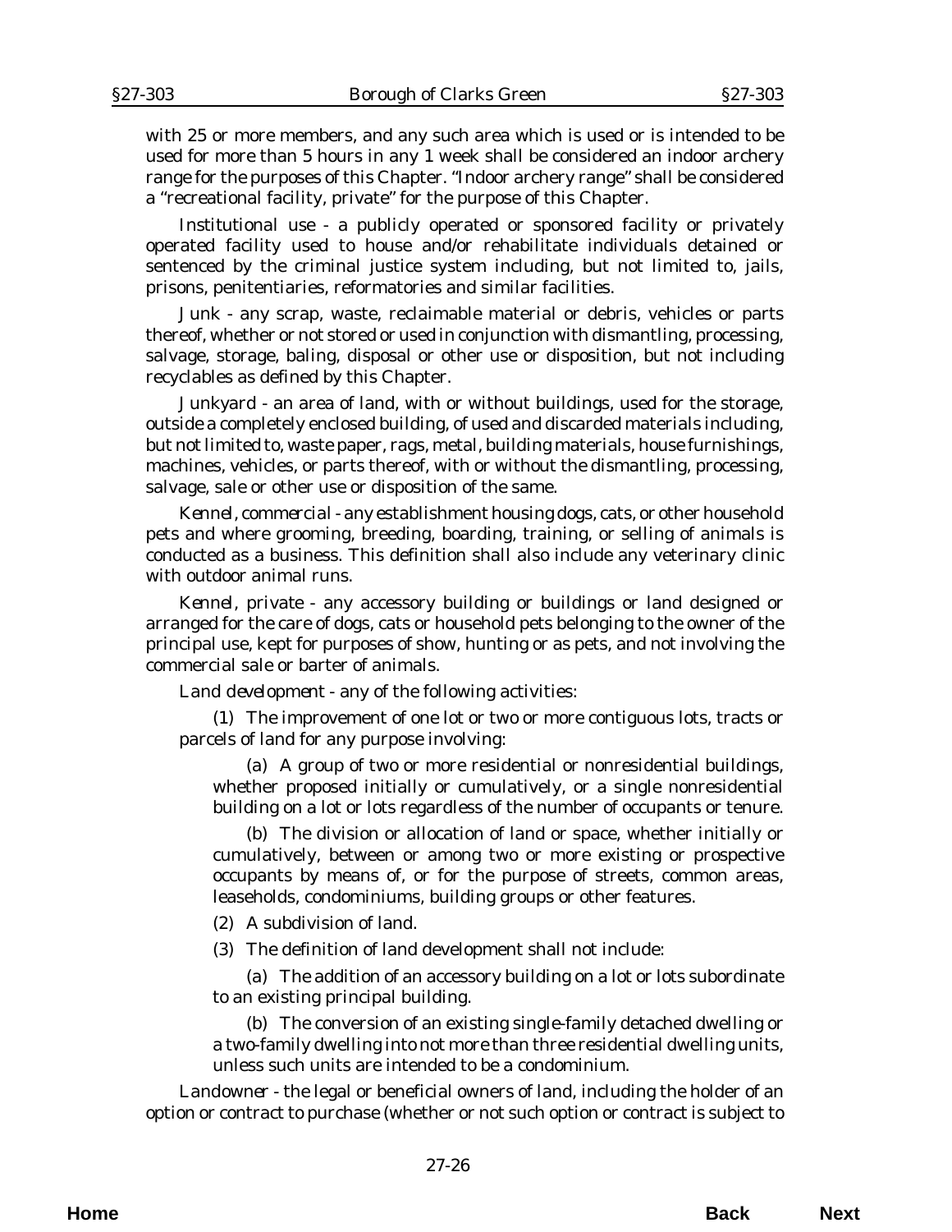with 25 or more members, and any such area which is used or is intended to be used for more than 5 hours in any 1 week shall be considered an indoor archery range for the purposes of this Chapter. "Indoor archery range" shall be considered a "recreational facility, private" for the purpose of this Chapter.

*Institutional use* - a publicly operated or sponsored facility or privately operated facility used to house and/or rehabilitate individuals detained or sentenced by the criminal justice system including, but not limited to, jails, prisons, penitentiaries, reformatories and similar facilities.

*Junk* - any scrap, waste, reclaimable material or debris, vehicles or parts thereof, whether or not stored or used in conjunction with dismantling, processing, salvage, storage, baling, disposal or other use or disposition, but not including recyclables as defined by this Chapter.

*Junkyard* - an area of land, with or without buildings, used for the storage, outside a completely enclosed building, of used and discarded materials including, but not limited to, waste paper, rags, metal, building materials, house furnishings, machines, vehicles, or parts thereof, with or without the dismantling, processing, salvage, sale or other use or disposition of the same.

*Kennel, commercial* - any establishment housing dogs, cats, or other household pets and where grooming, breeding, boarding, training, or selling of animals is conducted as a business. This definition shall also include any veterinary clinic with outdoor animal runs.

*Kennel, private* - any accessory building or buildings or land designed or arranged for the care of dogs, cats or household pets belonging to the owner of the principal use, kept for purposes of show, hunting or as pets, and not involving the commercial sale or barter of animals.

*Land development* - any of the following activities:

(1) The improvement of one lot or two or more contiguous lots, tracts or parcels of land for any purpose involving:

(a) A group of two or more residential or nonresidential buildings, whether proposed initially or cumulatively, or a single nonresidential building on a lot or lots regardless of the number of occupants or tenure.

(b) The division or allocation of land or space, whether initially or cumulatively, between or among two or more existing or prospective occupants by means of, or for the purpose of streets, common areas, leaseholds, condominiums, building groups or other features.

(2) A subdivision of land.

(3) The definition of land development shall not include:

(a) The addition of an accessory building on a lot or lots subordinate to an existing principal building.

(b) The conversion of an existing single-family detached dwelling or a two-family dwelling into not more than three residential dwelling units, unless such units are intended to be a condominium.

*Landowner* - the legal or beneficial owners of land, including the holder of an option or contract to purchase (whether or not such option or contract is subject to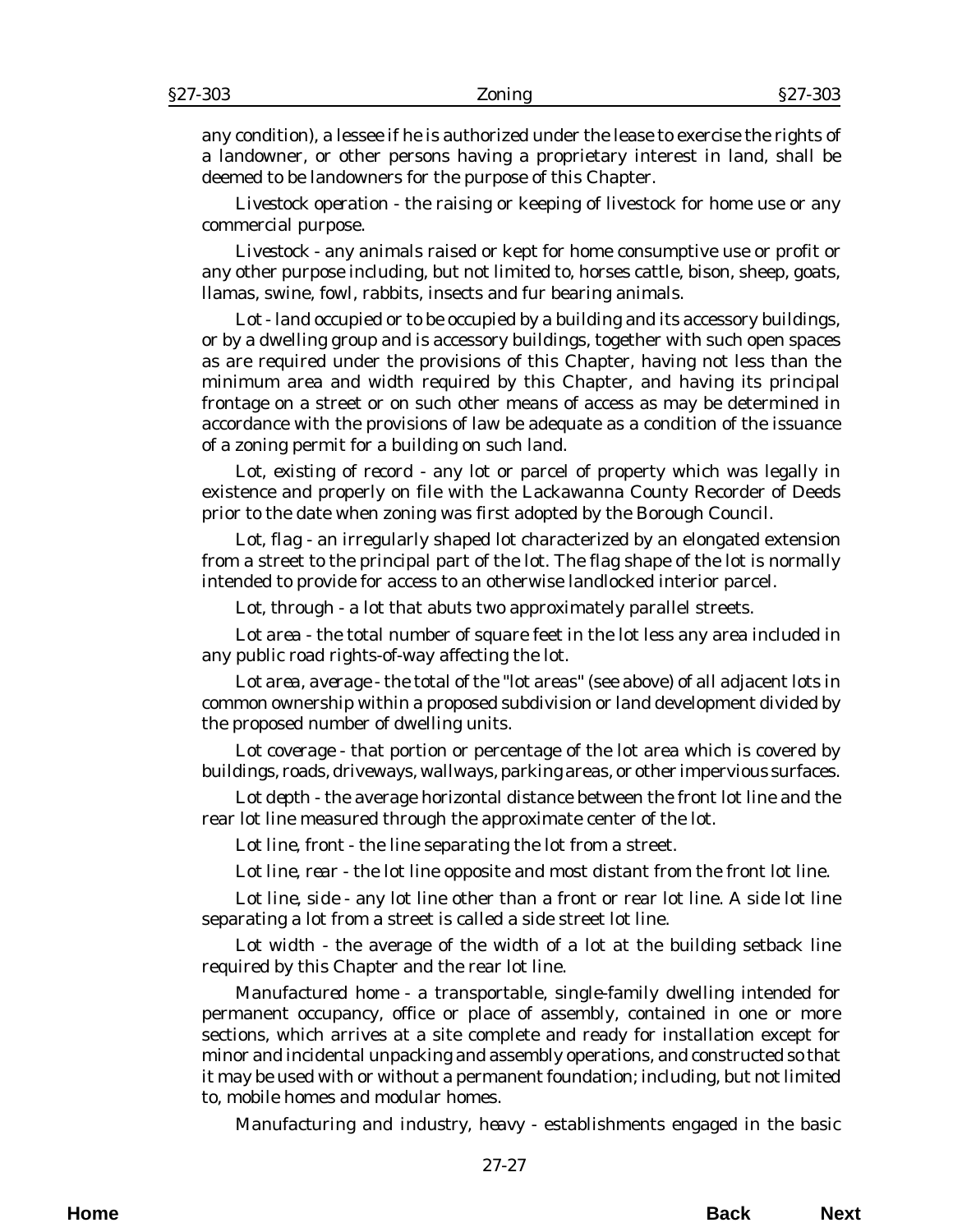any condition), a lessee if he is authorized under the lease to exercise the rights of a landowner, or other persons having a proprietary interest in land, shall be deemed to be landowners for the purpose of this Chapter.

*Livestock operation* - the raising or keeping of livestock for home use or any commercial purpose.

*Livestock* - any animals raised or kept for home consumptive use or profit or any other purpose including, but not limited to, horses cattle, bison, sheep, goats, llamas, swine, fowl, rabbits, insects and fur bearing animals.

*Lot* - land occupied or to be occupied by a building and its accessory buildings, or by a dwelling group and is accessory buildings, together with such open spaces as are required under the provisions of this Chapter, having not less than the minimum area and width required by this Chapter, and having its principal frontage on a street or on such other means of access as may be determined in accordance with the provisions of law be adequate as a condition of the issuance of a zoning permit for a building on such land.

*Lot, existing of record* - any lot or parcel of property which was legally in existence and properly on file with the Lackawanna County Recorder of Deeds prior to the date when zoning was first adopted by the Borough Council.

*Lot, flag* - an irregularly shaped lot characterized by an elongated extension from a street to the principal part of the lot. The flag shape of the lot is normally intended to provide for access to an otherwise landlocked interior parcel.

*Lot, through* - a lot that abuts two approximately parallel streets.

*Lot area* - the total number of square feet in the lot less any area included in any public road rights-of-way affecting the lot.

*Lot area, average* - the total of the "lot areas" (see above) of all adjacent lots in common ownership within a proposed subdivision or land development divided by the proposed number of dwelling units.

*Lot coverage* - that portion or percentage of the lot area which is covered by buildings, roads, driveways, wallways, parking areas, or other impervious surfaces.

*Lot depth* - the average horizontal distance between the front lot line and the rear lot line measured through the approximate center of the lot.

*Lot line, front* - the line separating the lot from a street.

*Lot line, rear* - the lot line opposite and most distant from the front lot line.

*Lot line, side* - any lot line other than a front or rear lot line. A side lot line separating a lot from a street is called a side street lot line.

*Lot width* - the average of the width of a lot at the building setback line required by this Chapter and the rear lot line.

*Manufactured home* - a transportable, single-family dwelling intended for permanent occupancy, office or place of assembly, contained in one or more sections, which arrives at a site complete and ready for installation except for minor and incidental unpacking and assembly operations, and constructed so that it may be used with or without a permanent foundation; including, but not limited to, mobile homes and modular homes.

*Manufacturing and industry, heavy* - establishments engaged in the basic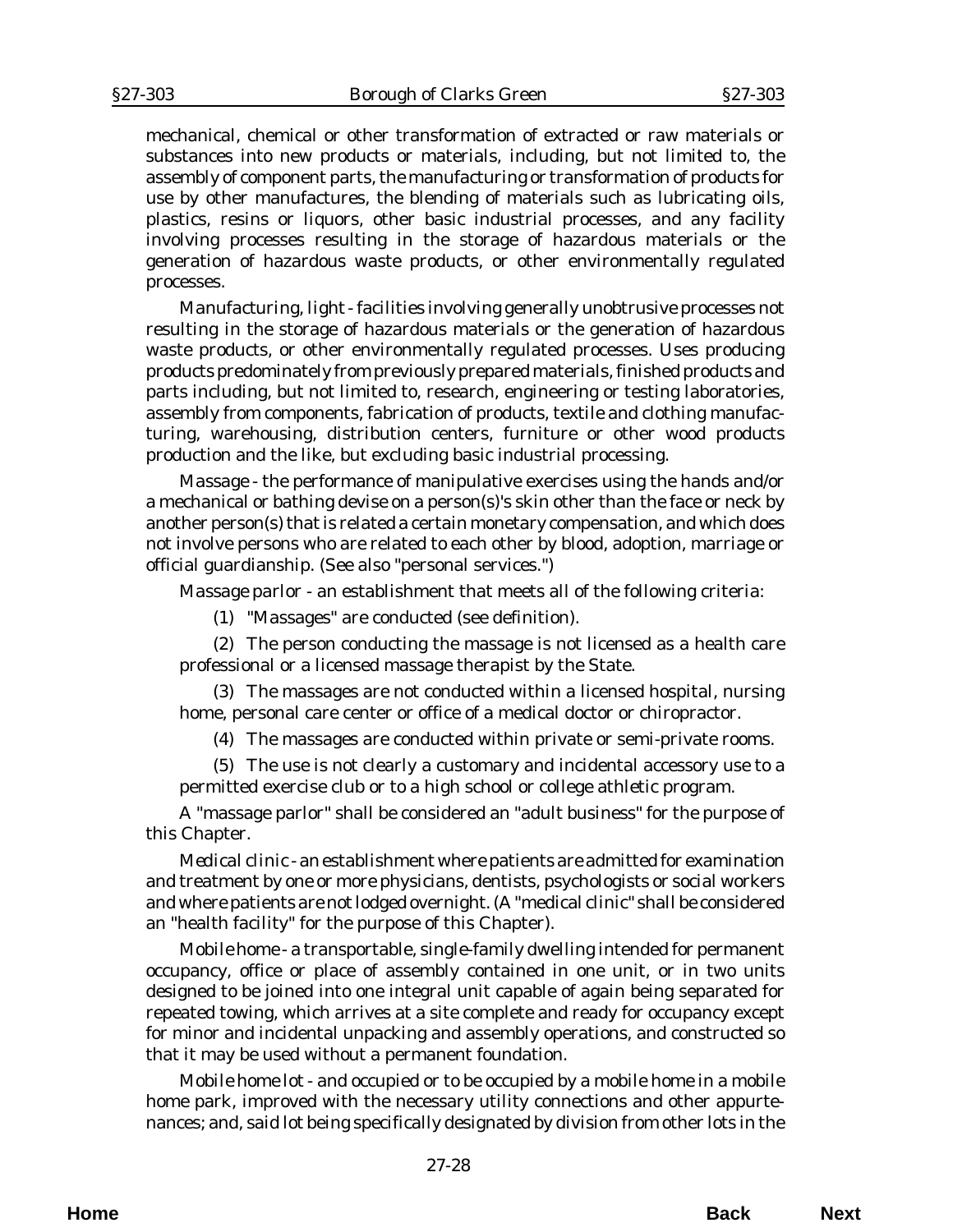mechanical, chemical or other transformation of extracted or raw materials or substances into new products or materials, including, but not limited to, the assembly of component parts, the manufacturing or transformation of products for use by other manufactures, the blending of materials such as lubricating oils, plastics, resins or liquors, other basic industrial processes, and any facility involving processes resulting in the storage of hazardous materials or the generation of hazardous waste products, or other environmentally regulated processes.

*Manufacturing, light* - facilities involving generally unobtrusive processes not resulting in the storage of hazardous materials or the generation of hazardous waste products, or other environmentally regulated processes. Uses producing products predominately from previously prepared materials, finished products and parts including, but not limited to, research, engineering or testing laboratories, assembly from components, fabrication of products, textile and clothing manufacturing, warehousing, distribution centers, furniture or other wood products production and the like, but excluding basic industrial processing.

*Massage* - the performance of manipulative exercises using the hands and/or a mechanical or bathing devise on a person(s)'s skin other than the face or neck by another person(s) that is related a certain monetary compensation, and which does not involve persons who are related to each other by blood, adoption, marriage or official guardianship. (See also "personal services.")

*Massage parlor* - an establishment that meets all of the following criteria:

(1) "Massages" are conducted (see definition).

(2) The person conducting the massage is not licensed as a health care professional or a licensed massage therapist by the State.

(3) The massages are not conducted within a licensed hospital, nursing home, personal care center or office of a medical doctor or chiropractor.

(4) The massages are conducted within private or semi-private rooms.

(5) The use is not clearly a customary and incidental accessory use to a permitted exercise club or to a high school or college athletic program.

A "massage parlor" shall be considered an "adult business" for the purpose of this Chapter.

*Medical clinic* - an establishment where patients are admitted for examination and treatment by one or more physicians, dentists, psychologists or social workers and where patients are not lodged overnight. (A "medical clinic" shall be considered an "health facility" for the purpose of this Chapter).

*Mobile home* - a transportable, single-family dwelling intended for permanent occupancy, office or place of assembly contained in one unit, or in two units designed to be joined into one integral unit capable of again being separated for repeated towing, which arrives at a site complete and ready for occupancy except for minor and incidental unpacking and assembly operations, and constructed so that it may be used without a permanent foundation.

*Mobile home lot* - and occupied or to be occupied by a mobile home in a mobile home park, improved with the necessary utility connections and other appurtenances; and, said lot being specifically designated by division from other lots in the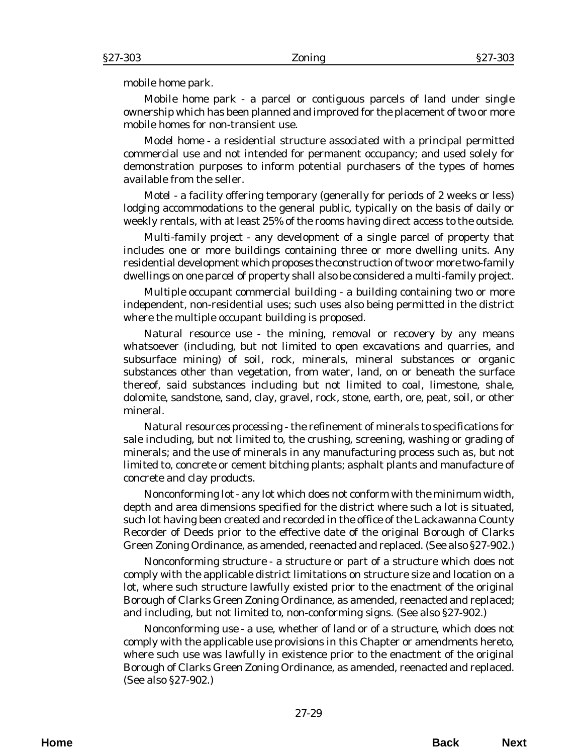mobile home park.

*Mobile home park* - a parcel or contiguous parcels of land under single ownership which has been planned and improved for the placement of two or more mobile homes for non-transient use.

*Model home* - a residential structure associated with a principal permitted commercial use and not intended for permanent occupancy; and used solely for demonstration purposes to inform potential purchasers of the types of homes available from the seller.

*Motel* - a facility offering temporary (generally for periods of 2 weeks or less) lodging accommodations to the general public, typically on the basis of daily or weekly rentals, with at least 25% of the rooms having direct access to the outside.

*Multi-family project* - any development of a single parcel of property that includes one or more buildings containing three or more dwelling units. Any residential development which proposes the construction of two or more two-family dwellings on one parcel of property shall also be considered a multi-family project.

*Multiple occupant commercial building* - a building containing two or more independent, non-residential uses; such uses also being permitted in the district where the multiple occupant building is proposed.

*Natural resource use* - the mining, removal or recovery by any means whatsoever (including, but not limited to open excavations and quarries, and subsurface mining) of soil, rock, minerals, mineral substances or organic substances other than vegetation, from water, land, on or beneath the surface thereof, said substances including but not limited to coal, limestone, shale, dolomite, sandstone, sand, clay, gravel, rock, stone, earth, ore, peat, soil, or other mineral.

*Natural resources processing* - the refinement of minerals to specifications for sale including, but not limited to, the crushing, screening, washing or grading of minerals; and the use of minerals in any manufacturing process such as, but not limited to, concrete or cement bitching plants; asphalt plants and manufacture of concrete and clay products.

*Nonconforming lot* - any lot which does not conform with the minimum width, depth and area dimensions specified for the district where such a lot is situated, such lot having been created and recorded in the office of the Lackawanna County Recorder of Deeds prior to the effective date of the original Borough of Clarks Green Zoning Ordinance, as amended, reenacted and replaced. (See also §27-902.)

*Nonconforming structure* - a structure or part of a structure which does not comply with the applicable district limitations on structure size and location on a lot, where such structure lawfully existed prior to the enactment of the original Borough of Clarks Green Zoning Ordinance, as amended, reenacted and replaced; and including, but not limited to, non-conforming signs. (See also §27-902.)

*Nonconforming use* - a use, whether of land or of a structure, which does not comply with the applicable use provisions in this Chapter or amendments hereto, where such use was lawfully in existence prior to the enactment of the original Borough of Clarks Green Zoning Ordinance, as amended, reenacted and replaced. (See also §27-902.)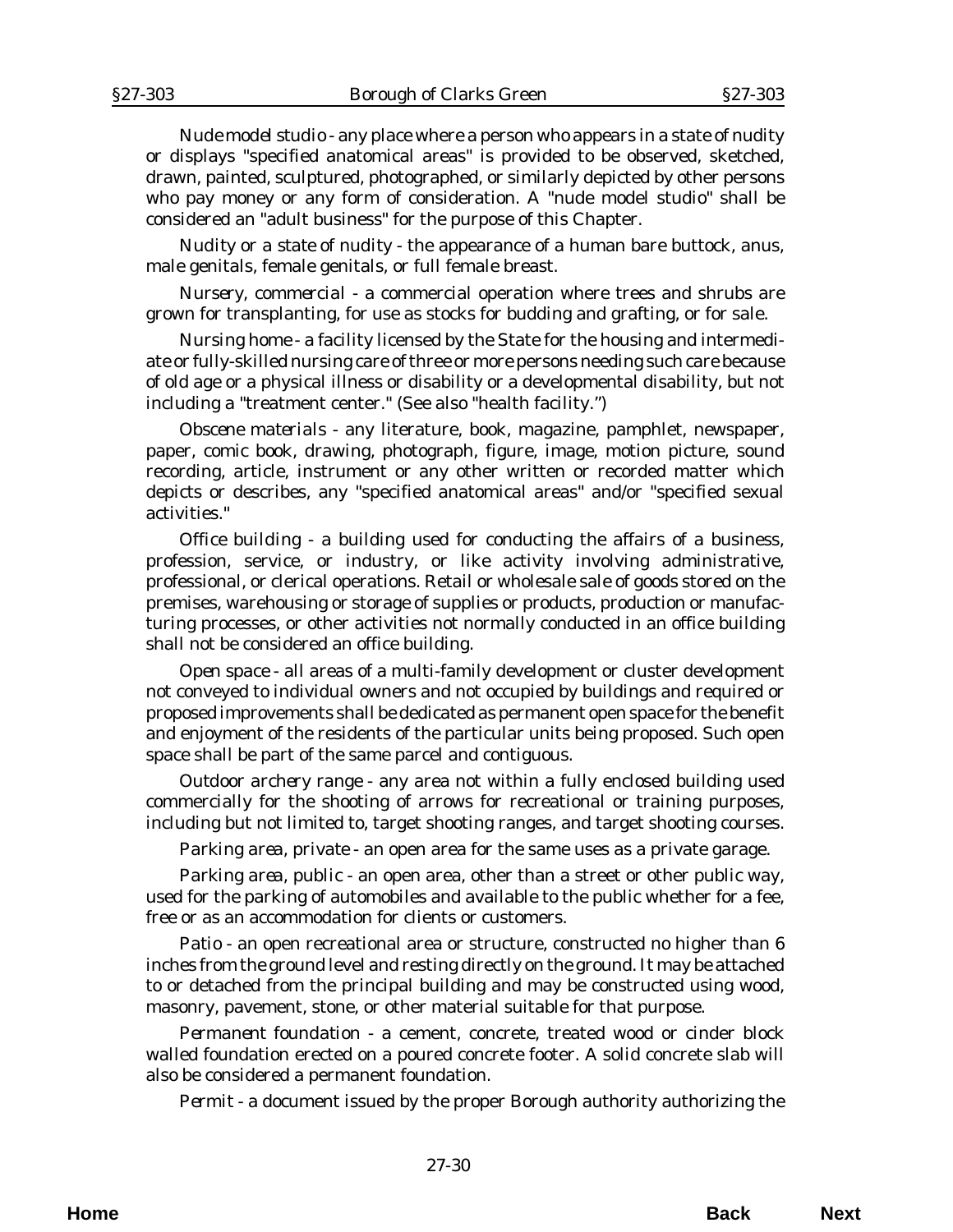*Nude model studio* - any place where a person who appears in a state of nudity or displays "specified anatomical areas" is provided to be observed, sketched, drawn, painted, sculptured, photographed, or similarly depicted by other persons who pay money or any form of consideration. A "nude model studio" shall be considered an "adult business" for the purpose of this Chapter.

*Nudity or a state of nudity* - the appearance of a human bare buttock, anus, male genitals, female genitals, or full female breast.

*Nursery, commercial* - a commercial operation where trees and shrubs are grown for transplanting, for use as stocks for budding and grafting, or for sale.

*Nursing home* - a facility licensed by the State for the housing and intermediate or fully-skilled nursing care of three or more persons needing such care because of old age or a physical illness or disability or a developmental disability, but not including a "treatment center." (See also "health facility.")

*Obscene materials* - any literature, book, magazine, pamphlet, newspaper, paper, comic book, drawing, photograph, figure, image, motion picture, sound recording, article, instrument or any other written or recorded matter which depicts or describes, any "specified anatomical areas" and/or "specified sexual activities."

*Office building* - a building used for conducting the affairs of a business, profession, service, or industry, or like activity involving administrative, professional, or clerical operations. Retail or wholesale sale of goods stored on the premises, warehousing or storage of supplies or products, production or manufacturing processes, or other activities not normally conducted in an office building shall not be considered an office building.

*Open space* - all areas of a multi-family development or cluster development not conveyed to individual owners and not occupied by buildings and required or proposed improvements shall be dedicated as permanent open space for the benefit and enjoyment of the residents of the particular units being proposed. Such open space shall be part of the same parcel and contiguous.

*Outdoor archery range* - any area not within a fully enclosed building used commercially for the shooting of arrows for recreational or training purposes, including but not limited to, target shooting ranges, and target shooting courses.

*Parking area, private* - an open area for the same uses as a private garage.

*Parking area, public* - an open area, other than a street or other public way, used for the parking of automobiles and available to the public whether for a fee, free or as an accommodation for clients or customers.

*Patio* - an open recreational area or structure, constructed no higher than 6 inches from the ground level and resting directly on the ground. It may be attached to or detached from the principal building and may be constructed using wood, masonry, pavement, stone, or other material suitable for that purpose.

*Permanent foundation* - a cement, concrete, treated wood or cinder block walled foundation erected on a poured concrete footer. A solid concrete slab will also be considered a permanent foundation.

*Permit* - a document issued by the proper Borough authority authorizing the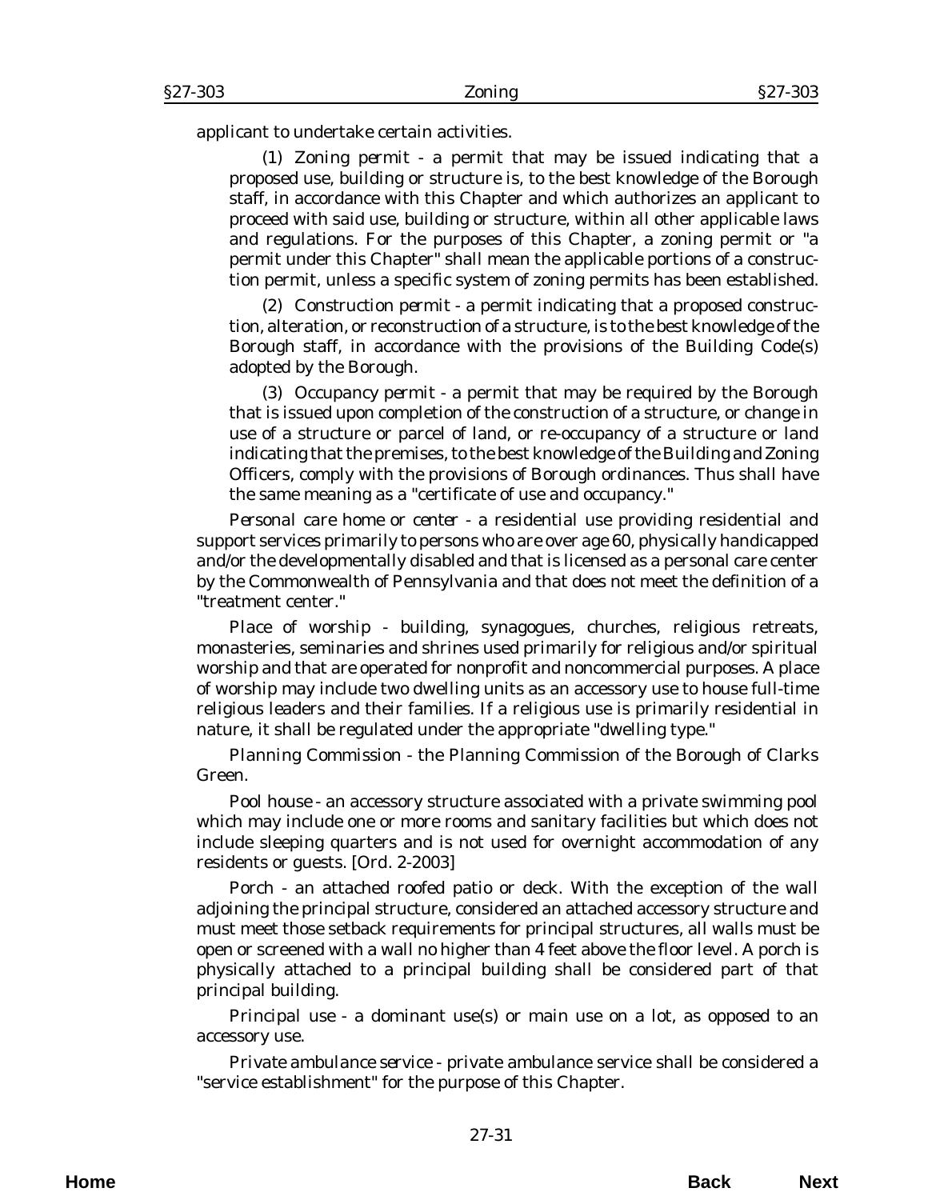applicant to undertake certain activities.

(1) *Zoning permit* - a permit that may be issued indicating that a proposed use, building or structure is, to the best knowledge of the Borough staff, in accordance with this Chapter and which authorizes an applicant to proceed with said use, building or structure, within all other applicable laws and regulations. For the purposes of this Chapter, a zoning permit or "a permit under this Chapter" shall mean the applicable portions of a construction permit, unless a specific system of zoning permits has been established.

(2) *Construction permit* - a permit indicating that a proposed construction, alteration, or reconstruction of a structure, is to the best knowledge of the Borough staff, in accordance with the provisions of the Building Code(s) adopted by the Borough.

(3) *Occupancy permit* - a permit that may be required by the Borough that is issued upon completion of the construction of a structure, or change in use of a structure or parcel of land, or re-occupancy of a structure or land indicating that the premises, to the best knowledge of the Building and Zoning Officers, comply with the provisions of Borough ordinances. Thus shall have the same meaning as a "certificate of use and occupancy."

*Personal care home or center* - a residential use providing residential and support services primarily to persons who are over age 60, physically handicapped and/or the developmentally disabled and that is licensed as a personal care center by the Commonwealth of Pennsylvania and that does not meet the definition of a "treatment center."

*Place of worship* - building, synagogues, churches, religious retreats, monasteries, seminaries and shrines used primarily for religious and/or spiritual worship and that are operated for nonprofit and noncommercial purposes. A place of worship may include two dwelling units as an accessory use to house full-time religious leaders and their families. If a religious use is primarily residential in nature, it shall be regulated under the appropriate "dwelling type."

*Planning Commission* - the Planning Commission of the Borough of Clarks Green.

*Pool house* - an accessory structure associated with a private swimming pool which may include one or more rooms and sanitary facilities but which does not include sleeping quarters and is not used for overnight accommodation of any residents or guests. [Ord. 2-2003]

*Porch* - an attached roofed patio or deck. With the exception of the wall adjoining the principal structure, considered an attached accessory structure and must meet those setback requirements for principal structures, all walls must be open or screened with a wall no higher than 4 feet above the floor level. A porch is physically attached to a principal building shall be considered part of that principal building.

*Principal use* - a dominant use(s) or main use on a lot, as opposed to an accessory use.

*Private ambulance service* - private ambulance service shall be considered a "service establishment" for the purpose of this Chapter.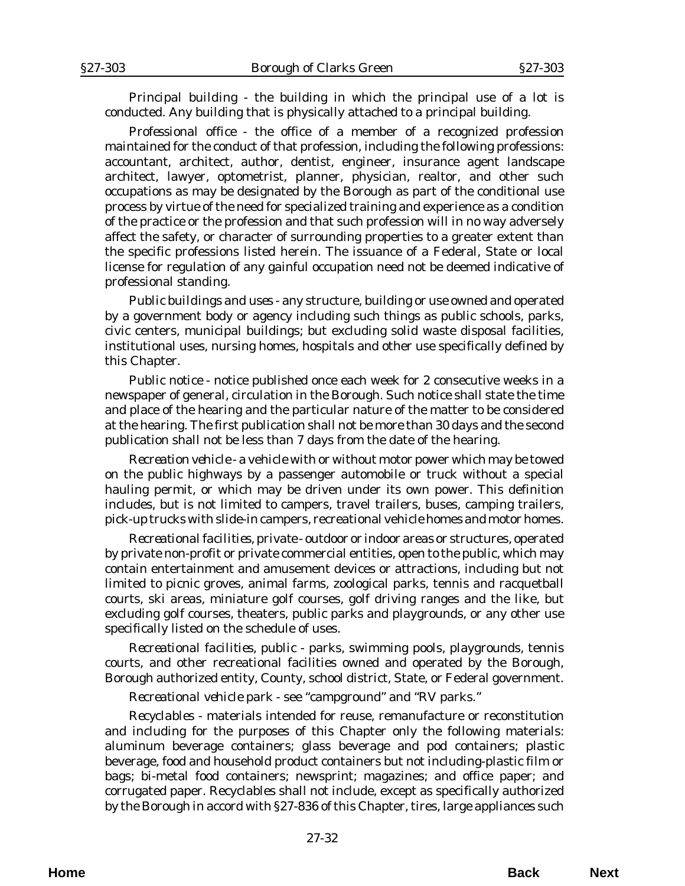*Principal building* - the building in which the principal use of a lot is conducted. Any building that is physically attached to a principal building.

*Professional office* - the office of a member of a recognized profession maintained for the conduct of that profession, including the following professions: accountant, architect, author, dentist, engineer, insurance agent landscape architect, lawyer, optometrist, planner, physician, realtor, and other such occupations as may be designated by the Borough as part of the conditional use process by virtue of the need for specialized training and experience as a condition of the practice or the profession and that such profession will in no way adversely affect the safety, or character of surrounding properties to a greater extent than the specific professions listed herein. The issuance of a Federal, State or local license for regulation of any gainful occupation need not be deemed indicative of professional standing.

*Public buildings and uses* - any structure, building or use owned and operated by a government body or agency including such things as public schools, parks, civic centers, municipal buildings; but excluding solid waste disposal facilities, institutional uses, nursing homes, hospitals and other use specifically defined by this Chapter.

*Public notice* - notice published once each week for 2 consecutive weeks in a newspaper of general, circulation in the Borough. Such notice shall state the time and place of the hearing and the particular nature of the matter to be considered at the hearing. The first publication shall not be more than 30 days and the second publication shall not be less than 7 days from the date of the hearing.

*Recreation vehicle* - a vehicle with or without motor power which may be towed on the public highways by a passenger automobile or truck without a special hauling permit, or which may be driven under its own power. This definition includes, but is not limited to campers, travel trailers, buses, camping trailers, pick-up trucks with slide-in campers, recreational vehicle homes and motor homes.

*Recreational facilities, private* - outdoor or indoor areas or structures, operated by private non-profit or private commercial entities, open to the public, which may contain entertainment and amusement devices or attractions, including but not limited to picnic groves, animal farms, zoological parks, tennis and racquetball courts, ski areas, miniature golf courses, golf driving ranges and the like, but excluding golf courses, theaters, public parks and playgrounds, or any other use specifically listed on the schedule of uses.

*Recreational facilities, public* - parks, swimming pools, playgrounds, tennis courts, and other recreational facilities owned and operated by the Borough, Borough authorized entity, County, school district, State, or Federal government.

*Recreational vehicle park* - see "campground" and "RV parks."

*Recyclables* - materials intended for reuse, remanufacture or reconstitution and including for the purposes of this Chapter only the following materials: aluminum beverage containers; glass beverage and pod containers; plastic beverage, food and household product containers but not including-plastic film or bags; bi-metal food containers; newsprint; magazines; and office paper; and corrugated paper. Recyclables shall not include, except as specifically authorized by the Borough in accord with §27-836 of this Chapter, tires, large appliances such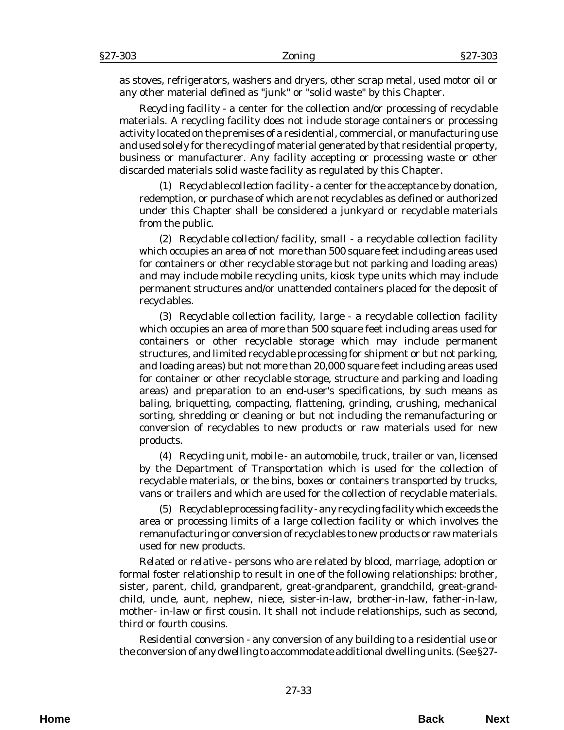as stoves, refrigerators, washers and dryers, other scrap metal, used motor oil or any other material defined as "junk" or "solid waste" by this Chapter.

*Recycling facility* - a center for the collection and/or processing of recyclable materials. A recycling facility does not include storage containers or processing activity located on the premises of a residential, commercial, or manufacturing use and used solely for the recycling of material generated by that residential property, business or manufacturer. Any facility accepting or processing waste or other discarded materials solid waste facility as regulated by this Chapter.

(1) *Recyclable collection facility* - a center for the acceptance by donation, redemption, or purchase of which are not recyclables as defined or authorized under this Chapter shall be considered a junkyard or recyclable materials from the public.

(2) *Recyclable collection/facility, small* - a recyclable collection facility which occupies an area of not more than 500 square feet including areas used for containers or other recyclable storage but not parking and loading areas) and may include mobile recycling units, kiosk type units which may include permanent structures and/or unattended containers placed for the deposit of recyclables.

(3) *Recyclable collection facility, large* - a recyclable collection facility which occupies an area of more than 500 square feet including areas used for containers or other recyclable storage which may include permanent structures, and limited recyclable processing for shipment or but not parking, and loading areas) but not more than 20,000 square feet including areas used for container or other recyclable storage, structure and parking and loading areas) and preparation to an end-user's specifications, by such means as baling, briquetting, compacting, flattening, grinding, crushing, mechanical sorting, shredding or cleaning or but not including the remanufacturing or conversion of recyclables to new products or raw materials used for new products.

(4) *Recycling unit, mobile* - an automobile, truck, trailer or van, licensed by the Department of Transportation which is used for the collection of recyclable materials, or the bins, boxes or containers transported by trucks, vans or trailers and which are used for the collection of recyclable materials.

(5) *Recyclable processing facility* - any recycling facility which exceeds the area or processing limits of a large collection facility or which involves the remanufacturing or conversion of recyclables to new products or raw materials used for new products.

*Related or relative* - persons who are related by blood, marriage, adoption or formal foster relationship to result in one of the following relationships: brother, sister, parent, child, grandparent, great-grandparent, grandchild, great-grandchild, uncle, aunt, nephew, niece, sister-in-law, brother-in-law, father-in-law, mother- in-law or first cousin. It shall not include relationships, such as second, third or fourth cousins.

*Residential conversion* - any conversion of any building to a residential use or the conversion of any dwelling to accommodate additional dwelling units. (See §27-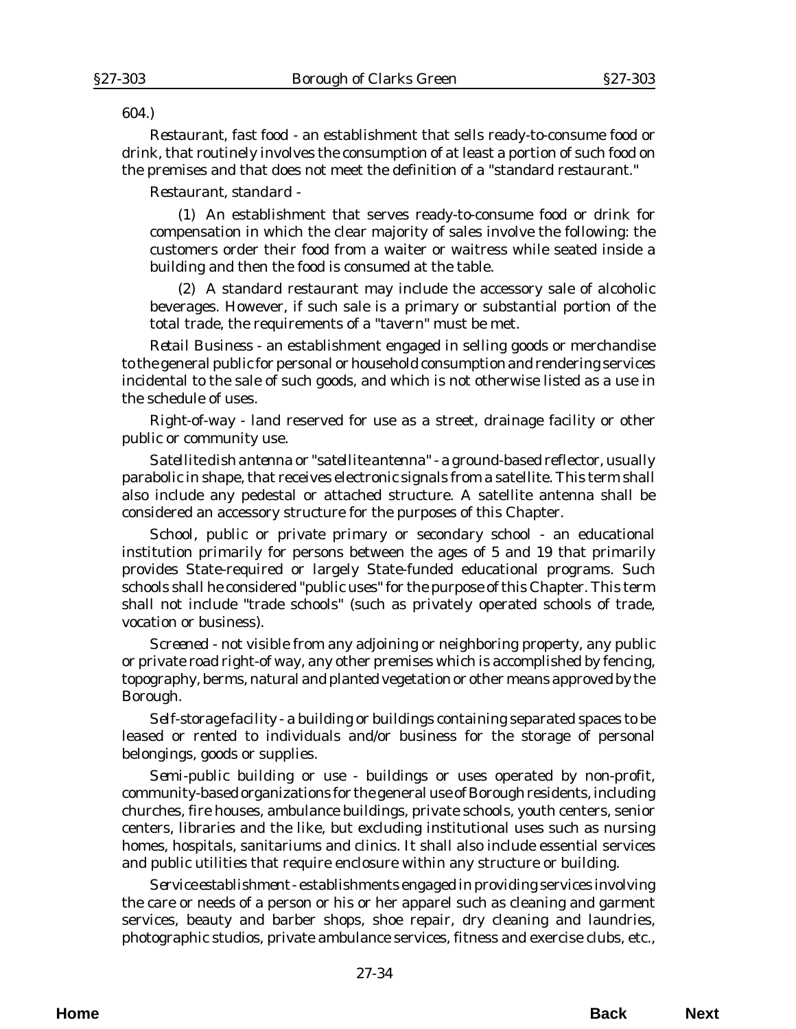604.)

*Restaurant, fast food* - an establishment that sells ready-to-consume food or drink, that routinely involves the consumption of at least a portion of such food on the premises and that does not meet the definition of a "standard restaurant."

*Restaurant, standard* -

(1) An establishment that serves ready-to-consume food or drink for compensation in which the clear majority of sales involve the following: the customers order their food from a waiter or waitress while seated inside a building and then the food is consumed at the table.

(2) A standard restaurant may include the accessory sale of alcoholic beverages. However, if such sale is a primary or substantial portion of the total trade, the requirements of a "tavern" must be met.

*Retail Business* - an establishment engaged in selling goods or merchandise to the general public for personal or household consumption and rendering services incidental to the sale of such goods, and which is not otherwise listed as a use in the schedule of uses.

*Right-of-way* - land reserved for use as a street, drainage facility or other public or community use.

*Satellite dish antenna or "satellite antenna"* - a ground-based reflector, usually parabolic in shape, that receives electronic signals from a satellite. This term shall also include any pedestal or attached structure. A satellite antenna shall be considered an accessory structure for the purposes of this Chapter.

*School, public or private primary or secondary school* - an educational institution primarily for persons between the ages of 5 and 19 that primarily provides State-required or largely State-funded educational programs. Such schools shall he considered "public uses" for the purpose of this Chapter. This term shall not include "trade schools" (such as privately operated schools of trade, vocation or business).

*Screened* - not visible from any adjoining or neighboring property, any public or private road right-of way, any other premises which is accomplished by fencing, topography, berms, natural and planted vegetation or other means approved by the Borough.

*Self-storage facility* - a building or buildings containing separated spaces to be leased or rented to individuals and/or business for the storage of personal belongings, goods or supplies.

*Semi-public building or use* - buildings or uses operated by non-profit, community-based organizations for the general use of Borough residents, including churches, fire houses, ambulance buildings, private schools, youth centers, senior centers, libraries and the like, but excluding institutional uses such as nursing homes, hospitals, sanitariums and clinics. It shall also include essential services and public utilities that require enclosure within any structure or building.

*Service establishment* - establishments engaged in providing services involving the care or needs of a person or his or her apparel such as cleaning and garment services, beauty and barber shops, shoe repair, dry cleaning and laundries, photographic studios, private ambulance services, fitness and exercise clubs, etc.,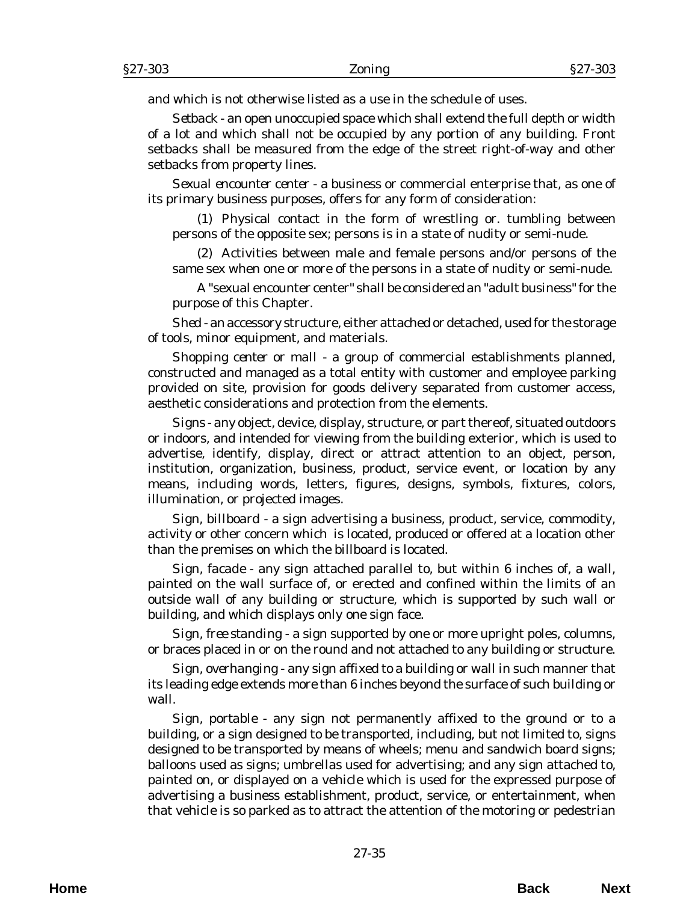and which is not otherwise listed as a use in the schedule of uses.

*Setback* - an open unoccupied space which shall extend the full depth or width of a lot and which shall not be occupied by any portion of any building. Front setbacks shall be measured from the edge of the street right-of-way and other setbacks from property lines.

*Sexual encounter center* - a business or commercial enterprise that, as one of its primary business purposes, offers for any form of consideration:

(1) Physical contact in the form of wrestling or. tumbling between persons of the opposite sex; persons is in a state of nudity or semi-nude.

(2) Activities between male and female persons and/or persons of the same sex when one or more of the persons in a state of nudity or semi-nude.

A "sexual encounter center" shall be considered an "adult business" for the purpose of this Chapter.

*Shed* - an accessory structure, either attached or detached, used for the storage of tools, minor equipment, and materials.

*Shopping center or mall* - a group of commercial establishments planned, constructed and managed as a total entity with customer and employee parking provided on site, provision for goods delivery separated from customer access, aesthetic considerations and protection from the elements.

*Signs* - any object, device, display, structure, or part thereof, situated outdoors or indoors, and intended for viewing from the building exterior, which is used to advertise, identify, display, direct or attract attention to an object, person, institution, organization, business, product, service event, or location by any means, including words, letters, figures, designs, symbols, fixtures, colors, illumination, or projected images.

*Sign, billboard* - a sign advertising a business, product, service, commodity, activity or other concern which is located, produced or offered at a location other than the premises on which the billboard is located.

*Sign, facade* - any sign attached parallel to, but within 6 inches of, a wall, painted on the wall surface of, or erected and confined within the limits of an outside wall of any building or structure, which is supported by such wall or building, and which displays only one sign face.

*Sign, free standing* - a sign supported by one or more upright poles, columns, or braces placed in or on the round and not attached to any building or structure.

*Sign, overhanging* - any sign affixed to a building or wall in such manner that its leading edge extends more than 6 inches beyond the surface of such building or wall.

*Sign, portable* - any sign not permanently affixed to the ground or to a building, or a sign designed to be transported, including, but not limited to, signs designed to be transported by means of wheels; menu and sandwich board signs; balloons used as signs; umbrellas used for advertising; and any sign attached to, painted on, or displayed on a vehicle which is used for the expressed purpose of advertising a business establishment, product, service, or entertainment, when that vehicle is so parked as to attract the attention of the motoring or pedestrian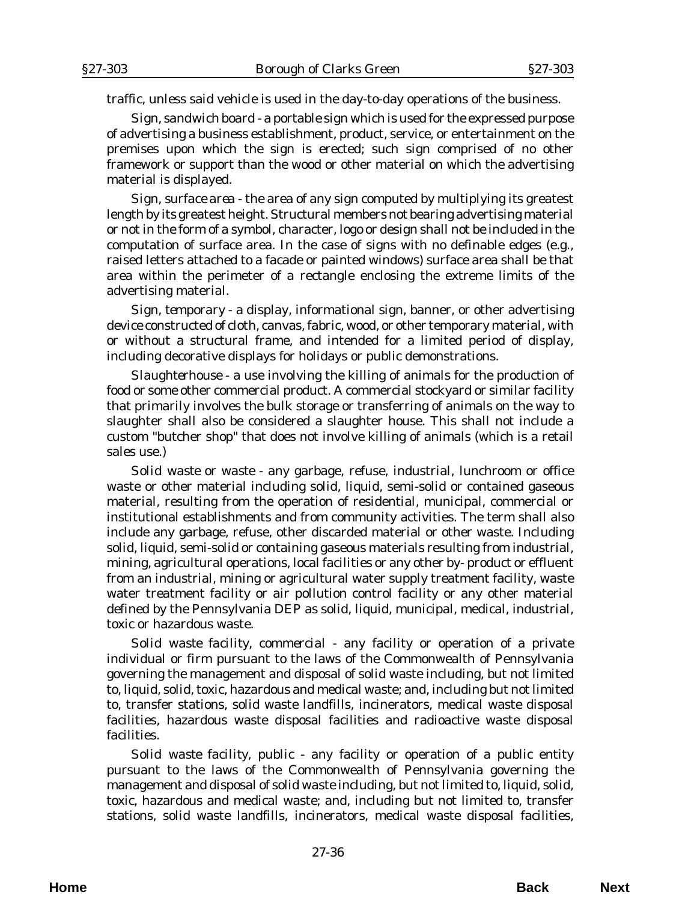traffic, unless said vehicle is used in the day-to-day operations of the business.

*Sign, sandwich board* - a portable sign which is used for the expressed purpose of advertising a business establishment, product, service, or entertainment on the premises upon which the sign is erected; such sign comprised of no other framework or support than the wood or other material on which the advertising material is displayed.

*Sign, surface area* - the area of any sign computed by multiplying its greatest length by its greatest height. Structural members not bearing advertising material or not in the form of a symbol, character, logo or design shall not be included in the computation of surface area. In the case of signs with no definable edges (e.g., raised letters attached to a facade or painted windows) surface area shall be that area within the perimeter of a rectangle enclosing the extreme limits of the advertising material.

*Sign, temporary* - a display, informational sign, banner, or other advertising device constructed of cloth, canvas, fabric, wood, or other temporary material, with or without a structural frame, and intended for a limited period of display, including decorative displays for holidays or public demonstrations.

*Slaughterhouse* - a use involving the killing of animals for the production of food or some other commercial product. A commercial stockyard or similar facility that primarily involves the bulk storage or transferring of animals on the way to slaughter shall also be considered a slaughter house. This shall not include a custom "butcher shop" that does not involve killing of animals (which is a retail sales use.)

*Solid waste or waste* - any garbage, refuse, industrial, lunchroom or office waste or other material including solid, liquid, semi-solid or contained gaseous material, resulting from the operation of residential, municipal, commercial or institutional establishments and from community activities. The term shall also include any garbage, refuse, other discarded material or other waste. Including solid, liquid, semi-solid or containing gaseous materials resulting from industrial, mining, agricultural operations, local facilities or any other by- product or effluent from an industrial, mining or agricultural water supply treatment facility, waste water treatment facility or air pollution control facility or any other material defined by the Pennsylvania DEP as solid, liquid, municipal, medical, industrial, toxic or hazardous waste.

*Solid waste facility, commercial* - any facility or operation of a private individual or firm pursuant to the laws of the Commonwealth of Pennsylvania governing the management and disposal of solid waste including, but not limited to, liquid, solid, toxic, hazardous and medical waste; and, including but not limited to, transfer stations, solid waste landfills, incinerators, medical waste disposal facilities, hazardous waste disposal facilities and radioactive waste disposal facilities.

*Solid waste facility, public* - any facility or operation of a public entity pursuant to the laws of the Commonwealth of Pennsylvania governing the management and disposal of solid waste including, but not limited to, liquid, solid, toxic, hazardous and medical waste; and, including but not limited to, transfer stations, solid waste landfills, incinerators, medical waste disposal facilities,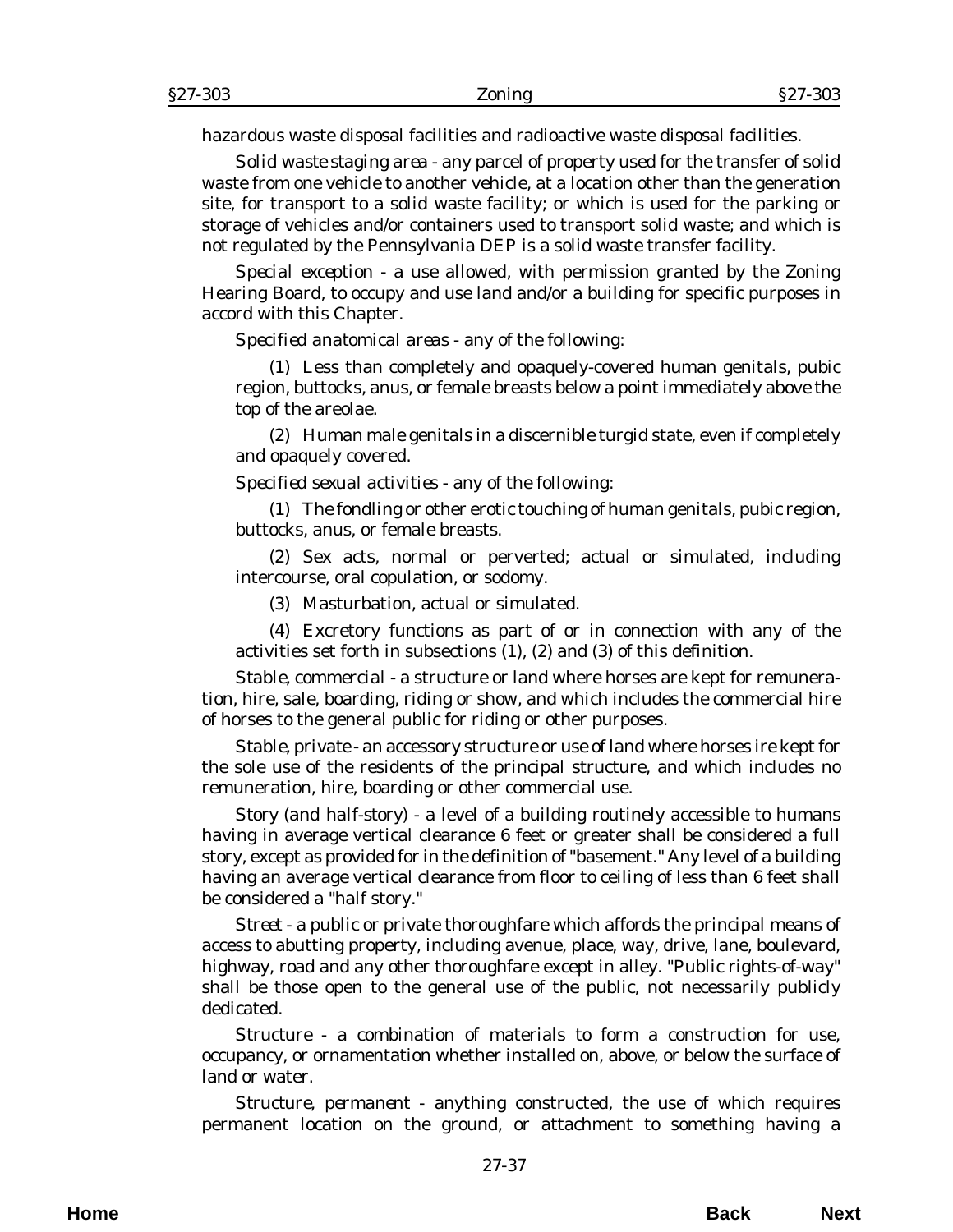hazardous waste disposal facilities and radioactive waste disposal facilities.

*Solid waste staging area* - any parcel of property used for the transfer of solid waste from one vehicle to another vehicle, at a location other than the generation site, for transport to a solid waste facility; or which is used for the parking or storage of vehicles and/or containers used to transport solid waste; and which is not regulated by the Pennsylvania DEP is a solid waste transfer facility.

*Special exception* - a use allowed, with permission granted by the Zoning Hearing Board, to occupy and use land and/or a building for specific purposes in accord with this Chapter.

*Specified anatomical areas* - any of the following:

(1) Less than completely and opaquely-covered human genitals, pubic region, buttocks, anus, or female breasts below a point immediately above the top of the areolae.

(2) Human male genitals in a discernible turgid state, even if completely and opaquely covered.

*Specified sexual activities* - any of the following:

(1) The fondling or other erotic touching of human genitals, pubic region, buttocks, anus, or female breasts.

(2) Sex acts, normal or perverted; actual or simulated, including intercourse, oral copulation, or sodomy.

(3) Masturbation, actual or simulated.

(4) Excretory functions as part of or in connection with any of the activities set forth in subsections (1), (2) and (3) of this definition.

*Stable, commercial* - a structure or land where horses are kept for remuneration, hire, sale, boarding, riding or show, and which includes the commercial hire of horses to the general public for riding or other purposes.

*Stable, private* - an accessory structure or use of land where horses ire kept for the sole use of the residents of the principal structure, and which includes no remuneration, hire, boarding or other commercial use.

*Story (and half-story)* - a level of a building routinely accessible to humans having in average vertical clearance 6 feet or greater shall be considered a full story, except as provided for in the definition of "basement." Any level of a building having an average vertical clearance from floor to ceiling of less than 6 feet shall be considered a "half story."

*Street* - a public or private thoroughfare which affords the principal means of access to abutting property, including avenue, place, way, drive, lane, boulevard, highway, road and any other thoroughfare except in alley. "Public rights-of-way" shall be those open to the general use of the public, not necessarily publicly dedicated.

*Structure* - a combination of materials to form a construction for use, occupancy, or ornamentation whether installed on, above, or below the surface of land or water.

*Structure, permanent* - anything constructed, the use of which requires permanent location on the ground, or attachment to something having a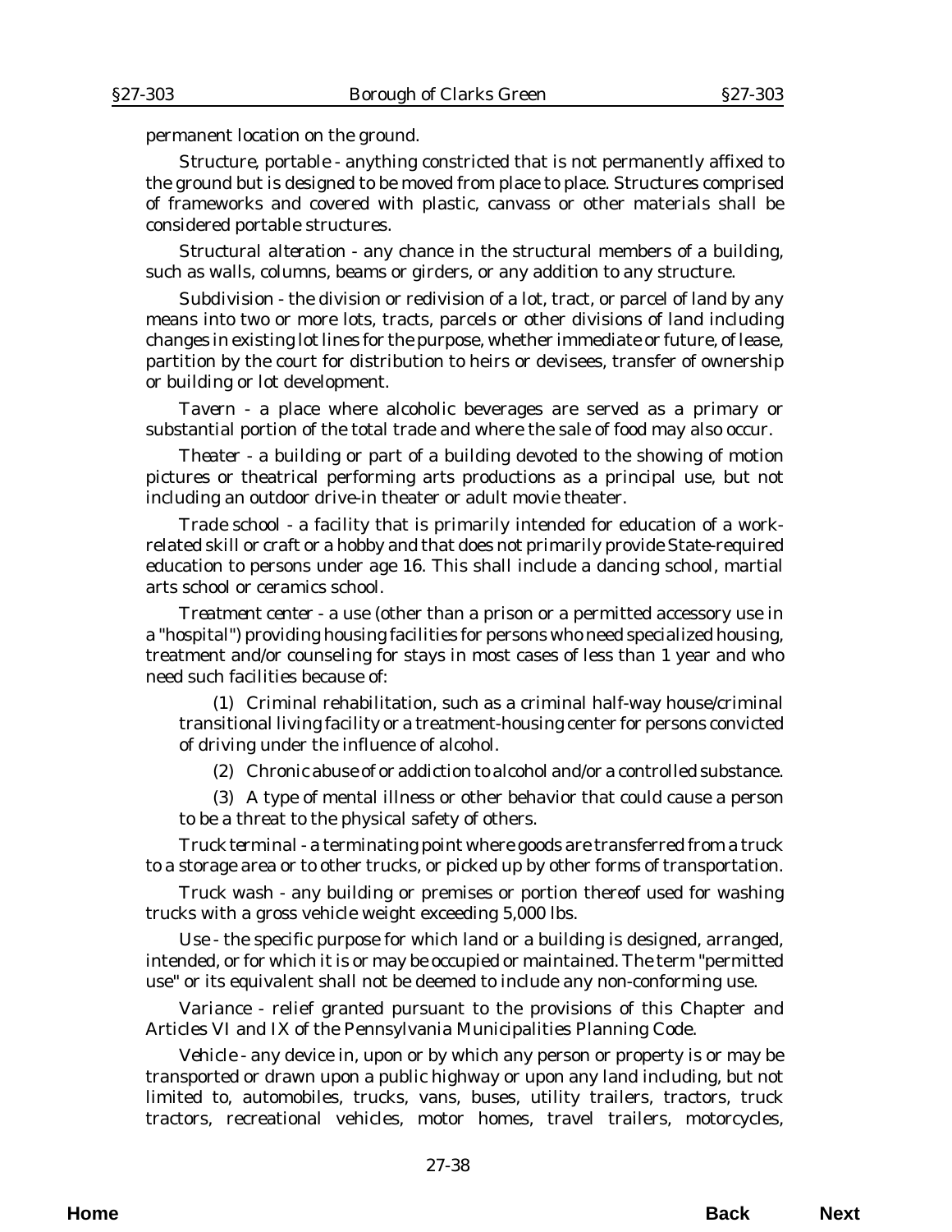permanent location on the ground.

*Structure, portable* - anything constricted that is not permanently affixed to the ground but is designed to be moved from place to place. Structures comprised of frameworks and covered with plastic, canvass or other materials shall be considered portable structures.

*Structural alteration* - any chance in the structural members of a building, such as walls, columns, beams or girders, or any addition to any structure.

*Subdivision* - the division or redivision of a lot, tract, or parcel of land by any means into two or more lots, tracts, parcels or other divisions of land including changes in existing lot lines for the purpose, whether immediate or future, of lease, partition by the court for distribution to heirs or devisees, transfer of ownership or building or lot development.

*Tavern* - a place where alcoholic beverages are served as a primary or substantial portion of the total trade and where the sale of food may also occur.

*Theater* - a building or part of a building devoted to the showing of motion pictures or theatrical performing arts productions as a principal use, but not including an outdoor drive-in theater or adult movie theater.

*Trade school* - a facility that is primarily intended for education of a work-related skill or craft or a hobby and that does not primarily provide State-required education to persons under age 16. This shall include a dancing school, martial arts school or ceramics school.

*Treatment center* - a use (other than a prison or a permitted accessory use in a "hospital") providing housing facilities for persons who need specialized housing, treatment and/or counseling for stays in most cases of less than 1 year and who need such facilities because of:

(1) Criminal rehabilitation, such as a criminal half-way house/criminal transitional living facility or a treatment-housing center for persons convicted of driving under the influence of alcohol.

(2) Chronic abuse of or addiction to alcohol and/or a controlled substance.

(3) A type of mental illness or other behavior that could cause a person to be a threat to the physical safety of others.

*Truck terminal* - a terminating point where goods are transferred from a truck to a storage area or to other trucks, or picked up by other forms of transportation.

*Truck wash* - any building or premises or portion thereof used for washing trucks with a gross vehicle weight exceeding 5,000 lbs.

*Use* - the specific purpose for which land or a building is designed, arranged, intended, or for which it is or may be occupied or maintained. The term "permitted use" or its equivalent shall not be deemed to include any non-conforming use.

*Variance* - relief granted pursuant to the provisions of this Chapter and Articles VI and IX of the Pennsylvania Municipalities Planning Code.

*Vehicle* - any device in, upon or by which any person or property is or may be transported or drawn upon a public highway or upon any land including, but not limited to, automobiles, trucks, vans, buses, utility trailers, tractors, truck tractors, recreational vehicles, motor homes, travel trailers, motorcycles,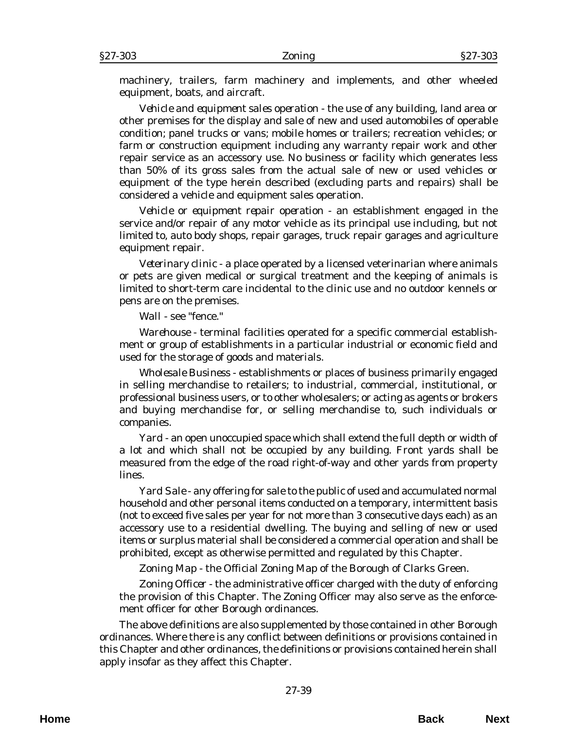machinery, trailers, farm machinery and implements, and other wheeled equipment, boats, and aircraft.

*Vehicle and equipment sales operation* - the use of any building, land area or other premises for the display and sale of new and used automobiles of operable condition; panel trucks or vans; mobile homes or trailers; recreation vehicles; or farm or construction equipment including any warranty repair work and other repair service as an accessory use. No business or facility which generates less than 50% of its gross sales from the actual sale of new or used vehicles or equipment of the type herein described (excluding parts and repairs) shall be considered a vehicle and equipment sales operation.

*Vehicle or equipment repair operation* - an establishment engaged in the service and/or repair of any motor vehicle as its principal use including, but not limited to, auto body shops, repair garages, truck repair garages and agriculture equipment repair.

*Veterinary clinic* - a place operated by a licensed veterinarian where animals or pets are given medical or surgical treatment and the keeping of animals is limited to short-term care incidental to the clinic use and no outdoor kennels or pens are on the premises.

*Wall* - see "fence."

*Warehouse* - terminal facilities operated for a specific commercial establishment or group of establishments in a particular industrial or economic field and used for the storage of goods and materials.

*Wholesale Business* - establishments or places of business primarily engaged in selling merchandise to retailers; to industrial, commercial, institutional, or professional business users, or to other wholesalers; or acting as agents or brokers and buying merchandise for, or selling merchandise to, such individuals or companies.

*Yard* - an open unoccupied space which shall extend the full depth or width of a lot and which shall not be occupied by any building. Front yards shall be measured from the edge of the road right-of-way and other yards from property lines.

*Yard Sale* - any offering for sale to the public of used and accumulated normal household and other personal items conducted on a temporary, intermittent basis (not to exceed five sales per year for not more than 3 consecutive days each) as an accessory use to a residential dwelling. The buying and selling of new or used items or surplus material shall be considered a commercial operation and shall be prohibited, except as otherwise permitted and regulated by this Chapter.

*Zoning Map* - the Official Zoning Map of the Borough of Clarks Green.

*Zoning Officer* - the administrative officer charged with the duty of enforcing the provision of this Chapter. The Zoning Officer may also serve as the enforcement officer for other Borough ordinances.

The above definitions are also supplemented by those contained in other Borough ordinances. Where there is any conflict between definitions or provisions contained in this Chapter and other ordinances, the definitions or provisions contained herein shall apply insofar as they affect this Chapter.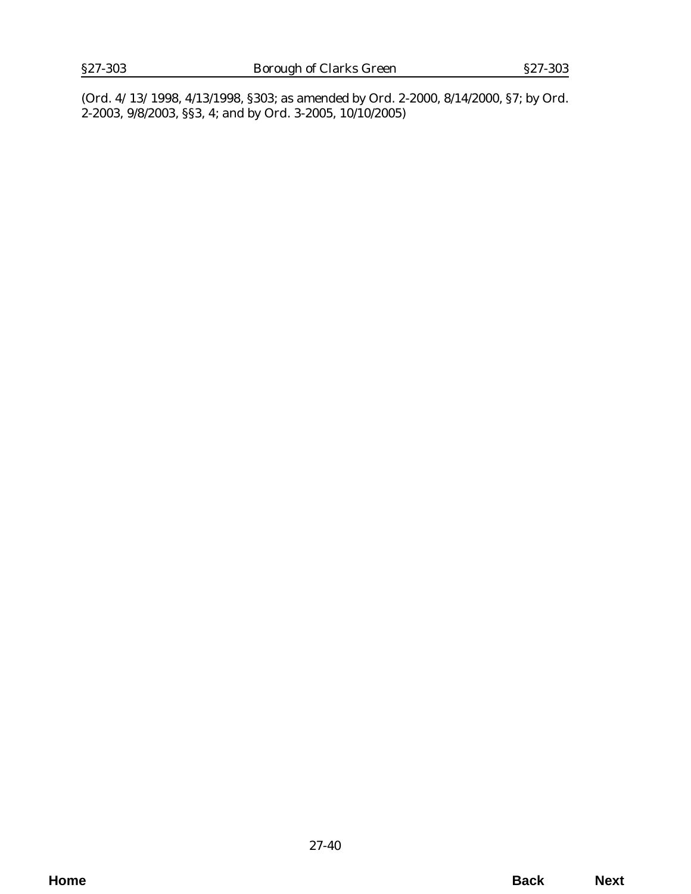(Ord. 4/13/1998, 4/13/1998, §303; as amended by Ord. 2-2000, 8/14/2000, §7; by Ord. 2-2003, 9/8/2003, §§3, 4; and by Ord. 3-2005, 10/10/2005)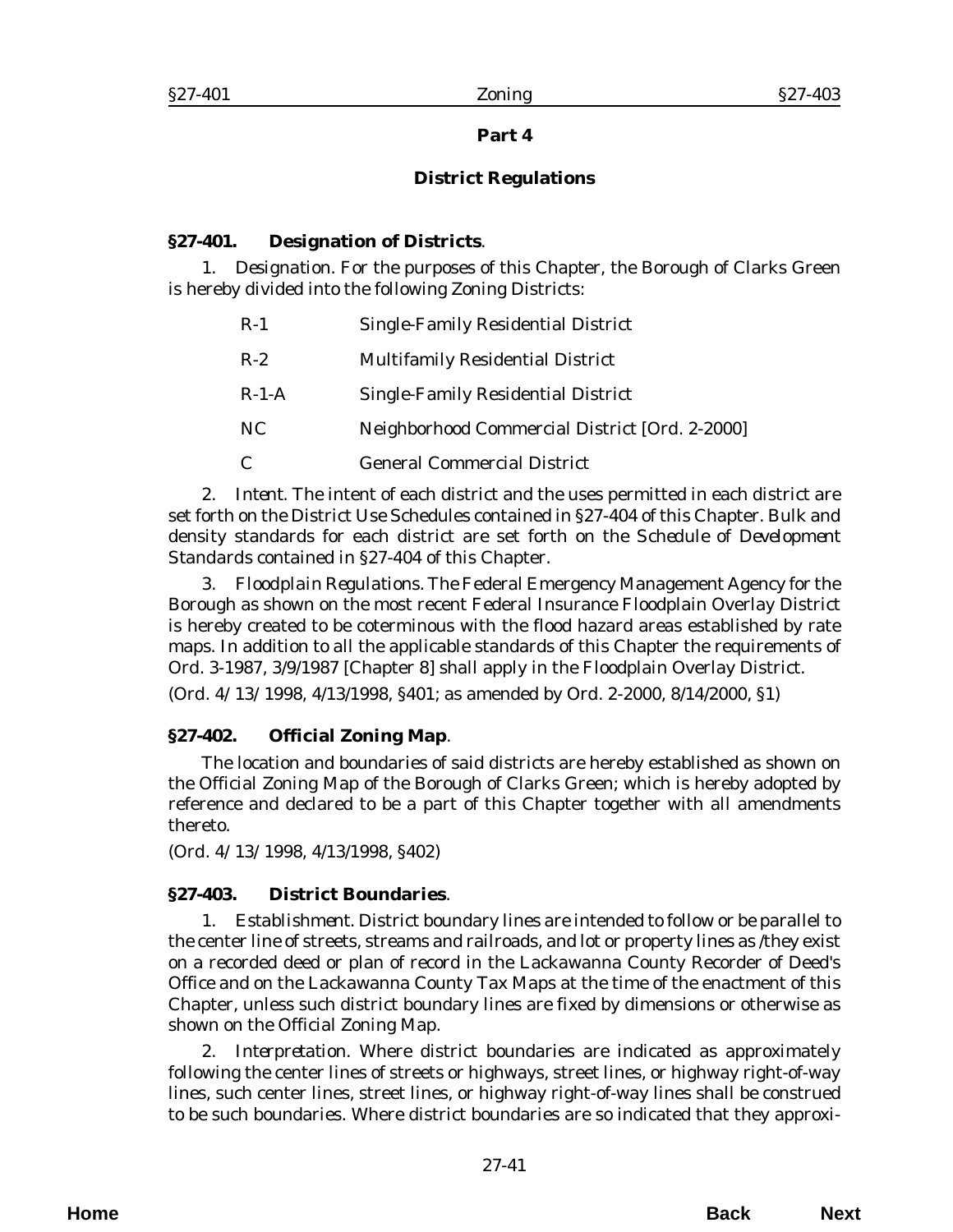## Part 4

## District Regulations

### §27-401. Designation of Districts.

1. *Designation*. For the purposes of this Chapter, the Borough of Clarks Green is hereby divided into the following Zoning Districts:

| | |
|---|---|
| R-1 | Single-Family Residential District |
| R-2 | Multifamily Residential District |
| R-1-A | Single-Family Residential District |
| NC | Neighborhood Commercial District [Ord. 2-2000] |
| C | General Commercial District |

2. *Intent*. The intent of each district and the uses permitted in each district are set forth on the District Use Schedules contained in §27-404 of this Chapter. Bulk and density standards for each district are set forth on the *Schedule of Development Standards* contained in §27-404 of this Chapter.

3. *Floodplain Regulations*. The Federal Emergency Management Agency for the Borough as shown on the most recent Federal Insurance Floodplain Overlay District is hereby created to be coterminous with the flood hazard areas established by rate maps. In addition to all the applicable standards of this Chapter the requirements of Ord. 3-1987, 3/9/1987 [Chapter 8] shall apply in the Floodplain Overlay District.

(*Ord. 4/13/1998*, 4/13/1998, §401; as amended by Ord. 2-2000, 8/14/2000, §1)

### §27-402. Official Zoning Map.

The location and boundaries of said districts are hereby established as shown on the Official Zoning Map of the Borough of Clarks Green; which is hereby adopted by reference and declared to be a part of this Chapter together with all amendments thereto.

(*Ord. 4/13/1998*, 4/13/1998, §402)

### §27-403. District Boundaries.

1. *Establishment*. District boundary lines are intended to follow or be parallel to the center line of streets, streams and railroads, and lot or property lines as /they exist on a recorded deed or plan of record in the Lackawanna County Recorder of Deed's Office and on the Lackawanna County Tax Maps at the time of the enactment of this Chapter, unless such district boundary lines are fixed by dimensions or otherwise as shown on the Official Zoning Map.

2. *Interpretation*. Where district boundaries are indicated as approximately following the center lines of streets or highways, street lines, or highway right-of-way lines, such center lines, street lines, or highway right-of-way lines shall be construed to be such boundaries. Where district boundaries are so indicated that they approxi-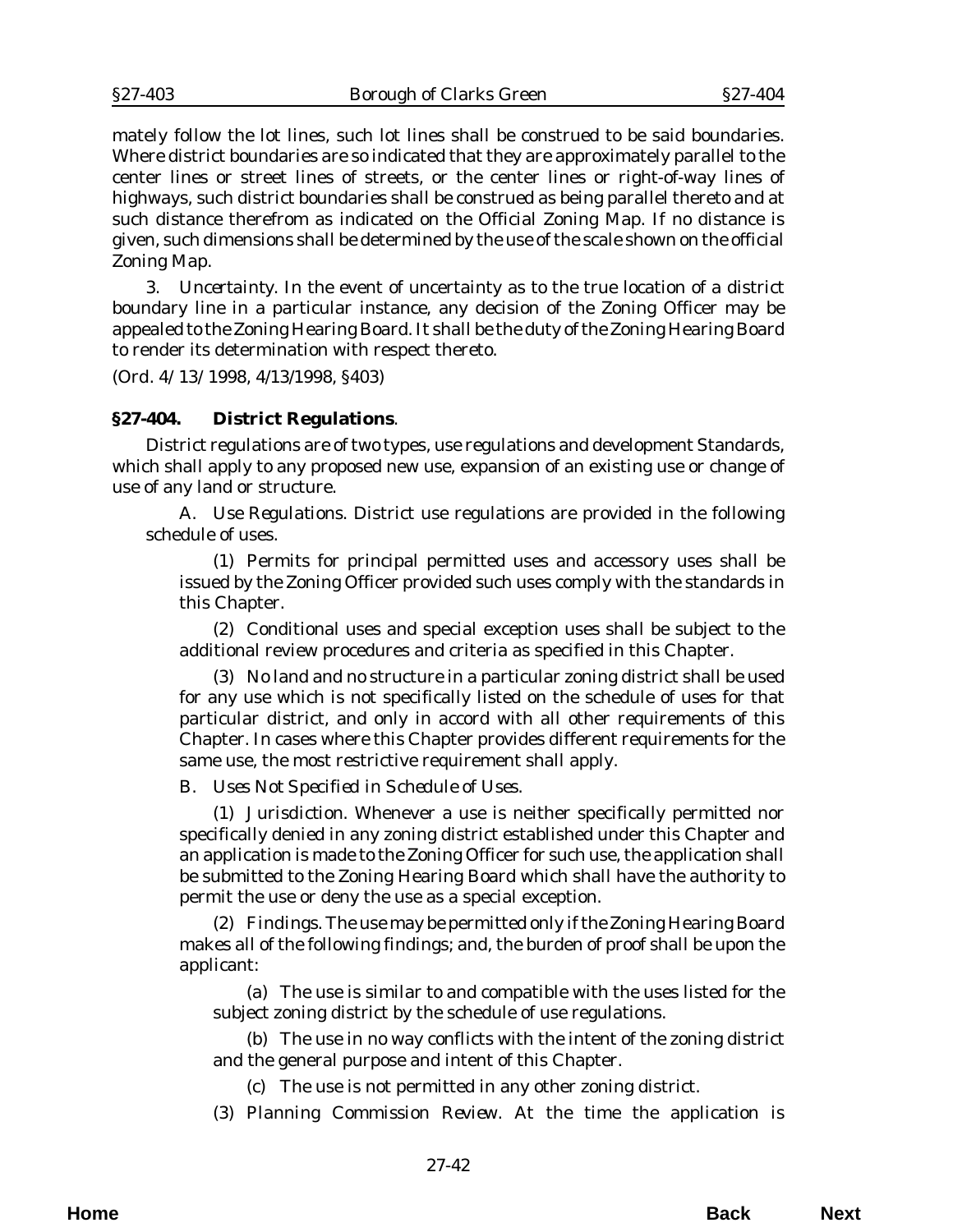mately follow the lot lines, such lot lines shall be construed to be said boundaries. Where district boundaries are so indicated that they are approximately parallel to the center lines or street lines of streets, or the center lines or right-of-way lines of highways, such district boundaries shall be construed as being parallel thereto and at such distance therefrom as indicated on the Official Zoning Map. If no distance is given, such dimensions shall be determined by the use of the scale shown on the official Zoning Map.

3. *Uncertainty*. In the event of uncertainty as to the true location of a district boundary line in a particular instance, any decision of the Zoning Officer may be appealed to the Zoning Hearing Board. It shall be the duty of the Zoning Hearing Board to render its determination with respect thereto.

(*Ord. 4/13/1998*, 4/13/1998, §403)

## §27-404. District Regulations.

District regulations are of two types, use regulations and development Standards, which shall apply to any proposed new use, expansion of an existing use or change of use of any land or structure.

A. *Use Regulations*. District use regulations are provided in the following schedule of uses.

(1) Permits for principal permitted uses and accessory uses shall be issued by the Zoning Officer provided such uses comply with the standards in this Chapter.

(2) Conditional uses and special exception uses shall be subject to the additional review procedures and criteria as specified in this Chapter.

(3) No land and no structure in a particular zoning district shall be used for any use which is not specifically listed on the schedule of uses for that particular district, and only in accord with all other requirements of this Chapter. In cases where this Chapter provides different requirements for the same use, the most restrictive requirement shall apply.

B. *Uses Not Specified in Schedule of Uses*.

(1) *Jurisdiction*. Whenever a use is neither specifically permitted nor specifically denied in any zoning district established under this Chapter and an application is made to the Zoning Officer for such use, the application shall be submitted to the Zoning Hearing Board which shall have the authority to permit the use or deny the use as a special exception.

(2) *Findings*. The use may be permitted only if the Zoning Hearing Board makes all of the following findings; and, the burden of proof shall be upon the applicant:

(a) The use is similar to and compatible with the uses listed for the subject zoning district by the schedule of use regulations.

(b) The use in no way conflicts with the intent of the zoning district and the general purpose and intent of this Chapter.

(c) The use is not permitted in any other zoning district.

(3) *Planning Commission Review*. At the time the application is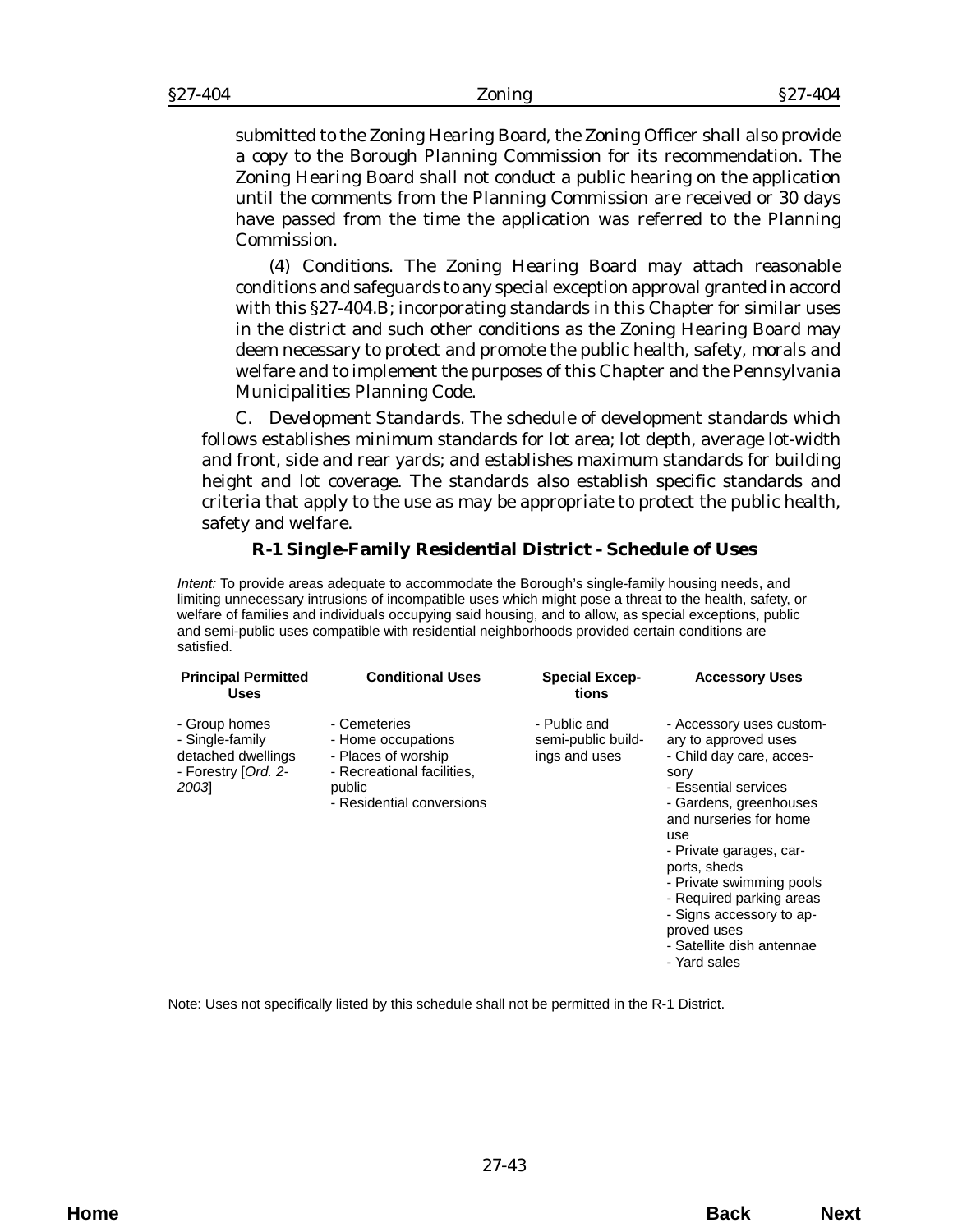submitted to the Zoning Hearing Board, the Zoning Officer shall also provide a copy to the Borough Planning Commission for its recommendation. The Zoning Hearing Board shall not conduct a public hearing on the application until the comments from the Planning Commission are received or 30 days have passed from the time the application was referred to the Planning Commission.

(4) Conditions. The Zoning Hearing Board may attach reasonable conditions and safeguards to any special exception approval granted in accord with this §27-404.B; incorporating standards in this Chapter for similar uses in the district and such other conditions as the Zoning Hearing Board may deem necessary to protect and promote the public health, safety, morals and welfare and to implement the purposes of this Chapter and the Pennsylvania Municipalities Planning Code.

C. *Development Standards.* The schedule of development standards which follows establishes minimum standards for lot area; lot depth, average lot-width and front, side and rear yards; and establishes maximum standards for building height and lot coverage. The standards also establish specific standards and criteria that apply to the use as may be appropriate to protect the public health, safety and welfare.

### R-1 Single-Family Residential District - Schedule of Uses

*Intent:* To provide areas adequate to accommodate the Borough's single-family housing needs, and limiting unnecessary intrusions of incompatible uses which might pose a threat to the health, safety, or welfare of families and individuals occupying said housing, and to allow, as special exceptions, public and semi-public uses compatible with residential neighborhoods provided certain conditions are satisfied.

| Principal Permitted Uses | Conditional Uses | Special Exceptions | Accessory Uses |
|---|---|---|---|
| - Group homes<br>- Single-family detached dwellings<br>- Forestry [*Ord. 2-2003*] | - Cemeteries<br>- Home occupations<br>- Places of worship<br>- Recreational facilities, public<br>- Residential conversions | - Public and semi-public buildings and uses | - Accessory uses customary to approved uses<br>- Child day care, accessory<br>- Essential services<br>- Gardens, greenhouses and nurseries for home use<br>- Private garages, carports, sheds<br>- Private swimming pools<br>- Required parking areas<br>- Signs accessory to approved uses<br>- Satellite dish antennae<br>- Yard sales |

Note: Uses not specifically listed by this schedule shall not be permitted in the R-1 District.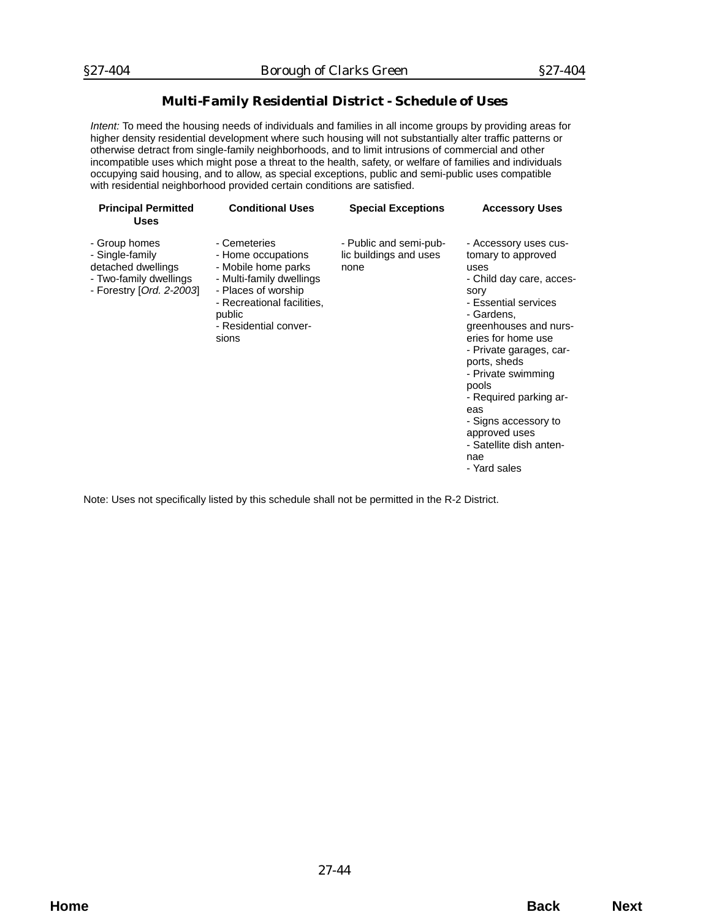## Multi-Family Residential District - Schedule of Uses

*Intent:* To meed the housing needs of individuals and families in all income groups by providing areas for higher density residential development where such housing will not substantially alter traffic patterns or otherwise detract from single-family neighborhoods, and to limit intrusions of commercial and other incompatible uses which might pose a threat to the health, safety, or welfare of families and individuals occupying said housing, and to allow, as special exceptions, public and semi-public uses compatible with residential neighborhood provided certain conditions are satisfied.

| Principal Permitted Uses | Conditional Uses | Special Exceptions | Accessory Uses |
|---|---|---|---|
| - Group homes<br>- Single-family detached dwellings<br>- Two-family dwellings<br>- Forestry [*Ord. 2-2003*] | - Cemeteries<br>- Home occupations<br>- Mobile home parks<br>- Multi-family dwellings<br>- Places of worship<br>- Recreational facilities, public<br>- Residential conversions | - Public and semi-public buildings and uses none | - Accessory uses customary to approved uses<br>- Child day care, accessory<br>- Essential services<br>- Gardens, greenhouses and nurseries for home use<br>- Private garages, carports, sheds<br>- Private swimming pools<br>- Required parking areas<br>- Signs accessory to approved uses<br>- Satellite dish antennae<br>- Yard sales |

Note: Uses not specifically listed by this schedule shall not be permitted in the R-2 District.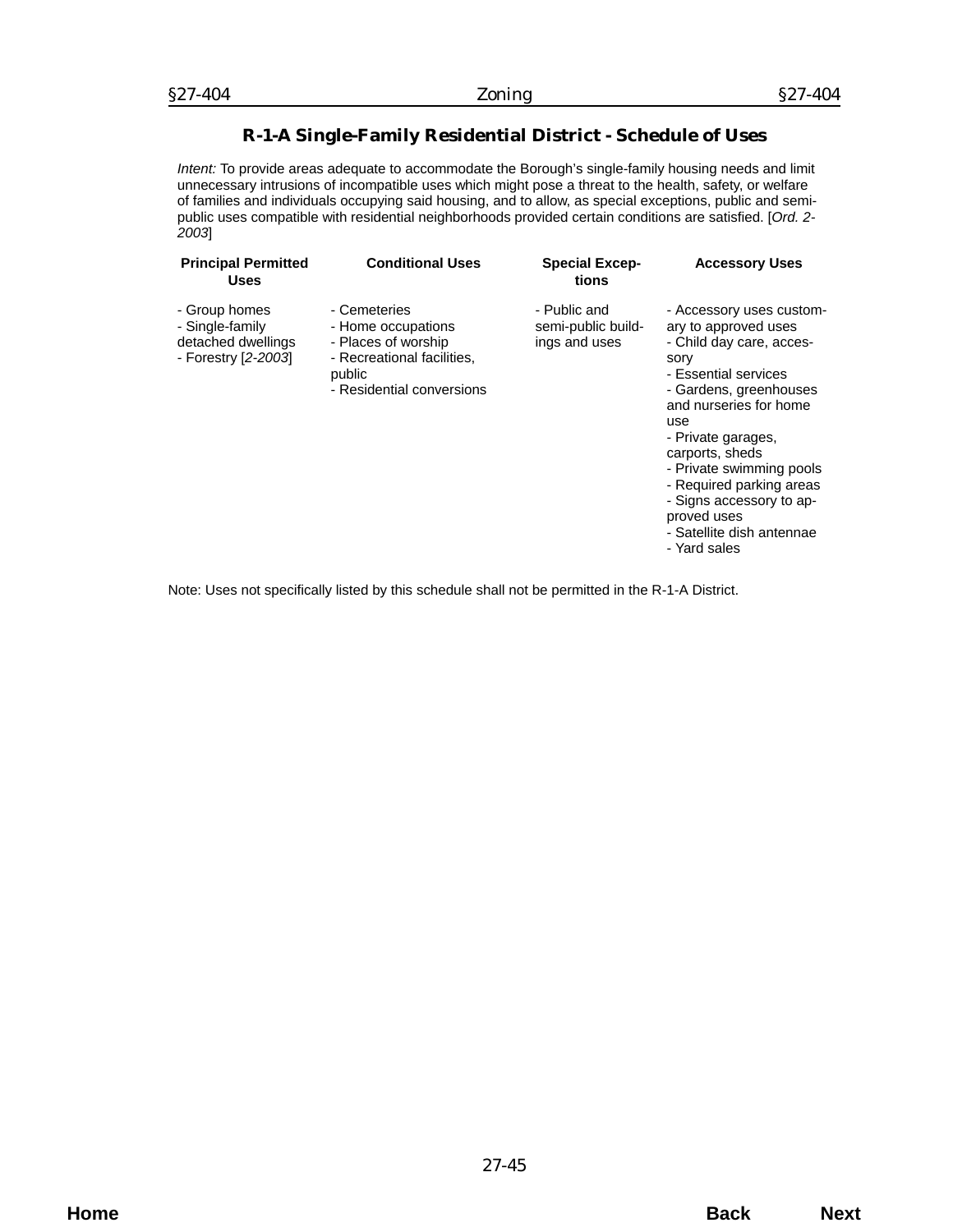## R-1-A Single-Family Residential District - Schedule of Uses

*Intent:* To provide areas adequate to accommodate the Borough's single-family housing needs and limit unnecessary intrusions of incompatible uses which might pose a threat to the health, safety, or welfare of families and individuals occupying said housing, and to allow, as special exceptions, public and semi-public uses compatible with residential neighborhoods provided certain conditions are satisfied. [*Ord. 2-2003*]

| Principal Permitted Uses | Conditional Uses | Special Exceptions | Accessory Uses |
|---|---|---|---|
| - Group homes<br>- Single-family detached dwellings<br>- Forestry [*2-2003*] | - Cemeteries<br>- Home occupations<br>- Places of worship<br>- Recreational facilities, public<br>- Residential conversions | - Public and semi-public buildings and uses | - Accessory uses customary to approved uses<br>- Child day care, accessory<br>- Essential services<br>- Gardens, greenhouses and nurseries for home use<br>- Private garages, carports, sheds<br>- Private swimming pools<br>- Required parking areas<br>- Signs accessory to approved uses<br>- Satellite dish antennae<br>- Yard sales |

Note: Uses not specifically listed by this schedule shall not be permitted in the R-1-A District.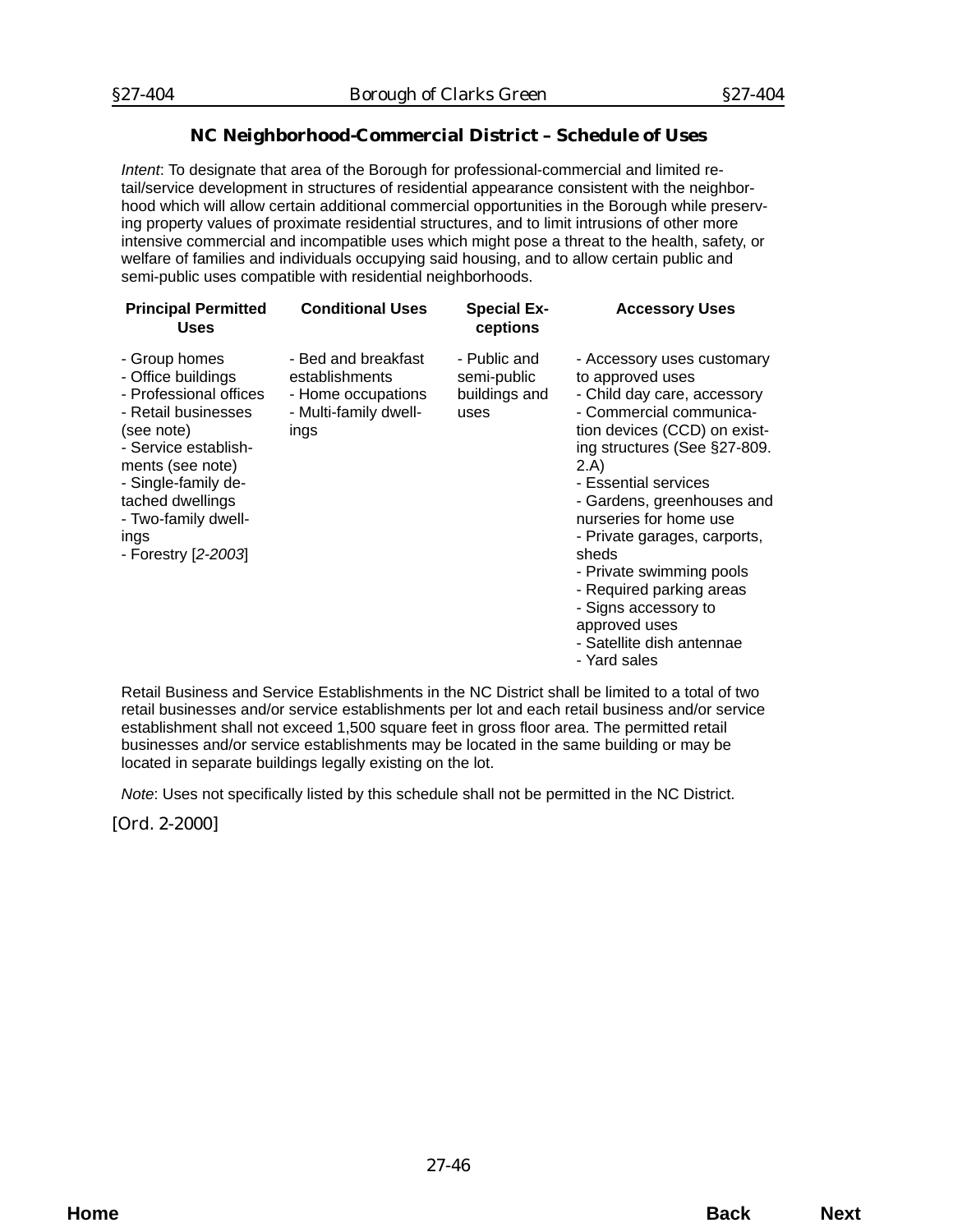## NC Neighborhood-Commercial District – Schedule of Uses

*Intent*: To designate that area of the Borough for professional-commercial and limited retail/service development in structures of residential appearance consistent with the neighborhood which will allow certain additional commercial opportunities in the Borough while preserving property values of proximate residential structures, and to limit intrusions of other more intensive commercial and incompatible uses which might pose a threat to the health, safety, or welfare of families and individuals occupying said housing, and to allow certain public and semi-public uses compatible with residential neighborhoods.

| Principal Permitted Uses | Conditional Uses | Special Exceptions | Accessory Uses |
|---|---|---|---|
| - Group homes<br>- Office buildings<br>- Professional offices<br>- Retail businesses (see note)<br>- Service establishments (see note)<br>- Single-family detached dwellings<br>- Two-family dwellings<br>- Forestry [*2-2003*] | - Bed and breakfast establishments<br>- Home occupations<br>- Multi-family dwellings | - Public and semi-public buildings and uses | - Accessory uses customary to approved uses<br>- Child day care, accessory<br>- Commercial communication devices (CCD) on existing structures (See §27-809.2.A)<br>- Essential services<br>- Gardens, greenhouses and nurseries for home use<br>- Private garages, carports, sheds<br>- Private swimming pools<br>- Required parking areas<br>- Signs accessory to approved uses<br>- Satellite dish antennae<br>- Yard sales |

Retail Business and Service Establishments in the NC District shall be limited to a total of two retail businesses and/or service establishments per lot and each retail business and/or service establishment shall not exceed 1,500 square feet in gross floor area. The permitted retail businesses and/or service establishments may be located in the same building or may be located in separate buildings legally existing on the lot.

*Note*: Uses not specifically listed by this schedule shall not be permitted in the NC District.

[Ord. 2-2000]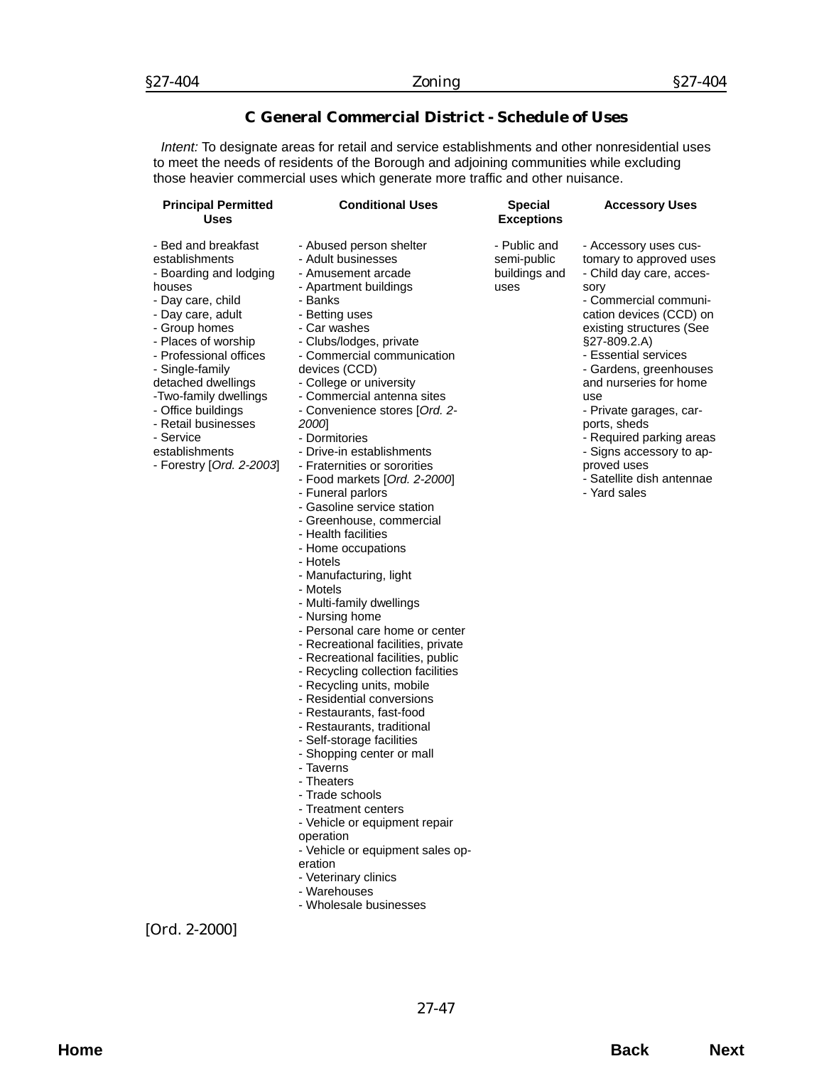## C General Commercial District - Schedule of Uses

*Intent:* To designate areas for retail and service establishments and other nonresidential uses to meet the needs of residents of the Borough and adjoining communities while excluding those heavier commercial uses which generate more traffic and other nuisance.

| Principal Permitted Uses | Conditional Uses | Special Exceptions | Accessory Uses |
|---|---|---|---|
| - Bed and breakfast establishments<br>- Boarding and lodging houses<br>- Day care, child<br>- Day care, adult<br>- Group homes<br>- Places of worship<br>- Professional offices<br>- Single-family detached dwellings<br>-Two-family dwellings<br>- Office buildings<br>- Retail businesses<br>- Service establishments<br>- Forestry [*Ord. 2-2003*] | - Abused person shelter<br>- Adult businesses<br>- Amusement arcade<br>- Apartment buildings<br>- Banks<br>- Betting uses<br>- Car washes<br>- Clubs/lodges, private<br>- Commercial communication devices (CCD)<br>- College or university<br>- Commercial antenna sites<br>- Convenience stores [*Ord. 2-2000*]<br>- Dormitories<br>- Drive-in establishments<br>- Fraternities or sororities<br>- Food markets [*Ord. 2-2000*]<br>- Funeral parlors<br>- Gasoline service station<br>- Greenhouse, commercial<br>- Health facilities<br>- Home occupations<br>- Hotels<br>- Manufacturing, light<br>- Motels<br>- Multi-family dwellings<br>- Nursing home<br>- Personal care home or center<br>- Recreational facilities, private<br>- Recreational facilities, public<br>- Recycling collection facilities<br>- Recycling units, mobile<br>- Residential conversions<br>- Restaurants, fast-food<br>- Restaurants, traditional<br>- Self-storage facilities<br>- Shopping center or mall<br>- Taverns<br>- Theaters<br>- Trade schools<br>- Treatment centers<br>- Vehicle or equipment repair operation<br>- Vehicle or equipment sales operation<br>- Veterinary clinics<br>- Warehouses<br>- Wholesale businesses | - Public and semi-public buildings and uses | - Accessory uses customary to approved uses<br>- Child day care, accessory<br>- Commercial communication devices (CCD) on existing structures (See §27-809.2.A)<br>- Essential services<br>- Gardens, greenhouses and nurseries for home use<br>- Private garages, carports, sheds<br>- Required parking areas<br>- Signs accessory to approved uses<br>- Satellite dish antennae<br>- Yard sales |

[Ord. 2-2000]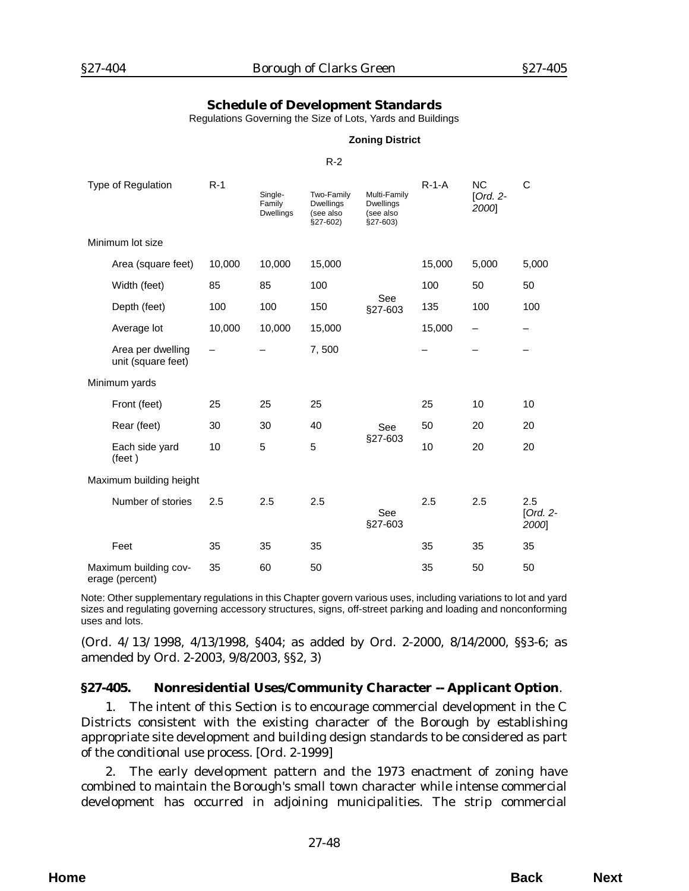## Schedule of Development Standards

Regulations Governing the Size of Lots, Yards and Buildings

| Type of Regulation | Zoning District | | | | | | |
|---|---|---|---|---|---|---|---|
| | R-1 | R-2 | | | R-1-A | NC [*Ord. 2-2000*] | C |
| | | Single-Family Dwellings | Two-Family Dwellings (see also §27-602) | Multi-Family Dwellings (see also §27-603) | | | |
| Minimum lot size | | | | | | | |
| Area (square feet) | 10,000 | 10,000 | 15,000 | See §27-603 | 15,000 | 5,000 | 5,000 |
| Width (feet) | 85 | 85 | 100 | | 100 | 50 | 50 |
| Depth (feet) | 100 | 100 | 150 | | 135 | 100 | 100 |
| Average lot | 10,000 | 10,000 | 15,000 | | 15,000 | – | – |
| Area per dwelling unit (square feet) | – | – | 7, 500 | | – | – | – |
| Minimum yards | | | | | | | |
| Front (feet) | 25 | 25 | 25 | See §27-603 | 25 | 10 | 10 |
| Rear (feet) | 30 | 30 | 40 | | 50 | 20 | 20 |
| Each side yard (feet ) | 10 | 5 | 5 | | 10 | 20 | 20 |
| Maximum building height | | | | | | | |
| Number of stories | 2.5 | 2.5 | 2.5 | See §27-603 | 2.5 | 2.5 | 2.5 [*Ord. 2-2000*] |
| Feet | 35 | 35 | 35 | | 35 | 35 | 35 |
| Maximum building coverage (percent) | 35 | 60 | 50 | | 35 | 50 | 50 |

Note: Other supplementary regulations in this Chapter govern various uses, including variations to lot and yard sizes and regulating governing accessory structures, signs, off-street parking and loading and nonconforming uses and lots.

(Ord. 4/13/1998, 4/13/1998, §404; as added by Ord. 2-2000, 8/14/2000, §§3-6; as amended by Ord. 2-2003, 9/8/2003, §§2, 3)

### §27-405. Nonresidential Uses/Community Character -- Applicant Option.

1. The intent of this Section is to encourage commercial development in the C Districts consistent with the existing character of the Borough by establishing appropriate site development and building design standards to be considered as part of the conditional use process. [Ord. 2-1999]

2. The early development pattern and the 1973 enactment of zoning have combined to maintain the Borough's small town character while intense commercial development has occurred in adjoining municipalities. The strip commercial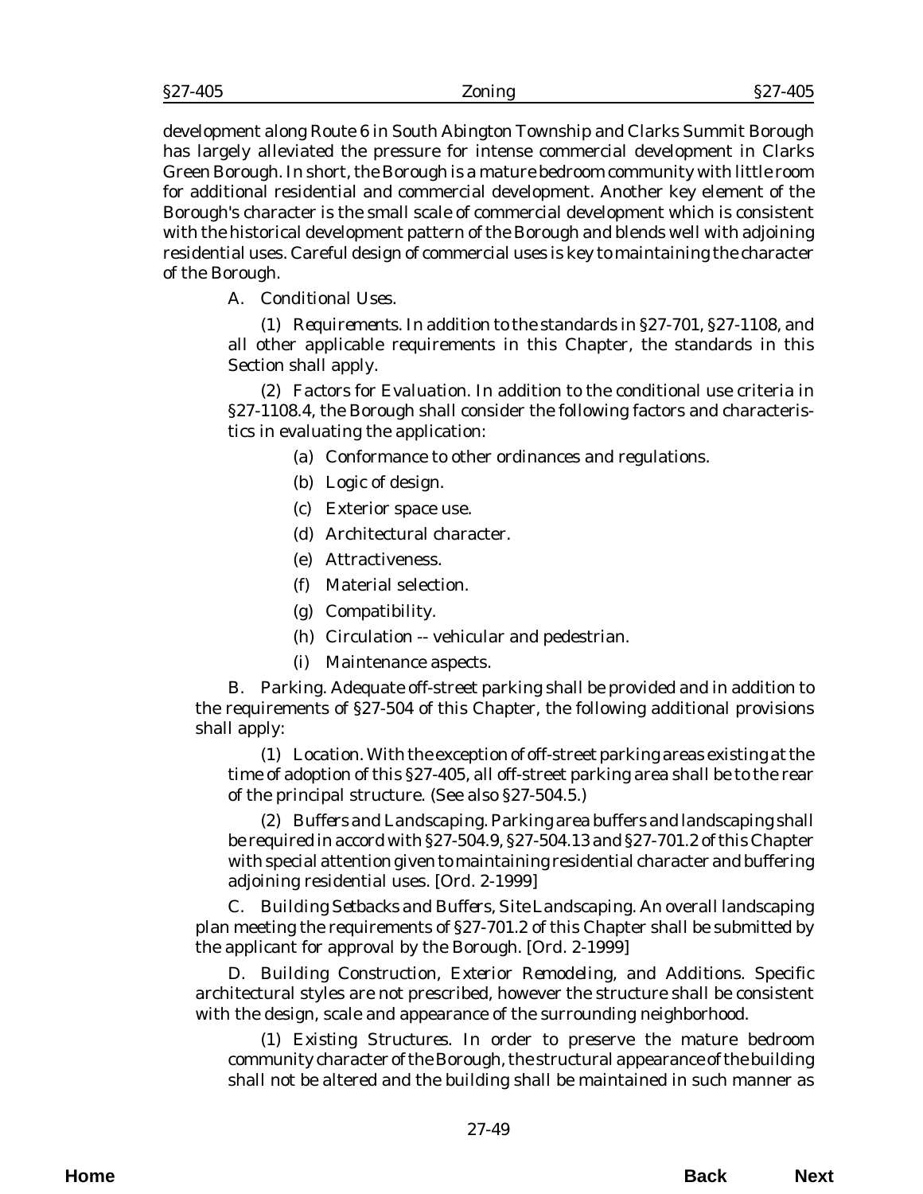development along Route 6 in South Abington Township and Clarks Summit Borough has largely alleviated the pressure for intense commercial development in Clarks Green Borough. In short, the Borough is a mature bedroom community with little room for additional residential and commercial development. Another key element of the Borough's character is the small scale of commercial development which is consistent with the historical development pattern of the Borough and blends well with adjoining residential uses. Careful design of commercial uses is key to maintaining the character of the Borough.

A. *Conditional Uses.*

(1) *Requirements.* In addition to the standards in §27-701, §27-1108, and all other applicable requirements in this Chapter, the standards in this Section shall apply.

(2) *Factors for Evaluation.* In addition to the conditional use criteria in §27-1108.4, the Borough shall consider the following factors and characteristics in evaluating the application:

(a) Conformance to other ordinances and regulations.

(b) Logic of design.

(c) Exterior space use.

(d) Architectural character.

(e) Attractiveness.

(f) Material selection.

(g) Compatibility.

(h) Circulation -- vehicular and pedestrian.

(i) Maintenance aspects.

B. *Parking.* Adequate off-street parking shall be provided and in addition to the requirements of §27-504 of this Chapter, the following additional provisions shall apply:

(1) *Location.* With the exception of off-street parking areas existing at the time of adoption of this §27-405, all off-street parking area shall be to the rear of the principal structure. (See also §27-504.5.)

(2) *Buffers and Landscaping.* Parking area buffers and landscaping shall be required in accord with §27-504.9, §27-504.13 and §27-701.2 of this Chapter with special attention given to maintaining residential character and buffering adjoining residential uses. [Ord. 2-1999]

C. *Building Setbacks and Buffers, Site Landscaping.* An overall landscaping plan meeting the requirements of §27-701.2 of this Chapter shall be submitted by the applicant for approval by the Borough. [Ord. 2-1999]

D. *Building Construction, Exterior Remodeling, and Additions.* Specific architectural styles are not prescribed, however the structure shall be consistent with the design, scale and appearance of the surrounding neighborhood.

(1) *Existing Structures.* In order to preserve the mature bedroom community character of the Borough, the structural appearance of the building shall not be altered and the building shall be maintained in such manner as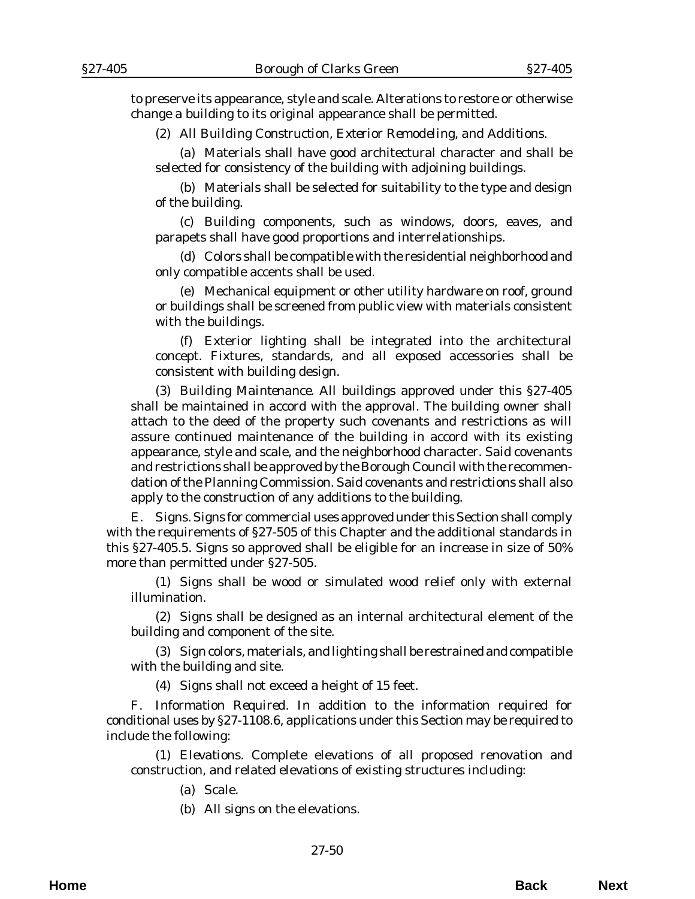to preserve its appearance, style and scale. Alterations to restore or otherwise change a building to its original appearance shall be permitted.

(2) *All Building Construction, Exterior Remodeling, and Additions.*

(a) Materials shall have good architectural character and shall be selected for consistency of the building with adjoining buildings.

(b) Materials shall be selected for suitability to the type and design of the building.

(c) Building components, such as windows, doors, eaves, and parapets shall have good proportions and interrelationships.

(d) Colors shall be compatible with the residential neighborhood and only compatible accents shall be used.

(e) Mechanical equipment or other utility hardware on roof, ground or buildings shall be screened from public view with materials consistent with the buildings.

(f) Exterior lighting shall be integrated into the architectural concept. Fixtures, standards, and all exposed accessories shall be consistent with building design.

(3) *Building Maintenance.* All buildings approved under this §27-405 shall be maintained in accord with the approval. The building owner shall attach to the deed of the property such covenants and restrictions as will assure continued maintenance of the building in accord with its existing appearance, style and scale, and the neighborhood character. Said covenants and restrictions shall be approved by the Borough Council with the recommendation of the Planning Commission. Said covenants and restrictions shall also apply to the construction of any additions to the building.

E. *Signs.* Signs for commercial uses approved under this Section shall comply with the requirements of §27-505 of this Chapter and the additional standards in this §27-405.5. Signs so approved shall be eligible for an increase in size of 50% more than permitted under §27-505.

(1) Signs shall be wood or simulated wood relief only with external illumination.

(2) Signs shall be designed as an internal architectural element of the building and component of the site.

(3) Sign colors, materials, and lighting shall be restrained and compatible with the building and site.

(4) Signs shall not exceed a height of 15 feet.

F. *Information Required.* In addition to the information required for conditional uses by §27-1108.6, applications under this Section may be required to include the following:

(1) *Elevations.* Complete elevations of all proposed renovation and construction, and related elevations of existing structures including:

(a) Scale.

(b) All signs on the elevations.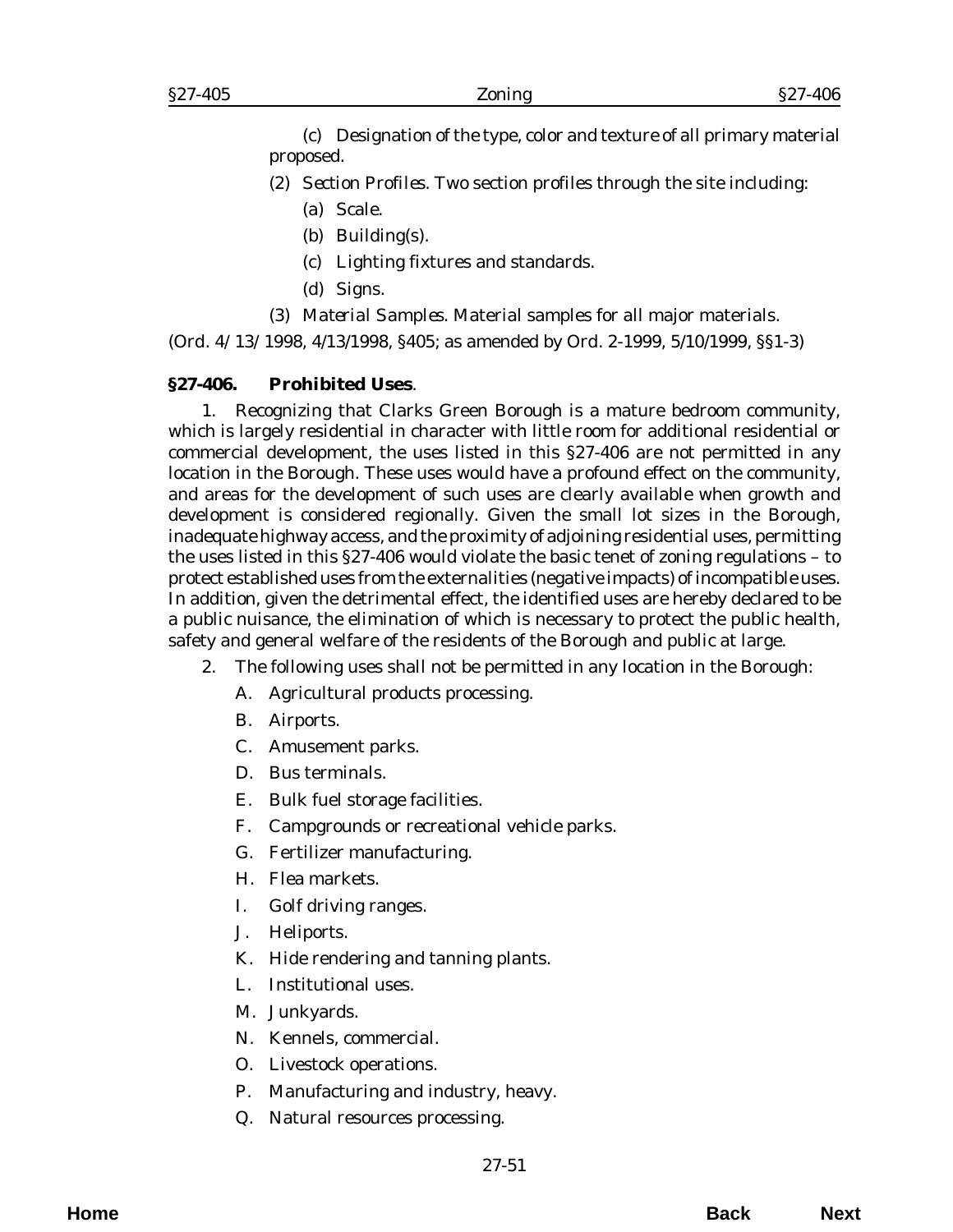(c) Designation of the type, color and texture of all primary material proposed.

(2) *Section Profiles*. Two section profiles through the site including:

(a) Scale.

(b) Building(s).

(c) Lighting fixtures and standards.

(d) Signs.

(3) *Material Samples*. Material samples for all major materials.

(*Ord. 4/13/1998*, 4/13/1998, §405; as amended by *Ord. 2-1999*, 5/10/1999, §§1-3)

**§27-406. Prohibited Uses**.

1. Recognizing that Clarks Green Borough is a mature bedroom community, which is largely residential in character with little room for additional residential or commercial development, the uses listed in this §27-406 are not permitted in any location in the Borough. These uses would have a profound effect on the community, and areas for the development of such uses are clearly available when growth and development is considered regionally. Given the small lot sizes in the Borough, inadequate highway access, and the proximity of adjoining residential uses, permitting the uses listed in this §27-406 would violate the basic tenet of zoning regulations – to protect established uses from the externalities (negative impacts) of incompatible uses. In addition, given the detrimental effect, the identified uses are hereby declared to be a public nuisance, the elimination of which is necessary to protect the public health, safety and general welfare of the residents of the Borough and public at large.

2. The following uses shall not be permitted in any location in the Borough:

A. Agricultural products processing.

B. Airports.

C. Amusement parks.

D. Bus terminals.

E. Bulk fuel storage facilities.

F. Campgrounds or recreational vehicle parks.

G. Fertilizer manufacturing.

H. Flea markets.

I. Golf driving ranges.

J. Heliports.

K. Hide rendering and tanning plants.

L. Institutional uses.

M. Junkyards.

N. Kennels, commercial.

O. Livestock operations.

P. Manufacturing and industry, heavy.

Q. Natural resources processing.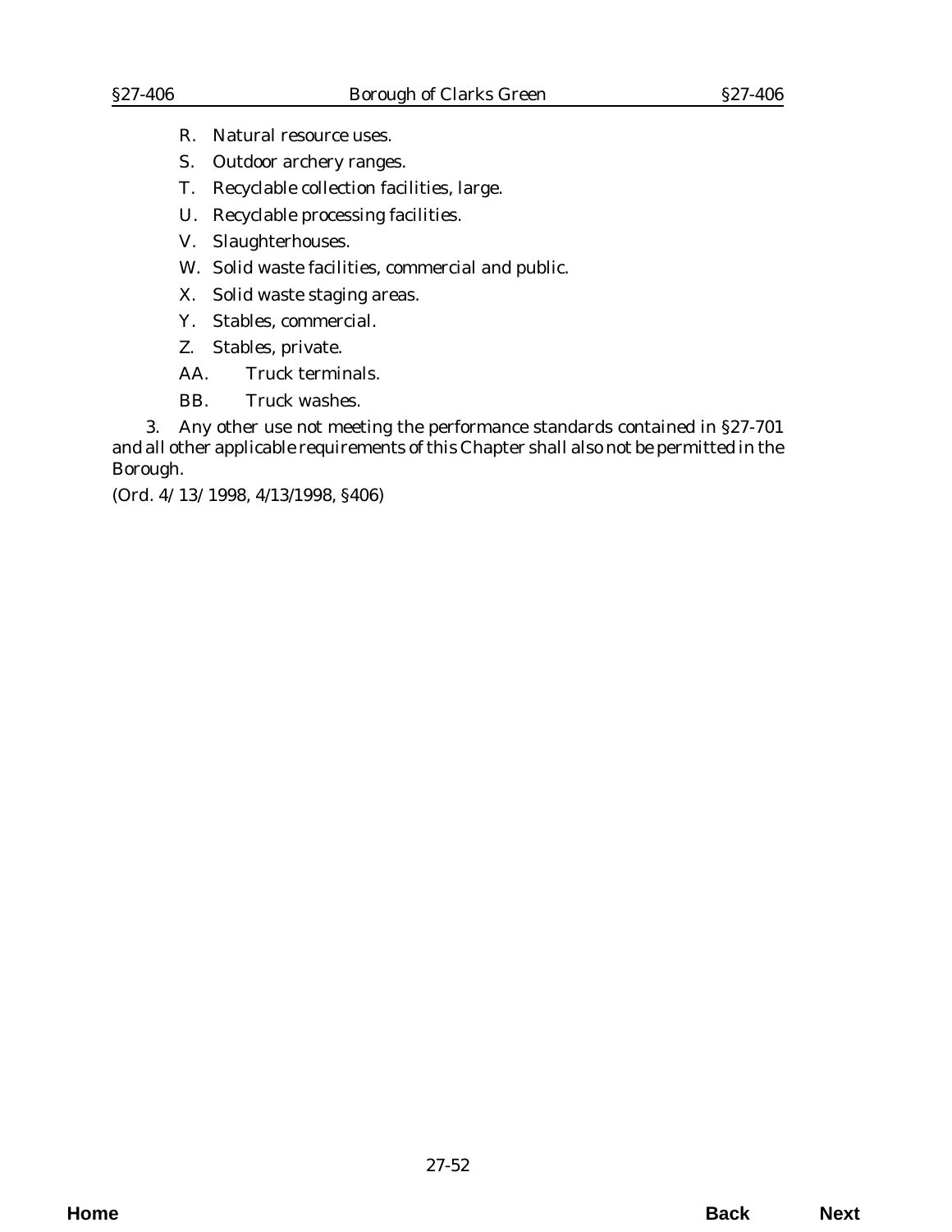R. Natural resource uses.

S. Outdoor archery ranges.

T. Recyclable collection facilities, large.

U. Recyclable processing facilities.

V. Slaughterhouses.

W. Solid waste facilities, commercial and public.

X. Solid waste staging areas.

Y. Stables, commercial.

Z. Stables, private.

AA. Truck terminals.

BB. Truck washes.

3. Any other use not meeting the performance standards contained in §27-701 and all other applicable requirements of this Chapter shall also not be permitted in the Borough.

(Ord. 4/13/1998, 4/13/1998, §406)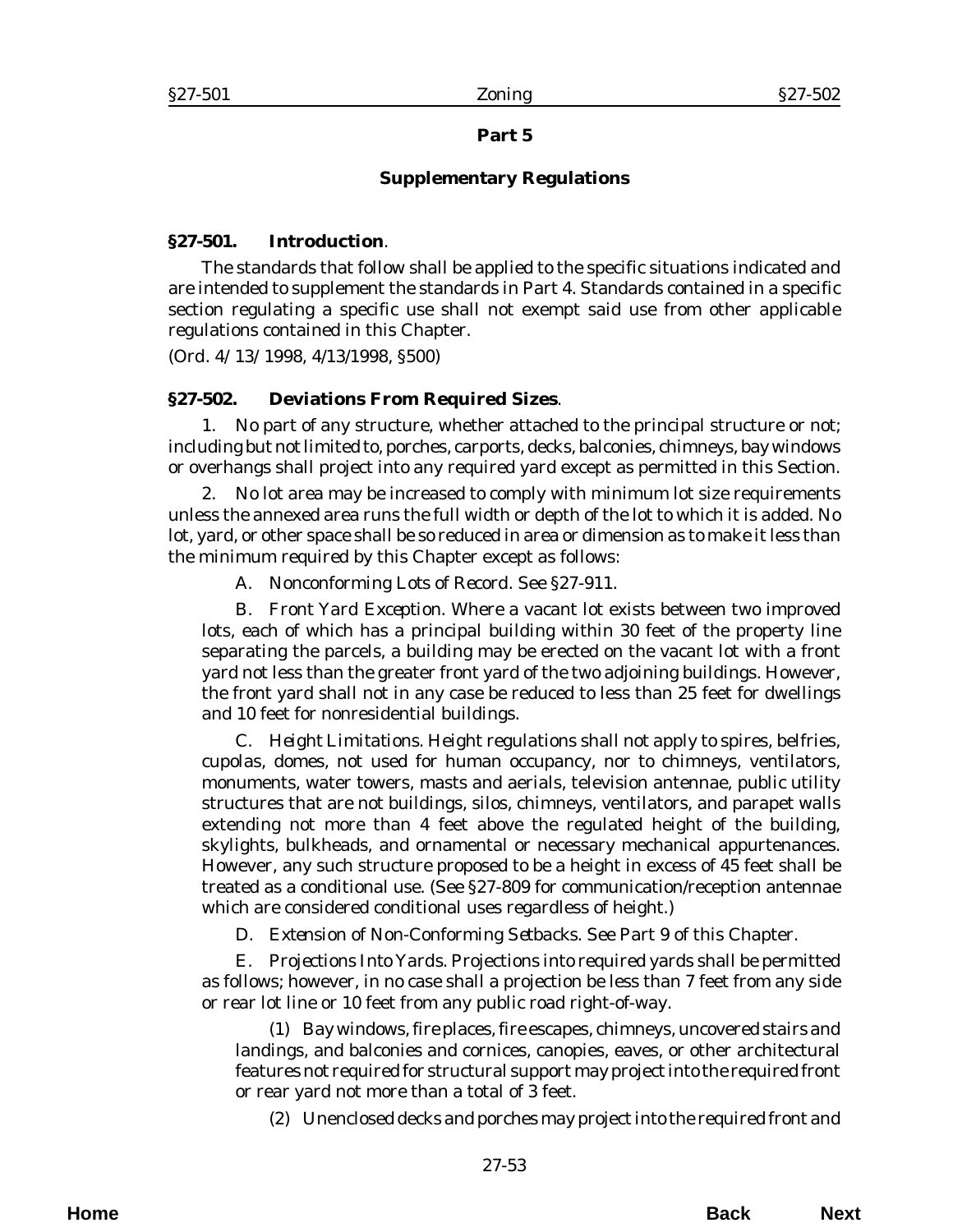## Part 5

## Supplementary Regulations

### §27-501. Introduction.

The standards that follow shall be applied to the specific situations indicated and are intended to supplement the standards in Part 4. Standards contained in a specific section regulating a specific use shall not exempt said use from other applicable regulations contained in this Chapter.

(Ord. 4/13/1998, 4/13/1998, §500)

### §27-502. Deviations From Required Sizes.

1. No part of any structure, whether attached to the principal structure or not; including but not limited to, porches, carports, decks, balconies, chimneys, bay windows or overhangs shall project into any required yard except as permitted in this Section.

2. No lot area may be increased to comply with minimum lot size requirements unless the annexed area runs the full width or depth of the lot to which it is added. No lot, yard, or other space shall be so reduced in area or dimension as to make it less than the minimum required by this Chapter except as follows:

A. *Nonconforming Lots of Record*. See §27-911.

B. *Front Yard Exception*. Where a vacant lot exists between two improved lots, each of which has a principal building within 30 feet of the property line separating the parcels, a building may be erected on the vacant lot with a front yard not less than the greater front yard of the two adjoining buildings. However, the front yard shall not in any case be reduced to less than 25 feet for dwellings and 10 feet for nonresidential buildings.

C. *Height Limitations*. Height regulations shall not apply to spires, belfries, cupolas, domes, not used for human occupancy, nor to chimneys, ventilators, monuments, water towers, masts and aerials, television antennae, public utility structures that are not buildings, silos, chimneys, ventilators, and parapet walls extending not more than 4 feet above the regulated height of the building, skylights, bulkheads, and ornamental or necessary mechanical appurtenances. However, any such structure proposed to be a height in excess of 45 feet shall be treated as a conditional use. (See §27-809 for communication/reception antennae which are considered conditional uses regardless of height.)

D. *Extension of Non-Conforming Setbacks*. See Part 9 of this Chapter.

E. *Projections Into Yards*. Projections into required yards shall be permitted as follows; however, in no case shall a projection be less than 7 feet from any side or rear lot line or 10 feet from any public road right-of-way.

(1) Bay windows, fire places, fire escapes, chimneys, uncovered stairs and landings, and balconies and cornices, canopies, eaves, or other architectural features not required for structural support may project into the required front or rear yard not more than a total of 3 feet.

(2) Unenclosed decks and porches may project into the required front and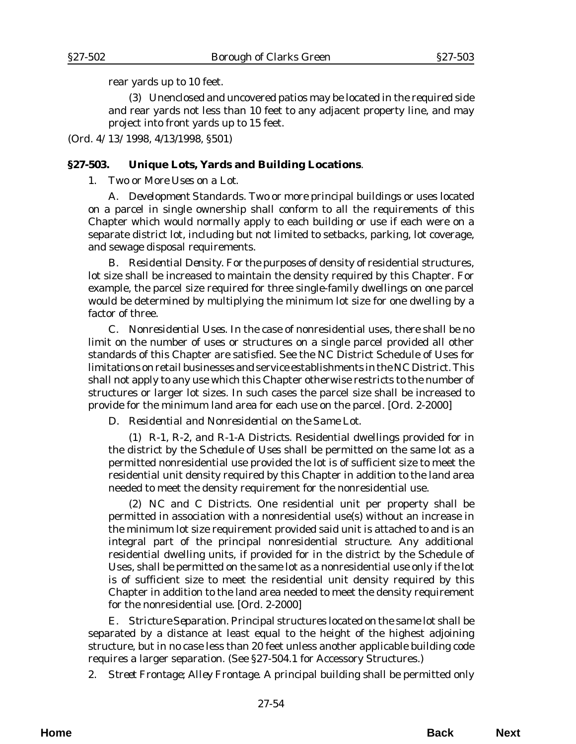rear yards up to 10 feet.

(3) Unenclosed and uncovered patios may be located in the required side and rear yards not less than 10 feet to any adjacent property line, and may project into front yards up to 15 feet.

(*Ord. 4/13/1998*, 4/13/1998, §501)

**§27-503. Unique Lots, Yards and Building Locations**.

1. *Two or More Uses on a Lot*.

A. *Development Standards*. Two or more principal buildings or uses located on a parcel in single ownership shall conform to all the requirements of this Chapter which would normally apply to each building or use if each were on a separate district lot, including but not limited to setbacks, parking, lot coverage, and sewage disposal requirements.

B. *Residential Density*. For the purposes of density of residential structures, lot size shall be increased to maintain the density required by this Chapter. For example, the parcel size required for three single-family dwellings on one parcel would be determined by multiplying the minimum lot size for one dwelling by a factor of three.

C. *Nonresidential Uses*. In the case of nonresidential uses, there shall be no limit on the number of uses or structures on a single parcel provided all other standards of this Chapter are satisfied. See the NC District Schedule of Uses for limitations on retail businesses and service establishments in the NC District. This shall not apply to any use which this Chapter otherwise restricts to the number of structures or larger lot sizes. In such cases the parcel size shall be increased to provide for the minimum land area for each use on the parcel. [*Ord. 2-2000*]

D. *Residential and Nonresidential on the Same Lot*.

(1) *R-1, R-2, and R-1-A Districts*. Residential dwellings provided for in the district by the Schedule of Uses shall be permitted on the same lot as a permitted nonresidential use provided the lot is of sufficient size to meet the residential unit density required by this Chapter in addition to the land area needed to meet the density requirement for the nonresidential use.

(2) *NC and C Districts*. One residential unit per property shall be permitted in association with a nonresidential use(s) without an increase in the minimum lot size requirement provided said unit is attached to and is an integral part of the principal nonresidential structure. Any additional residential dwelling units, if provided for in the district by the Schedule of Uses, shall be permitted on the same lot as a nonresidential use only if the lot is of sufficient size to meet the residential unit density required by this Chapter in addition to the land area needed to meet the density requirement for the nonresidential use. [*Ord. 2-2000*]

E. *Stricture Separation*. Principal structures located on the same lot shall be separated by a distance at least equal to the height of the highest adjoining structure, but in no case less than 20 feet unless another applicable building code requires a larger separation. (See §27-504.1 for Accessory Structures.)

2. *Street Frontage; Alley Frontage*. A principal building shall be permitted only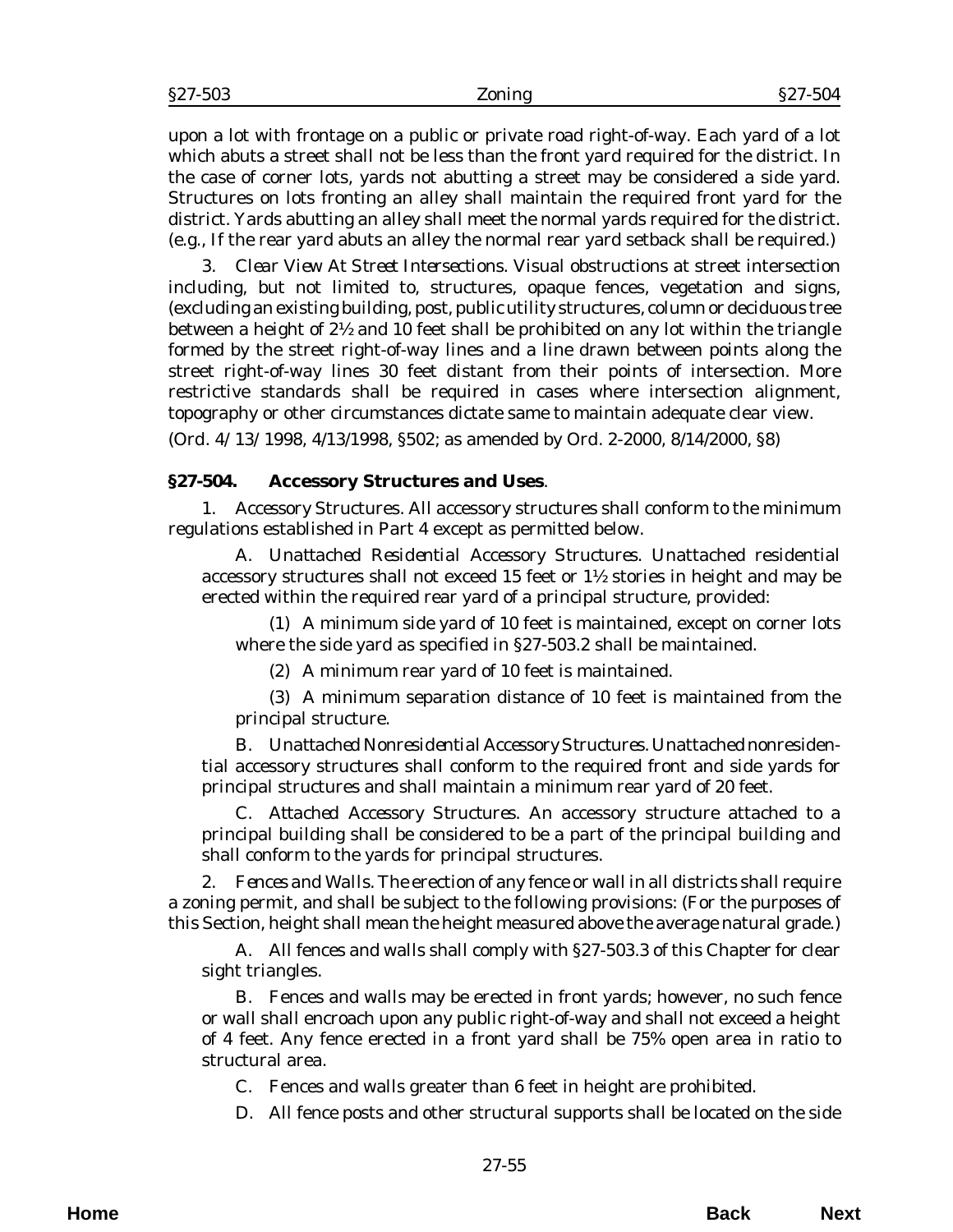upon a lot with frontage on a public or private road right-of-way. Each yard of a lot which abuts a street shall not be less than the front yard required for the district. In the case of corner lots, yards not abutting a street may be considered a side yard. Structures on lots fronting an alley shall maintain the required front yard for the district. Yards abutting an alley shall meet the normal yards required for the district. (e.g., If the rear yard abuts an alley the normal rear yard setback shall be required.)

3. *Clear View At Street Intersections*. Visual obstructions at street intersection including, but not limited to, structures, opaque fences, vegetation and signs, (excluding an existing building, post, public utility structures, column or deciduous tree between a height of 2½ and 10 feet shall be prohibited on any lot within the triangle formed by the street right-of-way lines and a line drawn between points along the street right-of-way lines 30 feet distant from their points of intersection. More restrictive standards shall be required in cases where intersection alignment, topography or other circumstances dictate same to maintain adequate clear view.

(*Ord. 4/13/1998*, 4/13/1998, §502; as amended by *Ord. 2-2000*, 8/14/2000, §8)

### §27-504. Accessory Structures and Uses.

1. *Accessory Structures*. All accessory structures shall conform to the minimum regulations established in Part 4 except as permitted below.

A. *Unattached Residential Accessory Structures*. Unattached residential accessory structures shall not exceed 15 feet or 1½ stories in height and may be erected within the required rear yard of a principal structure, provided:

(1) A minimum side yard of 10 feet is maintained, except on corner lots where the side yard as specified in §27-503.2 shall be maintained.

(2) A minimum rear yard of 10 feet is maintained.

(3) A minimum separation distance of 10 feet is maintained from the principal structure.

B. *Unattached Nonresidential Accessory Structures*. Unattached nonresidential accessory structures shall conform to the required front and side yards for principal structures and shall maintain a minimum rear yard of 20 feet.

C. *Attached Accessory Structures*. An accessory structure attached to a principal building shall be considered to be a part of the principal building and shall conform to the yards for principal structures.

2. *Fences and Walls*. The erection of any fence or wall in all districts shall require a zoning permit, and shall be subject to the following provisions: (For the purposes of this Section, height shall mean the height measured above the average natural grade.)

A. All fences and walls shall comply with §27-503.3 of this Chapter for clear sight triangles.

B. Fences and walls may be erected in front yards; however, no such fence or wall shall encroach upon any public right-of-way and shall not exceed a height of 4 feet. Any fence erected in a front yard shall be 75% open area in ratio to structural area.

C. Fences and walls greater than 6 feet in height are prohibited.

D. All fence posts and other structural supports shall be located on the side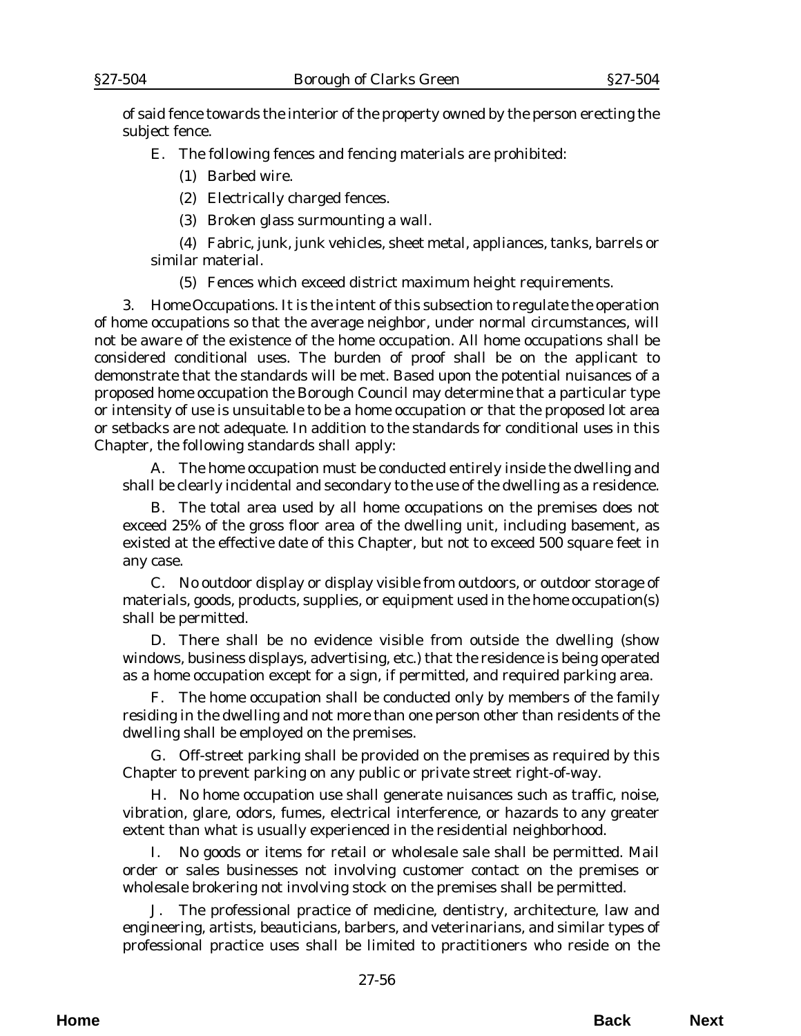of said fence towards the interior of the property owned by the person erecting the subject fence.

E. The following fences and fencing materials are prohibited:

(1) Barbed wire.

(2) Electrically charged fences.

(3) Broken glass surmounting a wall.

(4) Fabric, junk, junk vehicles, sheet metal, appliances, tanks, barrels or similar material.

(5) Fences which exceed district maximum height requirements.

3. *Home Occupations.* It is the intent of this subsection to regulate the operation of home occupations so that the average neighbor, under normal circumstances, will not be aware of the existence of the home occupation. All home occupations shall be considered conditional uses. The burden of proof shall be on the applicant to demonstrate that the standards will be met. Based upon the potential nuisances of a proposed home occupation the Borough Council may determine that a particular type or intensity of use is unsuitable to be a home occupation or that the proposed lot area or setbacks are not adequate. In addition to the standards for conditional uses in this Chapter, the following standards shall apply:

A. The home occupation must be conducted entirely inside the dwelling and shall be clearly incidental and secondary to the use of the dwelling as a residence.

B. The total area used by all home occupations on the premises does not exceed 25% of the gross floor area of the dwelling unit, including basement, as existed at the effective date of this Chapter, but not to exceed 500 square feet in any case.

C. No outdoor display or display visible from outdoors, or outdoor storage of materials, goods, products, supplies, or equipment used in the home occupation(s) shall be permitted.

D. There shall be no evidence visible from outside the dwelling (show windows, business displays, advertising, etc.) that the residence is being operated as a home occupation except for a sign, if permitted, and required parking area.

F. The home occupation shall be conducted only by members of the family residing in the dwelling and not more than one person other than residents of the dwelling shall be employed on the premises.

G. Off-street parking shall be provided on the premises as required by this Chapter to prevent parking on any public or private street right-of-way.

H. No home occupation use shall generate nuisances such as traffic, noise, vibration, glare, odors, fumes, electrical interference, or hazards to any greater extent than what is usually experienced in the residential neighborhood.

I. No goods or items for retail or wholesale sale shall be permitted. Mail order or sales businesses not involving customer contact on the premises or wholesale brokering not involving stock on the premises shall be permitted.

J. The professional practice of medicine, dentistry, architecture, law and engineering, artists, beauticians, barbers, and veterinarians, and similar types of professional practice uses shall be limited to practitioners who reside on the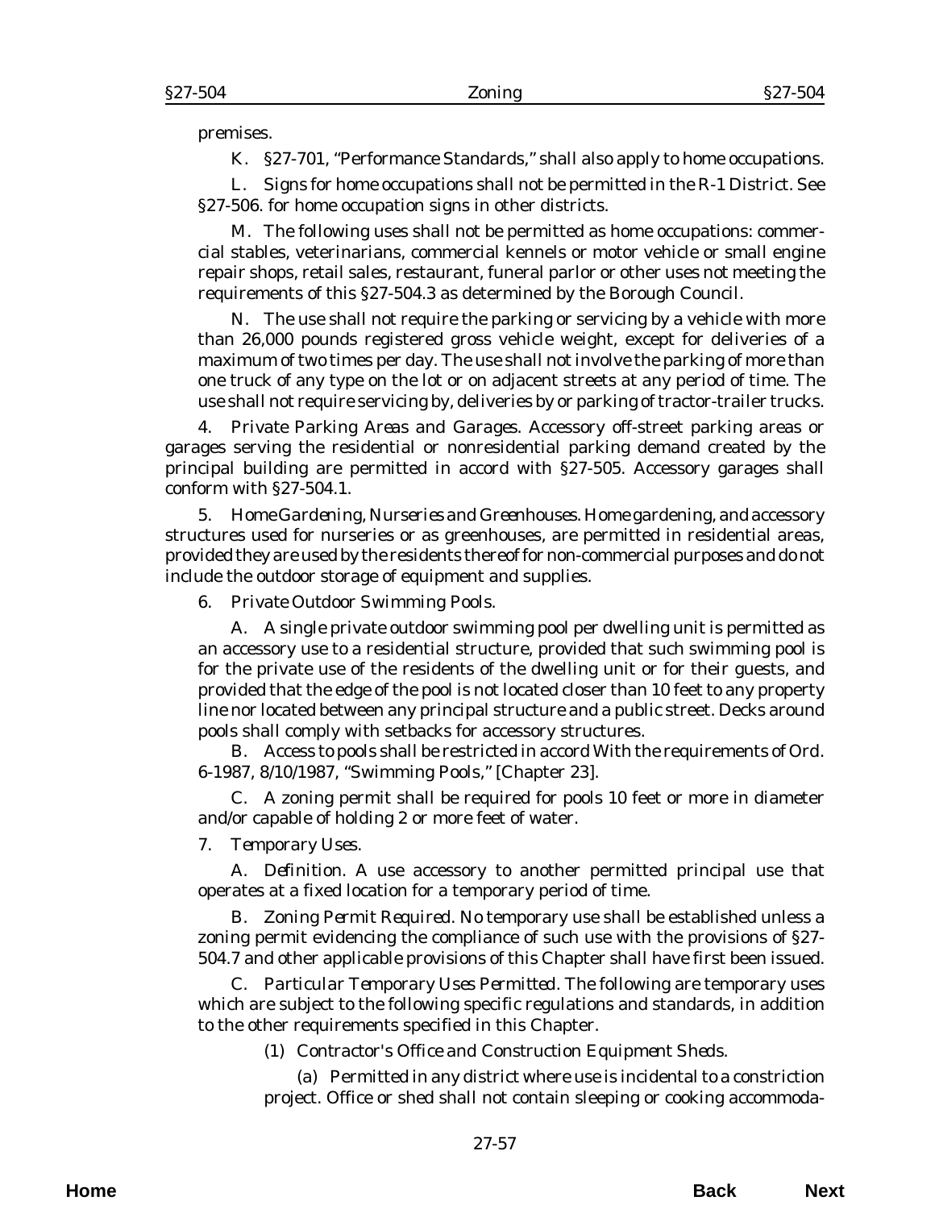premises.

K. §27-701, "Performance Standards," shall also apply to home occupations.

L. Signs for home occupations shall not be permitted in the R-1 District. See §27-506. for home occupation signs in other districts.

M. The following uses shall not be permitted as home occupations: commercial stables, veterinarians, commercial kennels or motor vehicle or small engine repair shops, retail sales, restaurant, funeral parlor or other uses not meeting the requirements of this §27-504.3 as determined by the Borough Council.

N. The use shall not require the parking or servicing by a vehicle with more than 26,000 pounds registered gross vehicle weight, except for deliveries of a maximum of two times per day. The use shall not involve the parking of more than one truck of any type on the lot or on adjacent streets at any period of time. The use shall not require servicing by, deliveries by or parking of tractor-trailer trucks.

4. *Private Parking Areas and Garages.* Accessory off-street parking areas or garages serving the residential or nonresidential parking demand created by the principal building are permitted in accord with §27-505. Accessory garages shall conform with §27-504.1.

5. *Home Gardening, Nurseries and Greenhouses.* Home gardening, and accessory structures used for nurseries or as greenhouses, are permitted in residential areas, provided they are used by the residents thereof for non-commercial purposes and do not include the outdoor storage of equipment and supplies.

6. *Private Outdoor Swimming Pools.*

A. A single private outdoor swimming pool per dwelling unit is permitted as an accessory use to a residential structure, provided that such swimming pool is for the private use of the residents of the dwelling unit or for their guests, and provided that the edge of the pool is not located closer than 10 feet to any property line nor located between any principal structure and a public street. Decks around pools shall comply with setbacks for accessory structures.

B. Access to pools shall be restricted in accord With the requirements of Ord. 6-1987, 8/10/1987, "Swimming Pools," [Chapter 23].

C. A zoning permit shall be required for pools 10 feet or more in diameter and/or capable of holding 2 or more feet of water.

7. *Temporary Uses.*

A. *Definition.* A use accessory to another permitted principal use that operates at a fixed location for a temporary period of time.

B. *Zoning Permit Required.* No temporary use shall be established unless a zoning permit evidencing the compliance of such use with the provisions of §27-504.7 and other applicable provisions of this Chapter shall have first been issued.

C. *Particular Temporary Uses Permitted.* The following are temporary uses which are subject to the following specific regulations and standards, in addition to the other requirements specified in this Chapter.

(1) *Contractor's Office and Construction Equipment Sheds.*

(a) Permitted in any district where use is incidental to a constriction project. Office or shed shall not contain sleeping or cooking accommoda-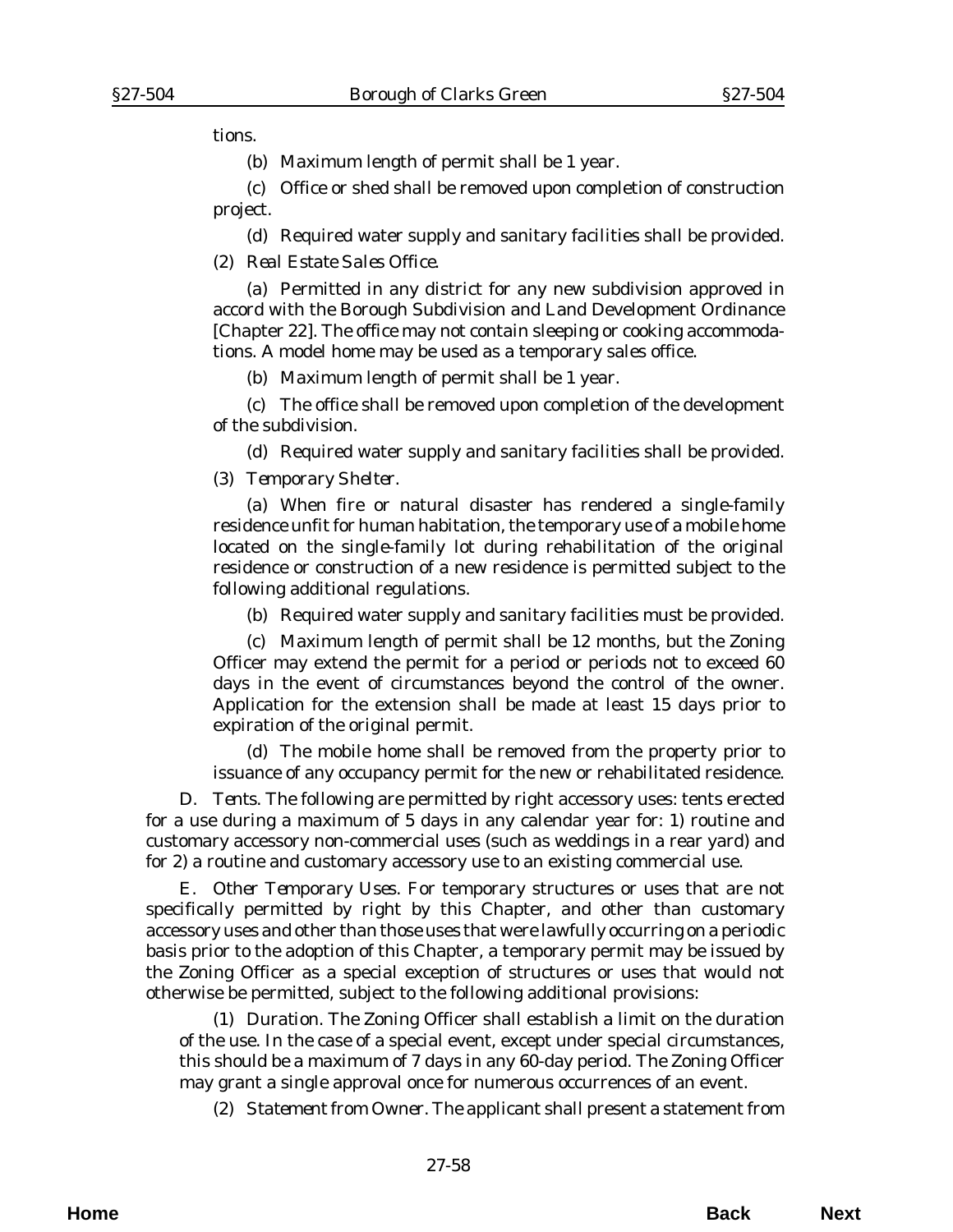tions.

(b) Maximum length of permit shall be 1 year.

(c) Office or shed shall be removed upon completion of construction project.

(d) Required water supply and sanitary facilities shall be provided.

(2) *Real Estate Sales Office.*

(a) Permitted in any district for any new subdivision approved in accord with the Borough Subdivision and Land Development Ordinance [Chapter 22]. The office may not contain sleeping or cooking accommodations. A model home may be used as a temporary sales office.

(b) Maximum length of permit shall be 1 year.

(c) The office shall be removed upon completion of the development of the subdivision.

(d) Required water supply and sanitary facilities shall be provided.

(3) *Temporary Shelter.*

(a) When fire or natural disaster has rendered a single-family residence unfit for human habitation, the temporary use of a mobile home located on the single-family lot during rehabilitation of the original residence or construction of a new residence is permitted subject to the following additional regulations.

(b) Required water supply and sanitary facilities must be provided.

(c) Maximum length of permit shall be 12 months, but the Zoning Officer may extend the permit for a period or periods not to exceed 60 days in the event of circumstances beyond the control of the owner. Application for the extension shall be made at least 15 days prior to expiration of the original permit.

(d) The mobile home shall be removed from the property prior to issuance of any occupancy permit for the new or rehabilitated residence.

D. *Tents.* The following are permitted by right accessory uses: tents erected for a use during a maximum of 5 days in any calendar year for: 1) routine and customary accessory non-commercial uses (such as weddings in a rear yard) and for 2) a routine and customary accessory use to an existing commercial use.

E. *Other Temporary Uses.* For temporary structures or uses that are not specifically permitted by right by this Chapter, and other than customary accessory uses and other than those uses that were lawfully occurring on a periodic basis prior to the adoption of this Chapter, a temporary permit may be issued by the Zoning Officer as a special exception of structures or uses that would not otherwise be permitted, subject to the following additional provisions:

(1) *Duration.* The Zoning Officer shall establish a limit on the duration of the use. In the case of a special event, except under special circumstances, this should be a maximum of 7 days in any 60-day period. The Zoning Officer may grant a single approval once for numerous occurrences of an event.

(2) *Statement from Owner.* The applicant shall present a statement from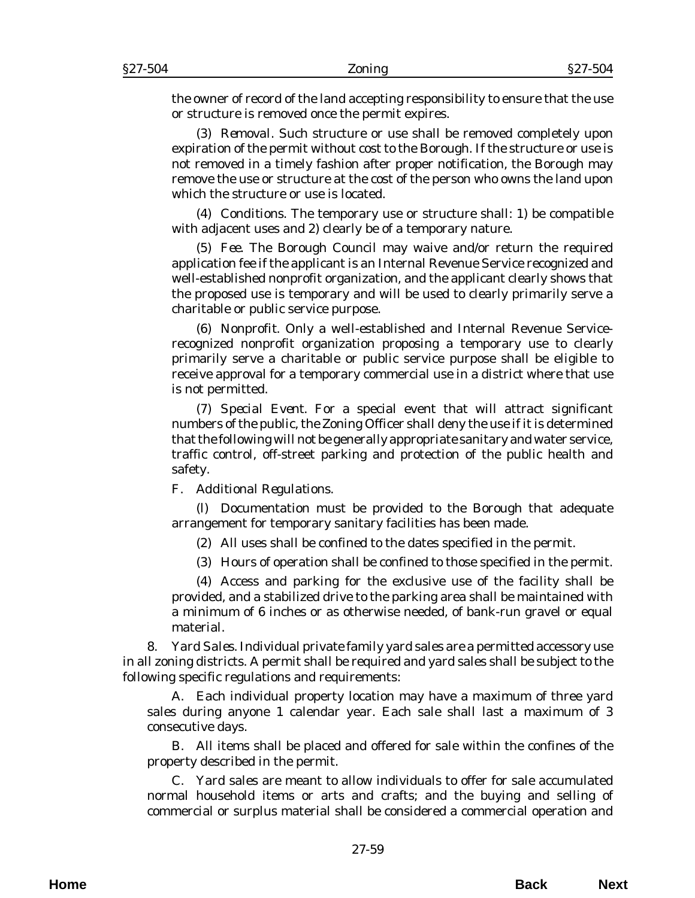the owner of record of the land accepting responsibility to ensure that the use or structure is removed once the permit expires.

(3) *Removal*. Such structure or use shall be removed completely upon expiration of the permit without cost to the Borough. If the structure or use is not removed in a timely fashion after proper notification, the Borough may remove the use or structure at the cost of the person who owns the land upon which the structure or use is located.

(4) *Conditions*. The temporary use or structure shall: 1) be compatible with adjacent uses and 2) clearly be of a temporary nature.

(5) *Fee*. The Borough Council may waive and/or return the required application fee if the applicant is an Internal Revenue Service recognized and well-established nonprofit organization, and the applicant clearly shows that the proposed use is temporary and will be used to clearly primarily serve a charitable or public service purpose.

(6) *Nonprofit*. Only a well-established and Internal Revenue Service-recognized nonprofit organization proposing a temporary use to clearly primarily serve a charitable or public service purpose shall be eligible to receive approval for a temporary commercial use in a district where that use is not permitted.

(7) *Special Event*. For a special event that will attract significant numbers of the public, the Zoning Officer shall deny the use if it is determined that the following will not be generally appropriate sanitary and water service, traffic control, off-street parking and protection of the public health and safety.

F. *Additional Regulations*.

(l) Documentation must be provided to the Borough that adequate arrangement for temporary sanitary facilities has been made.

(2) All uses shall be confined to the dates specified in the permit.

(3) Hours of operation shall be confined to those specified in the permit.

(4) Access and parking for the exclusive use of the facility shall be provided, and a stabilized drive to the parking area shall be maintained with a minimum of 6 inches or as otherwise needed, of bank-run gravel or equal material.

8. *Yard Sales*. Individual private family yard sales are a permitted accessory use in all zoning districts. A permit shall be required and yard sales shall be subject to the following specific regulations and requirements:

A. Each individual property location may have a maximum of three yard sales during anyone 1 calendar year. Each sale shall last a maximum of 3 consecutive days.

B. All items shall be placed and offered for sale within the confines of the property described in the permit.

C. Yard sales are meant to allow individuals to offer for sale accumulated normal household items or arts and crafts; and the buying and selling of commercial or surplus material shall be considered a commercial operation and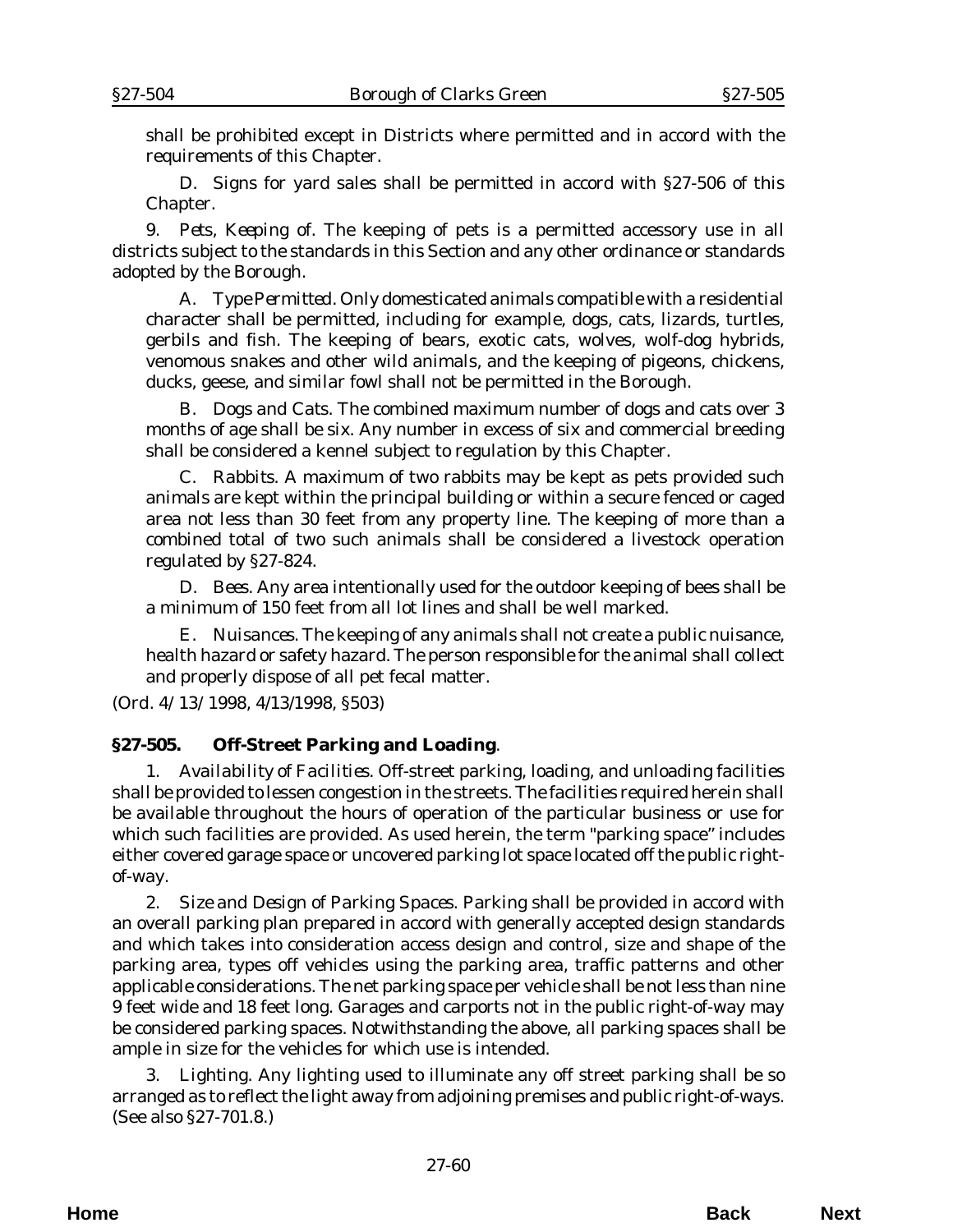shall be prohibited except in Districts where permitted and in accord with the requirements of this Chapter.

D. Signs for yard sales shall be permitted in accord with §27-506 of this Chapter.

9. *Pets, Keeping of*. The keeping of pets is a permitted accessory use in all districts subject to the standards in this Section and any other ordinance or standards adopted by the Borough.

A. *Type Permitted*. Only domesticated animals compatible with a residential character shall be permitted, including for example, dogs, cats, lizards, turtles, gerbils and fish. The keeping of bears, exotic cats, wolves, wolf-dog hybrids, venomous snakes and other wild animals, and the keeping of pigeons, chickens, ducks, geese, and similar fowl shall not be permitted in the Borough.

B. *Dogs and Cats*. The combined maximum number of dogs and cats over 3 months of age shall be six. Any number in excess of six and commercial breeding shall be considered a kennel subject to regulation by this Chapter.

C. *Rabbits*. A maximum of two rabbits may be kept as pets provided such animals are kept within the principal building or within a secure fenced or caged area not less than 30 feet from any property line. The keeping of more than a combined total of two such animals shall be considered a livestock operation regulated by §27-824.

D. *Bees*. Any area intentionally used for the outdoor keeping of bees shall be a minimum of 150 feet from all lot lines and shall be well marked.

E. *Nuisances*. The keeping of any animals shall not create a public nuisance, health hazard or safety hazard. The person responsible for the animal shall collect and properly dispose of all pet fecal matter.

(*Ord. 4/13/1998*, 4/13/1998, §503)

## §27-505. Off-Street Parking and Loading.

1. *Availability of Facilities*. Off-street parking, loading, and unloading facilities shall be provided to lessen congestion in the streets. The facilities required herein shall be available throughout the hours of operation of the particular business or use for which such facilities are provided. As used herein, the term "parking space" includes either covered garage space or uncovered parking lot space located off the public right-of-way.

2. *Size and Design of Parking Spaces*. Parking shall be provided in accord with an overall parking plan prepared in accord with generally accepted design standards and which takes into consideration access design and control, size and shape of the parking area, types off vehicles using the parking area, traffic patterns and other applicable considerations. The net parking space per vehicle shall be not less than nine 9 feet wide and 18 feet long. Garages and carports not in the public right-of-way may be considered parking spaces. Notwithstanding the above, all parking spaces shall be ample in size for the vehicles for which use is intended.

3. *Lighting*. Any lighting used to illuminate any off street parking shall be so arranged as to reflect the light away from adjoining premises and public right-of-ways. (See also §27-701.8.)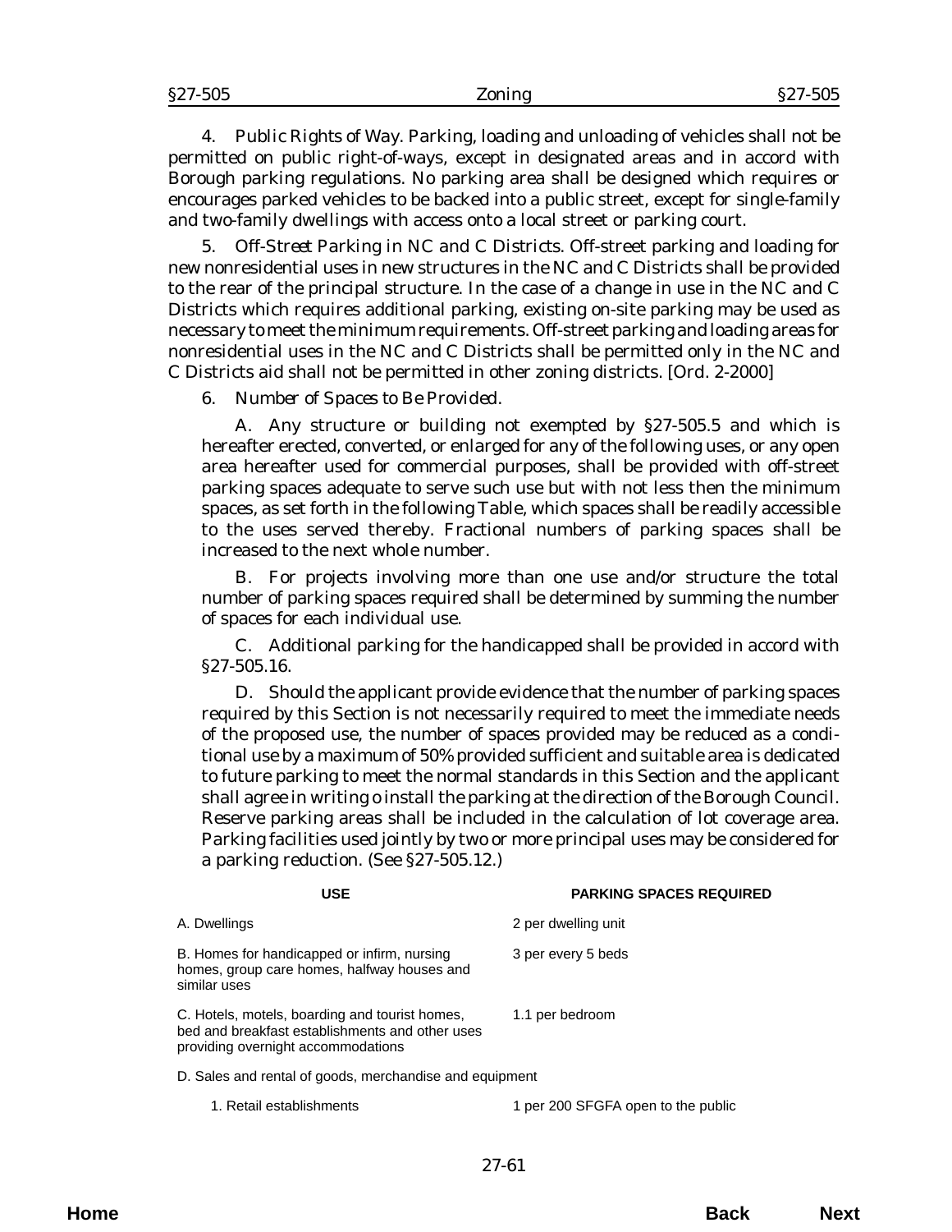4. *Public Rights of Way*. Parking, loading and unloading of vehicles shall not be permitted on public right-of-ways, except in designated areas and in accord with Borough parking regulations. No parking area shall be designed which requires or encourages parked vehicles to be backed into a public street, except for single-family and two-family dwellings with access onto a local street or parking court.

5. *Off-Street Parking in NC and C Districts*. Off-street parking and loading for new nonresidential uses in new structures in the NC and C Districts shall be provided to the rear of the principal structure. In the case of a change in use in the NC and C Districts which requires additional parking, existing on-site parking may be used as necessary to meet the minimum requirements. Off-street parking and loading areas for nonresidential uses in the NC and C Districts shall be permitted only in the NC and C Districts aid shall not be permitted in other zoning districts. [Ord. 2-2000]

6. *Number of Spaces to Be Provided*.

A. Any structure or building not exempted by §27-505.5 and which is hereafter erected, converted, or enlarged for any of the following uses, or any open area hereafter used for commercial purposes, shall be provided with off-street parking spaces adequate to serve such use but with not less then the minimum spaces, as set forth in the following Table, which spaces shall be readily accessible to the uses served thereby. Fractional numbers of parking spaces shall be increased to the next whole number.

B. For projects involving more than one use and/or structure the total number of parking spaces required shall be determined by summing the number of spaces for each individual use.

C. Additional parking for the handicapped shall be provided in accord with §27-505.16.

D. Should the applicant provide evidence that the number of parking spaces required by this Section is not necessarily required to meet the immediate needs of the proposed use, the number of spaces provided may be reduced as a conditional use by a maximum of 50% provided sufficient and suitable area is dedicated to future parking to meet the normal standards in this Section and the applicant shall agree in writing o install the parking at the direction of the Borough Council. Reserve parking areas shall be included in the calculation of lot coverage area. Parking facilities used jointly by two or more principal uses may be considered for a parking reduction. (See §27-505.12.)

| USE | PARKING SPACES REQUIRED |
|---|---|
| A. Dwellings | 2 per dwelling unit |
| B. Homes for handicapped or infirm, nursing homes, group care homes, halfway houses and similar uses | 3 per every 5 beds |
| C. Hotels, motels, boarding and tourist homes, bed and breakfast establishments and other uses providing overnight accommodations | 1.1 per bedroom |
| D. Sales and rental of goods, merchandise and equipment | |
| 1. Retail establishments | 1 per 200 SFGFA open to the public |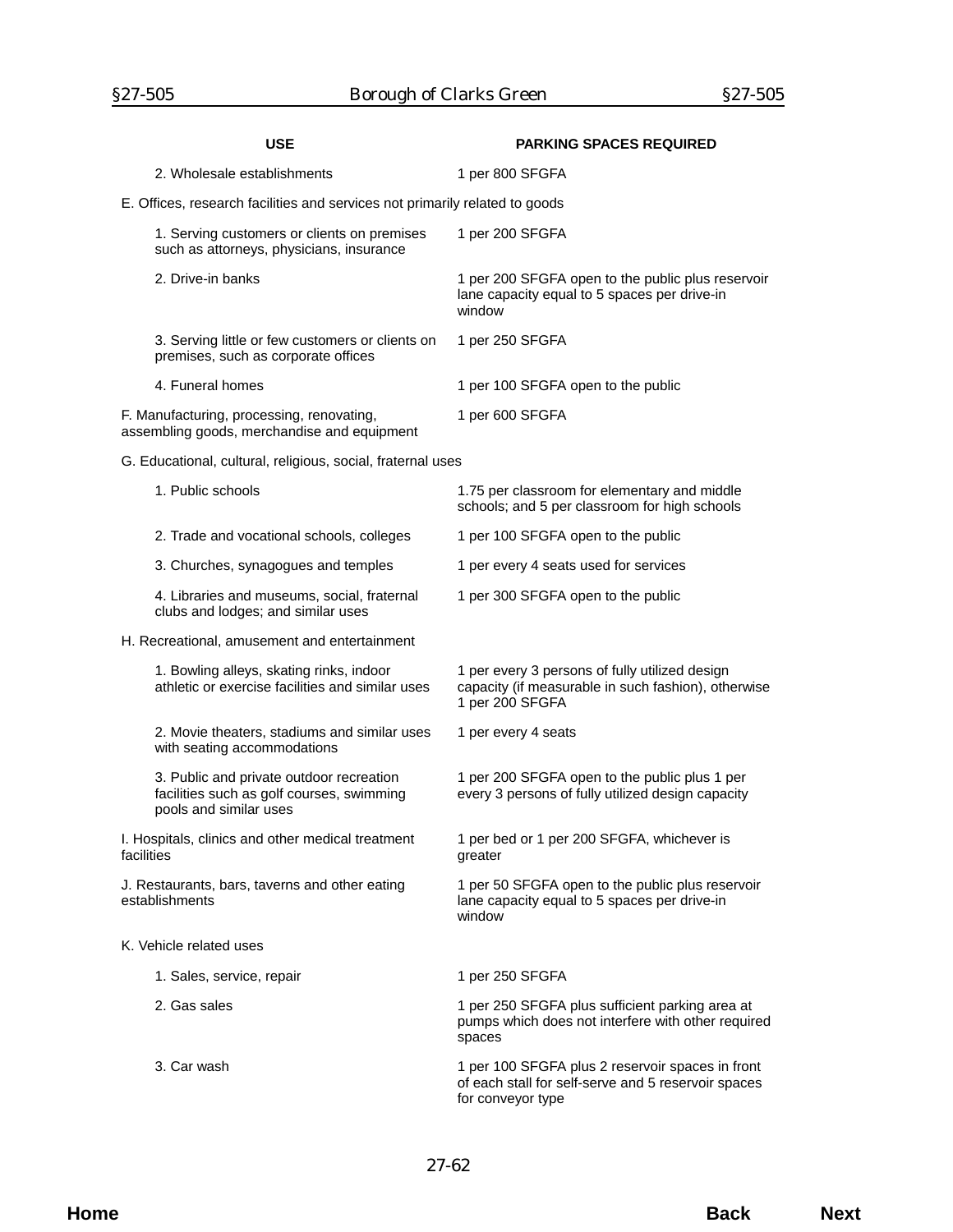| USE | PARKING SPACES REQUIRED |
|---|---|
| 2. Wholesale establishments | 1 per 800 SFGFA |
| E. Offices, research facilities and services not primarily related to goods | |
| 1. Serving customers or clients on premises such as attorneys, physicians, insurance | 1 per 200 SFGFA |
| 2. Drive-in banks | 1 per 200 SFGFA open to the public plus reservoir lane capacity equal to 5 spaces per drive-in window |
| 3. Serving little or few customers or clients on premises, such as corporate offices | 1 per 250 SFGFA |
| 4. Funeral homes | 1 per 100 SFGFA open to the public |
| F. Manufacturing, processing, renovating, assembling goods, merchandise and equipment | 1 per 600 SFGFA |
| G. Educational, cultural, religious, social, fraternal uses | |
| 1. Public schools | 1.75 per classroom for elementary and middle schools; and 5 per classroom for high schools |
| 2. Trade and vocational schools, colleges | 1 per 100 SFGFA open to the public |
| 3. Churches, synagogues and temples | 1 per every 4 seats used for services |
| 4. Libraries and museums, social, fraternal clubs and lodges; and similar uses | 1 per 300 SFGFA open to the public |
| H. Recreational, amusement and entertainment | |
| 1. Bowling alleys, skating rinks, indoor athletic or exercise facilities and similar uses | 1 per every 3 persons of fully utilized design capacity (if measurable in such fashion), otherwise 1 per 200 SFGFA |
| 2. Movie theaters, stadiums and similar uses with seating accommodations | 1 per every 4 seats |
| 3. Public and private outdoor recreation facilities such as golf courses, swimming pools and similar uses | 1 per 200 SFGFA open to the public plus 1 per every 3 persons of fully utilized design capacity |
| I. Hospitals, clinics and other medical treatment facilities | 1 per bed or 1 per 200 SFGFA, whichever is greater |
| J. Restaurants, bars, taverns and other eating establishments | 1 per 50 SFGFA open to the public plus reservoir lane capacity equal to 5 spaces per drive-in window |
| K. Vehicle related uses | |
| 1. Sales, service, repair | 1 per 250 SFGFA |
| 2. Gas sales | 1 per 250 SFGFA plus sufficient parking area at pumps which does not interfere with other required spaces |
| 3. Car wash | 1 per 100 SFGFA plus 2 reservoir spaces in front of each stall for self-serve and 5 reservoir spaces for conveyor type |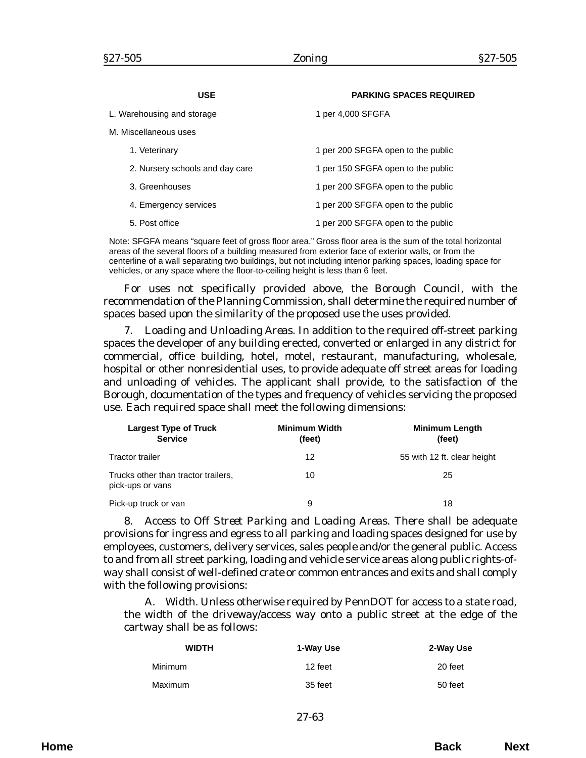| USE | PARKING SPACES REQUIRED |
|---|---|
| L. Warehousing and storage | 1 per 4,000 SFGFA |
| M. Miscellaneous uses | |
| 1. Veterinary | 1 per 200 SFGFA open to the public |
| 2. Nursery schools and day care | 1 per 150 SFGFA open to the public |
| 3. Greenhouses | 1 per 200 SFGFA open to the public |
| 4. Emergency services | 1 per 200 SFGFA open to the public |
| 5. Post office | 1 per 200 SFGFA open to the public |

Note: SFGFA means "square feet of gross floor area." Gross floor area is the sum of the total horizontal areas of the several floors of a building measured from exterior face of exterior walls, or from the centerline of a wall separating two buildings, but not including interior parking spaces, loading space for vehicles, or any space where the floor-to-ceiling height is less than 6 feet.

For uses not specifically provided above, the Borough Council, with the recommendation of the Planning Commission, shall determine the required number of spaces based upon the similarity of the proposed use the uses provided.

7. *Loading and Unloading Areas.* In addition to the required off-street parking spaces the developer of any building erected, converted or enlarged in any district for commercial, office building, hotel, motel, restaurant, manufacturing, wholesale, hospital or other nonresidential uses, to provide adequate off street areas for loading and unloading of vehicles. The applicant shall provide, to the satisfaction of the Borough, documentation of the types and frequency of vehicles servicing the proposed use. Each required space shall meet the following dimensions:

| Largest Type of Truck Service | Minimum Width (feet) | Minimum Length (feet) |
|---|---|---|
| Tractor trailer | 12 | 55 with 12 ft. clear height |
| Trucks other than tractor trailers, pick-ups or vans | 10 | 25 |
| Pick-up truck or van | 9 | 18 |

8. *Access to Off Street Parking and Loading Areas.* There shall be adequate provisions for ingress and egress to all parking and loading spaces designed for use by employees, customers, delivery services, sales people and/or the general public. Access to and from all street parking, loading and vehicle service areas along public rights-of-way shall consist of well-defined crate or common entrances and exits and shall comply with the following provisions:

A. *Width.* Unless otherwise required by PennDOT for access to a state road, the width of the driveway/access way onto a public street at the edge of the cartway shall be as follows:

| WIDTH | 1-Way Use | 2-Way Use |
|---|---|---|
| Minimum | 12 feet | 20 feet |
| Maximum | 35 feet | 50 feet |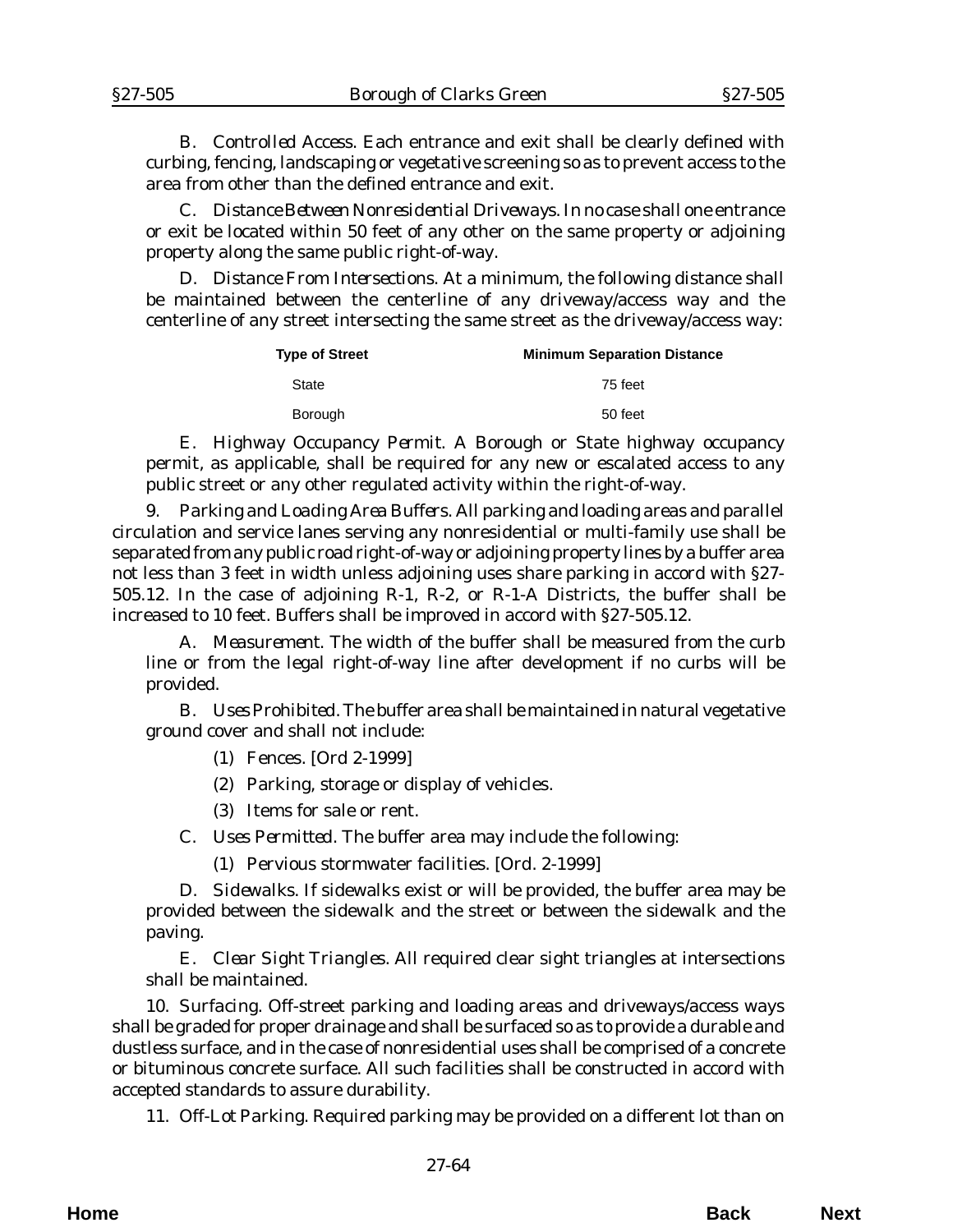B. *Controlled Access.* Each entrance and exit shall be clearly defined with curbing, fencing, landscaping or vegetative screening so as to prevent access to the area from other than the defined entrance and exit.

C. *Distance Between Nonresidential Driveways.* In no case shall one entrance or exit be located within 50 feet of any other on the same property or adjoining property along the same public right-of-way.

D. *Distance From Intersections.* At a minimum, the following distance shall be maintained between the centerline of any driveway/access way and the centerline of any street intersecting the same street as the driveway/access way:

| Type of Street | Minimum Separation Distance |
|---|---|
| State | 75 feet |
| Borough | 50 feet |

E. *Highway Occupancy Permit.* A Borough or State highway occupancy permit, as applicable, shall be required for any new or escalated access to any public street or any other regulated activity within the right-of-way.

9. *Parking and Loading Area Buffers.* All parking and loading areas and parallel circulation and service lanes serving any nonresidential or multi-family use shall be separated from any public road right-of-way or adjoining property lines by a buffer area not less than 3 feet in width unless adjoining uses share parking in accord with §27-505.12. In the case of adjoining R-1, R-2, or R-1-A Districts, the buffer shall be increased to 10 feet. Buffers shall be improved in accord with §27-505.12.

A. *Measurement.* The width of the buffer shall be measured from the curb line or from the legal right-of-way line after development if no curbs will be provided.

B. *Uses Prohibited.* The buffer area shall be maintained in natural vegetative ground cover and shall not include:

(1) Fences. [Ord 2-1999]

(2) Parking, storage or display of vehicles.

(3) Items for sale or rent.

C. *Uses Permitted.* The buffer area may include the following:

(1) Pervious stormwater facilities. [Ord. 2-1999]

D. *Sidewalks.* If sidewalks exist or will be provided, the buffer area may be provided between the sidewalk and the street or between the sidewalk and the paving.

E. *Clear Sight Triangles.* All required clear sight triangles at intersections shall be maintained.

10. *Surfacing.* Off-street parking and loading areas and driveways/access ways shall be graded for proper drainage and shall be surfaced so as to provide a durable and dustless surface, and in the case of nonresidential uses shall be comprised of a concrete or bituminous concrete surface. All such facilities shall be constructed in accord with accepted standards to assure durability.

11. *Off-Lot Parking.* Required parking may be provided on a different lot than on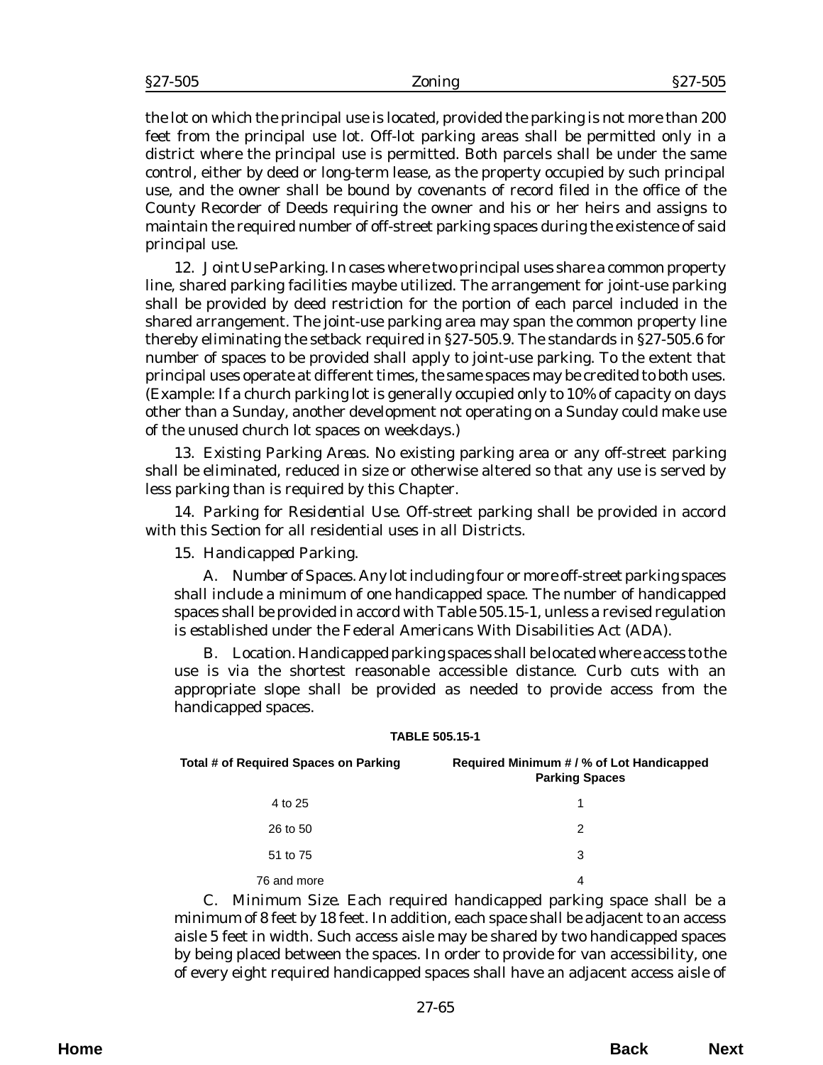the lot on which the principal use is located, provided the parking is not more than 200 feet from the principal use lot. Off-lot parking areas shall be permitted only in a district where the principal use is permitted. Both parcels shall be under the same control, either by deed or long-term lease, as the property occupied by such principal use, and the owner shall be bound by covenants of record filed in the office of the County Recorder of Deeds requiring the owner and his or her heirs and assigns to maintain the required number of off-street parking spaces during the existence of said principal use.

12. *Joint Use Parking.* In cases where two principal uses share a common property line, shared parking facilities maybe utilized. The arrangement for joint-use parking shall be provided by deed restriction for the portion of each parcel included in the shared arrangement. The joint-use parking area may span the common property line thereby eliminating the setback required in §27-505.9. The standards in §27-505.6 for number of spaces to be provided shall apply to joint-use parking. To the extent that principal uses operate at different times, the same spaces may be credited to both uses. (Example: If a church parking lot is generally occupied only to 10% of capacity on days other than a Sunday, another development not operating on a Sunday could make use of the unused church lot spaces on weekdays.)

13. *Existing Parking Areas.* No existing parking area or any off-street parking shall be eliminated, reduced in size or otherwise altered so that any use is served by less parking than is required by this Chapter.

14. *Parking for Residential Use.* Off-street parking shall be provided in accord with this Section for all residential uses in all Districts.

15. *Handicapped Parking.*

A. *Number of Spaces.* Any lot including four or more off-street parking spaces shall include a minimum of one handicapped space. The number of handicapped spaces shall be provided in accord with Table 505.15-1, unless a revised regulation is established under the Federal Americans With Disabilities Act (ADA).

B. *Location.* Handicapped parking spaces shall be located where access to the use is via the shortest reasonable accessible distance. Curb cuts with an appropriate slope shall be provided as needed to provide access from the handicapped spaces.

**TABLE 505.15-1**

| Total # of Required Spaces on Parking | Required Minimum # / % of Lot Handicapped Parking Spaces |
|---|---|
| 4 to 25 | 1 |
| 26 to 50 | 2 |
| 51 to 75 | 3 |
| 76 and more | 4 |

C. *Minimum Size.* Each required handicapped parking space shall be a minimum of 8 feet by 18 feet. In addition, each space shall be adjacent to an access aisle 5 feet in width. Such access aisle may be shared by two handicapped spaces by being placed between the spaces. In order to provide for van accessibility, one of every eight required handicapped spaces shall have an adjacent access aisle of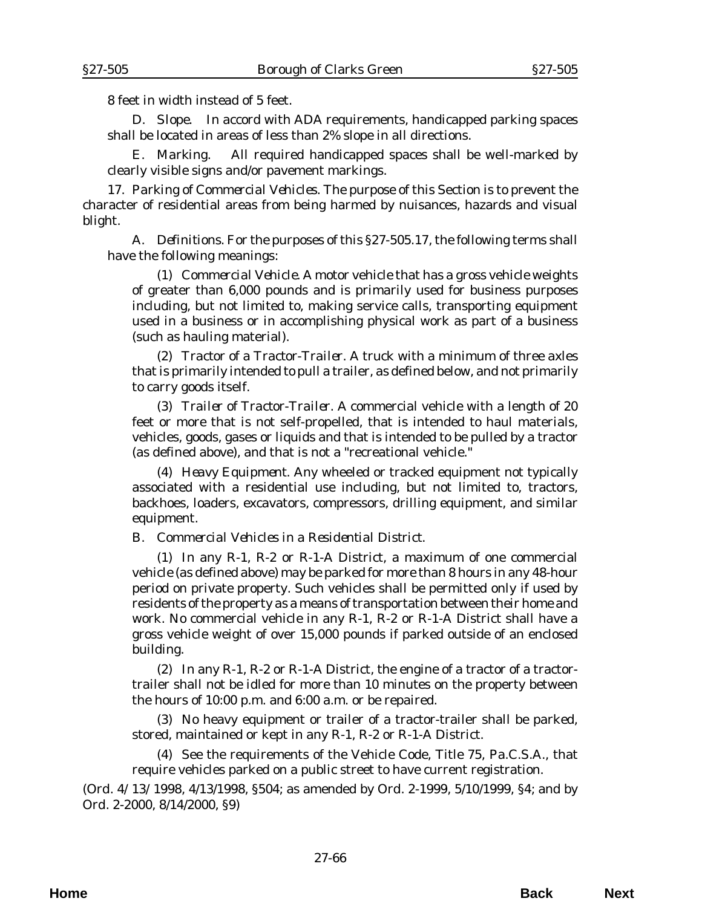8 feet in width instead of 5 feet.

D. *Slope.* In accord with ADA requirements, handicapped parking spaces shall be located in areas of less than 2% slope in all directions.

E. *Marking.* All required handicapped spaces shall be well-marked by clearly visible signs and/or pavement markings.

17. *Parking of Commercial Vehicles.* The purpose of this Section is to prevent the character of residential areas from being harmed by nuisances, hazards and visual blight.

A. *Definitions.* For the purposes of this §27-505.17, the following terms shall have the following meanings:

(1) *Commercial Vehicle.* A motor vehicle that has a gross vehicle weights of greater than 6,000 pounds and is primarily used for business purposes including, but not limited to, making service calls, transporting equipment used in a business or in accomplishing physical work as part of a business (such as hauling material).

(2) *Tractor of a Tractor-Trailer.* A truck with a minimum of three axles that is primarily intended to pull a trailer, as defined below, and not primarily to carry goods itself.

(3) *Trailer of Tractor-Trailer.* A commercial vehicle with a length of 20 feet or more that is not self-propelled, that is intended to haul materials, vehicles, goods, gases or liquids and that is intended to be pulled by a tractor (as defined above), and that is not a "recreational vehicle."

(4) *Heavy Equipment.* Any wheeled or tracked equipment not typically associated with a residential use including, but not limited to, tractors, backhoes, loaders, excavators, compressors, drilling equipment, and similar equipment.

B. *Commercial Vehicles in a Residential District.*

(1) In any R-1, R-2 or R-1-A District, a maximum of one commercial vehicle (as defined above) may be parked for more than 8 hours in any 48-hour period on private property. Such vehicles shall be permitted only if used by residents of the property as a means of transportation between their home and work. No commercial vehicle in any R-1, R-2 or R-1-A District shall have a gross vehicle weight of over 15,000 pounds if parked outside of an enclosed building.

(2) In any R-1, R-2 or R-1-A District, the engine of a tractor of a tractor-trailer shall not be idled for more than 10 minutes on the property between the hours of 10:00 p.m. and 6:00 a.m. or be repaired.

(3) No heavy equipment or trailer of a tractor-trailer shall be parked, stored, maintained or kept in any R-1, R-2 or R-1-A District.

(4) See the requirements of the Vehicle Code, Title 75, Pa.C.S.A., that require vehicles parked on a public street to have current registration.

(*Ord. 4/13/1998*, 4/13/1998, §504; as amended by *Ord. 2-1999*, 5/10/1999, §4; and by *Ord. 2-2000*, 8/14/2000, §9)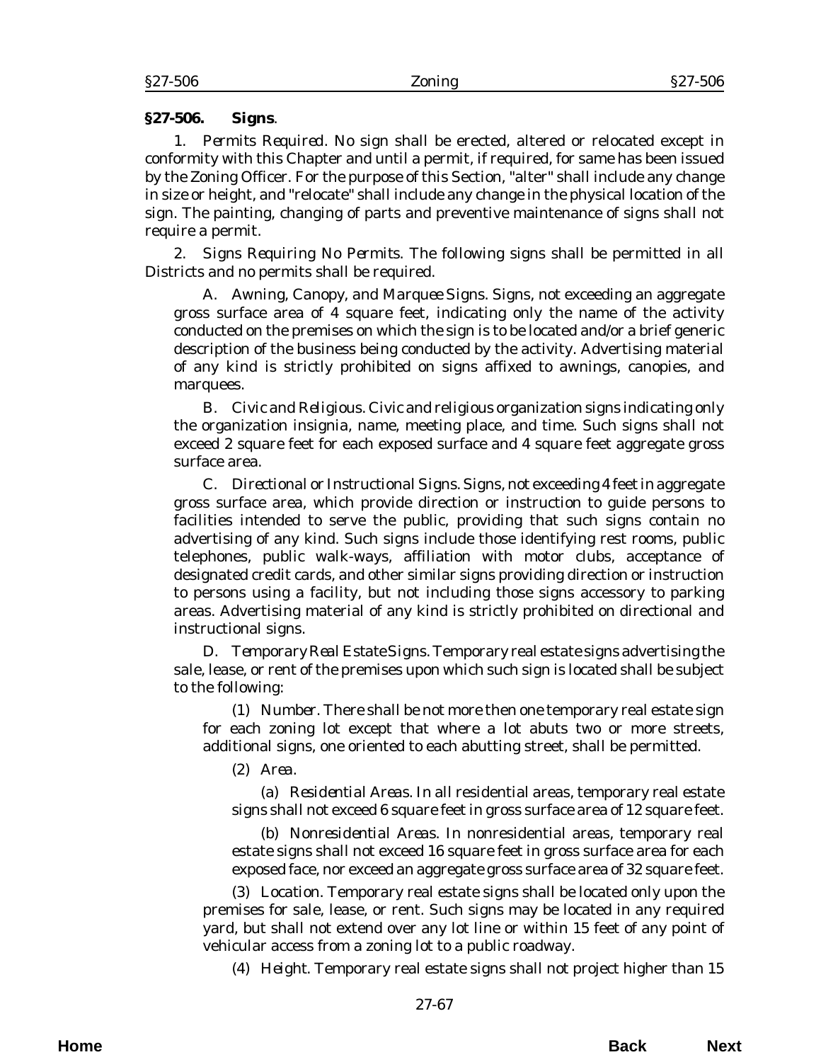## §27-506. Signs.

1. *Permits Required*. No sign shall be erected, altered or relocated except in conformity with this Chapter and until a permit, if required, for same has been issued by the Zoning Officer. For the purpose of this Section, "alter" shall include any change in size or height, and "relocate" shall include any change in the physical location of the sign. The painting, changing of parts and preventive maintenance of signs shall not require a permit.

2. *Signs Requiring No Permits*. The following signs shall be permitted in all Districts and no permits shall be required.

A. *Awning, Canopy, and Marquee Signs*. Signs, not exceeding an aggregate gross surface area of 4 square feet, indicating only the name of the activity conducted on the premises on which the sign is to be located and/or a brief generic description of the business being conducted by the activity. Advertising material of any kind is strictly prohibited on signs affixed to awnings, canopies, and marquees.

B. *Civic and Religious*. Civic and religious organization signs indicating only the organization insignia, name, meeting place, and time. Such signs shall not exceed 2 square feet for each exposed surface and 4 square feet aggregate gross surface area.

C. *Directional or Instructional Signs*. Signs, not exceeding 4 feet in aggregate gross surface area, which provide direction or instruction to guide persons to facilities intended to serve the public, providing that such signs contain no advertising of any kind. Such signs include those identifying rest rooms, public telephones, public walk-ways, affiliation with motor clubs, acceptance of designated credit cards, and other similar signs providing direction or instruction to persons using a facility, but not including those signs accessory to parking areas. Advertising material of any kind is strictly prohibited on directional and instructional signs.

D. *Temporary Real Estate Signs*. Temporary real estate signs advertising the sale, lease, or rent of the premises upon which such sign is located shall be subject to the following:

(1) *Number*. There shall be not more then one temporary real estate sign for each zoning lot except that where a lot abuts two or more streets, additional signs, one oriented to each abutting street, shall be permitted.

(2) *Area*.

(a) *Residential Areas*. In all residential areas, temporary real estate signs shall not exceed 6 square feet in gross surface area of 12 square feet.

(b) *Nonresidential Areas*. In nonresidential areas, temporary real estate signs shall not exceed 16 square feet in gross surface area for each exposed face, nor exceed an aggregate gross surface area of 32 square feet.

(3) *Location*. Temporary real estate signs shall be located only upon the premises for sale, lease, or rent. Such signs may be located in any required yard, but shall not extend over any lot line or within 15 feet of any point of vehicular access from a zoning lot to a public roadway.

(4) *Height*. Temporary real estate signs shall not project higher than 15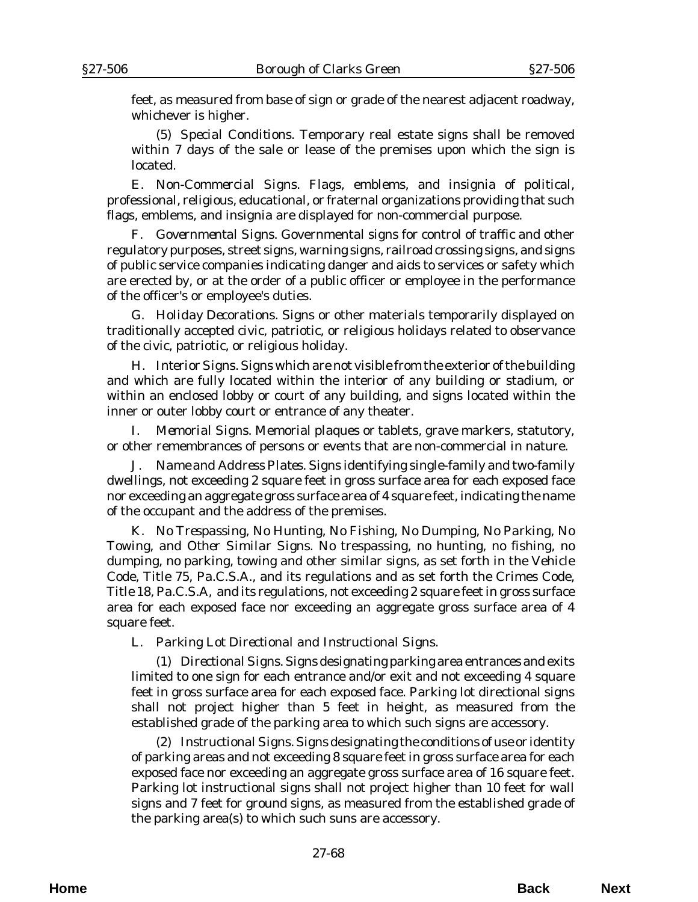feet, as measured from base of sign or grade of the nearest adjacent roadway, whichever is higher.

(5) *Special Conditions.* Temporary real estate signs shall be removed within 7 days of the sale or lease of the premises upon which the sign is located.

E. *Non-Commercial Signs.* Flags, emblems, and insignia of political, professional, religious, educational, or fraternal organizations providing that such flags, emblems, and insignia are displayed for non-commercial purpose.

F. *Governmental Signs.* Governmental signs for control of traffic and other regulatory purposes, street signs, warning signs, railroad crossing signs, and signs of public service companies indicating danger and aids to services or safety which are erected by, or at the order of a public officer or employee in the performance of the officer's or employee's duties.

G. *Holiday Decorations.* Signs or other materials temporarily displayed on traditionally accepted civic, patriotic, or religious holidays related to observance of the civic, patriotic, or religious holiday.

H. *Interior Signs.* Signs which are not visible from the exterior of the building and which are fully located within the interior of any building or stadium, or within an enclosed lobby or court of any building, and signs located within the inner or outer lobby court or entrance of any theater.

I. *Memorial Signs.* Memorial plaques or tablets, grave markers, statutory, or other remembrances of persons or events that are non-commercial in nature.

J. *Name and Address Plates.* Signs identifying single-family and two-family dwellings, not exceeding 2 square feet in gross surface area for each exposed face nor exceeding an aggregate gross surface area of 4 square feet, indicating the name of the occupant and the address of the premises.

K. *No Trespassing, No Hunting, No Fishing, No Dumping, No Parking, No Towing, and Other Similar Signs.* No trespassing, no hunting, no fishing, no dumping, no parking, towing and other similar signs, as set forth in the Vehicle Code, Title 75, Pa.C.S.A., and its regulations and as set forth the Crimes Code, Title 18, Pa.C.S.A, and its regulations, not exceeding 2 square feet in gross surface area for each exposed face nor exceeding an aggregate gross surface area of 4 square feet.

L. *Parking Lot Directional and Instructional Signs.*

(1) *Directional Signs.* Signs designating parking area entrances and exits limited to one sign for each entrance and/or exit and not exceeding 4 square feet in gross surface area for each exposed face. Parking lot directional signs shall not project higher than 5 feet in height, as measured from the established grade of the parking area to which such signs are accessory.

(2) *Instructional Signs.* Signs designating the conditions of use or identity of parking areas and not exceeding 8 square feet in gross surface area for each exposed face nor exceeding an aggregate gross surface area of 16 square feet. Parking lot instructional signs shall not project higher than 10 feet for wall signs and 7 feet for ground signs, as measured from the established grade of the parking area(s) to which such suns are accessory.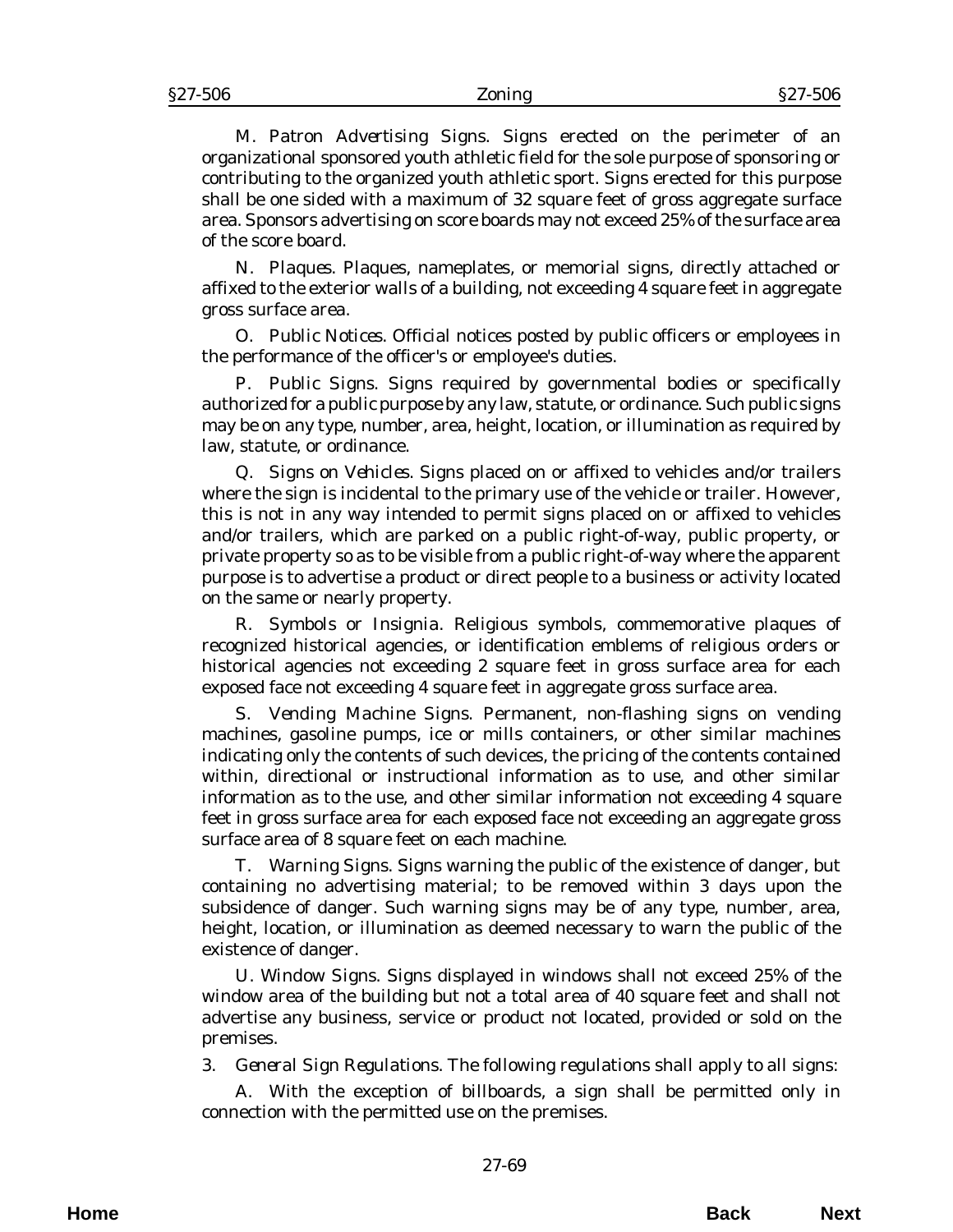M. *Patron Advertising Signs.* Signs erected on the perimeter of an organizational sponsored youth athletic field for the sole purpose of sponsoring or contributing to the organized youth athletic sport. Signs erected for this purpose shall be one sided with a maximum of 32 square feet of gross aggregate surface area. Sponsors advertising on score boards may not exceed 25% of the surface area of the score board.

N. *Plaques.* Plaques, nameplates, or memorial signs, directly attached or affixed to the exterior walls of a building, not exceeding 4 square feet in aggregate gross surface area.

O. *Public Notices.* Official notices posted by public officers or employees in the performance of the officer's or employee's duties.

P. *Public Signs.* Signs required by governmental bodies or specifically authorized for a public purpose by any law, statute, or ordinance. Such public signs may be on any type, number, area, height, location, or illumination as required by law, statute, or ordinance.

Q. *Signs on Vehicles.* Signs placed on or affixed to vehicles and/or trailers where the sign is incidental to the primary use of the vehicle or trailer. However, this is not in any way intended to permit signs placed on or affixed to vehicles and/or trailers, which are parked on a public right-of-way, public property, or private property so as to be visible from a public right-of-way where the apparent purpose is to advertise a product or direct people to a business or activity located on the same or nearly property.

R. *Symbols or Insignia.* Religious symbols, commemorative plaques of recognized historical agencies, or identification emblems of religious orders or historical agencies not exceeding 2 square feet in gross surface area for each exposed face not exceeding 4 square feet in aggregate gross surface area.

S. *Vending Machine Signs.* Permanent, non-flashing signs on vending machines, gasoline pumps, ice or mills containers, or other similar machines indicating only the contents of such devices, the pricing of the contents contained within, directional or instructional information as to use, and other similar information as to the use, and other similar information not exceeding 4 square feet in gross surface area for each exposed face not exceeding an aggregate gross surface area of 8 square feet on each machine.

T. *Warning Signs.* Signs warning the public of the existence of danger, but containing no advertising material; to be removed within 3 days upon the subsidence of danger. Such warning signs may be of any type, number, area, height, location, or illumination as deemed necessary to warn the public of the existence of danger.

U. *Window Signs.* Signs displayed in windows shall not exceed 25% of the window area of the building but not a total area of 40 square feet and shall not advertise any business, service or product not located, provided or sold on the premises.

3. *General Sign Regulations.* The following regulations shall apply to all signs:

A. With the exception of billboards, a sign shall be permitted only in connection with the permitted use on the premises.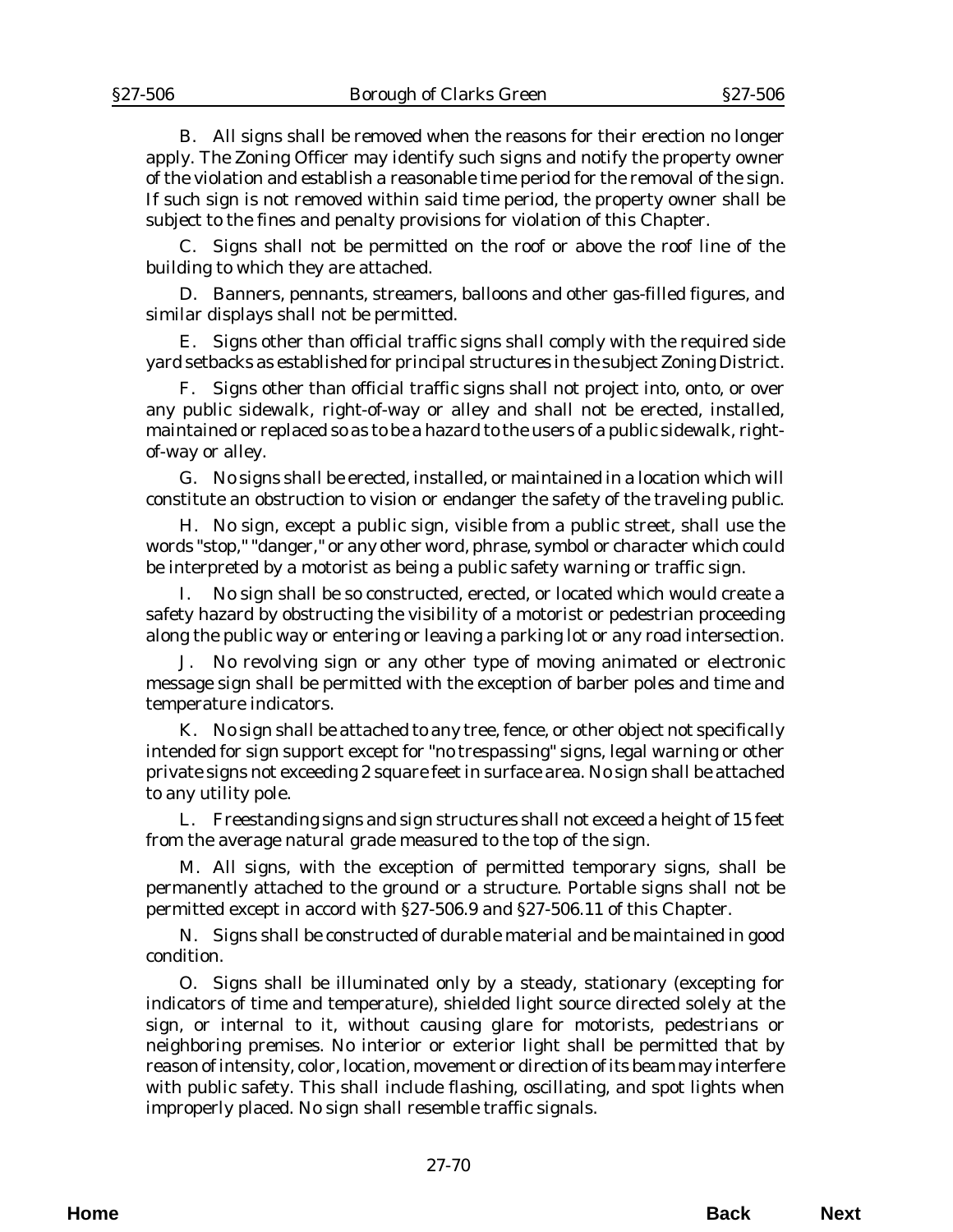B. All signs shall be removed when the reasons for their erection no longer apply. The Zoning Officer may identify such signs and notify the property owner of the violation and establish a reasonable time period for the removal of the sign. If such sign is not removed within said time period, the property owner shall be subject to the fines and penalty provisions for violation of this Chapter.

C. Signs shall not be permitted on the roof or above the roof line of the building to which they are attached.

D. Banners, pennants, streamers, balloons and other gas-filled figures, and similar displays shall not be permitted.

E. Signs other than official traffic signs shall comply with the required side yard setbacks as established for principal structures in the subject Zoning District.

F. Signs other than official traffic signs shall not project into, onto, or over any public sidewalk, right-of-way or alley and shall not be erected, installed, maintained or replaced so as to be a hazard to the users of a public sidewalk, right-of-way or alley.

G. No signs shall be erected, installed, or maintained in a location which will constitute an obstruction to vision or endanger the safety of the traveling public.

H. No sign, except a public sign, visible from a public street, shall use the words "stop," "danger," or any other word, phrase, symbol or character which could be interpreted by a motorist as being a public safety warning or traffic sign.

I. No sign shall be so constructed, erected, or located which would create a safety hazard by obstructing the visibility of a motorist or pedestrian proceeding along the public way or entering or leaving a parking lot or any road intersection.

J. No revolving sign or any other type of moving animated or electronic message sign shall be permitted with the exception of barber poles and time and temperature indicators.

K. No sign shall be attached to any tree, fence, or other object not specifically intended for sign support except for "no trespassing" signs, legal warning or other private signs not exceeding 2 square feet in surface area. No sign shall be attached to any utility pole.

L. Freestanding signs and sign structures shall not exceed a height of 15 feet from the average natural grade measured to the top of the sign.

M. All signs, with the exception of permitted temporary signs, shall be permanently attached to the ground or a structure. Portable signs shall not be permitted except in accord with §27-506.9 and §27-506.11 of this Chapter.

N. Signs shall be constructed of durable material and be maintained in good condition.

O. Signs shall be illuminated only by a steady, stationary (excepting for indicators of time and temperature), shielded light source directed solely at the sign, or internal to it, without causing glare for motorists, pedestrians or neighboring premises. No interior or exterior light shall be permitted that by reason of intensity, color, location, movement or direction of its beam may interfere with public safety. This shall include flashing, oscillating, and spot lights when improperly placed. No sign shall resemble traffic signals.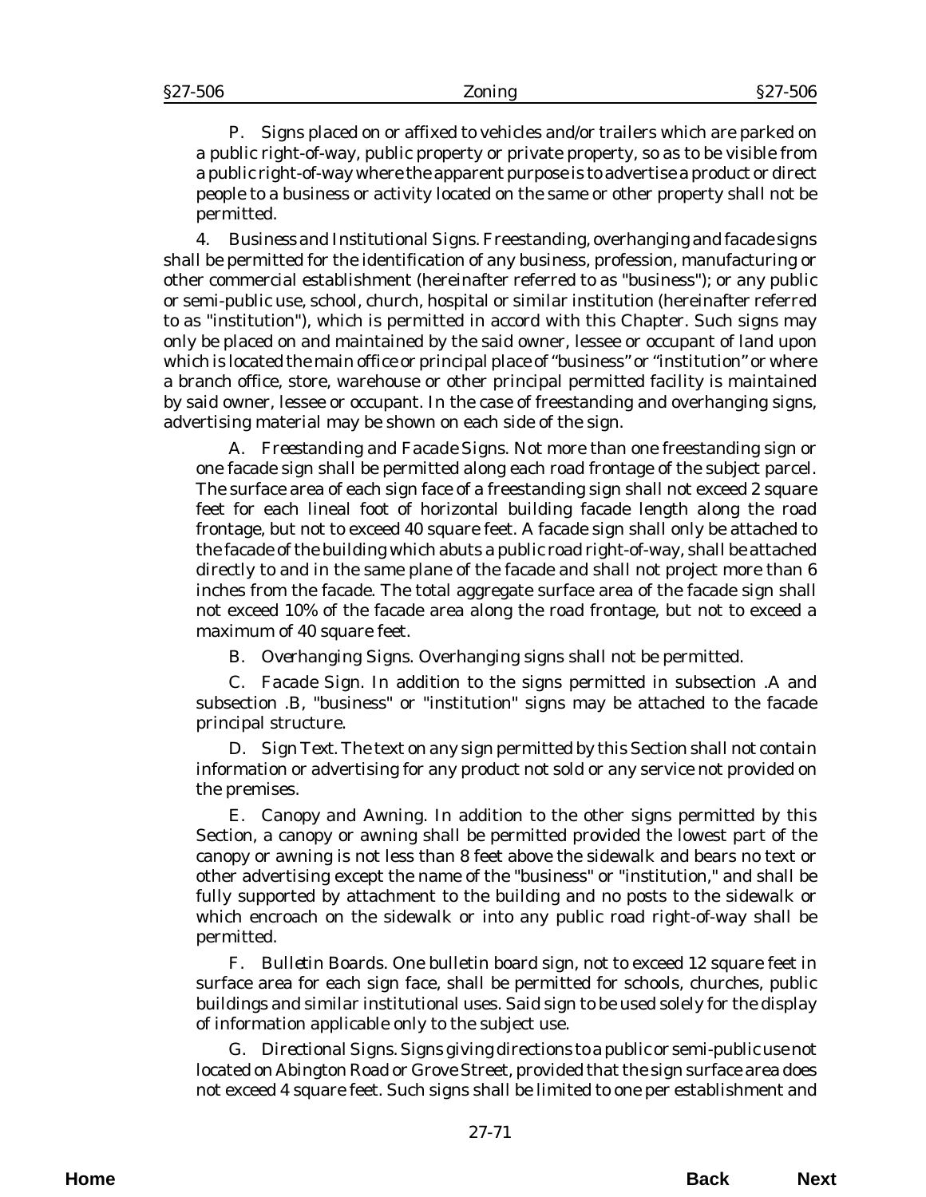P. Signs placed on or affixed to vehicles and/or trailers which are parked on a public right-of-way, public property or private property, so as to be visible from a public right-of-way where the apparent purpose is to advertise a product or direct people to a business or activity located on the same or other property shall not be permitted.

4. *Business and Institutional Signs*. Freestanding, overhanging and facade signs shall be permitted for the identification of any business, profession, manufacturing or other commercial establishment (hereinafter referred to as "business"); or any public or semi-public use, school, church, hospital or similar institution (hereinafter referred to as "institution"), which is permitted in accord with this Chapter. Such signs may only be placed on and maintained by the said owner, lessee or occupant of land upon which is located the main office or principal place of "business" or "institution" or where a branch office, store, warehouse or other principal permitted facility is maintained by said owner, lessee or occupant. In the case of freestanding and overhanging signs, advertising material may be shown on each side of the sign.

A. *Freestanding and Facade Signs*. Not more than one freestanding sign or one facade sign shall be permitted along each road frontage of the subject parcel. The surface area of each sign face of a freestanding sign shall not exceed 2 square feet for each lineal foot of horizontal building facade length along the road frontage, but not to exceed 40 square feet. A facade sign shall only be attached to the facade of the building which abuts a public road right-of-way, shall be attached directly to and in the same plane of the facade and shall not project more than 6 inches from the facade. The total aggregate surface area of the facade sign shall not exceed 10% of the facade area along the road frontage, but not to exceed a maximum of 40 square feet.

B. *Overhanging Signs*. Overhanging signs shall not be permitted.

C. *Facade Sign*. In addition to the signs permitted in subsection .A and subsection .B, "business" or "institution" signs may be attached to the facade principal structure.

D. *Sign Text*. The text on any sign permitted by this Section shall not contain information or advertising for any product not sold or any service not provided on the premises.

E. *Canopy and Awning*. In addition to the other signs permitted by this Section, a canopy or awning shall be permitted provided the lowest part of the canopy or awning is not less than 8 feet above the sidewalk and bears no text or other advertising except the name of the "business" or "institution," and shall be fully supported by attachment to the building and no posts to the sidewalk or which encroach on the sidewalk or into any public road right-of-way shall be permitted.

F. *Bulletin Boards*. One bulletin board sign, not to exceed 12 square feet in surface area for each sign face, shall be permitted for schools, churches, public buildings and similar institutional uses. Said sign to be used solely for the display of information applicable only to the subject use.

G. *Directional Signs*. Signs giving directions to a public or semi-public use not located on Abington Road or Grove Street, provided that the sign surface area does not exceed 4 square feet. Such signs shall be limited to one per establishment and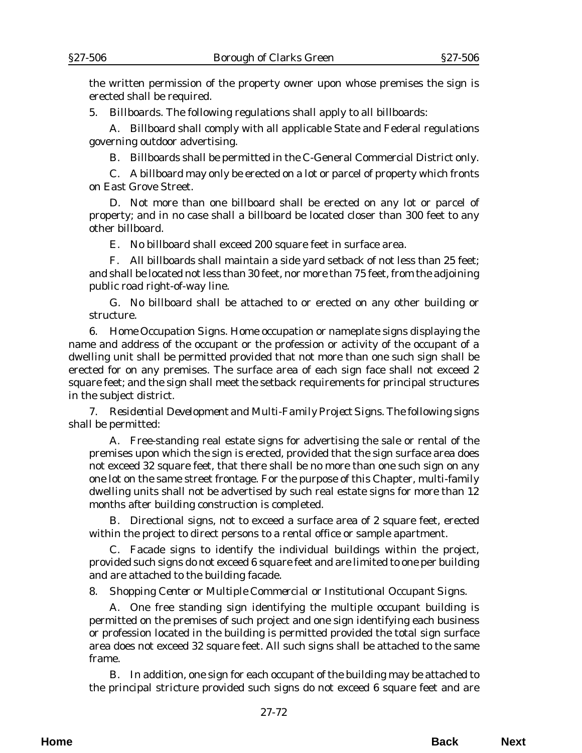the written permission of the property owner upon whose premises the sign is erected shall be required.

5. *Billboards*. The following regulations shall apply to all billboards:

A. Billboard shall comply with all applicable State and Federal regulations governing outdoor advertising.

B. Billboards shall be permitted in the C-General Commercial District only.

C. A billboard may only be erected on a lot or parcel of property which fronts on East Grove Street.

D. Not more than one billboard shall be erected on any lot or parcel of property; and in no case shall a billboard be located closer than 300 feet to any other billboard.

E. No billboard shall exceed 200 square feet in surface area.

F. All billboards shall maintain a side yard setback of not less than 25 feet; and shall be located not less than 30 feet, nor more than 75 feet, from the adjoining public road right-of-way line.

G. No billboard shall be attached to or erected on any other building or structure.

6. *Home Occupation Signs*. Home occupation or nameplate signs displaying the name and address of the occupant or the profession or activity of the occupant of a dwelling unit shall be permitted provided that not more than one such sign shall be erected for on any premises. The surface area of each sign face shall not exceed 2 square feet; and the sign shall meet the setback requirements for principal structures in the subject district.

7. *Residential Development and Multi-Family Project Signs*. The following signs shall be permitted:

A. Free-standing real estate signs for advertising the sale or rental of the premises upon which the sign is erected, provided that the sign surface area does not exceed 32 square feet, that there shall be no more than one such sign on any one lot on the same street frontage. For the purpose of this Chapter, multi-family dwelling units shall not be advertised by such real estate signs for more than 12 months after building construction is completed.

B. Directional signs, not to exceed a surface area of 2 square feet, erected within the project to direct persons to a rental office or sample apartment.

C. Facade signs to identify the individual buildings within the project, provided such signs do not exceed 6 square feet and are limited to one per building and are attached to the building facade.

8. *Shopping Center or Multiple Commercial or Institutional Occupant Signs*.

A. One free standing sign identifying the multiple occupant building is permitted on the premises of such project and one sign identifying each business or profession located in the building is permitted provided the total sign surface area does not exceed 32 square feet. All such signs shall be attached to the same frame.

B. In addition, one sign for each occupant of the building may be attached to the principal stricture provided such signs do not exceed 6 square feet and are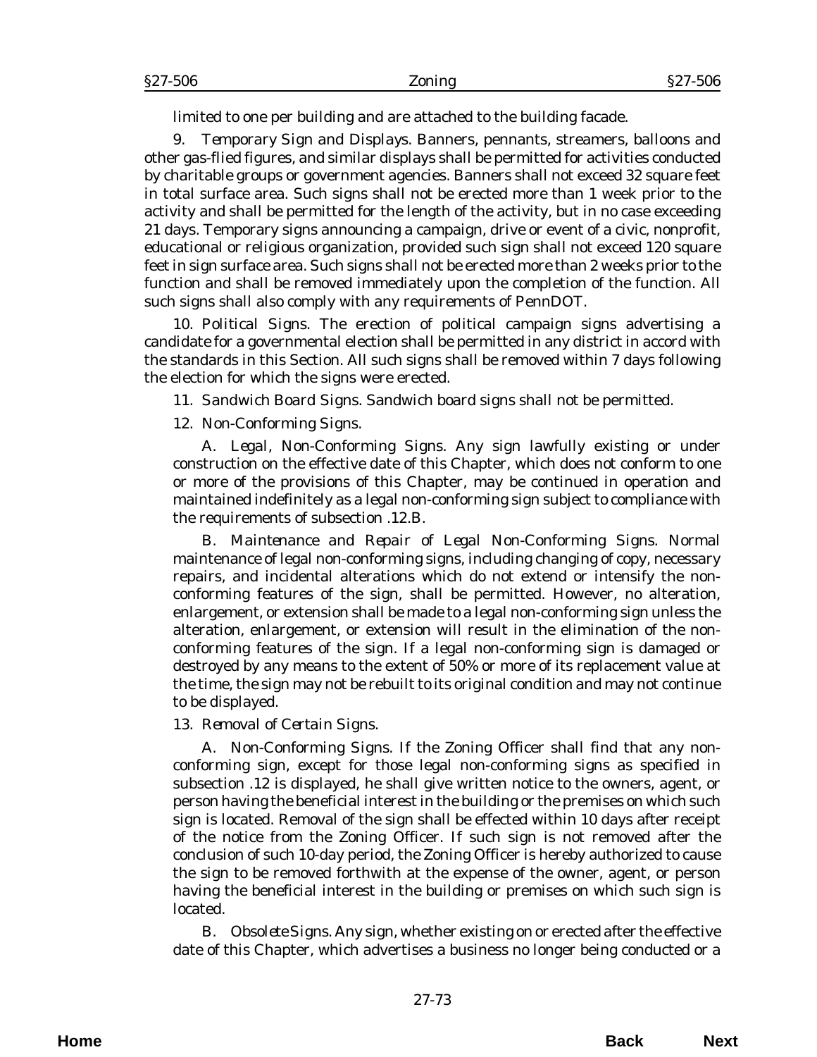limited to one per building and are attached to the building facade.

9. *Temporary Sign and Displays.* Banners, pennants, streamers, balloons and other gas-flied figures, and similar displays shall be permitted for activities conducted by charitable groups or government agencies. Banners shall not exceed 32 square feet in total surface area. Such signs shall not be erected more than 1 week prior to the activity and shall be permitted for the length of the activity, but in no case exceeding 21 days. Temporary signs announcing a campaign, drive or event of a civic, nonprofit, educational or religious organization, provided such sign shall not exceed 120 square feet in sign surface area. Such signs shall not be erected more than 2 weeks prior to the function and shall be removed immediately upon the completion of the function. All such signs shall also comply with any requirements of PennDOT.

10. *Political Signs.* The erection of political campaign signs advertising a candidate for a governmental election shall be permitted in any district in accord with the standards in this Section. All such signs shall be removed within 7 days following the election for which the signs were erected.

11. *Sandwich Board Signs.* Sandwich board signs shall not be permitted.

12. *Non-Conforming Signs.*

A. *Legal, Non-Conforming Signs.* Any sign lawfully existing or under construction on the effective date of this Chapter, which does not conform to one or more of the provisions of this Chapter, may be continued in operation and maintained indefinitely as a legal non-conforming sign subject to compliance with the requirements of subsection .12.B.

B. *Maintenance and Repair of Legal Non-Conforming Signs.* Normal maintenance of legal non-conforming signs, including changing of copy, necessary repairs, and incidental alterations which do not extend or intensify the non-conforming features of the sign, shall be permitted. However, no alteration, enlargement, or extension shall be made to a legal non-conforming sign unless the alteration, enlargement, or extension will result in the elimination of the non-conforming features of the sign. If a legal non-conforming sign is damaged or destroyed by any means to the extent of 50% or more of its replacement value at the time, the sign may not be rebuilt to its original condition and may not continue to be displayed.

13. *Removal of Certain Signs.*

A. *Non-Conforming Signs.* If the Zoning Officer shall find that any non-conforming sign, except for those legal non-conforming signs as specified in subsection .12 is displayed, he shall give written notice to the owners, agent, or person having the beneficial interest in the building or the premises on which such sign is located. Removal of the sign shall be effected within 10 days after receipt of the notice from the Zoning Officer. If such sign is not removed after the conclusion of such 10-day period, the Zoning Officer is hereby authorized to cause the sign to be removed forthwith at the expense of the owner, agent, or person having the beneficial interest in the building or premises on which such sign is located.

B. *Obsolete Signs.* Any sign, whether existing on or erected after the effective date of this Chapter, which advertises a business no longer being conducted or a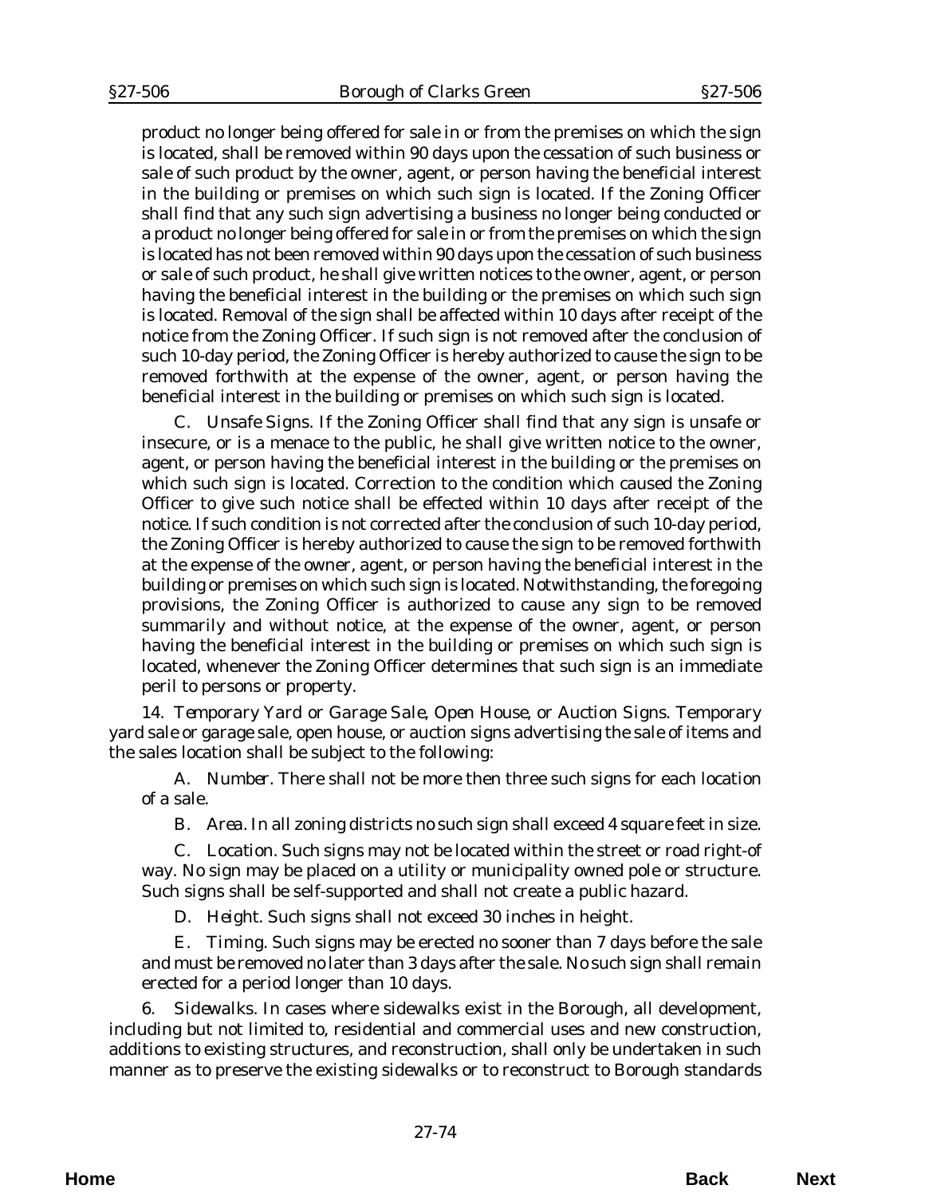product no longer being offered for sale in or from the premises on which the sign is located, shall be removed within 90 days upon the cessation of such business or sale of such product by the owner, agent, or person having the beneficial interest in the building or premises on which such sign is located. If the Zoning Officer shall find that any such sign advertising a business no longer being conducted or a product no longer being offered for sale in or from the premises on which the sign is located has not been removed within 90 days upon the cessation of such business or sale of such product, he shall give written notices to the owner, agent, or person having the beneficial interest in the building or the premises on which such sign is located. Removal of the sign shall be affected within 10 days after receipt of the notice from the Zoning Officer. If such sign is not removed after the conclusion of such 10-day period, the Zoning Officer is hereby authorized to cause the sign to be removed forthwith at the expense of the owner, agent, or person having the beneficial interest in the building or premises on which such sign is located.

C. *Unsafe Signs*. If the Zoning Officer shall find that any sign is unsafe or insecure, or is a menace to the public, he shall give written notice to the owner, agent, or person having the beneficial interest in the building or the premises on which such sign is located. Correction to the condition which caused the Zoning Officer to give such notice shall be effected within 10 days after receipt of the notice. If such condition is not corrected after the conclusion of such 10-day period, the Zoning Officer is hereby authorized to cause the sign to be removed forthwith at the expense of the owner, agent, or person having the beneficial interest in the building or premises on which such sign is located. Notwithstanding, the foregoing provisions, the Zoning Officer is authorized to cause any sign to be removed summarily and without notice, at the expense of the owner, agent, or person having the beneficial interest in the building or premises on which such sign is located, whenever the Zoning Officer determines that such sign is an immediate peril to persons or property.

14. *Temporary Yard or Garage Sale, Open House, or Auction Signs*. Temporary yard sale or garage sale, open house, or auction signs advertising the sale of items and the sales location shall be subject to the following:

A. *Number*. There shall not be more then three such signs for each location of a sale.

B. *Area*. In all zoning districts no such sign shall exceed 4 square feet in size.

C. *Location*. Such signs may not be located within the street or road right-of way. No sign may be placed on a utility or municipality owned pole or structure. Such signs shall be self-supported and shall not create a public hazard.

D. *Height*. Such signs shall not exceed 30 inches in height.

E. *Timing*. Such signs may be erected no sooner than 7 days before the sale and must be removed no later than 3 days after the sale. No such sign shall remain erected for a period longer than 10 days.

6. *Sidewalks*. In cases where sidewalks exist in the Borough, all development, including but not limited to, residential and commercial uses and new construction, additions to existing structures, and reconstruction, shall only be undertaken in such manner as to preserve the existing sidewalks or to reconstruct to Borough standards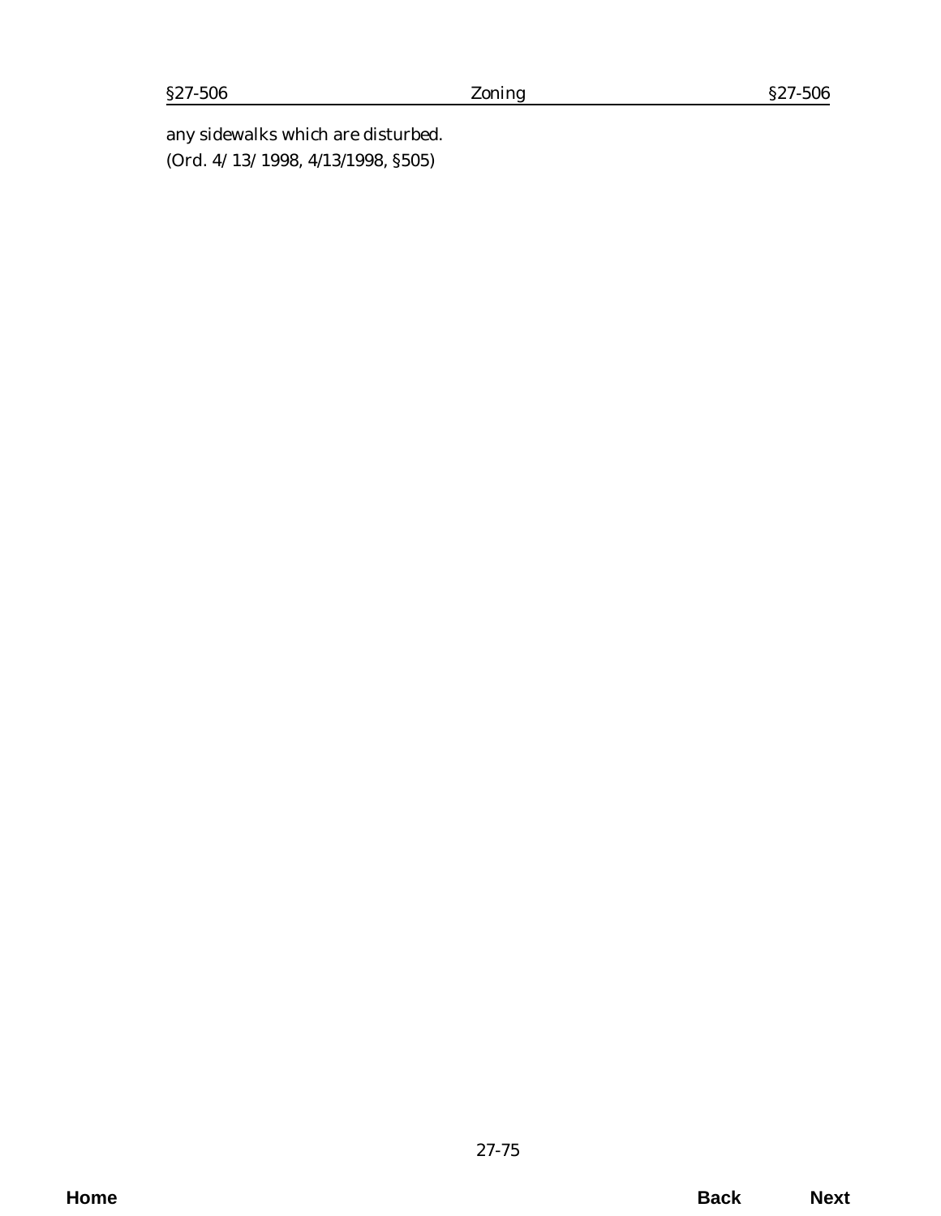any sidewalks which are disturbed.

(Ord. 4/13/1998, 4/13/1998, §505)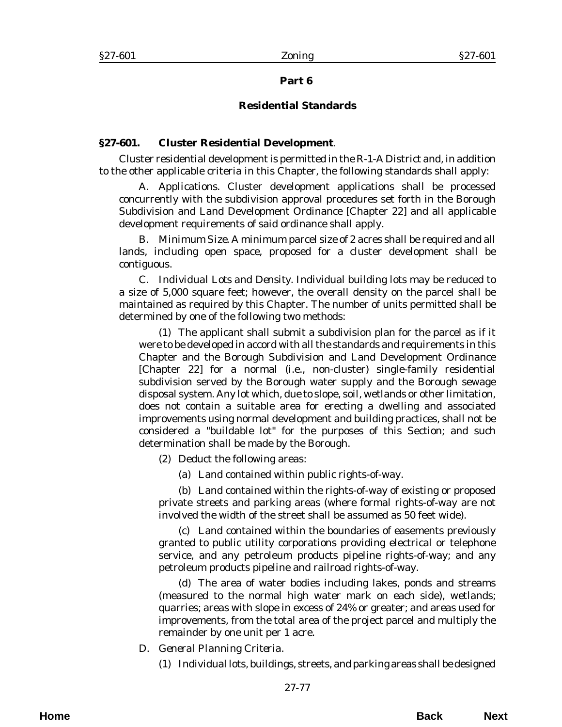## Part 6

## Residential Standards

### §27-601. Cluster Residential Development.

Cluster residential development is permitted in the R-1-A District and, in addition to the other applicable criteria in this Chapter, the following standards shall apply:

A. Applications. Cluster development applications shall be processed concurrently with the subdivision approval procedures set forth in the Borough Subdivision and Land Development Ordinance [Chapter 22] and all applicable development requirements of said ordinance shall apply.

B. Minimum Size. A minimum parcel size of 2 acres shall be required and all lands, including open space, proposed for a cluster development shall be contiguous.

C. Individual Lots and Density. Individual building lots may be reduced to a size of 5,000 square feet; however, the overall density on the parcel shall be maintained as required by this Chapter. The number of units permitted shall be determined by one of the following two methods:

(1) The applicant shall submit a subdivision plan for the parcel as if it were to be developed in accord with all the standards and requirements in this Chapter and the Borough Subdivision and Land Development Ordinance [Chapter 22] for a normal (i.e., non-cluster) single-family residential subdivision served by the Borough water supply and the Borough sewage disposal system. Any lot which, due to slope, soil, wetlands or other limitation, does not contain a suitable area for erecting a dwelling and associated improvements using normal development and building practices, shall not be considered a "buildable lot" for the purposes of this Section; and such determination shall be made by the Borough.

(2) Deduct the following areas:

(a) Land contained within public rights-of-way.

(b) Land contained within the rights-of-way of existing or proposed private streets and parking areas (where formal rights-of-way are not involved the width of the street shall be assumed as 50 feet wide).

(c) Land contained within the boundaries of easements previously granted to public utility corporations providing electrical or telephone service, and any petroleum products pipeline rights-of-way; and any petroleum products pipeline and railroad rights-of-way.

(d) The area of water bodies including lakes, ponds and streams (measured to the normal high water mark on each side), wetlands; quarries; areas with slope in excess of 24% or greater; and areas used for improvements, from the total area of the project parcel and multiply the remainder by one unit per 1 acre.

D. General Planning Criteria.

(1) Individual lots, buildings, streets, and parking areas shall be designed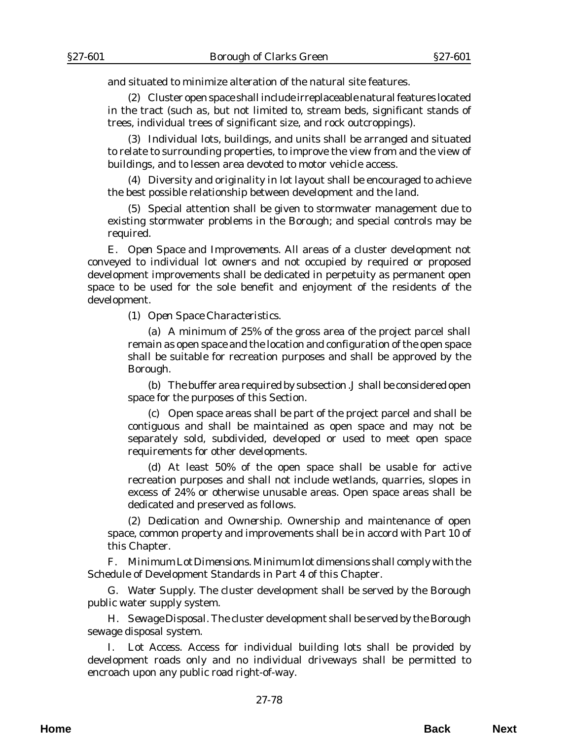and situated to minimize alteration of the natural site features.

(2) Cluster open space shall include irreplaceable natural features located in the tract (such as, but not limited to, stream beds, significant stands of trees, individual trees of significant size, and rock outcroppings).

(3) Individual lots, buildings, and units shall be arranged and situated to relate to surrounding properties, to improve the view from and the view of buildings, and to lessen area devoted to motor vehicle access.

(4) Diversity and originality in lot layout shall be encouraged to achieve the best possible relationship between development and the land.

(5) Special attention shall be given to stormwater management due to existing stormwater problems in the Borough; and special controls may be required.

E. *Open Space and Improvements.* All areas of a cluster development not conveyed to individual lot owners and not occupied by required or proposed development improvements shall be dedicated in perpetuity as permanent open space to be used for the sole benefit and enjoyment of the residents of the development.

(1) *Open Space Characteristics.*

(a) A minimum of 25% of the gross area of the project parcel shall remain as open space and the location and configuration of the open space shall be suitable for recreation purposes and shall be approved by the Borough.

(b) The buffer area required by subsection .J shall be considered open space for the purposes of this Section.

(c) Open space areas shall be part of the project parcel and shall be contiguous and shall be maintained as open space and may not be separately sold, subdivided, developed or used to meet open space requirements for other developments.

(d) At least 50% of the open space shall be usable for active recreation purposes and shall not include wetlands, quarries, slopes in excess of 24% or otherwise unusable areas. Open space areas shall be dedicated and preserved as follows.

(2) *Dedication and Ownership.* Ownership and maintenance of open space, common property and improvements shall be in accord with Part 10 of this Chapter.

F. *Minimum Lot Dimensions.* Minimum lot dimensions shall comply with the Schedule of Development Standards in Part 4 of this Chapter.

G. *Water Supply.* The cluster development shall be served by the Borough public water supply system.

H. *Sewage Disposal.* The cluster development shall be served by the Borough sewage disposal system.

I. *Lot Access.* Access for individual building lots shall be provided by development roads only and no individual driveways shall be permitted to encroach upon any public road right-of-way.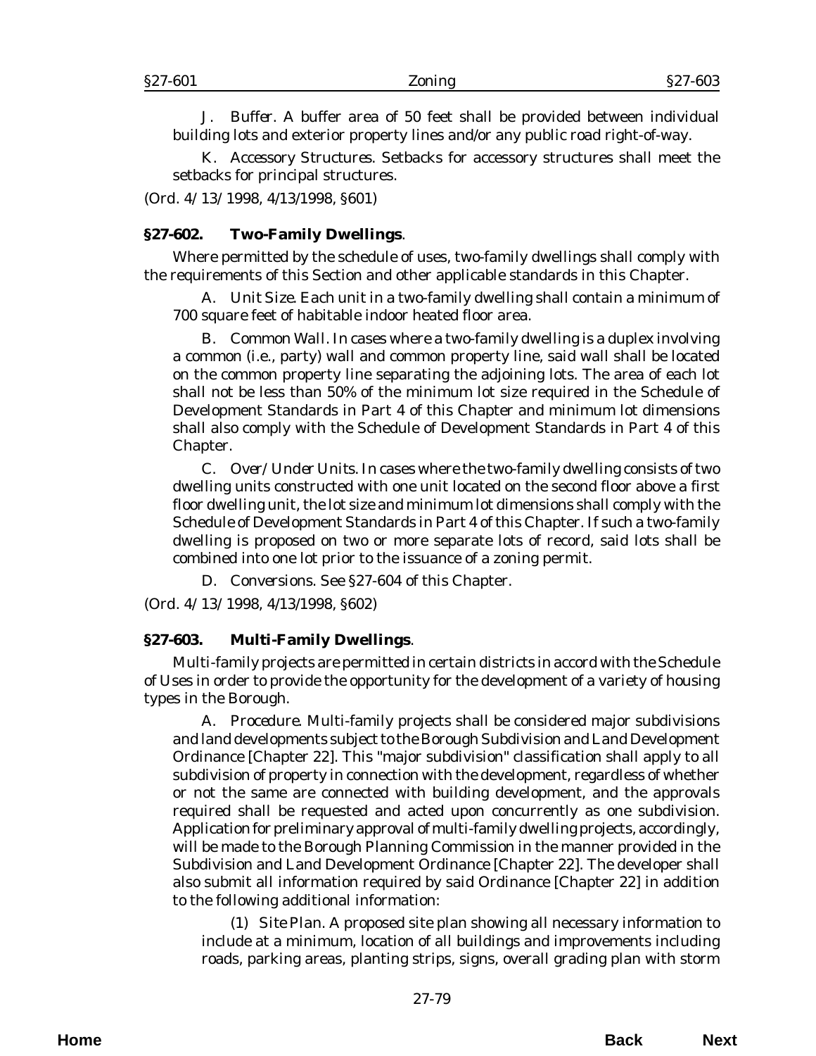J. *Buffer*. A buffer area of 50 feet shall be provided between individual building lots and exterior property lines and/or any public road right-of-way.

K. *Accessory Structures*. Setbacks for accessory structures shall meet the setbacks for principal structures.

(*Ord. 4/13/1998*, 4/13/1998, §601)

## §27-602. Two-Family Dwellings.

Where permitted by the schedule of uses, two-family dwellings shall comply with the requirements of this Section and other applicable standards in this Chapter.

A. *Unit Size*. Each unit in a two-family dwelling shall contain a minimum of 700 square feet of habitable indoor heated floor area.

B. *Common Wall*. In cases where a two-family dwelling is a duplex involving a common (i.e., party) wall and common property line, said wall shall be located on the common property line separating the adjoining lots. The area of each lot shall not be less than 50% of the minimum lot size required in the Schedule of Development Standards in Part 4 of this Chapter and minimum lot dimensions shall also comply with the Schedule of Development Standards in Part 4 of this Chapter.

C. *Over/Under Units*. In cases where the two-family dwelling consists of two dwelling units constructed with one unit located on the second floor above a first floor dwelling unit, the lot size and minimum lot dimensions shall comply with the Schedule of Development Standards in Part 4 of this Chapter. If such a two-family dwelling is proposed on two or more separate lots of record, said lots shall be combined into one lot prior to the issuance of a zoning permit.

D. *Conversions*. See §27-604 of this Chapter.

(*Ord. 4/13/1998*, 4/13/1998, §602)

## §27-603. Multi-Family Dwellings.

Multi-family projects are permitted in certain districts in accord with the Schedule of Uses in order to provide the opportunity for the development of a variety of housing types in the Borough.

A. *Procedure*. Multi-family projects shall be considered major subdivisions and land developments subject to the Borough Subdivision and Land Development Ordinance [Chapter 22]. This "major subdivision" classification shall apply to all subdivision of property in connection with the development, regardless of whether or not the same are connected with building development, and the approvals required shall be requested and acted upon concurrently as one subdivision. Application for preliminary approval of multi-family dwelling projects, accordingly, will be made to the Borough Planning Commission in the manner provided in the Subdivision and Land Development Ordinance [Chapter 22]. The developer shall also submit all information required by said Ordinance [Chapter 22] in addition to the following additional information:

(1) *Site Plan*. A proposed site plan showing all necessary information to include at a minimum, location of all buildings and improvements including roads, parking areas, planting strips, signs, overall grading plan with storm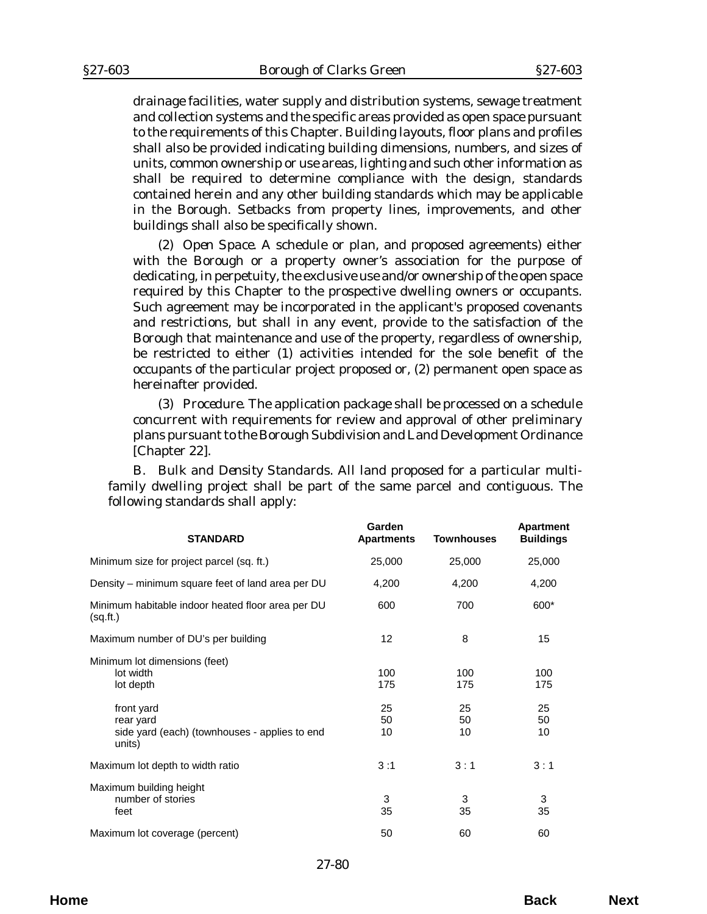drainage facilities, water supply and distribution systems, sewage treatment and collection systems and the specific areas provided as open space pursuant to the requirements of this Chapter. Building layouts, floor plans and profiles shall also be provided indicating building dimensions, numbers, and sizes of units, common ownership or use areas, lighting and such other information as shall be required to determine compliance with the design, standards contained herein and any other building standards which may be applicable in the Borough. Setbacks from property lines, improvements, and other buildings shall also be specifically shown.

(2) *Open Space*. A schedule or plan, and proposed agreements) either with the Borough or a property owner's association for the purpose of dedicating, in perpetuity, the exclusive use and/or ownership of the open space required by this Chapter to the prospective dwelling owners or occupants. Such agreement may be incorporated in the applicant's proposed covenants and restrictions, but shall in any event, provide to the satisfaction of the Borough that maintenance and use of the property, regardless of ownership, be restricted to either (1) activities intended for the sole benefit of the occupants of the particular project proposed or, (2) permanent open space as hereinafter provided.

(3) *Procedure*. The application package shall be processed on a schedule concurrent with requirements for review and approval of other preliminary plans pursuant to the Borough Subdivision and Land Development Ordinance [Chapter 22].

B. *Bulk and Density Standards*. All land proposed for a particular multi-family dwelling project shall be part of the same parcel and contiguous. The following standards shall apply:

| STANDARD | Garden Apartments | Townhouses | Apartment Buildings |
|---|---|---|---|
| Minimum size for project parcel (sq. ft.) | 25,000 | 25,000 | 25,000 |
| Density – minimum square feet of land area per DU | 4,200 | 4,200 | 4,200 |
| Minimum habitable indoor heated floor area per DU (sq.ft.) | 600 | 700 | 600* |
| Maximum number of DU's per building | 12 | 8 | 15 |
| Minimum lot dimensions (feet) | | | |
| lot width | 100 | 100 | 100 |
| lot depth | 175 | 175 | 175 |
| front yard | 25 | 25 | 25 |
| rear yard | 50 | 50 | 50 |
| side yard (each) (townhouses - applies to end units) | 10 | 10 | 10 |
| Maximum lot depth to width ratio | 3 :1 | 3 : 1 | 3 : 1 |
| Maximum building height | | | |
| number of stories | 3 | 3 | 3 |
| feet | 35 | 35 | 35 |
| Maximum lot coverage (percent) | 50 | 60 | 60 |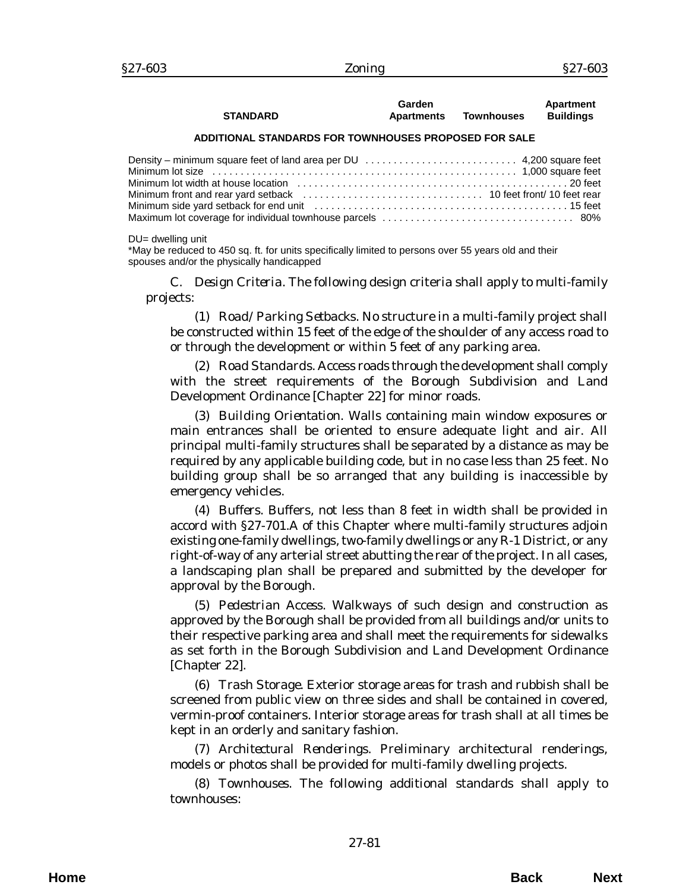| STANDARD | Garden Apartments | Townhouses | Apartment Buildings |
|---|---|---|---|
| **ADDITIONAL STANDARDS FOR TOWNHOUSES PROPOSED FOR SALE** | | | |
| Density – minimum square feet of land area per DU | | 4,200 square feet | |
| Minimum lot size | | 1,000 square feet | |
| Minimum lot width at house location | | 20 feet | |
| Minimum front and rear yard setback | | 10 feet front/ 10 feet rear | |
| Minimum side yard setback for end unit | | 15 feet | |
| Maximum lot coverage for individual townhouse parcels | | 80% | |

DU= dwelling unit

*May be reduced to 450 sq. ft. for units specifically limited to persons over 55 years old and their spouses and/or the physically handicapped

C. *Design Criteria.* The following design criteria shall apply to multi-family projects:

(1) *Road/Parking Setbacks.* No structure in a multi-family project shall be constructed within 15 feet of the edge of the shoulder of any access road to or through the development or within 5 feet of any parking area.

(2) *Road Standards.* Access roads through the development shall comply with the street requirements of the Borough Subdivision and Land Development Ordinance [Chapter 22] for minor roads.

(3) *Building Orientation.* Walls containing main window exposures or main entrances shall be oriented to ensure adequate light and air. All principal multi-family structures shall be separated by a distance as may be required by any applicable building code, but in no case less than 25 feet. No building group shall be so arranged that any building is inaccessible by emergency vehicles.

(4) *Buffers.* Buffers, not less than 8 feet in width shall be provided in accord with §27-701.A of this Chapter where multi-family structures adjoin existing one-family dwellings, two-family dwellings or any R-1 District, or any right-of-way of any arterial street abutting the rear of the project. In all cases, a landscaping plan shall be prepared and submitted by the developer for approval by the Borough.

(5) *Pedestrian Access.* Walkways of such design and construction as approved by the Borough shall be provided from all buildings and/or units to their respective parking area and shall meet the requirements for sidewalks as set forth in the Borough Subdivision and Land Development Ordinance [Chapter 22].

(6) *Trash Storage.* Exterior storage areas for trash and rubbish shall be screened from public view on three sides and shall be contained in covered, vermin-proof containers. Interior storage areas for trash shall at all times be kept in an orderly and sanitary fashion.

(7) *Architectural Renderings.* Preliminary architectural renderings, models or photos shall be provided for multi-family dwelling projects.

(8) *Townhouses.* The following additional standards shall apply to townhouses: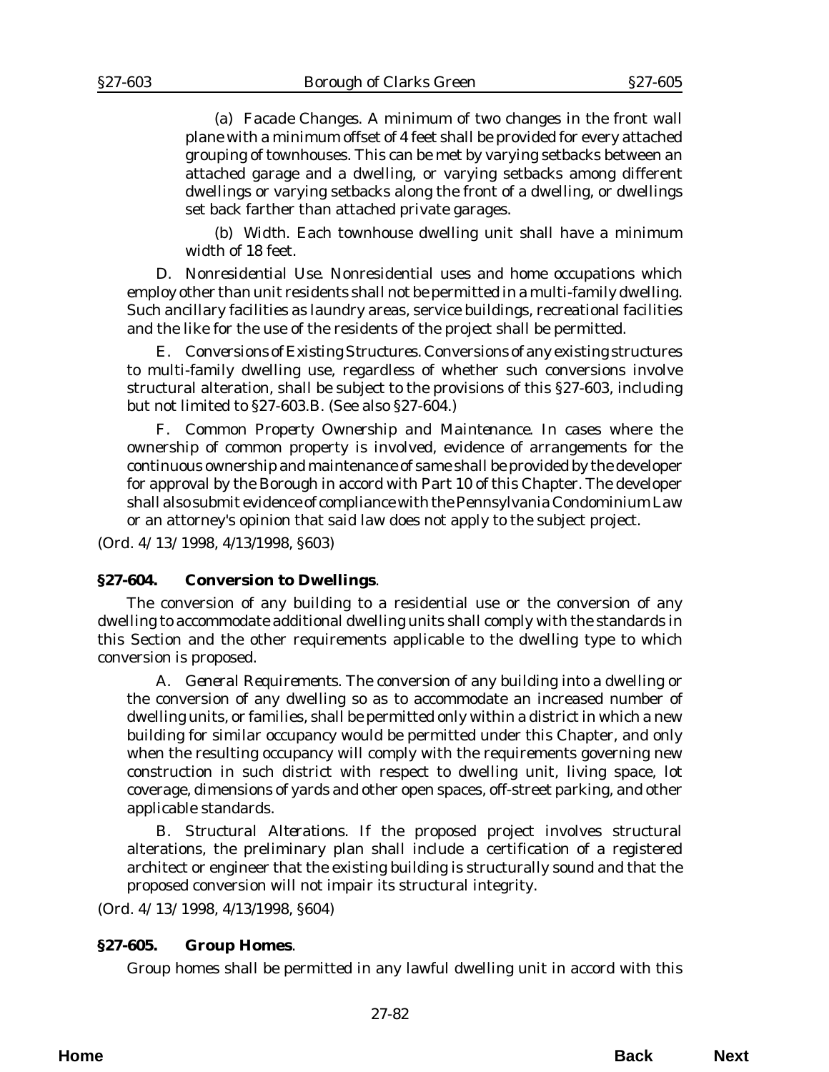(a) *Facade Changes*. A minimum of two changes in the front wall plane with a minimum offset of 4 feet shall be provided for every attached grouping of townhouses. This can be met by varying setbacks between an attached garage and a dwelling, or varying setbacks among different dwellings or varying setbacks along the front of a dwelling, or dwellings set back farther than attached private garages.

(b) *Width*. Each townhouse dwelling unit shall have a minimum width of 18 feet.

D. *Nonresidential Use*. Nonresidential uses and home occupations which employ other than unit residents shall not be permitted in a multi-family dwelling. Such ancillary facilities as laundry areas, service buildings, recreational facilities and the like for the use of the residents of the project shall be permitted.

E. *Conversions of Existing Structures*. Conversions of any existing structures to multi-family dwelling use, regardless of whether such conversions involve structural alteration, shall be subject to the provisions of this §27-603, including but not limited to §27-603.B. (See also §27-604.)

F. *Common Property Ownership and Maintenance*. In cases where the ownership of common property is involved, evidence of arrangements for the continuous ownership and maintenance of same shall be provided by the developer for approval by the Borough in accord with Part 10 of this Chapter. The developer shall also submit evidence of compliance with the Pennsylvania Condominium Law or an attorney's opinion that said law does not apply to the subject project.

(*Ord. 4/13/1998*, 4/13/1998, §603)

## §27-604. Conversion to Dwellings.

The conversion of any building to a residential use or the conversion of any dwelling to accommodate additional dwelling units shall comply with the standards in this Section and the other requirements applicable to the dwelling type to which conversion is proposed.

A. *General Requirements*. The conversion of any building into a dwelling or the conversion of any dwelling so as to accommodate an increased number of dwelling units, or families, shall be permitted only within a district in which a new building for similar occupancy would be permitted under this Chapter, and only when the resulting occupancy will comply with the requirements governing new construction in such district with respect to dwelling unit, living space, lot coverage, dimensions of yards and other open spaces, off-street parking, and other applicable standards.

B. *Structural Alterations*. If the proposed project involves structural alterations, the preliminary plan shall include a certification of a registered architect or engineer that the existing building is structurally sound and that the proposed conversion will not impair its structural integrity.

(*Ord. 4/13/1998*, 4/13/1998, §604)

## §27-605. Group Homes.

Group homes shall be permitted in any lawful dwelling unit in accord with this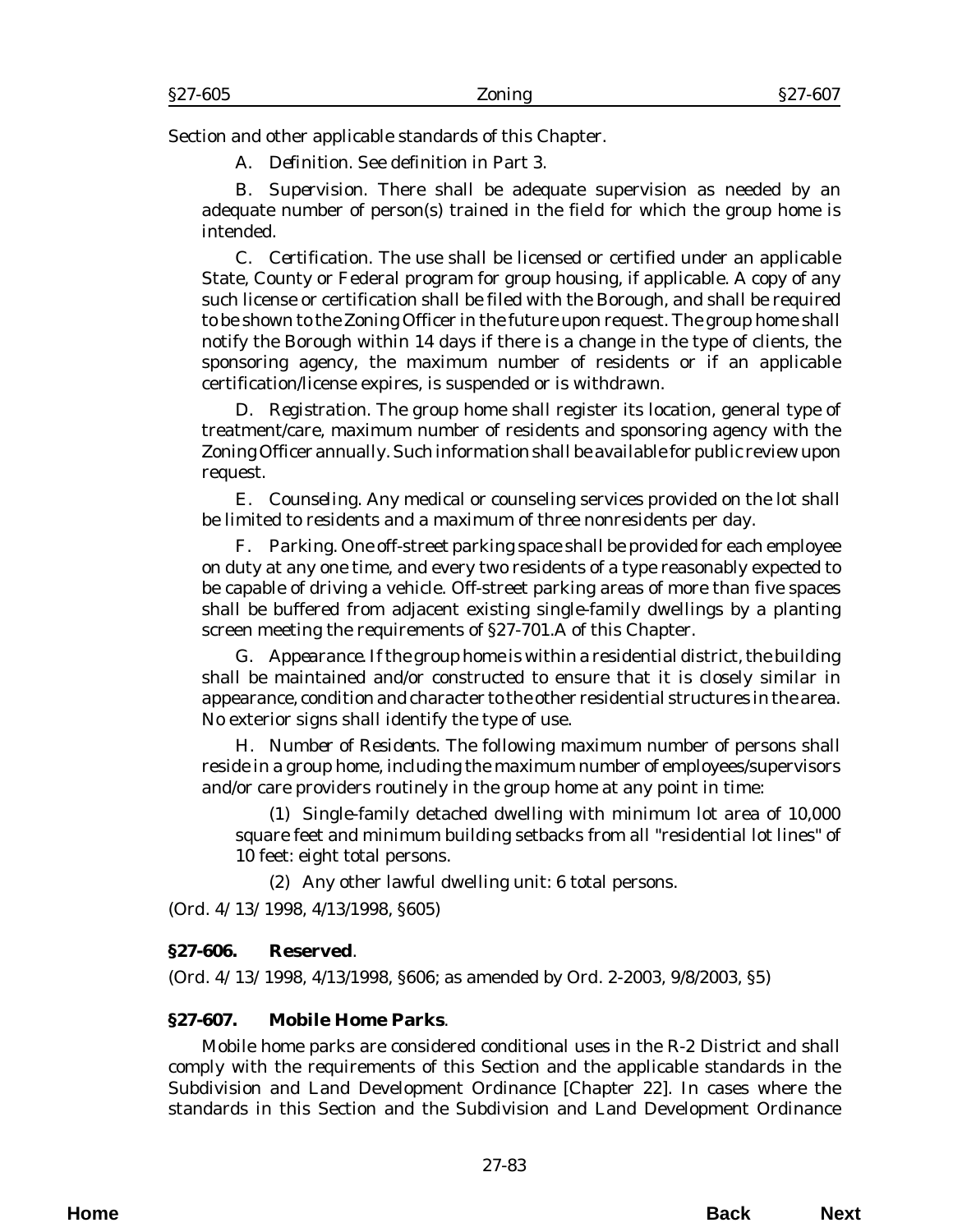Section and other applicable standards of this Chapter.

A. *Definition*. See definition in Part 3.

B. *Supervision*. There shall be adequate supervision as needed by an adequate number of person(s) trained in the field for which the group home is intended.

C. *Certification*. The use shall be licensed or certified under an applicable State, County or Federal program for group housing, if applicable. A copy of any such license or certification shall be filed with the Borough, and shall be required to be shown to the Zoning Officer in the future upon request. The group home shall notify the Borough within 14 days if there is a change in the type of clients, the sponsoring agency, the maximum number of residents or if an applicable certification/license expires, is suspended or is withdrawn.

D. *Registration*. The group home shall register its location, general type of treatment/care, maximum number of residents and sponsoring agency with the Zoning Officer annually. Such information shall be available for public review upon request.

E. *Counseling*. Any medical or counseling services provided on the lot shall be limited to residents and a maximum of three nonresidents per day.

F. *Parking*. One off-street parking space shall be provided for each employee on duty at any one time, and every two residents of a type reasonably expected to be capable of driving a vehicle. Off-street parking areas of more than five spaces shall be buffered from adjacent existing single-family dwellings by a planting screen meeting the requirements of §27-701.A of this Chapter.

G. *Appearance*. If the group home is within a residential district, the building shall be maintained and/or constructed to ensure that it is closely similar in appearance, condition and character to the other residential structures in the area. No exterior signs shall identify the type of use.

H. *Number of Residents*. The following maximum number of persons shall reside in a group home, including the maximum number of employees/supervisors and/or care providers routinely in the group home at any point in time:

(1) Single-family detached dwelling with minimum lot area of 10,000 square feet and minimum building setbacks from all "residential lot lines" of 10 feet: eight total persons.

(2) Any other lawful dwelling unit: 6 total persons.

(*Ord. 4/13/1998*, 4/13/1998, §605)

**§27-606. Reserved**.

(*Ord. 4/13/1998*, 4/13/1998, §606; as amended by *Ord. 2-2003*, 9/8/2003, §5)

**§27-607. Mobile Home Parks**.

Mobile home parks are considered conditional uses in the R-2 District and shall comply with the requirements of this Section and the applicable standards in the Subdivision and Land Development Ordinance [Chapter 22]. In cases where the standards in this Section and the Subdivision and Land Development Ordinance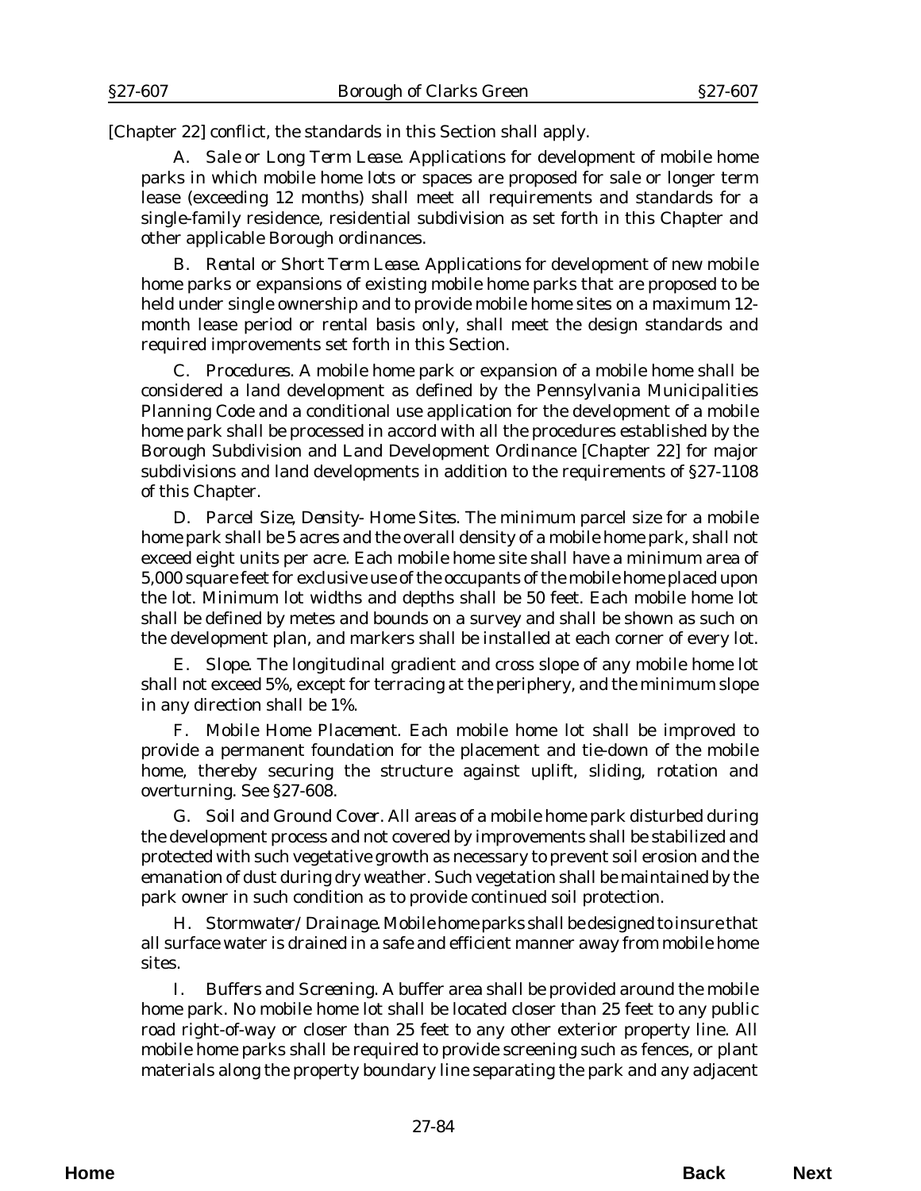[Chapter 22] conflict, the standards in this Section shall apply.

A. *Sale or Long Term Lease.* Applications for development of mobile home parks in which mobile home lots or spaces are proposed for sale or longer term lease (exceeding 12 months) shall meet all requirements and standards for a single-family residence, residential subdivision as set forth in this Chapter and other applicable Borough ordinances.

B. *Rental or Short Term Lease.* Applications for development of new mobile home parks or expansions of existing mobile home parks that are proposed to be held under single ownership and to provide mobile home sites on a maximum 12-month lease period or rental basis only, shall meet the design standards and required improvements set forth in this Section.

C. *Procedures.* A mobile home park or expansion of a mobile home shall be considered a land development as defined by the Pennsylvania Municipalities Planning Code and a conditional use application for the development of a mobile home park shall be processed in accord with all the procedures established by the Borough Subdivision and Land Development Ordinance [Chapter 22] for major subdivisions and land developments in addition to the requirements of §27-1108 of this Chapter.

D. *Parcel Size, Density- Home Sites.* The minimum parcel size for a mobile home park shall be 5 acres and the overall density of a mobile home park, shall not exceed eight units per acre. Each mobile home site shall have a minimum area of 5,000 square feet for exclusive use of the occupants of the mobile home placed upon the lot. Minimum lot widths and depths shall be 50 feet. Each mobile home lot shall be defined by metes and bounds on a survey and shall be shown as such on the development plan, and markers shall be installed at each corner of every lot.

E. *Slope.* The longitudinal gradient and cross slope of any mobile home lot shall not exceed 5%, except for terracing at the periphery, and the minimum slope in any direction shall be 1%.

F. *Mobile Home Placement.* Each mobile home lot shall be improved to provide a permanent foundation for the placement and tie-down of the mobile home, thereby securing the structure against uplift, sliding, rotation and overturning. See §27-608.

G. *Soil and Ground Cover.* All areas of a mobile home park disturbed during the development process and not covered by improvements shall be stabilized and protected with such vegetative growth as necessary to prevent soil erosion and the emanation of dust during dry weather. Such vegetation shall be maintained by the park owner in such condition as to provide continued soil protection.

H. *Stormwater/Drainage.* Mobile home parks shall be designed to insure that all surface water is drained in a safe and efficient manner away from mobile home sites.

I. *Buffers and Screening.* A buffer area shall be provided around the mobile home park. No mobile home lot shall be located closer than 25 feet to any public road right-of-way or closer than 25 feet to any other exterior property line. All mobile home parks shall be required to provide screening such as fences, or plant materials along the property boundary line separating the park and any adjacent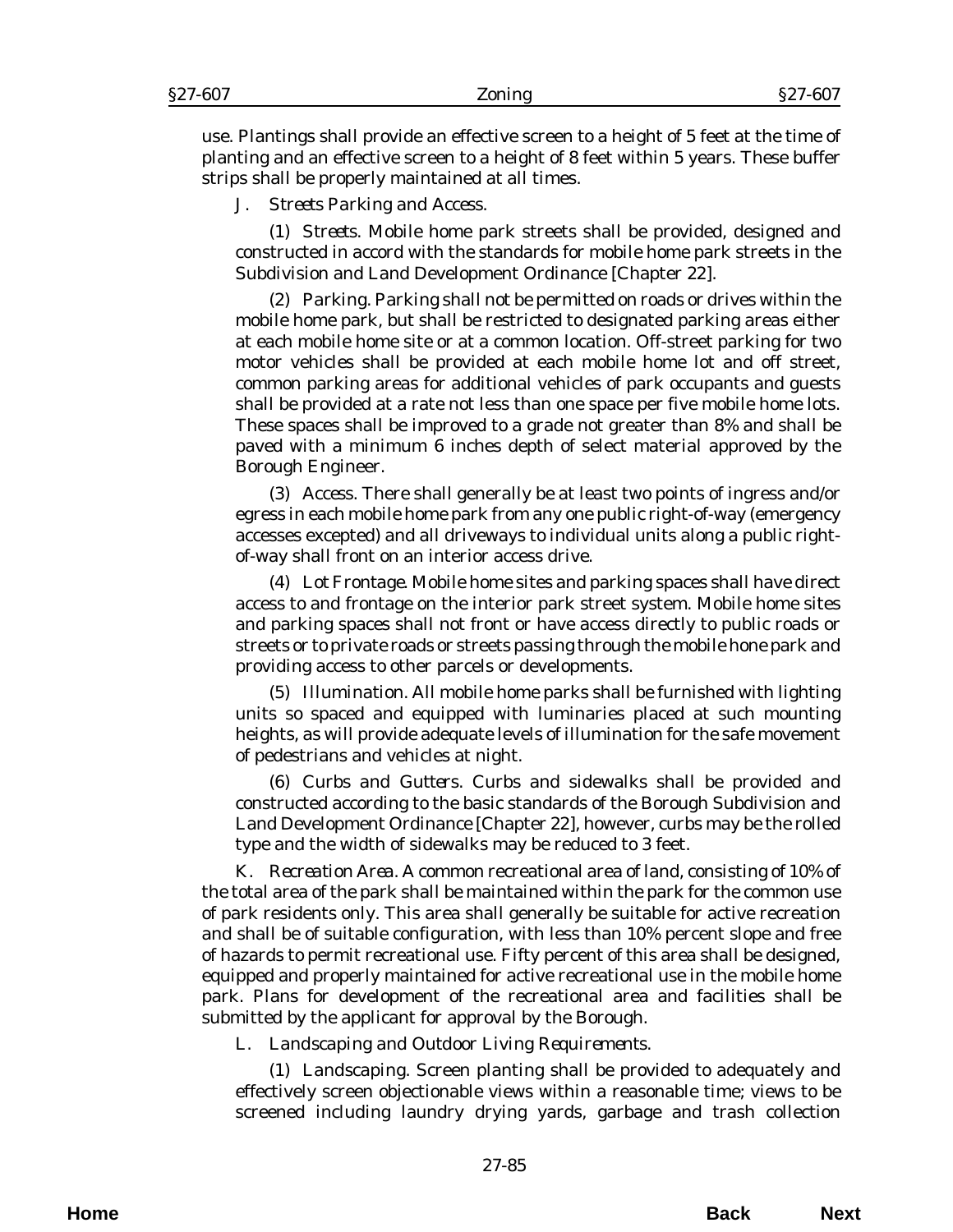use. Plantings shall provide an effective screen to a height of 5 feet at the time of planting and an effective screen to a height of 8 feet within 5 years. These buffer strips shall be properly maintained at all times.

J. *Streets Parking and Access.*

(1) *Streets.* Mobile home park streets shall be provided, designed and constructed in accord with the standards for mobile home park streets in the Subdivision and Land Development Ordinance [Chapter 22].

(2) *Parking.* Parking shall not be permitted on roads or drives within the mobile home park, but shall be restricted to designated parking areas either at each mobile home site or at a common location. Off-street parking for two motor vehicles shall be provided at each mobile home lot and off street, common parking areas for additional vehicles of park occupants and guests shall be provided at a rate not less than one space per five mobile home lots. These spaces shall be improved to a grade not greater than 8% and shall be paved with a minimum 6 inches depth of select material approved by the Borough Engineer.

(3) *Access.* There shall generally be at least two points of ingress and/or egress in each mobile home park from any one public right-of-way (emergency accesses excepted) and all driveways to individual units along a public right-of-way shall front on an interior access drive.

(4) *Lot Frontage.* Mobile home sites and parking spaces shall have direct access to and frontage on the interior park street system. Mobile home sites and parking spaces shall not front or have access directly to public roads or streets or to private roads or streets passing through the mobile hone park and providing access to other parcels or developments.

(5) *Illumination.* All mobile home parks shall be furnished with lighting units so spaced and equipped with luminaries placed at such mounting heights, as will provide adequate levels of illumination for the safe movement of pedestrians and vehicles at night.

(6) *Curbs and Gutters.* Curbs and sidewalks shall be provided and constructed according to the basic standards of the Borough Subdivision and Land Development Ordinance [Chapter 22], however, curbs may be the rolled type and the width of sidewalks may be reduced to 3 feet.

K. *Recreation Area.* A common recreational area of land, consisting of 10% of the total area of the park shall be maintained within the park for the common use of park residents only. This area shall generally be suitable for active recreation and shall be of suitable configuration, with less than 10% percent slope and free of hazards to permit recreational use. Fifty percent of this area shall be designed, equipped and properly maintained for active recreational use in the mobile home park. Plans for development of the recreational area and facilities shall be submitted by the applicant for approval by the Borough.

L. *Landscaping and Outdoor Living Requirements.*

(1) *Landscaping.* Screen planting shall be provided to adequately and effectively screen objectionable views within a reasonable time; views to be screened including laundry drying yards, garbage and trash collection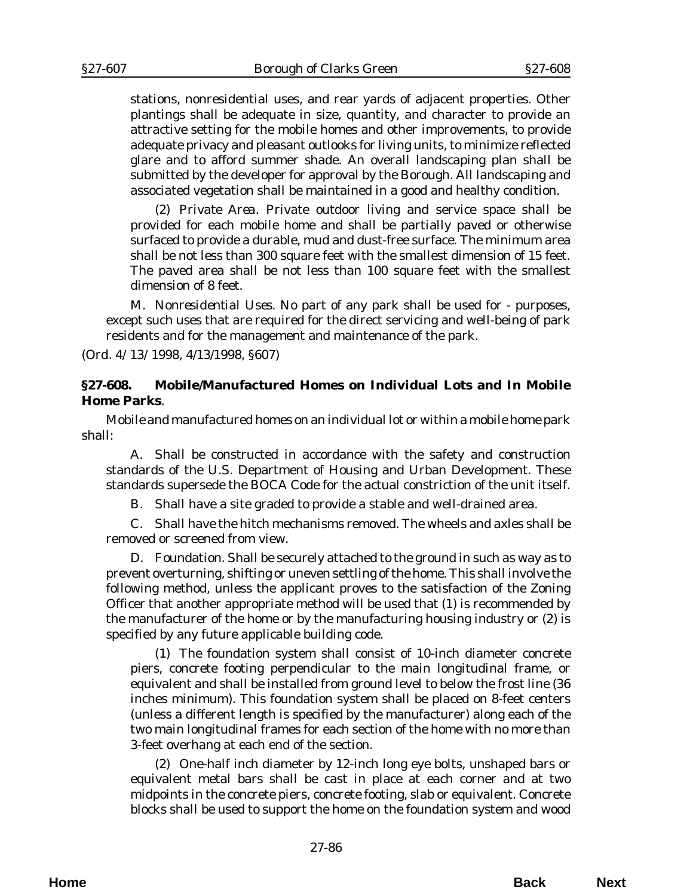stations, nonresidential uses, and rear yards of adjacent properties. Other plantings shall be adequate in size, quantity, and character to provide an attractive setting for the mobile homes and other improvements, to provide adequate privacy and pleasant outlooks for living units, to minimize reflected glare and to afford summer shade. An overall landscaping plan shall be submitted by the developer for approval by the Borough. All landscaping and associated vegetation shall be maintained in a good and healthy condition.

(2) *Private Area.* Private outdoor living and service space shall be provided for each mobile home and shall be partially paved or otherwise surfaced to provide a durable, mud and dust-free surface. The minimum area shall be not less than 300 square feet with the smallest dimension of 15 feet. The paved area shall be not less than 100 square feet with the smallest dimension of 8 feet.

M. *Nonresidential Uses.* No part of any park shall be used for - purposes, except such uses that are required for the direct servicing and well-being of park residents and for the management and maintenance of the park.

(*Ord. 4/13/1998*, 4/13/1998, §607)

**§27-608. Mobile/Manufactured Homes on Individual Lots and In Mobile Home Parks**.

Mobile and manufactured homes on an individual lot or within a mobile home park shall:

A. Shall be constructed in accordance with the safety and construction standards of the U.S. Department of Housing and Urban Development. These standards supersede the BOCA Code for the actual constriction of the unit itself.

B. Shall have a site graded to provide a stable and well-drained area.

C. Shall have the hitch mechanisms removed. The wheels and axles shall be removed or screened from view.

D. *Foundation.* Shall be securely attached to the ground in such as way as to prevent overturning, shifting or uneven settling of the home. This shall involve the following method, unless the applicant proves to the satisfaction of the Zoning Officer that another appropriate method will be used that (1) is recommended by the manufacturer of the home or by the manufacturing housing industry or (2) is specified by any future applicable building code.

(1) The foundation system shall consist of 10-inch diameter concrete piers, concrete footing perpendicular to the main longitudinal frame, or equivalent and shall be installed from ground level to below the frost line (36 inches minimum). This foundation system shall be placed on 8-feet centers (unless a different length is specified by the manufacturer) along each of the two main longitudinal frames for each section of the home with no more than 3-feet overhang at each end of the section.

(2) One-half inch diameter by 12-inch long eye bolts, unshaped bars or equivalent metal bars shall be cast in place at each corner and at two midpoints in the concrete piers, concrete footing, slab or equivalent. Concrete blocks shall be used to support the home on the foundation system and wood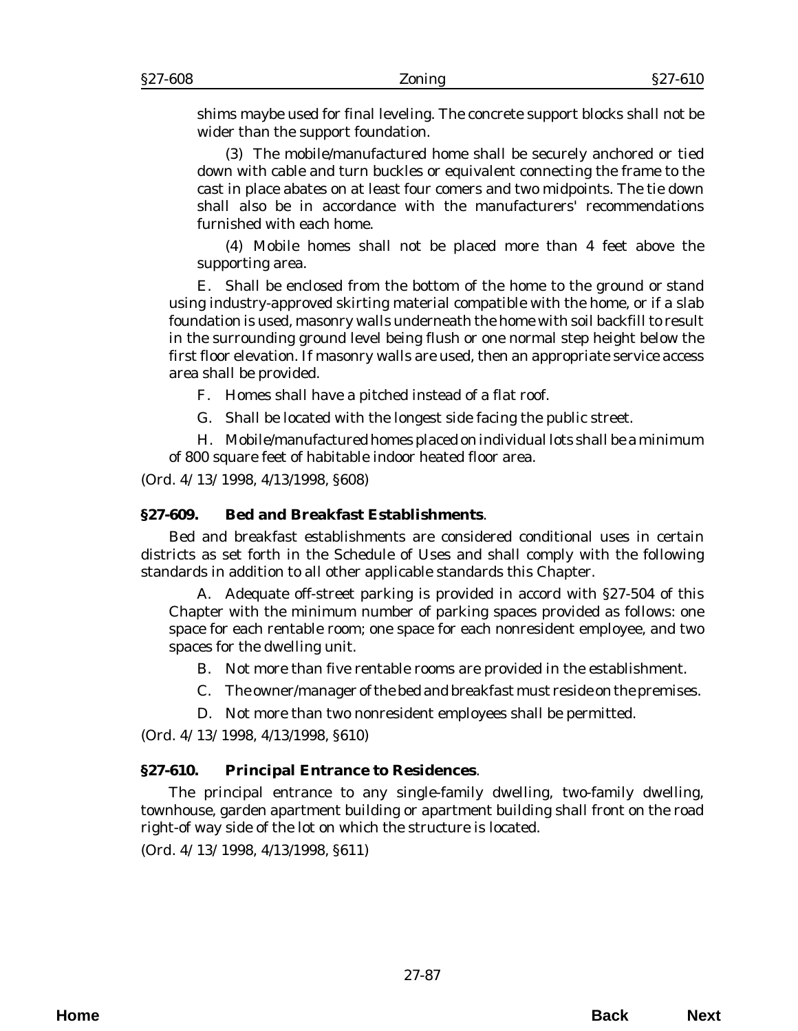shims maybe used for final leveling. The concrete support blocks shall not be wider than the support foundation.

(3) The mobile/manufactured home shall be securely anchored or tied down with cable and turn buckles or equivalent connecting the frame to the cast in place abates on at least four comers and two midpoints. The tie down shall also be in accordance with the manufacturers' recommendations furnished with each home.

(4) Mobile homes shall not be placed more than 4 feet above the supporting area.

E. Shall be enclosed from the bottom of the home to the ground or stand using industry-approved skirting material compatible with the home, or if a slab foundation is used, masonry walls underneath the home with soil backfill to result in the surrounding ground level being flush or one normal step height below the first floor elevation. If masonry walls are used, then an appropriate service access area shall be provided.

F. Homes shall have a pitched instead of a flat roof.

G. Shall be located with the longest side facing the public street.

H. Mobile/manufactured homes placed on individual lots shall be a minimum of 800 square feet of habitable indoor heated floor area.

(Ord. 4/13/1998, 4/13/1998, §608)

### §27-609. Bed and Breakfast Establishments.

Bed and breakfast establishments are considered conditional uses in certain districts as set forth in the Schedule of Uses and shall comply with the following standards in addition to all other applicable standards this Chapter.

A. Adequate off-street parking is provided in accord with §27-504 of this Chapter with the minimum number of parking spaces provided as follows: one space for each rentable room; one space for each nonresident employee, and two spaces for the dwelling unit.

B. Not more than five rentable rooms are provided in the establishment.

C. The owner/manager of the bed and breakfast must reside on the premises.

D. Not more than two nonresident employees shall be permitted.

(Ord. 4/13/1998, 4/13/1998, §610)

### §27-610. Principal Entrance to Residences.

The principal entrance to any single-family dwelling, two-family dwelling, townhouse, garden apartment building or apartment building shall front on the road right-of way side of the lot on which the structure is located.

(Ord. 4/13/1998, 4/13/1998, §611)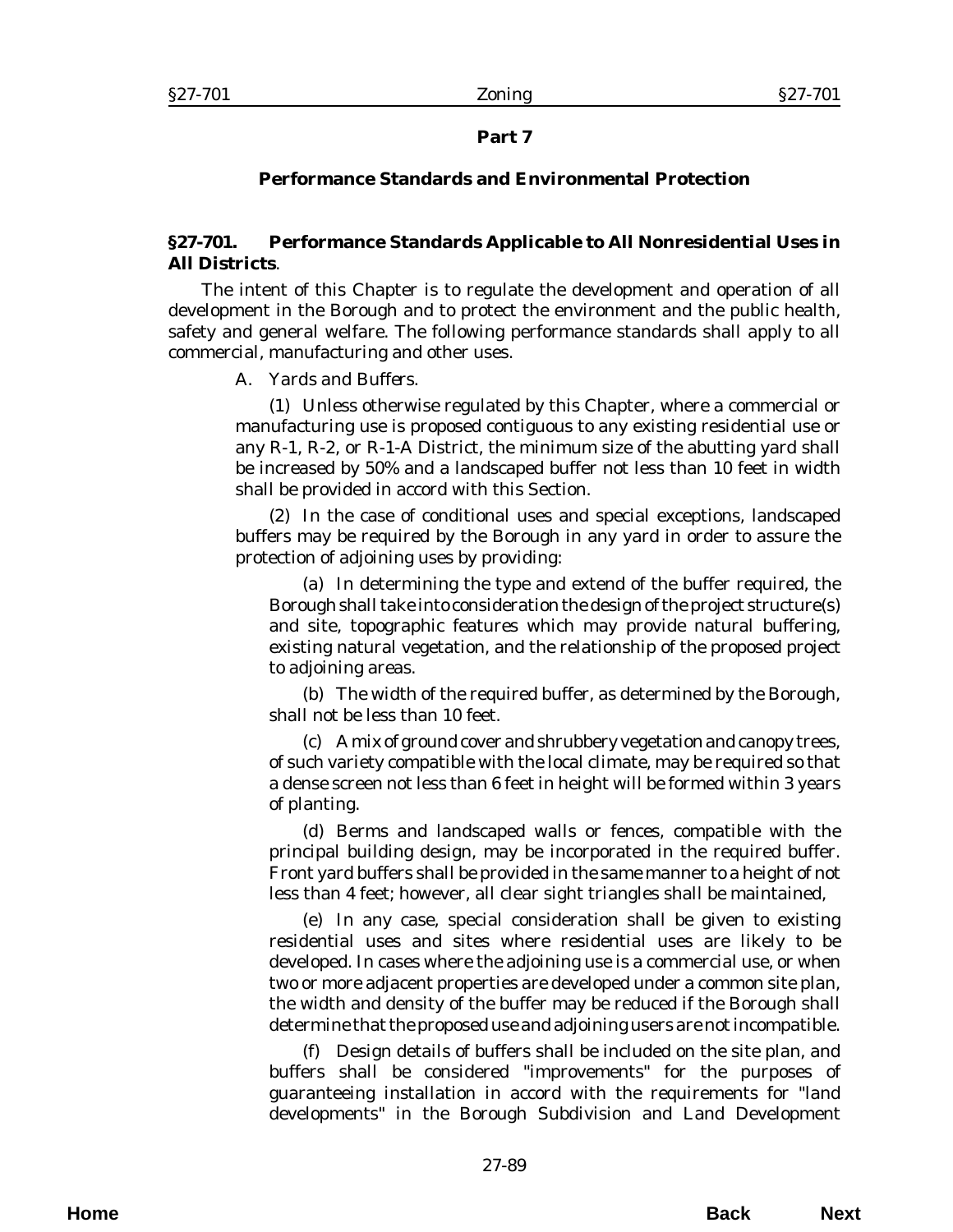## Part 7

## Performance Standards and Environmental Protection

### §27-701. Performance Standards Applicable to All Nonresidential Uses in All Districts.

The intent of this Chapter is to regulate the development and operation of all development in the Borough and to protect the environment and the public health, safety and general welfare. The following performance standards shall apply to all commercial, manufacturing and other uses.

A. *Yards and Buffers.*

(1) Unless otherwise regulated by this Chapter, where a commercial or manufacturing use is proposed contiguous to any existing residential use or any R-1, R-2, or R-1-A District, the minimum size of the abutting yard shall be increased by 50% and a landscaped buffer not less than 10 feet in width shall be provided in accord with this Section.

(2) In the case of conditional uses and special exceptions, landscaped buffers may be required by the Borough in any yard in order to assure the protection of adjoining uses by providing:

(a) In determining the type and extend of the buffer required, the Borough shall take into consideration the design of the project structure(s) and site, topographic features which may provide natural buffering, existing natural vegetation, and the relationship of the proposed project to adjoining areas.

(b) The width of the required buffer, as determined by the Borough, shall not be less than 10 feet.

(c) A mix of ground cover and shrubbery vegetation and canopy trees, of such variety compatible with the local climate, may be required so that a dense screen not less than 6 feet in height will be formed within 3 years of planting.

(d) Berms and landscaped walls or fences, compatible with the principal building design, may be incorporated in the required buffer. Front yard buffers shall be provided in the same manner to a height of not less than 4 feet; however, all clear sight triangles shall be maintained,

(e) In any case, special consideration shall be given to existing residential uses and sites where residential uses are likely to be developed. In cases where the adjoining use is a commercial use, or when two or more adjacent properties are developed under a common site plan, the width and density of the buffer may be reduced if the Borough shall determine that the proposed use and adjoining users are not incompatible.

(f) Design details of buffers shall be included on the site plan, and buffers shall be considered "improvements" for the purposes of guaranteeing installation in accord with the requirements for "land developments" in the Borough Subdivision and Land Development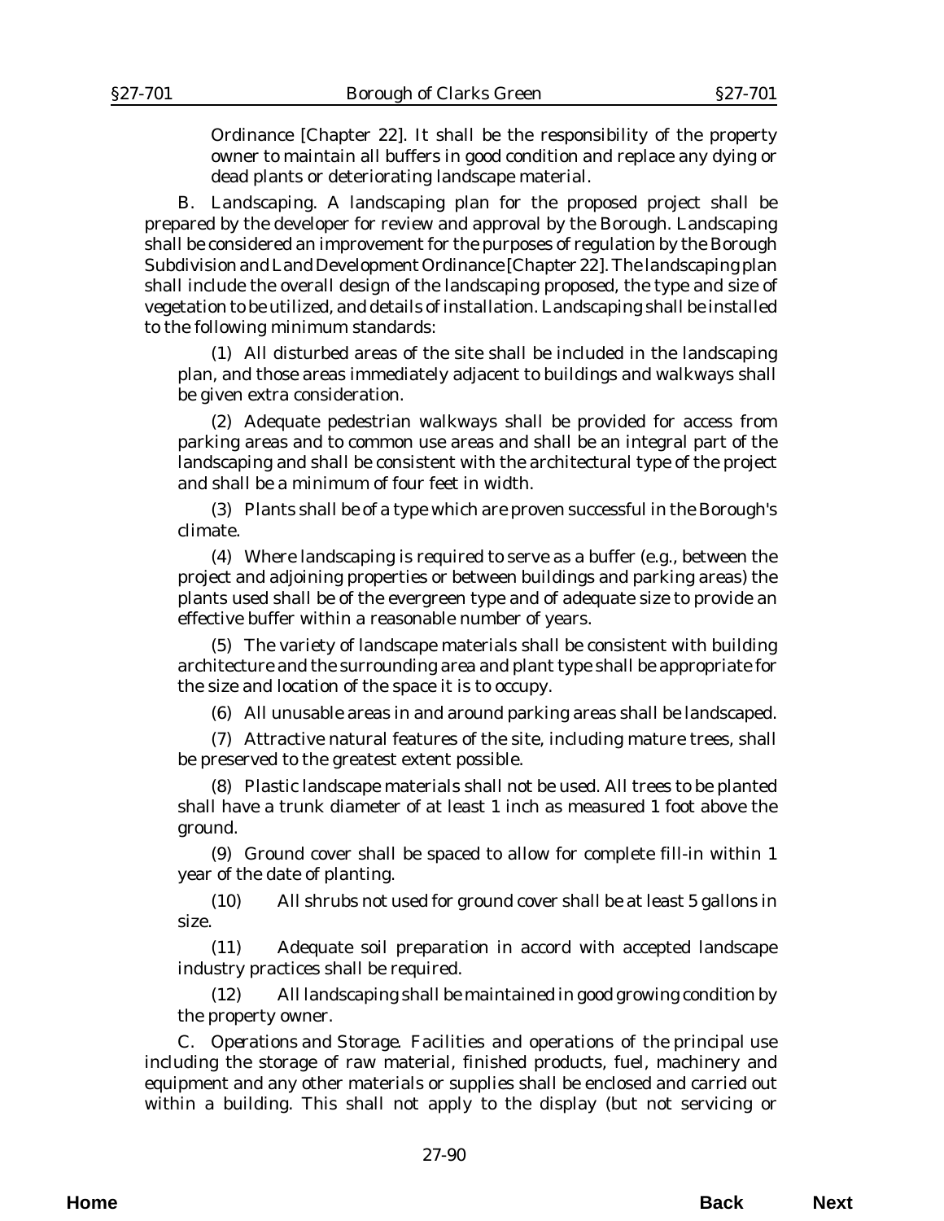Ordinance [Chapter 22]. It shall be the responsibility of the property owner to maintain all buffers in good condition and replace any dying or dead plants or deteriorating landscape material.

B. Landscaping. A landscaping plan for the proposed project shall be prepared by the developer for review and approval by the Borough. Landscaping shall be considered an improvement for the purposes of regulation by the Borough Subdivision and Land Development Ordinance [Chapter 22]. The landscaping plan shall include the overall design of the landscaping proposed, the type and size of vegetation to be utilized, and details of installation. Landscaping shall be installed to the following minimum standards:

(1) All disturbed areas of the site shall be included in the landscaping plan, and those areas immediately adjacent to buildings and walkways shall be given extra consideration.

(2) Adequate pedestrian walkways shall be provided for access from parking areas and to common use areas and shall be an integral part of the landscaping and shall be consistent with the architectural type of the project and shall be a minimum of four feet in width.

(3) Plants shall be of a type which are proven successful in the Borough's climate.

(4) Where landscaping is required to serve as a buffer (e.g., between the project and adjoining properties or between buildings and parking areas) the plants used shall be of the evergreen type and of adequate size to provide an effective buffer within a reasonable number of years.

(5) The variety of landscape materials shall be consistent with building architecture and the surrounding area and plant type shall be appropriate for the size and location of the space it is to occupy.

(6) All unusable areas in and around parking areas shall be landscaped.

(7) Attractive natural features of the site, including mature trees, shall be preserved to the greatest extent possible.

(8) Plastic landscape materials shall not be used. All trees to be planted shall have a trunk diameter of at least 1 inch as measured 1 foot above the ground.

(9) Ground cover shall be spaced to allow for complete fill-in within 1 year of the date of planting.

(10) All shrubs not used for ground cover shall be at least 5 gallons in size.

(11) Adequate soil preparation in accord with accepted landscape industry practices shall be required.

(12) All landscaping shall be maintained in good growing condition by the property owner.

C. *Operations and Storage.* Facilities and operations of the principal use including the storage of raw material, finished products, fuel, machinery and equipment and any other materials or supplies shall be enclosed and carried out within a building. This shall not apply to the display (but not servicing or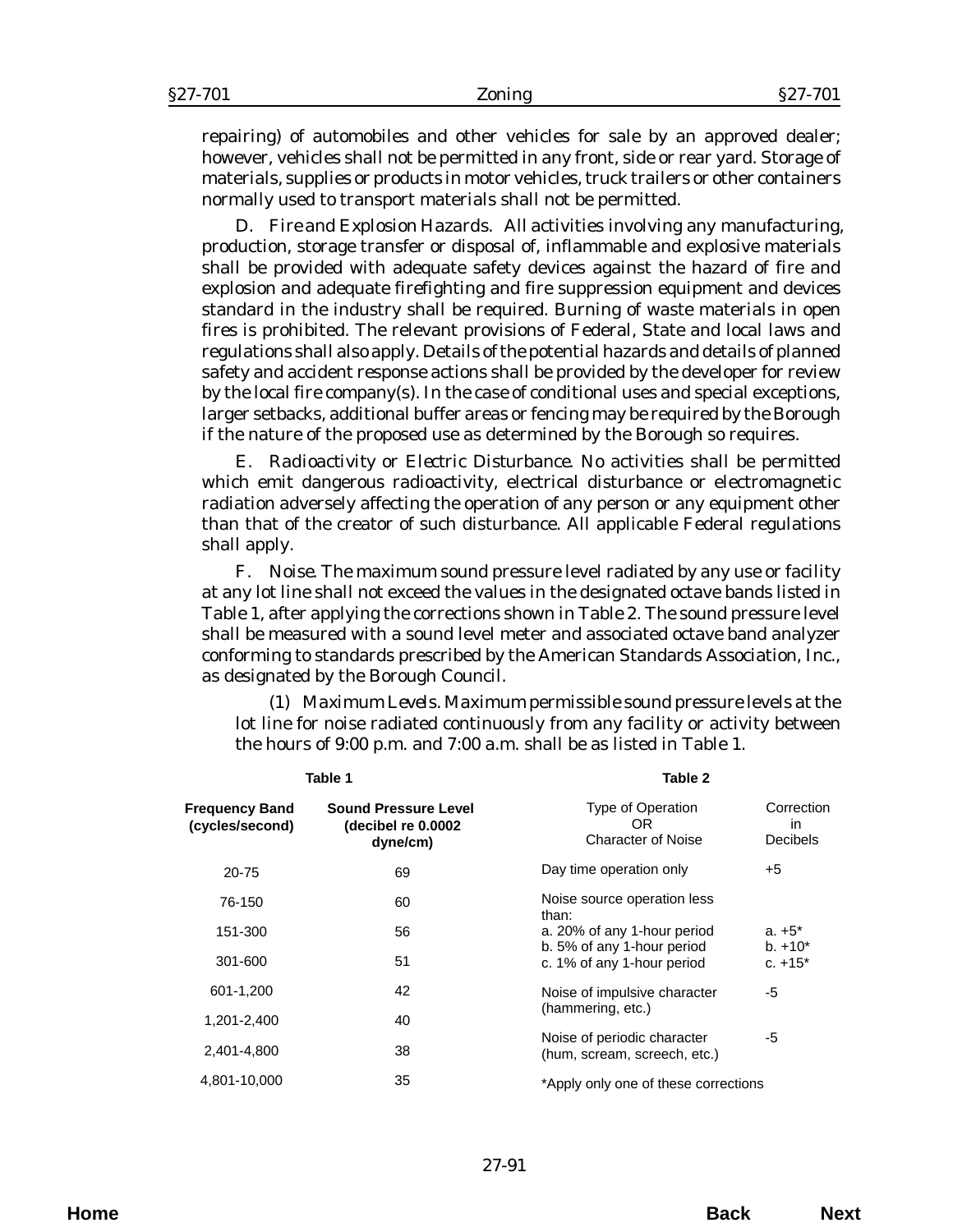repairing) of automobiles and other vehicles for sale by an approved dealer; however, vehicles shall not be permitted in any front, side or rear yard. Storage of materials, supplies or products in motor vehicles, truck trailers or other containers normally used to transport materials shall not be permitted.

D. *Fire and Explosion Hazards.* All activities involving any manufacturing, production, storage transfer or disposal of, inflammable and explosive materials shall be provided with adequate safety devices against the hazard of fire and explosion and adequate firefighting and fire suppression equipment and devices standard in the industry shall be required. Burning of waste materials in open fires is prohibited. The relevant provisions of Federal, State and local laws and regulations shall also apply. Details of the potential hazards and details of planned safety and accident response actions shall be provided by the developer for review by the local fire company(s). In the case of conditional uses and special exceptions, larger setbacks, additional buffer areas or fencing may be required by the Borough if the nature of the proposed use as determined by the Borough so requires.

E. *Radioactivity or Electric Disturbance.* No activities shall be permitted which emit dangerous radioactivity, electrical disturbance or electromagnetic radiation adversely affecting the operation of any person or any equipment other than that of the creator of such disturbance. All applicable Federal regulations shall apply.

F. *Noise.* The maximum sound pressure level radiated by any use or facility at any lot line shall not exceed the values in the designated octave bands listed in Table 1, after applying the corrections shown in Table 2. The sound pressure level shall be measured with a sound level meter and associated octave band analyzer conforming to standards prescribed by the American Standards Association, Inc., as designated by the Borough Council.

(1) *Maximum Levels.* Maximum permissible sound pressure levels at the lot line for noise radiated continuously from any facility or activity between the hours of 9:00 p.m. and 7:00 a.m. shall be as listed in Table 1.

**Table 1**

| Frequency Band (cycles/second) | Sound Pressure Level (decibel re 0.0002 dyne/cm) |
|---|---|
| 20-75 | 69 |
| 76-150 | 60 |
| 151-300 | 56 |
| 301-600 | 51 |
| 601-1,200 | 42 |
| 1,201-2,400 | 40 |
| 2,401-4,800 | 38 |
| 4,801-10,000 | 35 |

**Table 2**

| Type of Operation OR Character of Noise | Correction in Decibels |
|---|---|
| Day time operation only | +5 |
| Noise source operation less than: | |
| a. 20% of any 1-hour period | a. +5* |
| b. 5% of any 1-hour period | b. +10* |
| c. 1% of any 1-hour period | c. +15* |
| Noise of impulsive character (hammering, etc.) | -5 |
| Noise of periodic character (hum, scream, screech, etc.) | -5 |

*Apply only one of these corrections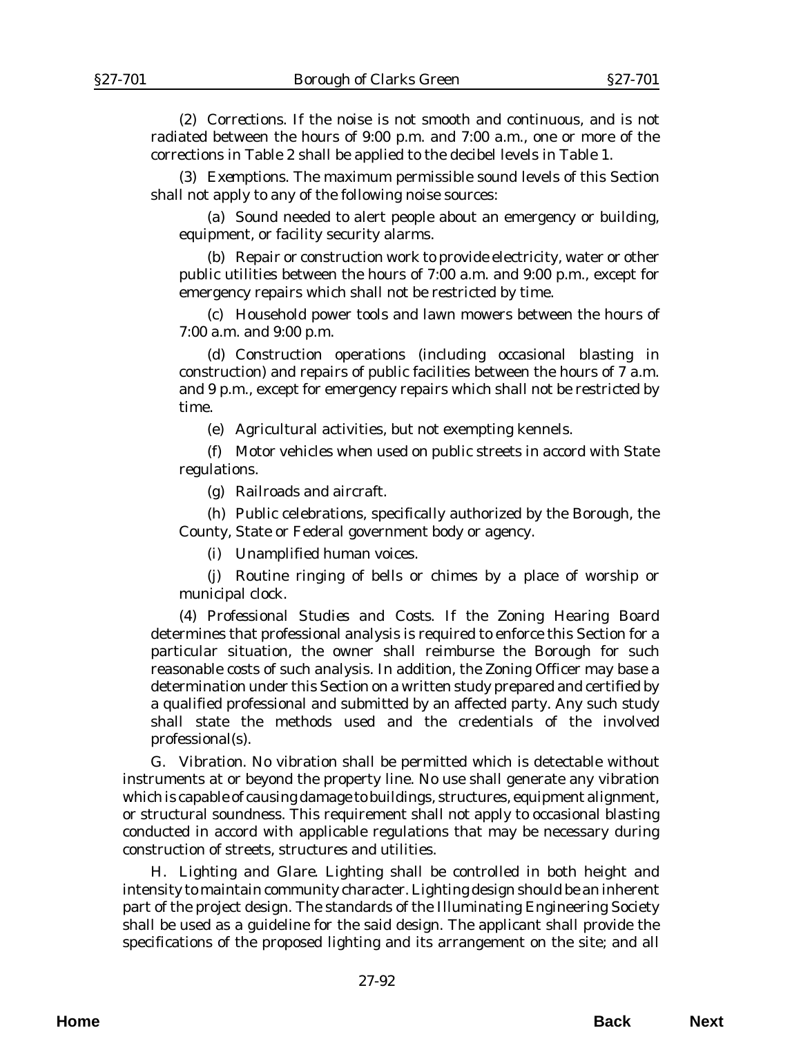(2) *Corrections.* If the noise is not smooth and continuous, and is not radiated between the hours of 9:00 p.m. and 7:00 a.m., one or more of the corrections in Table 2 shall be applied to the decibel levels in Table 1.

(3) *Exemptions.* The maximum permissible sound levels of this Section shall not apply to any of the following noise sources:

(a) Sound needed to alert people about an emergency or building, equipment, or facility security alarms.

(b) Repair or construction work to provide electricity, water or other public utilities between the hours of 7:00 a.m. and 9:00 p.m., except for emergency repairs which shall not be restricted by time.

(c) Household power tools and lawn mowers between the hours of 7:00 a.m. and 9:00 p.m.

(d) Construction operations (including occasional blasting in construction) and repairs of public facilities between the hours of 7 a.m. and 9 p.m., except for emergency repairs which shall not be restricted by time.

(e) Agricultural activities, but not exempting kennels.

(f) Motor vehicles when used on public streets in accord with State regulations.

(g) Railroads and aircraft.

(h) Public celebrations, specifically authorized by the Borough, the County, State or Federal government body or agency.

(i) Unamplified human voices.

(j) Routine ringing of bells or chimes by a place of worship or municipal clock.

(4) *Professional Studies and Costs.* If the Zoning Hearing Board determines that professional analysis is required to enforce this Section for a particular situation, the owner shall reimburse the Borough for such reasonable costs of such analysis. In addition, the Zoning Officer may base a determination under this Section on a written study prepared and certified by a qualified professional and submitted by an affected party. Any such study shall state the methods used and the credentials of the involved professional(s).

G. *Vibration.* No vibration shall be permitted which is detectable without instruments at or beyond the property line. No use shall generate any vibration which is capable of causing damage to buildings, structures, equipment alignment, or structural soundness. This requirement shall not apply to occasional blasting conducted in accord with applicable regulations that may be necessary during construction of streets, structures and utilities.

H. *Lighting and Glare.* Lighting shall be controlled in both height and intensity to maintain community character. Lighting design should be an inherent part of the project design. The standards of the Illuminating Engineering Society shall be used as a guideline for the said design. The applicant shall provide the specifications of the proposed lighting and its arrangement on the site; and all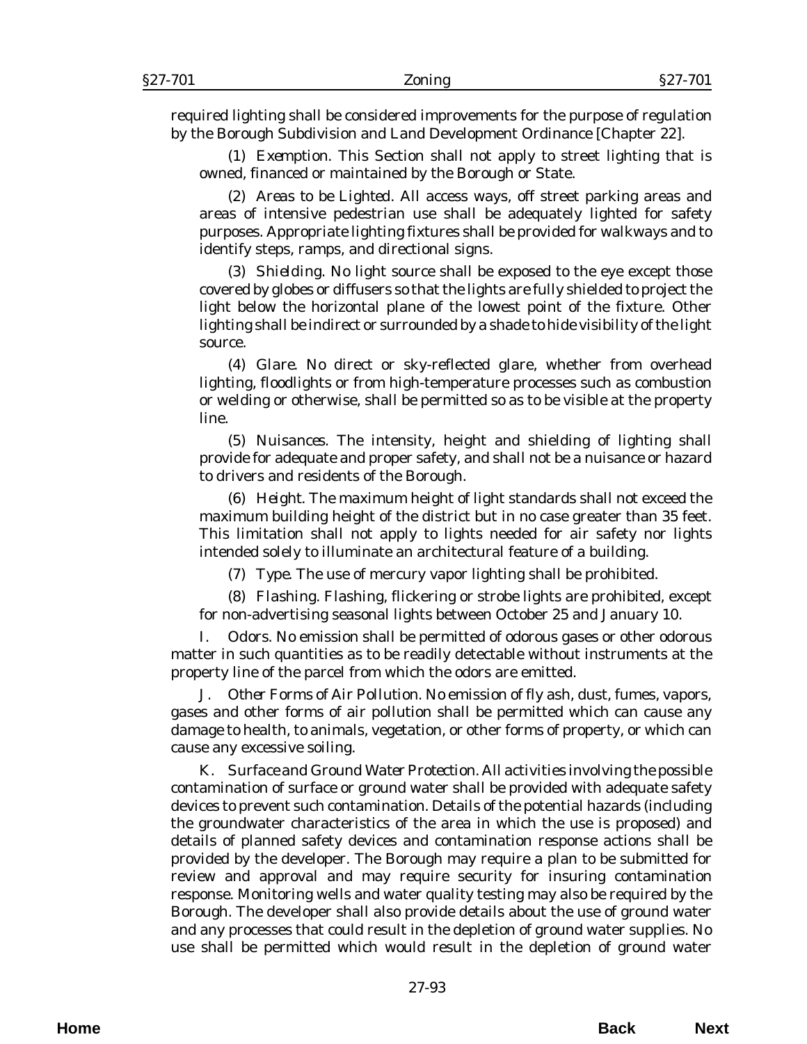required lighting shall be considered improvements for the purpose of regulation by the Borough Subdivision and Land Development Ordinance [Chapter 22].

(1) *Exemption.* This Section shall not apply to street lighting that is owned, financed or maintained by the Borough or State.

(2) *Areas to be Lighted.* All access ways, off street parking areas and areas of intensive pedestrian use shall be adequately lighted for safety purposes. Appropriate lighting fixtures shall be provided for walkways and to identify steps, ramps, and directional signs.

(3) *Shielding.* No light source shall be exposed to the eye except those covered by globes or diffusers so that the lights are fully shielded to project the light below the horizontal plane of the lowest point of the fixture. Other lighting shall be indirect or surrounded by a shade to hide visibility of the light source.

(4) *Glare.* No direct or sky-reflected glare, whether from overhead lighting, floodlights or from high-temperature processes such as combustion or welding or otherwise, shall be permitted so as to be visible at the property line.

(5) *Nuisances.* The intensity, height and shielding of lighting shall provide for adequate and proper safety, and shall not be a nuisance or hazard to drivers and residents of the Borough.

(6) *Height.* The maximum height of light standards shall not exceed the maximum building height of the district but in no case greater than 35 feet. This limitation shall not apply to lights needed for air safety nor lights intended solely to illuminate an architectural feature of a building.

(7) *Type.* The use of mercury vapor lighting shall be prohibited.

(8) *Flashing.* Flashing, flickering or strobe lights are prohibited, except for non-advertising seasonal lights between October 25 and January 10.

I. *Odors.* No emission shall be permitted of odorous gases or other odorous matter in such quantities as to be readily detectable without instruments at the property line of the parcel from which the odors are emitted.

J. *Other Forms of Air Pollution.* No emission of fly ash, dust, fumes, vapors, gases and other forms of air pollution shall be permitted which can cause any damage to health, to animals, vegetation, or other forms of property, or which can cause any excessive soiling.

K. *Surface and Ground Water Protection.* All activities involving the possible contamination of surface or ground water shall be provided with adequate safety devices to prevent such contamination. Details of the potential hazards (including the groundwater characteristics of the area in which the use is proposed) and details of planned safety devices and contamination response actions shall be provided by the developer. The Borough may require a plan to be submitted for review and approval and may require security for insuring contamination response. Monitoring wells and water quality testing may also be required by the Borough. The developer shall also provide details about the use of ground water and any processes that could result in the depletion of ground water supplies. No use shall be permitted which would result in the depletion of ground water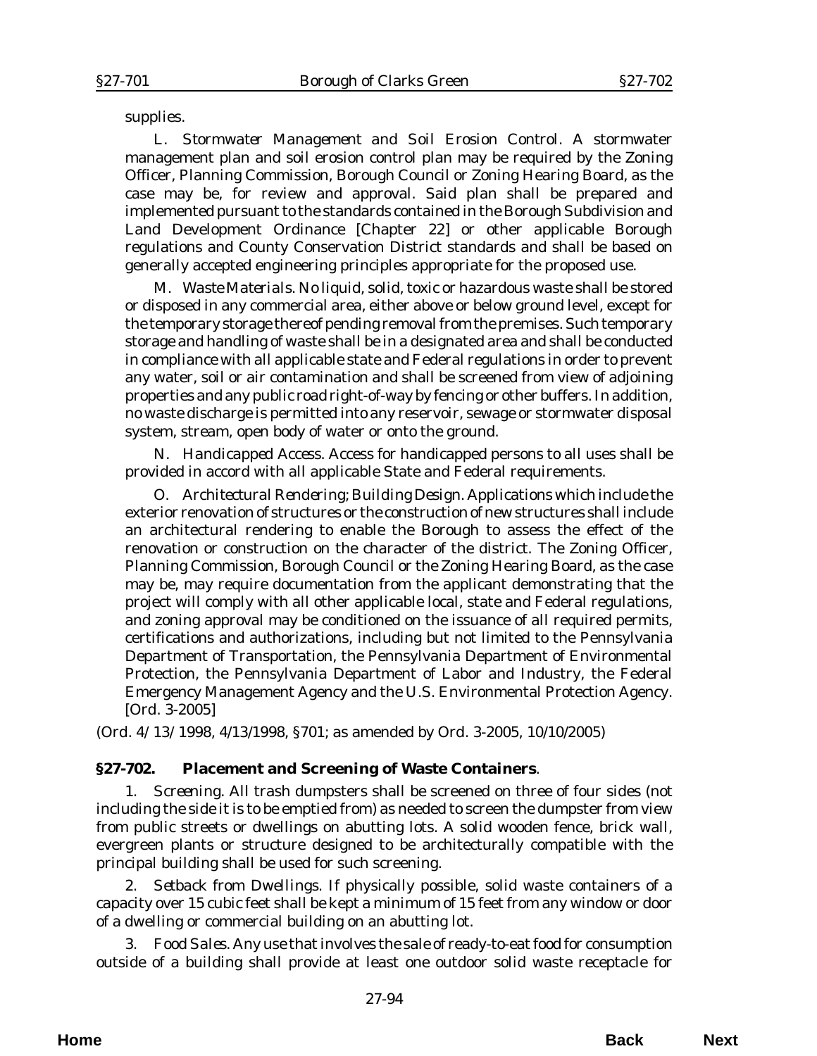supplies.

L. *Stormwater Management and Soil Erosion Control*. A stormwater management plan and soil erosion control plan may be required by the Zoning Officer, Planning Commission, Borough Council or Zoning Hearing Board, as the case may be, for review and approval. Said plan shall be prepared and implemented pursuant to the standards contained in the Borough Subdivision and Land Development Ordinance [Chapter 22] or other applicable Borough regulations and County Conservation District standards and shall be based on generally accepted engineering principles appropriate for the proposed use.

M. *Waste Materials*. No liquid, solid, toxic or hazardous waste shall be stored or disposed in any commercial area, either above or below ground level, except for the temporary storage thereof pending removal from the premises. Such temporary storage and handling of waste shall be in a designated area and shall be conducted in compliance with all applicable state and Federal regulations in order to prevent any water, soil or air contamination and shall be screened from view of adjoining properties and any public road right-of-way by fencing or other buffers. In addition, no waste discharge is permitted into any reservoir, sewage or stormwater disposal system, stream, open body of water or onto the ground.

N. *Handicapped Access*. Access for handicapped persons to all uses shall be provided in accord with all applicable State and Federal requirements.

O. *Architectural Rendering; Building Design*. Applications which include the exterior renovation of structures or the construction of new structures shall include an architectural rendering to enable the Borough to assess the effect of the renovation or construction on the character of the district. The Zoning Officer, Planning Commission, Borough Council or the Zoning Hearing Board, as the case may be, may require documentation from the applicant demonstrating that the project will comply with all other applicable local, state and Federal regulations, and zoning approval may be conditioned on the issuance of all required permits, certifications and authorizations, including but not limited to the Pennsylvania Department of Transportation, the Pennsylvania Department of Environmental Protection, the Pennsylvania Department of Labor and Industry, the Federal Emergency Management Agency and the U.S. Environmental Protection Agency. [Ord. 3-2005]

(*Ord. 4/13/1998*, 4/13/1998, §701; as amended by *Ord. 3-2005*, 10/10/2005)

**§27-702. Placement and Screening of Waste Containers**.

1. *Screening*. All trash dumpsters shall be screened on three of four sides (not including the side it is to be emptied from) as needed to screen the dumpster from view from public streets or dwellings on abutting lots. A solid wooden fence, brick wall, evergreen plants or structure designed to be architecturally compatible with the principal building shall be used for such screening.

2. *Setback from Dwellings*. If physically possible, solid waste containers of a capacity over 15 cubic feet shall be kept a minimum of 15 feet from any window or door of a dwelling or commercial building on an abutting lot.

3. *Food Sales*. Any use that involves the sale of ready-to-eat food for consumption outside of a building shall provide at least one outdoor solid waste receptacle for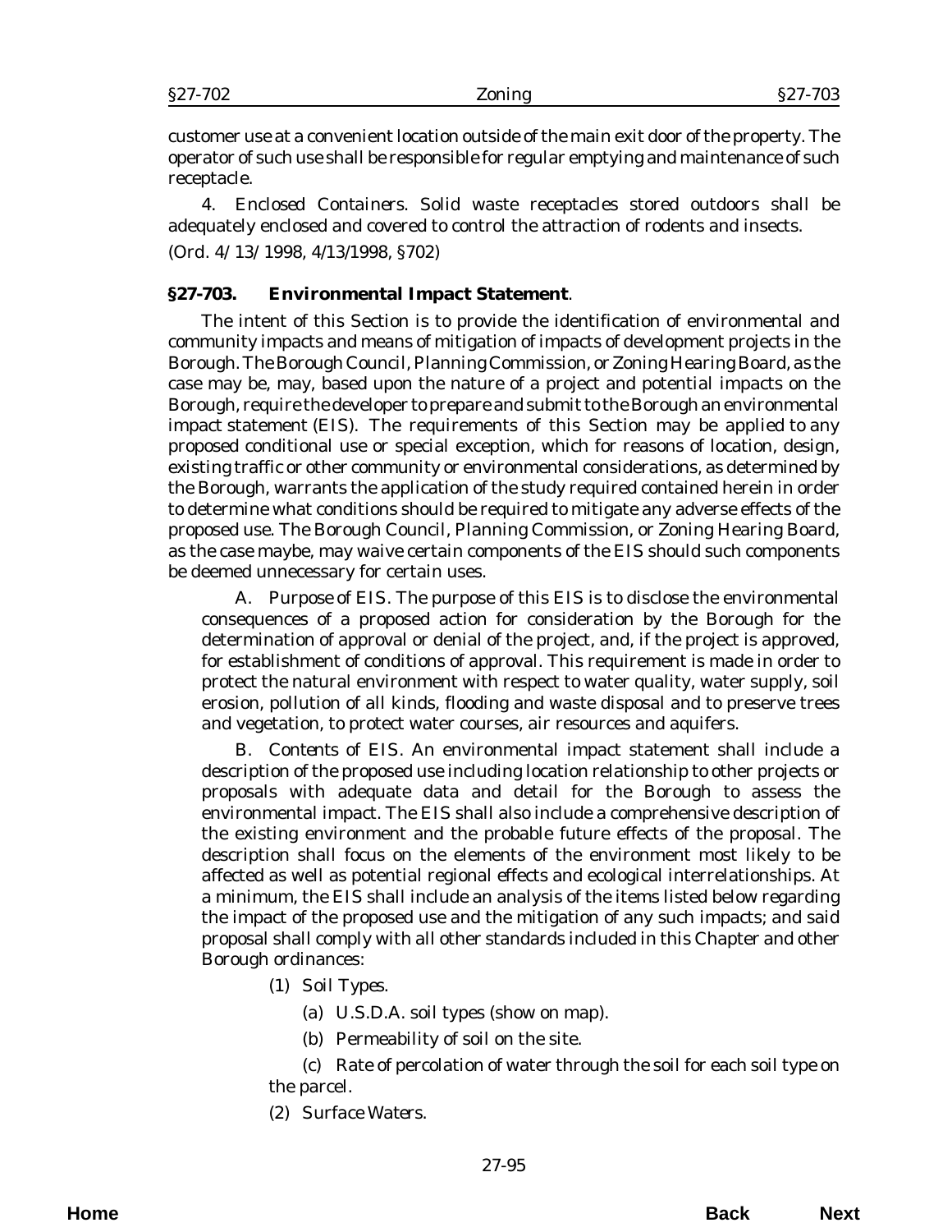customer use at a convenient location outside of the main exit door of the property. The operator of such use shall be responsible for regular emptying and maintenance of such receptacle.

4. *Enclosed Containers.* Solid waste receptacles stored outdoors shall be adequately enclosed and covered to control the attraction of rodents and insects.

(*Ord. 4/13/1998*, 4/13/1998, §702)

### §27-703. Environmental Impact Statement.

The intent of this Section is to provide the identification of environmental and community impacts and means of mitigation of impacts of development projects in the Borough. The Borough Council, Planning Commission, or Zoning Hearing Board, as the case may be, may, based upon the nature of a project and potential impacts on the Borough, require the developer to prepare and submit to the Borough an environmental impact statement (EIS). The requirements of this Section may be applied to any proposed conditional use or special exception, which for reasons of location, design, existing traffic or other community or environmental considerations, as determined by the Borough, warrants the application of the study required contained herein in order to determine what conditions should be required to mitigate any adverse effects of the proposed use. The Borough Council, Planning Commission, or Zoning Hearing Board, as the case maybe, may waive certain components of the EIS should such components be deemed unnecessary for certain uses.

A. *Purpose of EIS.* The purpose of this EIS is to disclose the environmental consequences of a proposed action for consideration by the Borough for the determination of approval or denial of the project, and, if the project is approved, for establishment of conditions of approval. This requirement is made in order to protect the natural environment with respect to water quality, water supply, soil erosion, pollution of all kinds, flooding and waste disposal and to preserve trees and vegetation, to protect water courses, air resources and aquifers.

B. *Contents of EIS.* An environmental impact statement shall include a description of the proposed use including location relationship to other projects or proposals with adequate data and detail for the Borough to assess the environmental impact. The EIS shall also include a comprehensive description of the existing environment and the probable future effects of the proposal. The description shall focus on the elements of the environment most likely to be affected as well as potential regional effects and ecological interrelationships. At a minimum, the EIS shall include an analysis of the items listed below regarding the impact of the proposed use and the mitigation of any such impacts; and said proposal shall comply with all other standards included in this Chapter and other Borough ordinances:

(1) Soil Types.

(a) U.S.D.A. soil types (show on map).

(b) Permeability of soil on the site.

(c) Rate of percolation of water through the soil for each soil type on the parcel.

(2) Surface Waters.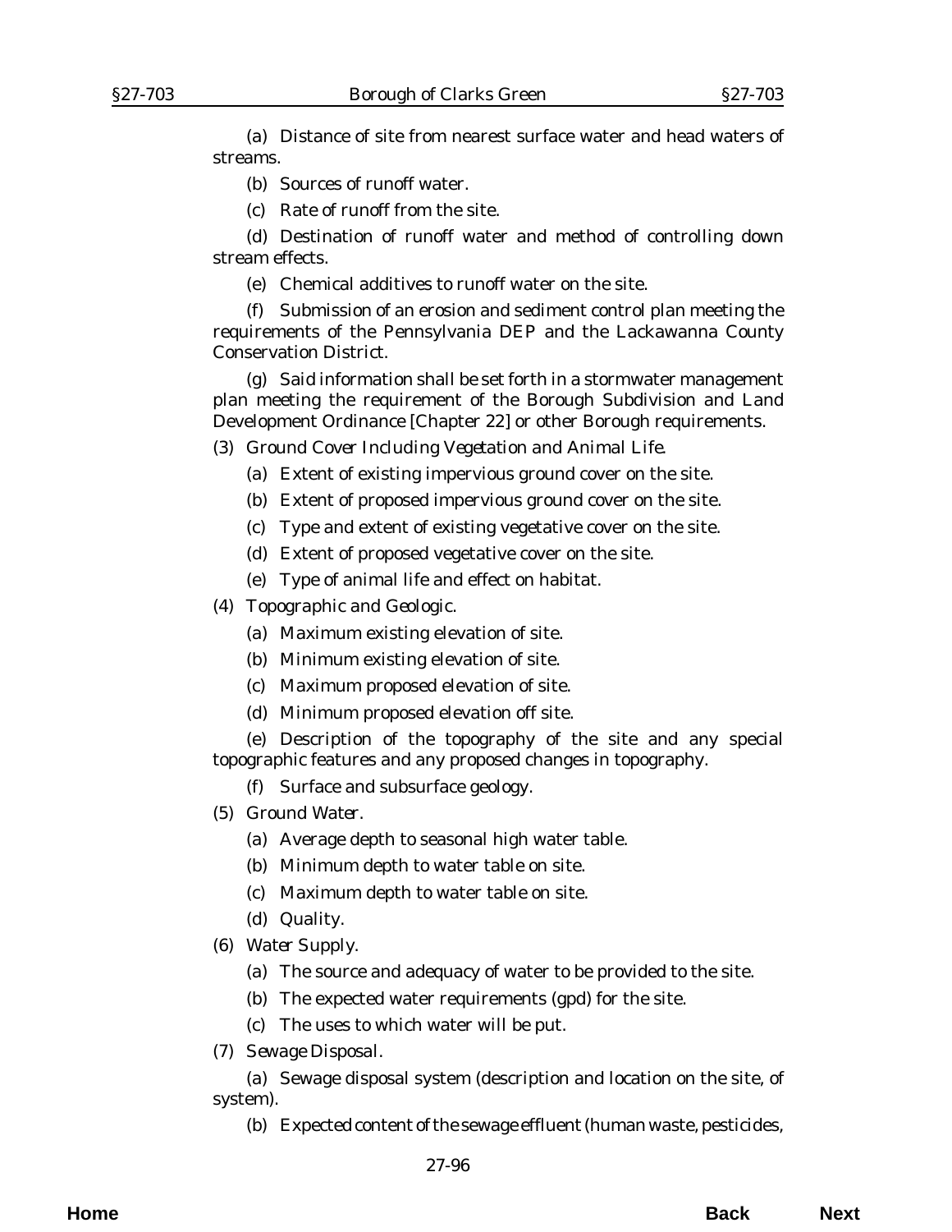(a) Distance of site from nearest surface water and head waters of streams.

(b) Sources of runoff water.

(c) Rate of runoff from the site.

(d) Destination of runoff water and method of controlling down stream effects.

(e) Chemical additives to runoff water on the site.

(f) Submission of an erosion and sediment control plan meeting the requirements of the Pennsylvania DEP and the Lackawanna County Conservation District.

(g) Said information shall be set forth in a stormwater management plan meeting the requirement of the Borough Subdivision and Land Development Ordinance [Chapter 22] or other Borough requirements.

(3) *Ground Cover Including Vegetation and Animal Life.*

(a) Extent of existing impervious ground cover on the site.

(b) Extent of proposed impervious ground cover on the site.

(c) Type and extent of existing vegetative cover on the site.

(d) Extent of proposed vegetative cover on the site.

(e) Type of animal life and effect on habitat.

(4) *Topographic and Geologic.*

(a) Maximum existing elevation of site.

(b) Minimum existing elevation of site.

(c) Maximum proposed elevation of site.

(d) Minimum proposed elevation off site.

(e) Description of the topography of the site and any special topographic features and any proposed changes in topography.

(f) Surface and subsurface geology.

(5) *Ground Water.*

(a) Average depth to seasonal high water table.

(b) Minimum depth to water table on site.

(c) Maximum depth to water table on site.

(d) Quality.

(6) *Water Supply.*

(a) The source and adequacy of water to be provided to the site.

(b) The expected water requirements (gpd) for the site.

(c) The uses to which water will be put.

(7) *Sewage Disposal.*

(a) Sewage disposal system (description and location on the site, of system).

(b) Expected content of the sewage effluent (human waste, pesticides,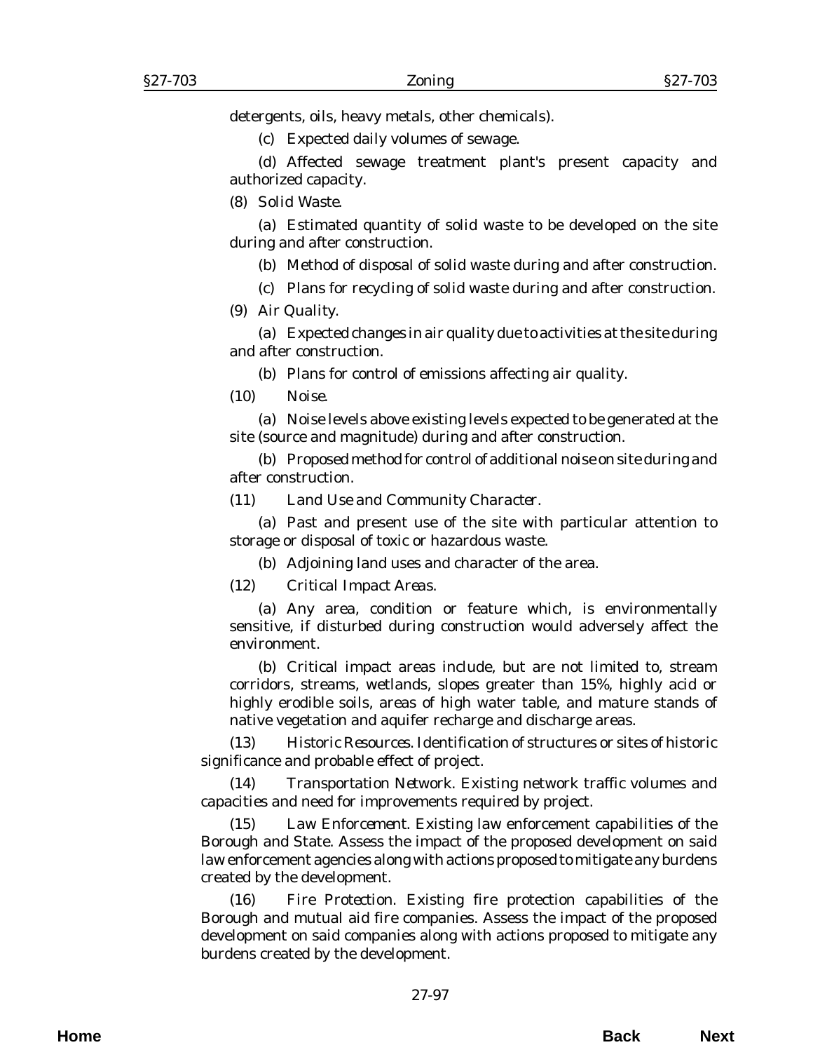detergents, oils, heavy metals, other chemicals).

(c) Expected daily volumes of sewage.

(d) Affected sewage treatment plant's present capacity and authorized capacity.

(8) *Solid Waste.*

(a) Estimated quantity of solid waste to be developed on the site during and after construction.

(b) Method of disposal of solid waste during and after construction.

(c) Plans for recycling of solid waste during and after construction.

(9) *Air Quality.*

(a) Expected changes in air quality due to activities at the site during and after construction.

(b) Plans for control of emissions affecting air quality.

(10) *Noise.*

(a) Noise levels above existing levels expected to be generated at the site (source and magnitude) during and after construction.

(b) Proposed method for control of additional noise on site during and after construction.

(11) *Land Use and Community Character.*

(a) Past and present use of the site with particular attention to storage or disposal of toxic or hazardous waste.

(b) Adjoining land uses and character of the area.

(12) *Critical Impact Areas.*

(a) Any area, condition or feature which, is environmentally sensitive, if disturbed during construction would adversely affect the environment.

(b) Critical impact areas include, but are not limited to, stream corridors, streams, wetlands, slopes greater than 15%, highly acid or highly erodible soils, areas of high water table, and mature stands of native vegetation and aquifer recharge and discharge areas.

(13) *Historic Resources.* Identification of structures or sites of historic significance and probable effect of project.

(14) *Transportation Network.* Existing network traffic volumes and capacities and need for improvements required by project.

(15) *Law Enforcement.* Existing law enforcement capabilities of the Borough and State. Assess the impact of the proposed development on said law enforcement agencies along with actions proposed to mitigate any burdens created by the development.

(16) *Fire Protection.* Existing fire protection capabilities of the Borough and mutual aid fire companies. Assess the impact of the proposed development on said companies along with actions proposed to mitigate any burdens created by the development.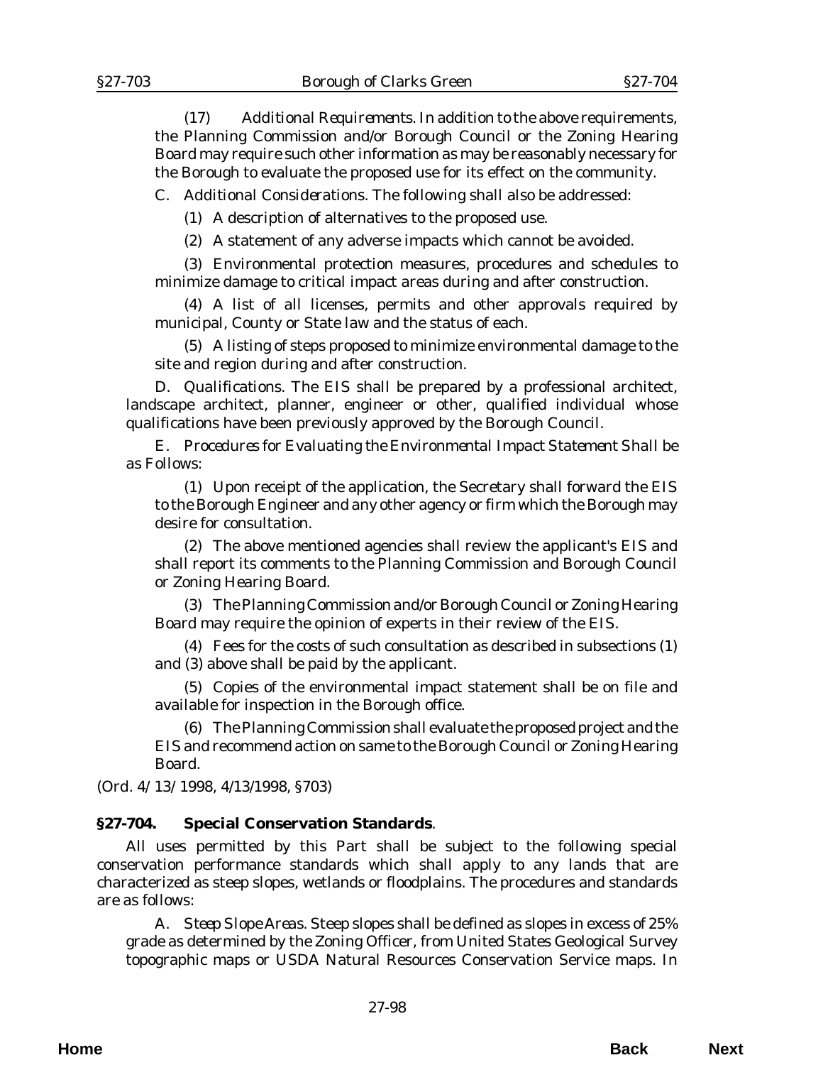(17) *Additional Requirements*. In addition to the above requirements, the Planning Commission and/or Borough Council or the Zoning Hearing Board may require such other information as may be reasonably necessary for the Borough to evaluate the proposed use for its effect on the community.

C. *Additional Considerations*. The following shall also be addressed:

(1) A description of alternatives to the proposed use.

(2) A statement of any adverse impacts which cannot be avoided.

(3) Environmental protection measures, procedures and schedules to minimize damage to critical impact areas during and after construction.

(4) A list of all licenses, permits and other approvals required by municipal, County or State law and the status of each.

(5) A listing of steps proposed to minimize environmental damage to the site and region during and after construction.

D. *Qualifications*. The EIS shall be prepared by a professional architect, landscape architect, planner, engineer or other, qualified individual whose qualifications have been previously approved by the Borough Council.

E. *Procedures for Evaluating the Environmental Impact Statement Shall be as Follows*:

(1) Upon receipt of the application, the Secretary shall forward the EIS to the Borough Engineer and any other agency or firm which the Borough may desire for consultation.

(2) The above mentioned agencies shall review the applicant's EIS and shall report its comments to the Planning Commission and Borough Council or Zoning Hearing Board.

(3) The Planning Commission and/or Borough Council or Zoning Hearing Board may require the opinion of experts in their review of the EIS.

(4) Fees for the costs of such consultation as described in subsections (1) and (3) above shall be paid by the applicant.

(5) Copies of the environmental impact statement shall be on file and available for inspection in the Borough office.

(6) The Planning Commission shall evaluate the proposed project and the EIS and recommend action on same to the Borough Council or Zoning Hearing Board.

(*Ord. 4/13/1998*, 4/13/1998, §703)

**§27-704. Special Conservation Standards**.

All uses permitted by this Part shall be subject to the following special conservation performance standards which shall apply to any lands that are characterized as steep slopes, wetlands or floodplains. The procedures and standards are as follows:

A. *Steep Slope Areas*. Steep slopes shall be defined as slopes in excess of 25% grade as determined by the Zoning Officer, from United States Geological Survey topographic maps or USDA Natural Resources Conservation Service maps. In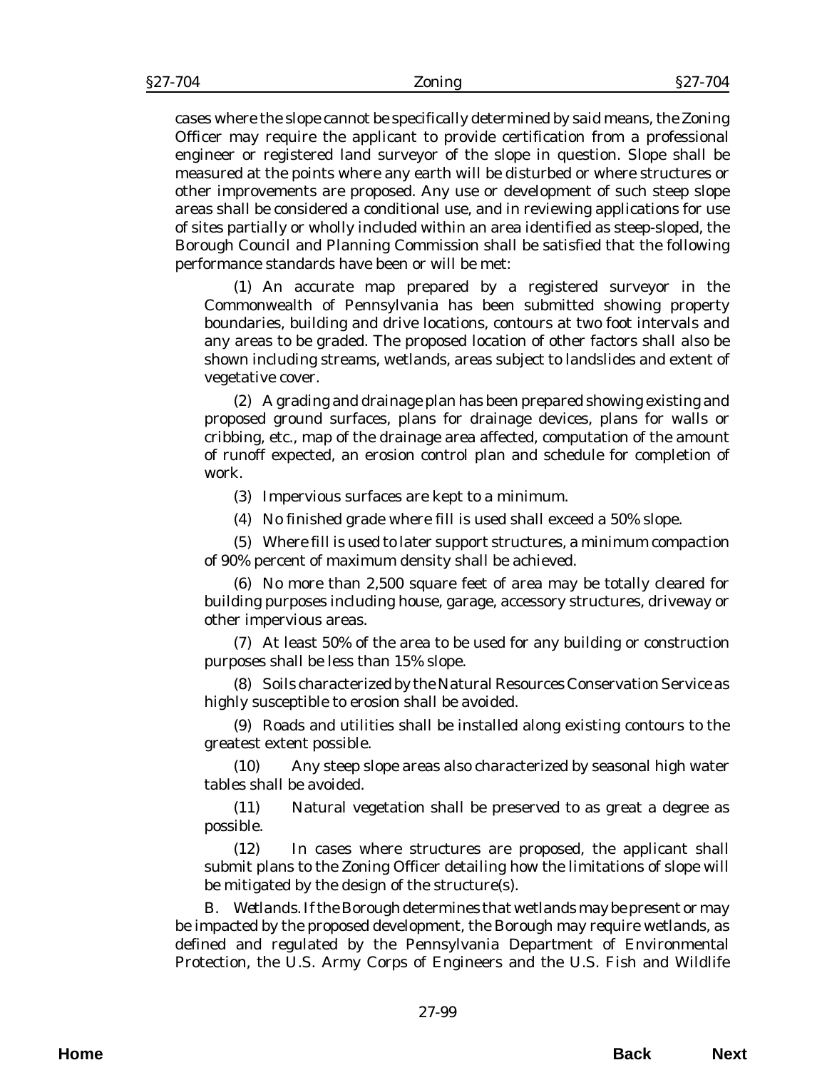cases where the slope cannot be specifically determined by said means, the Zoning Officer may require the applicant to provide certification from a professional engineer or registered land surveyor of the slope in question. Slope shall be measured at the points where any earth will be disturbed or where structures or other improvements are proposed. Any use or development of such steep slope areas shall be considered a conditional use, and in reviewing applications for use of sites partially or wholly included within an area identified as steep-sloped, the Borough Council and Planning Commission shall be satisfied that the following performance standards have been or will be met:

(1) An accurate map prepared by a registered surveyor in the Commonwealth of Pennsylvania has been submitted showing property boundaries, building and drive locations, contours at two foot intervals and any areas to be graded. The proposed location of other factors shall also be shown including streams, wetlands, areas subject to landslides and extent of vegetative cover.

(2) A grading and drainage plan has been prepared showing existing and proposed ground surfaces, plans for drainage devices, plans for walls or cribbing, etc., map of the drainage area affected, computation of the amount of runoff expected, an erosion control plan and schedule for completion of work.

(3) Impervious surfaces are kept to a minimum.

(4) No finished grade where fill is used shall exceed a 50% slope.

(5) Where fill is used to later support structures, a minimum compaction of 90% percent of maximum density shall be achieved.

(6) No more than 2,500 square feet of area may be totally cleared for building purposes including house, garage, accessory structures, driveway or other impervious areas.

(7) At least 50% of the area to be used for any building or construction purposes shall be less than 15% slope.

(8) Soils characterized by the Natural Resources Conservation Service as highly susceptible to erosion shall be avoided.

(9) Roads and utilities shall be installed along existing contours to the greatest extent possible.

(10) Any steep slope areas also characterized by seasonal high water tables shall be avoided.

(11) Natural vegetation shall be preserved to as great a degree as possible.

(12) In cases where structures are proposed, the applicant shall submit plans to the Zoning Officer detailing how the limitations of slope will be mitigated by the design of the structure(s).

B. *Wetlands.* If the Borough determines that wetlands may be present or may be impacted by the proposed development, the Borough may require wetlands, as defined and regulated by the Pennsylvania Department of Environmental Protection, the U.S. Army Corps of Engineers and the U.S. Fish and Wildlife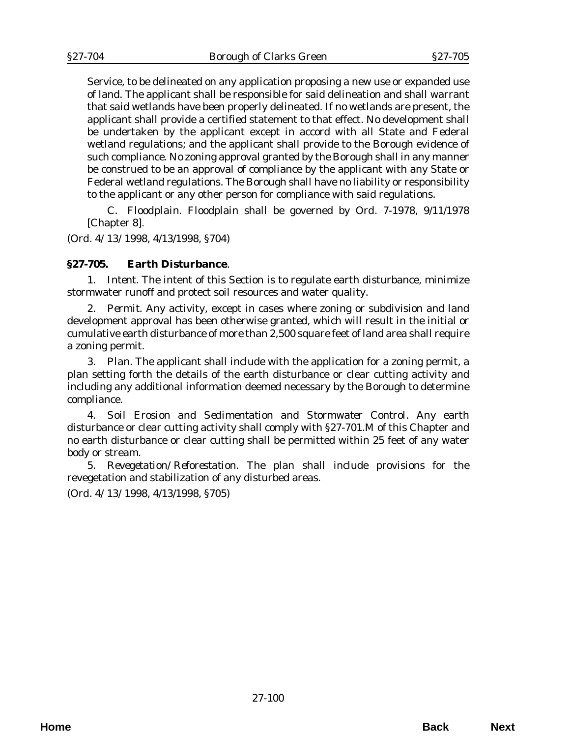Service, to be delineated on any application proposing a new use or expanded use of land. The applicant shall be responsible for said delineation and shall warrant that said wetlands have been properly delineated. If no wetlands are present, the applicant shall provide a certified statement to that effect. No development shall be undertaken by the applicant except in accord with all State and Federal wetland regulations; and the applicant shall provide to the Borough evidence of such compliance. No zoning approval granted by the Borough shall in any manner be construed to be an approval of compliance by the applicant with any State or Federal wetland regulations. The Borough shall have no liability or responsibility to the applicant or any other person for compliance with said regulations.

C. *Floodplain*. Floodplain shall be governed by Ord. 7-1978, 9/11/1978 [Chapter 8].

(*Ord. 4/13/1998*, 4/13/1998, §704)

**§27-705. Earth Disturbance**.

1. *Intent*. The intent of this Section is to regulate earth disturbance, minimize stormwater runoff and protect soil resources and water quality.

2. *Permit*. Any activity, except in cases where zoning or subdivision and land development approval has been otherwise granted, which will result in the initial or cumulative earth disturbance of more than 2,500 square feet of land area shall require a zoning permit.

3. *Plan*. The applicant shall include with the application for a zoning permit, a plan setting forth the details of the earth disturbance or clear cutting activity and including any additional information deemed necessary by the Borough to determine compliance.

4. *Soil Erosion and Sedimentation and Stormwater Control*. Any earth disturbance or clear cutting activity shall comply with §27-701.M of this Chapter and no earth disturbance or clear cutting shall be permitted within 25 feet of any water body or stream.

5. *Revegetation/Reforestation*. The plan shall include provisions for the revegetation and stabilization of any disturbed areas.

(*Ord. 4/13/1998*, 4/13/1998, §705)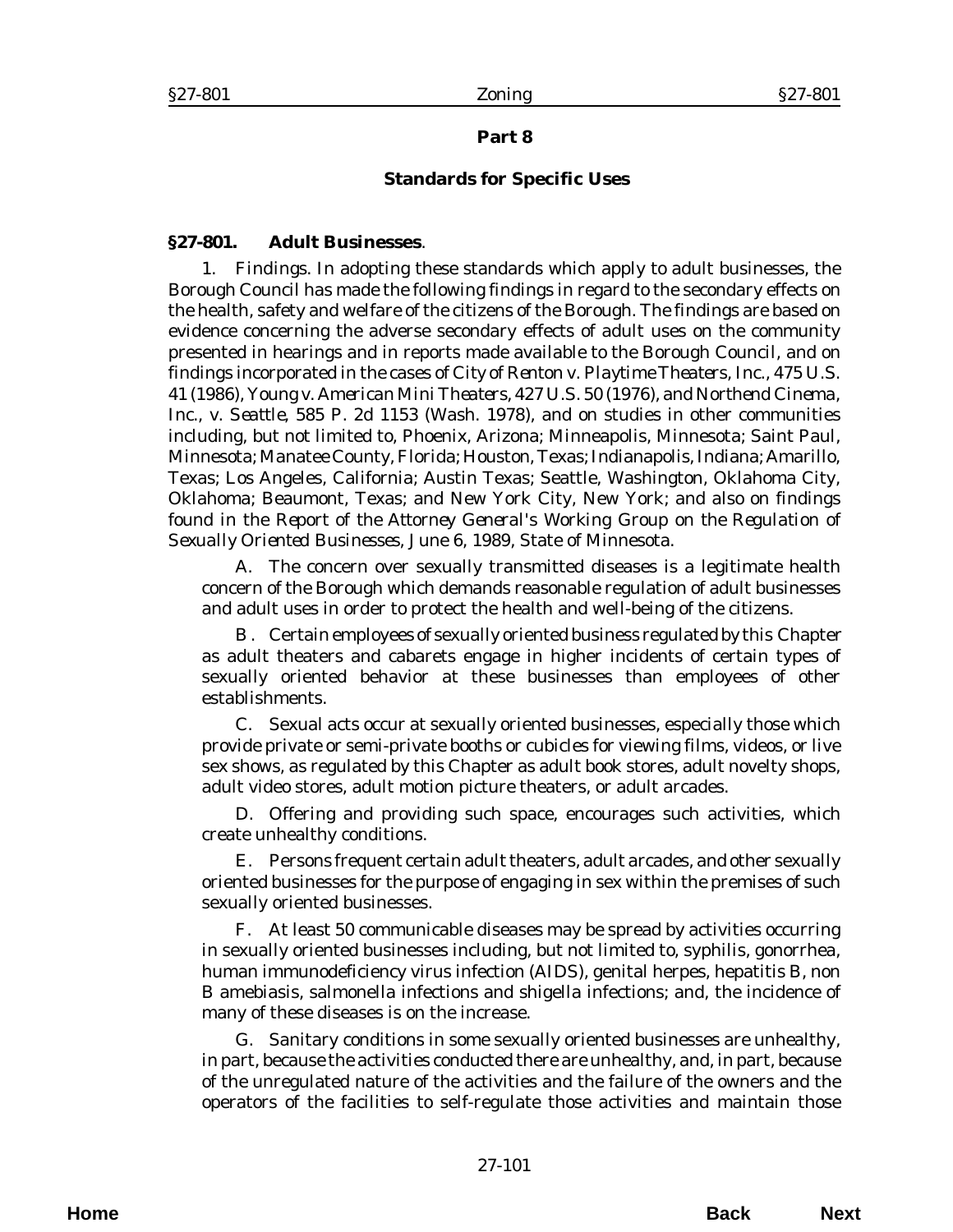## Part 8

## Standards for Specific Uses

### §27-801. Adult Businesses.

1. Findings. In adopting these standards which apply to adult businesses, the Borough Council has made the following findings in regard to the secondary effects on the health, safety and welfare of the citizens of the Borough. The findings are based on evidence concerning the adverse secondary effects of adult uses on the community presented in hearings and in reports made available to the Borough Council, and on findings incorporated in the cases of *City of Renton v. Playtime Theaters, Inc.*, 475 U.S. 41 (1986), *Young v. American Mini Theaters*, 427 U.S. 50 (1976), and *Northend Cinema, Inc., v. Seattle*, 585 P. 2d 1153 (Wash. 1978), and on studies in other communities including, but not limited to, Phoenix, Arizona; Minneapolis, Minnesota; Saint Paul, Minnesota; Manatee County, Florida; Houston, Texas; Indianapolis, Indiana; Amarillo, Texas; Los Angeles, California; Austin Texas; Seattle, Washington, Oklahoma City, Oklahoma; Beaumont, Texas; and New York City, New York; and also on findings found in the *Report of the Attorney General's Working Group on the Regulation of Sexually Oriented Businesses*, June 6, 1989, State of Minnesota.

A. The concern over sexually transmitted diseases is a legitimate health concern of the Borough which demands reasonable regulation of adult businesses and adult uses in order to protect the health and well-being of the citizens.

B. Certain employees of sexually oriented business regulated by this Chapter as adult theaters and cabarets engage in higher incidents of certain types of sexually oriented behavior at these businesses than employees of other establishments.

C. Sexual acts occur at sexually oriented businesses, especially those which provide private or semi-private booths or cubicles for viewing films, videos, or live sex shows, as regulated by this Chapter as adult book stores, adult novelty shops, adult video stores, adult motion picture theaters, or adult arcades.

D. Offering and providing such space, encourages such activities, which create unhealthy conditions.

E. Persons frequent certain adult theaters, adult arcades, and other sexually oriented businesses for the purpose of engaging in sex within the premises of such sexually oriented businesses.

F. At least 50 communicable diseases may be spread by activities occurring in sexually oriented businesses including, but not limited to, syphilis, gonorrhea, human immunodeficiency virus infection (AIDS), genital herpes, hepatitis B, non B amebiasis, salmonella infections and shigella infections; and, the incidence of many of these diseases is on the increase.

G. Sanitary conditions in some sexually oriented businesses are unhealthy, in part, because the activities conducted there are unhealthy, and, in part, because of the unregulated nature of the activities and the failure of the owners and the operators of the facilities to self-regulate those activities and maintain those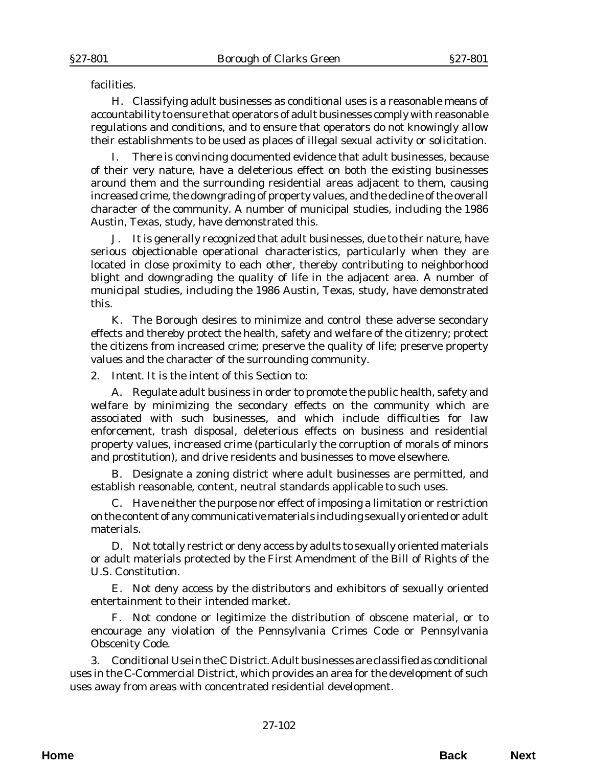facilities.

H. Classifying adult businesses as conditional uses is a reasonable means of accountability to ensure that operators of adult businesses comply with reasonable regulations and conditions, and to ensure that operators do not knowingly allow their establishments to be used as places of illegal sexual activity or solicitation.

I. There is convincing documented evidence that adult businesses, because of their very nature, have a deleterious effect on both the existing businesses around them and the surrounding residential areas adjacent to them, causing increased crime, the downgrading of property values, and the decline of the overall character of the community. A number of municipal studies, including the 1986 Austin, Texas, study, have demonstrated this.

J. It is generally recognized that adult businesses, due to their nature, have serious objectionable operational characteristics, particularly when they are located in close proximity to each other, thereby contributing to neighborhood blight and downgrading the quality of life in the adjacent area. A number of municipal studies, including the 1986 Austin, Texas, study, have demonstrated this.

K. The Borough desires to minimize and control these adverse secondary effects and thereby protect the health, safety and welfare of the citizenry; protect the citizens from increased crime; preserve the quality of life; preserve property values and the character of the surrounding community.

2. *Intent*. It is the intent of this Section to:

A. Regulate adult business in order to promote the public health, safety and welfare by minimizing the secondary effects on the community which are associated with such businesses, and which include difficulties for law enforcement, trash disposal, deleterious effects on business and residential property values, increased crime (particularly the corruption of morals of minors and prostitution), and drive residents and businesses to move elsewhere.

B. Designate a zoning district where adult businesses are permitted, and establish reasonable, content, neutral standards applicable to such uses.

C. Have neither the purpose nor effect of imposing a limitation or restriction on the content of any communicative materials including sexually oriented or adult materials.

D. Not totally restrict or deny access by adults to sexually oriented materials or adult materials protected by the First Amendment of the Bill of Rights of the U.S. Constitution.

E. Not deny access by the distributors and exhibitors of sexually oriented entertainment to their intended market.

F. Not condone or legitimize the distribution of obscene material, or to encourage any violation of the Pennsylvania Crimes Code or Pennsylvania Obscenity Code.

3. *Conditional Use in the C District*. Adult businesses are classified as conditional uses in the C-Commercial District, which provides an area for the development of such uses away from areas with concentrated residential development.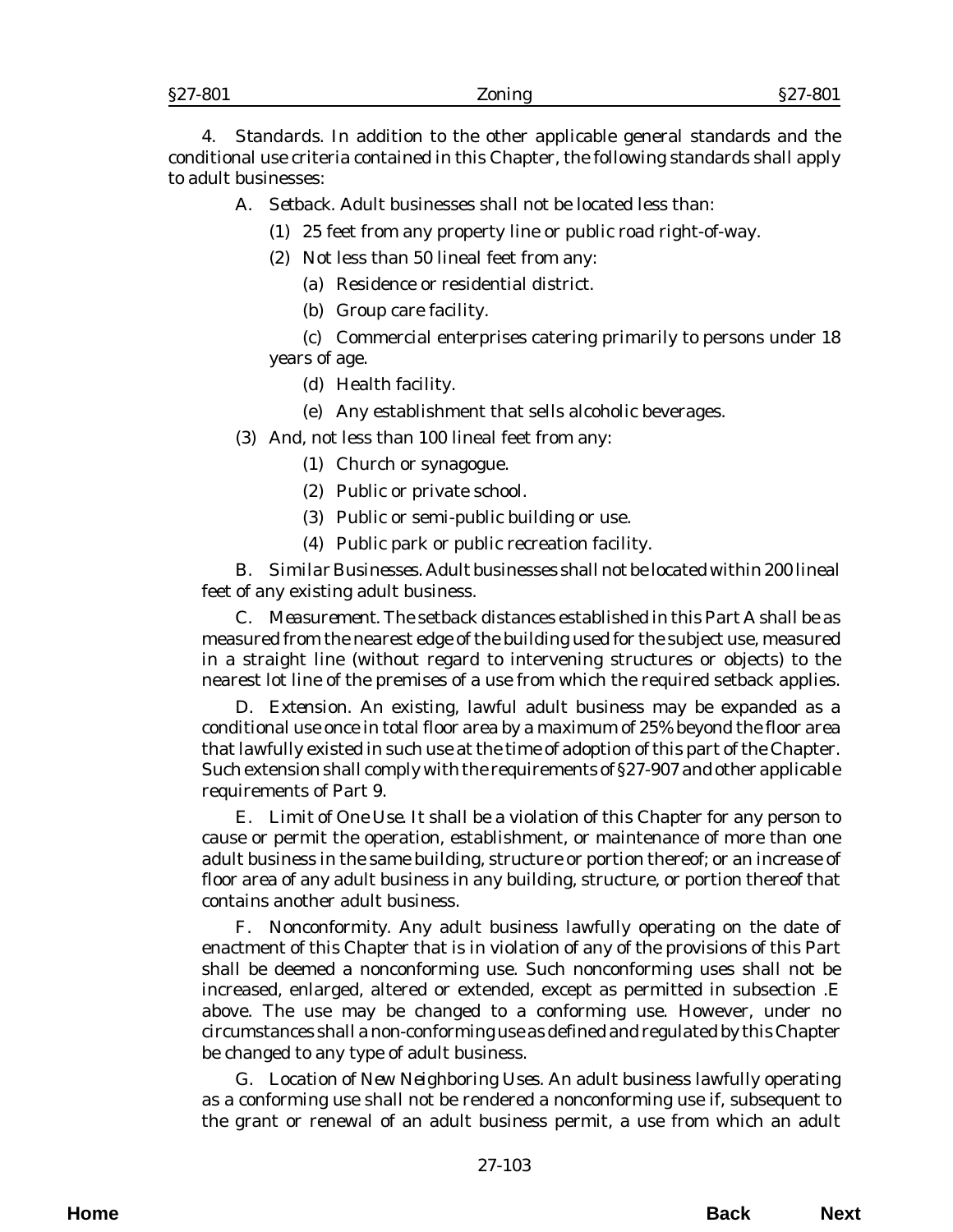4. Standards. In addition to the other applicable general standards and the conditional use criteria contained in this Chapter, the following standards shall apply to adult businesses:

A. *Setback*. Adult businesses shall not be located less than:

(1) 25 feet from any property line or public road right-of-way.

(2) Not less than 50 lineal feet from any:

(a) Residence or residential district.

(b) Group care facility.

(c) Commercial enterprises catering primarily to persons under 18 years of age.

(d) Health facility.

(e) Any establishment that sells alcoholic beverages.

(3) And, not less than 100 lineal feet from any:

(1) Church or synagogue.

(2) Public or private school.

(3) Public or semi-public building or use.

(4) Public park or public recreation facility.

B. *Similar Businesses*. Adult businesses shall not be located within 200 lineal feet of any existing adult business.

C. *Measurement*. The setback distances established in this Part A shall be as measured from the nearest edge of the building used for the subject use, measured in a straight line (without regard to intervening structures or objects) to the nearest lot line of the premises of a use from which the required setback applies.

D. *Extension*. An existing, lawful adult business may be expanded as a conditional use once in total floor area by a maximum of 25% beyond the floor area that lawfully existed in such use at the time of adoption of this part of the Chapter. Such extension shall comply with the requirements of §27-907 and other applicable requirements of Part 9.

E. *Limit of One Use*. It shall be a violation of this Chapter for any person to cause or permit the operation, establishment, or maintenance of more than one adult business in the same building, structure or portion thereof; or an increase of floor area of any adult business in any building, structure, or portion thereof that contains another adult business.

F. *Nonconformity*. Any adult business lawfully operating on the date of enactment of this Chapter that is in violation of any of the provisions of this Part shall be deemed a nonconforming use. Such nonconforming uses shall not be increased, enlarged, altered or extended, except as permitted in subsection .E above. The use may be changed to a conforming use. However, under no circumstances shall a non-conforming use as defined and regulated by this Chapter be changed to any type of adult business.

G. *Location of New Neighboring Uses*. An adult business lawfully operating as a conforming use shall not be rendered a nonconforming use if, subsequent to the grant or renewal of an adult business permit, a use from which an adult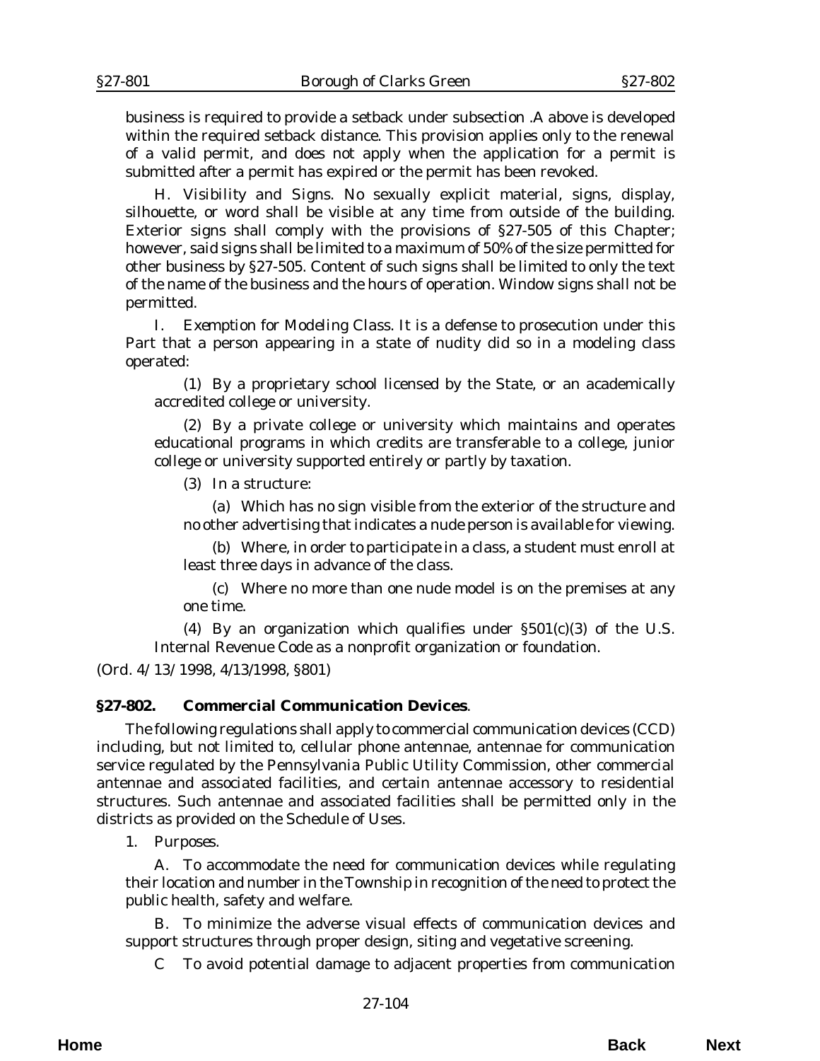business is required to provide a setback under subsection .A above is developed within the required setback distance. This provision applies only to the renewal of a valid permit, and does not apply when the application for a permit is submitted after a permit has expired or the permit has been revoked.

H. *Visibility and Signs.* No sexually explicit material, signs, display, silhouette, or word shall be visible at any time from outside of the building. Exterior signs shall comply with the provisions of §27-505 of this Chapter; however, said signs shall be limited to a maximum of 50% of the size permitted for other business by §27-505. Content of such signs shall be limited to only the text of the name of the business and the hours of operation. Window signs shall not be permitted.

I. *Exemption for Modeling Class.* It is a defense to prosecution under this Part that a person appearing in a state of nudity did so in a modeling class operated:

(1) By a proprietary school licensed by the State, or an academically accredited college or university.

(2) By a private college or university which maintains and operates educational programs in which credits are transferable to a college, junior college or university supported entirely or partly by taxation.

(3) In a structure:

(a) Which has no sign visible from the exterior of the structure and no other advertising that indicates a nude person is available for viewing.

(b) Where, in order to participate in a class, a student must enroll at least three days in advance of the class.

(c) Where no more than one nude model is on the premises at any one time.

(4) By an organization which qualifies under §501(c)(3) of the U.S. Internal Revenue Code as a nonprofit organization or foundation.

(*Ord. 4/13/1998*, 4/13/1998, §801)

## §27-802. Commercial Communication Devices.

The following regulations shall apply to commercial communication devices (CCD) including, but not limited to, cellular phone antennae, antennae for communication service regulated by the Pennsylvania Public Utility Commission, other commercial antennae and associated facilities, and certain antennae accessory to residential structures. Such antennae and associated facilities shall be permitted only in the districts as provided on the Schedule of Uses.

1. *Purposes.*

A. To accommodate the need for communication devices while regulating their location and number in the Township in recognition of the need to protect the public health, safety and welfare.

B. To minimize the adverse visual effects of communication devices and support structures through proper design, siting and vegetative screening.

C To avoid potential damage to adjacent properties from communication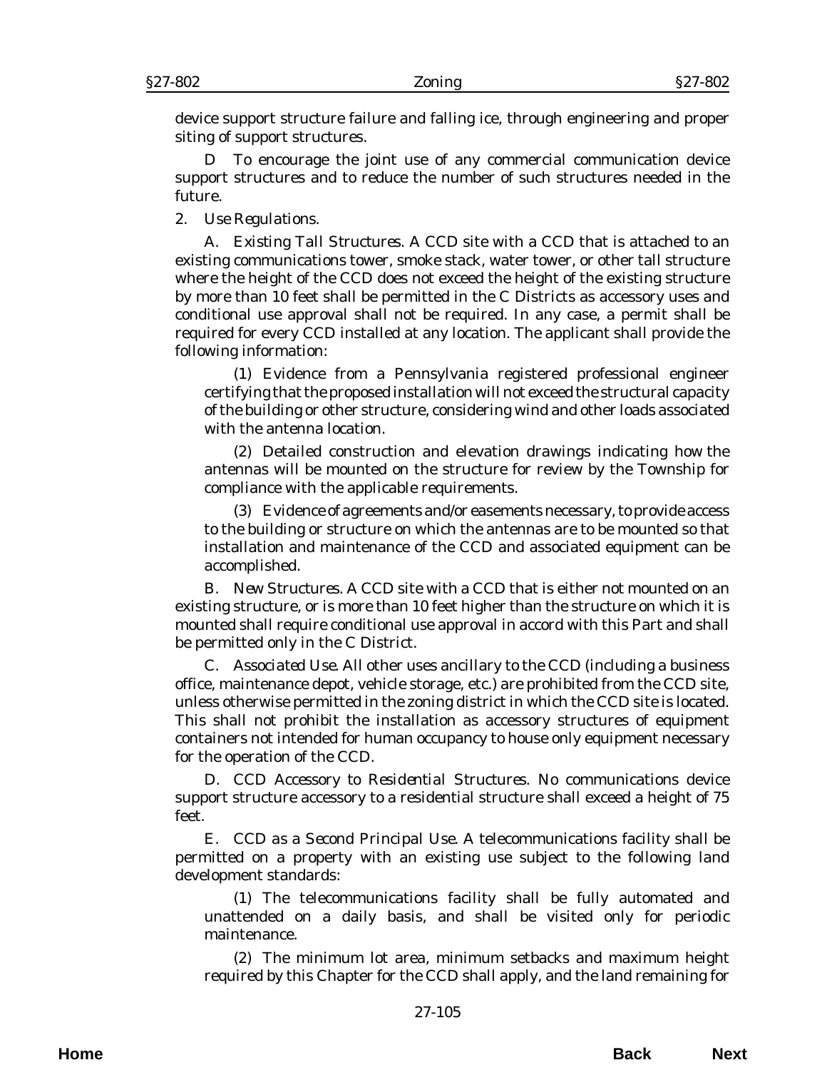device support structure failure and falling ice, through engineering and proper siting of support structures.

D To encourage the joint use of any commercial communication device support structures and to reduce the number of such structures needed in the future.

2. *Use Regulations.*

A. *Existing Tall Structures.* A CCD site with a CCD that is attached to an existing communications tower, smoke stack, water tower, or other tall structure where the height of the CCD does not exceed the height of the existing structure by more than 10 feet shall be permitted in the C Districts as accessory uses and conditional use approval shall not be required. In any case, a permit shall be required for every CCD installed at any location. The applicant shall provide the following information:

(1) Evidence from a Pennsylvania registered professional engineer certifying that the proposed installation will not exceed the structural capacity of the building or other structure, considering wind and other loads associated with the antenna location.

(2) Detailed construction and elevation drawings indicating how the antennas will be mounted on the structure for review by the Township for compliance with the applicable requirements.

(3) Evidence of agreements and/or easements necessary, to provide access to the building or structure on which the antennas are to be mounted so that installation and maintenance of the CCD and associated equipment can be accomplished.

B. *New Structures.* A CCD site with a CCD that is either not mounted on an existing structure, or is more than 10 feet higher than the structure on which it is mounted shall require conditional use approval in accord with this Part and shall be permitted only in the C District.

C. *Associated Use.* All other uses ancillary to the CCD (including a business office, maintenance depot, vehicle storage, etc.) are prohibited from the CCD site, unless otherwise permitted in the zoning district in which the CCD site is located. This shall not prohibit the installation as accessory structures of equipment containers not intended for human occupancy to house only equipment necessary for the operation of the CCD.

D. *CCD Accessory to Residential Structures.* No communications device support structure accessory to a residential structure shall exceed a height of 75 feet.

E. *CCD as a Second Principal Use.* A telecommunications facility shall be permitted on a property with an existing use subject to the following land development standards:

(1) The telecommunications facility shall be fully automated and unattended on a daily basis, and shall be visited only for periodic maintenance.

(2) The minimum lot area, minimum setbacks and maximum height required by this Chapter for the CCD shall apply, and the land remaining for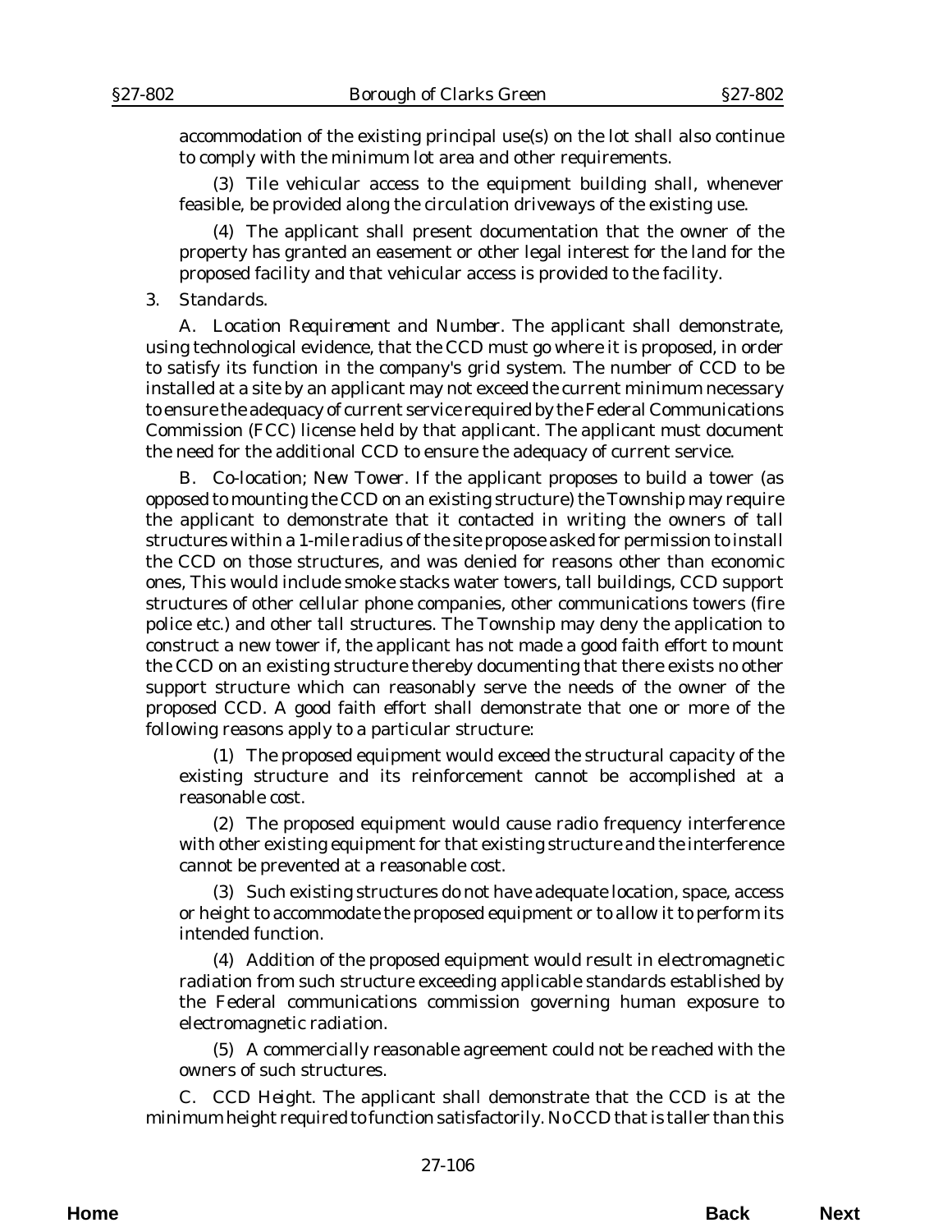accommodation of the existing principal use(s) on the lot shall also continue to comply with the minimum lot area and other requirements.

(3) Tile vehicular access to the equipment building shall, whenever feasible, be provided along the circulation driveways of the existing use.

(4) The applicant shall present documentation that the owner of the property has granted an easement or other legal interest for the land for the proposed facility and that vehicular access is provided to the facility.

3. Standards.

A. *Location Requirement and Number.* The applicant shall demonstrate, using technological evidence, that the CCD must go where it is proposed, in order to satisfy its function in the company's grid system. The number of CCD to be installed at a site by an applicant may not exceed the current minimum necessary to ensure the adequacy of current service required by the Federal Communications Commission (FCC) license held by that applicant. The applicant must document the need for the additional CCD to ensure the adequacy of current service.

B. *Co-location; New Tower.* If the applicant proposes to build a tower (as opposed to mounting the CCD on an existing structure) the Township may require the applicant to demonstrate that it contacted in writing the owners of tall structures within a 1-mile radius of the site propose asked for permission to install the CCD on those structures, and was denied for reasons other than economic ones, This would include smoke stacks water towers, tall buildings, CCD support structures of other cellular phone companies, other communications towers (fire police etc.) and other tall structures. The Township may deny the application to construct a new tower if, the applicant has not made a good faith effort to mount the CCD on an existing structure thereby documenting that there exists no other support structure which can reasonably serve the needs of the owner of the proposed CCD. A good faith effort shall demonstrate that one or more of the following reasons apply to a particular structure:

(1) The proposed equipment would exceed the structural capacity of the existing structure and its reinforcement cannot be accomplished at a reasonable cost.

(2) The proposed equipment would cause radio frequency interference with other existing equipment for that existing structure and the interference cannot be prevented at a reasonable cost.

(3) Such existing structures do not have adequate location, space, access or height to accommodate the proposed equipment or to allow it to perform its intended function.

(4) Addition of the proposed equipment would result in electromagnetic radiation from such structure exceeding applicable standards established by the Federal communications commission governing human exposure to electromagnetic radiation.

(5) A commercially reasonable agreement could not be reached with the owners of such structures.

C. *CCD Height.* The applicant shall demonstrate that the CCD is at the minimum height required to function satisfactorily. No CCD that is taller than this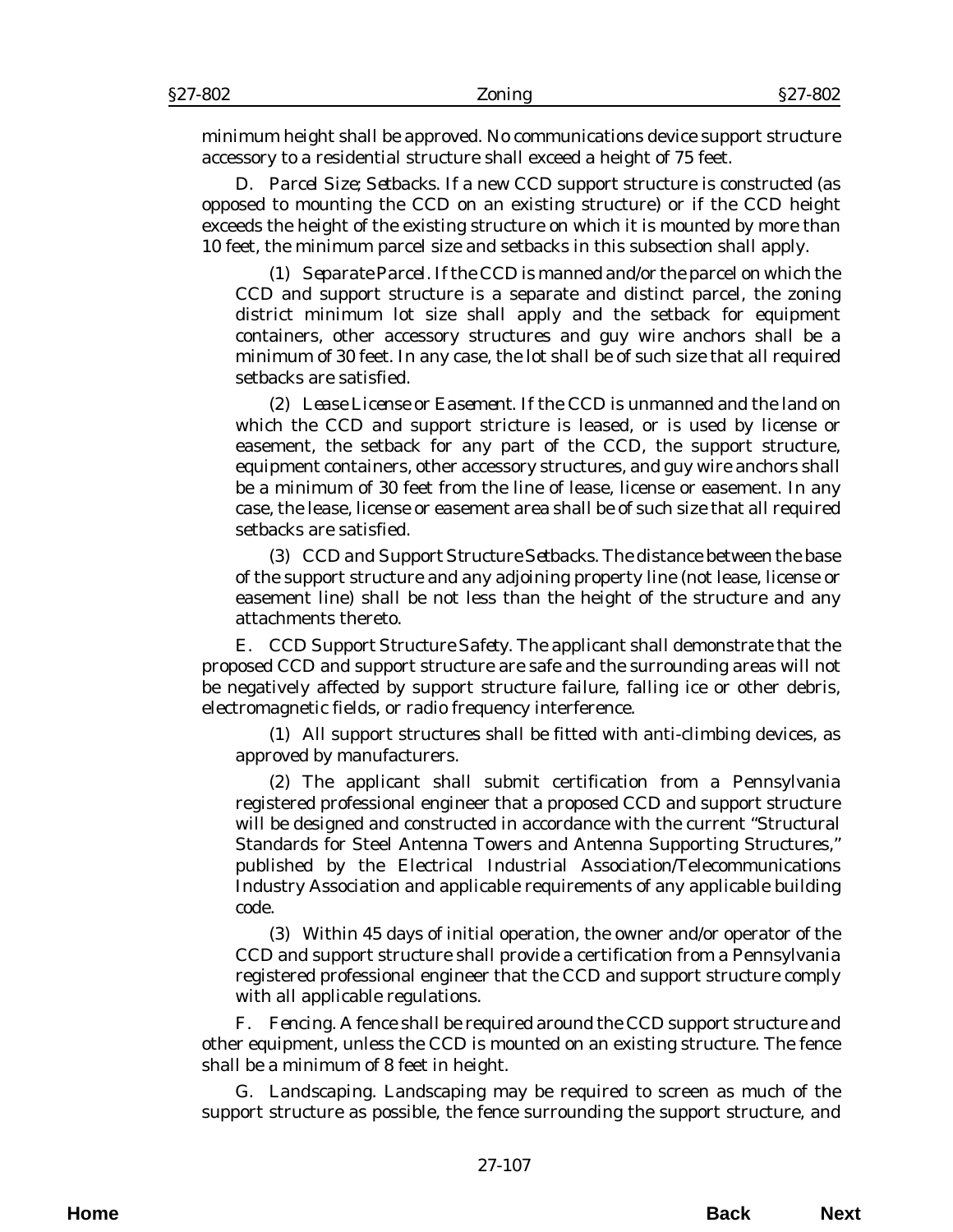minimum height shall be approved. No communications device support structure accessory to a residential structure shall exceed a height of 75 feet.

D. *Parcel Size; Setbacks.* If a new CCD support structure is constructed (as opposed to mounting the CCD on an existing structure) or if the CCD height exceeds the height of the existing structure on which it is mounted by more than 10 feet, the minimum parcel size and setbacks in this subsection shall apply.

(1) *Separate Parcel.* If the CCD is manned and/or the parcel on which the CCD and support structure is a separate and distinct parcel, the zoning district minimum lot size shall apply and the setback for equipment containers, other accessory structures and guy wire anchors shall be a minimum of 30 feet. In any case, the lot shall be of such size that all required setbacks are satisfied.

(2) *Lease License or Easement.* If the CCD is unmanned and the land on which the CCD and support stricture is leased, or is used by license or easement, the setback for any part of the CCD, the support structure, equipment containers, other accessory structures, and guy wire anchors shall be a minimum of 30 feet from the line of lease, license or easement. In any case, the lease, license or easement area shall be of such size that all required setbacks are satisfied.

(3) *CCD and Support Structure Setbacks.* The distance between the base of the support structure and any adjoining property line (not lease, license or easement line) shall be not less than the height of the structure and any attachments thereto.

E. *CCD Support Structure Safety.* The applicant shall demonstrate that the proposed CCD and support structure are safe and the surrounding areas will not be negatively affected by support structure failure, falling ice or other debris, electromagnetic fields, or radio frequency interference.

(1) All support structures shall be fitted with anti-climbing devices, as approved by manufacturers.

(2) The applicant shall submit certification from a Pennsylvania registered professional engineer that a proposed CCD and support structure will be designed and constructed in accordance with the current "Structural Standards for Steel Antenna Towers and Antenna Supporting Structures," published by the Electrical Industrial Association/Telecommunications Industry Association and applicable requirements of any applicable building code.

(3) Within 45 days of initial operation, the owner and/or operator of the CCD and support structure shall provide a certification from a Pennsylvania registered professional engineer that the CCD and support structure comply with all applicable regulations.

F. *Fencing.* A fence shall be required around the CCD support structure and other equipment, unless the CCD is mounted on an existing structure. The fence shall be a minimum of 8 feet in height.

G. *Landscaping.* Landscaping may be required to screen as much of the support structure as possible, the fence surrounding the support structure, and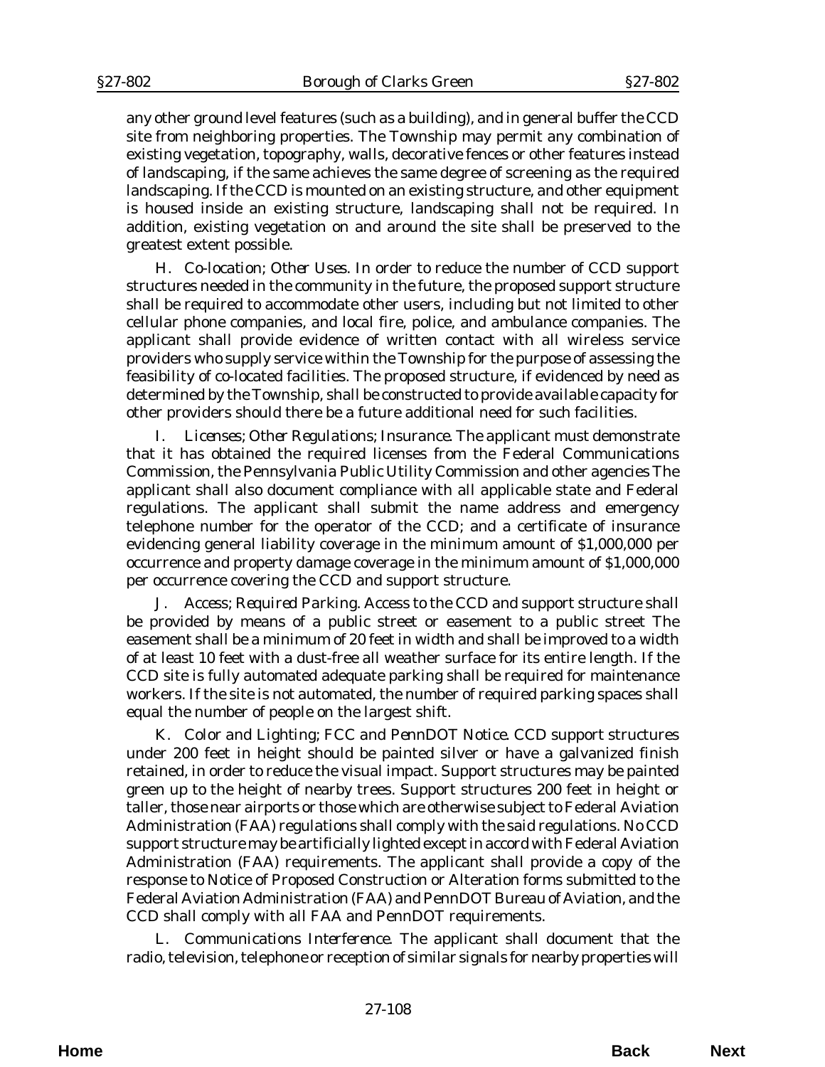any other ground level features (such as a building), and in general buffer the CCD site from neighboring properties. The Township may permit any combination of existing vegetation, topography, walls, decorative fences or other features instead of landscaping, if the same achieves the same degree of screening as the required landscaping. If the CCD is mounted on an existing structure, and other equipment is housed inside an existing structure, landscaping shall not be required. In addition, existing vegetation on and around the site shall be preserved to the greatest extent possible.

H. *Co-location; Other Uses.* In order to reduce the number of CCD support structures needed in the community in the future, the proposed support structure shall be required to accommodate other users, including but not limited to other cellular phone companies, and local fire, police, and ambulance companies. The applicant shall provide evidence of written contact with all wireless service providers who supply service within the Township for the purpose of assessing the feasibility of co-located facilities. The proposed structure, if evidenced by need as determined by the Township, shall be constructed to provide available capacity for other providers should there be a future additional need for such facilities.

I. *Licenses; Other Regulations; Insurance.* The applicant must demonstrate that it has obtained the required licenses from the Federal Communications Commission, the Pennsylvania Public Utility Commission and other agencies The applicant shall also document compliance with all applicable state and Federal regulations. The applicant shall submit the name address and emergency telephone number for the operator of the CCD; and a certificate of insurance evidencing general liability coverage in the minimum amount of $1,000,000 per occurrence and property damage coverage in the minimum amount of $1,000,000 per occurrence covering the CCD and support structure.

J. *Access; Required Parking.* Access to the CCD and support structure shall be provided by means of a public street or easement to a public street The easement shall be a minimum of 20 feet in width and shall be improved to a width of at least 10 feet with a dust-free all weather surface for its entire length. If the CCD site is fully automated adequate parking shall be required for maintenance workers. If the site is not automated, the number of required parking spaces shall equal the number of people on the largest shift.

K. *Color and Lighting; FCC and PennDOT Notice.* CCD support structures under 200 feet in height should be painted silver or have a galvanized finish retained, in order to reduce the visual impact. Support structures may be painted green up to the height of nearby trees. Support structures 200 feet in height or taller, those near airports or those which are otherwise subject to Federal Aviation Administration (FAA) regulations shall comply with the said regulations. No CCD support structure may be artificially lighted except in accord with Federal Aviation Administration (FAA) requirements. The applicant shall provide a copy of the response to Notice of Proposed Construction or Alteration forms submitted to the Federal Aviation Administration (FAA) and PennDOT Bureau of Aviation, and the CCD shall comply with all FAA and PennDOT requirements.

L. *Communications Interference.* The applicant shall document that the radio, television, telephone or reception of similar signals for nearby properties will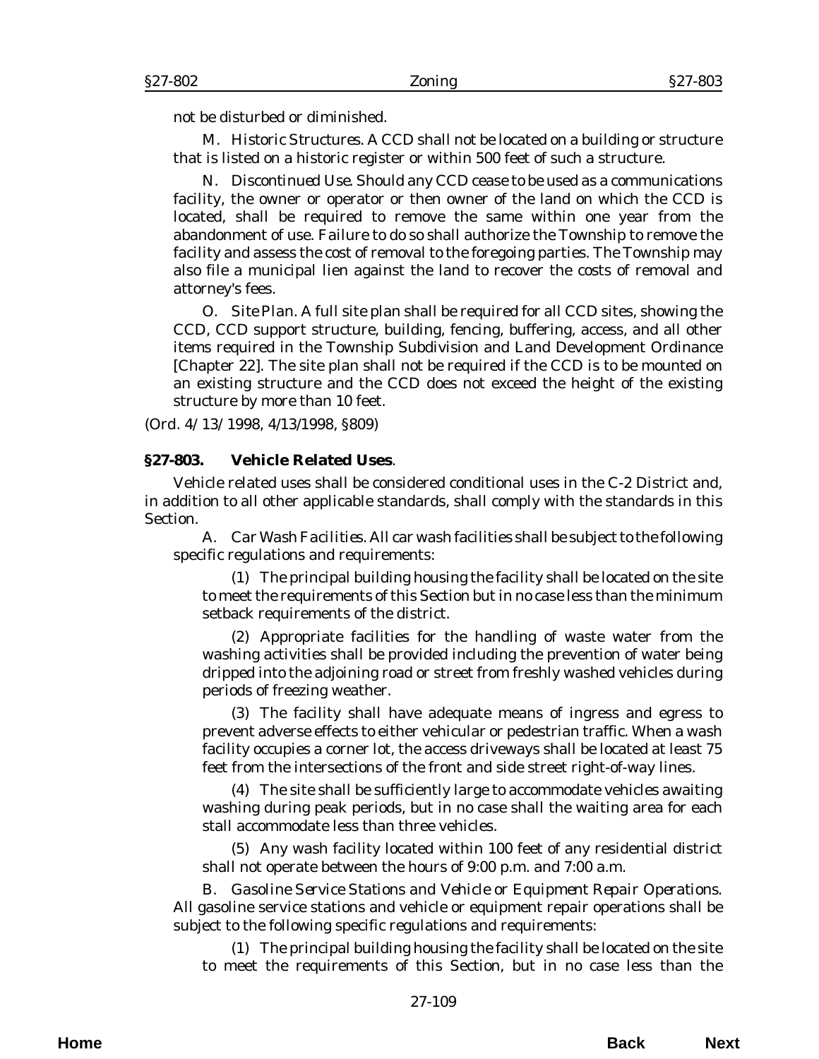not be disturbed or diminished.

M. *Historic Structures.* A CCD shall not be located on a building or structure that is listed on a historic register or within 500 feet of such a structure.

N. *Discontinued Use.* Should any CCD cease to be used as a communications facility, the owner or operator or then owner of the land on which the CCD is located, shall be required to remove the same within one year from the abandonment of use. Failure to do so shall authorize the Township to remove the facility and assess the cost of removal to the foregoing parties. The Township may also file a municipal lien against the land to recover the costs of removal and attorney's fees.

O. *Site Plan.* A full site plan shall be required for all CCD sites, showing the CCD, CCD support structure, building, fencing, buffering, access, and all other items required in the Township Subdivision and Land Development Ordinance [Chapter 22]. The site plan shall not be required if the CCD is to be mounted on an existing structure and the CCD does not exceed the height of the existing structure by more than 10 feet.

(Ord. 4/13/1998, 4/13/1998, §809)

## §27-803. Vehicle Related Uses.

Vehicle related uses shall be considered conditional uses in the C-2 District and, in addition to all other applicable standards, shall comply with the standards in this Section.

A. *Car Wash Facilities.* All car wash facilities shall be subject to the following specific regulations and requirements:

(1) The principal building housing the facility shall be located on the site to meet the requirements of this Section but in no case less than the minimum setback requirements of the district.

(2) Appropriate facilities for the handling of waste water from the washing activities shall be provided including the prevention of water being dripped into the adjoining road or street from freshly washed vehicles during periods of freezing weather.

(3) The facility shall have adequate means of ingress and egress to prevent adverse effects to either vehicular or pedestrian traffic. When a wash facility occupies a corner lot, the access driveways shall be located at least 75 feet from the intersections of the front and side street right-of-way lines.

(4) The site shall be sufficiently large to accommodate vehicles awaiting washing during peak periods, but in no case shall the waiting area for each stall accommodate less than three vehicles.

(5) Any wash facility located within 100 feet of any residential district shall not operate between the hours of 9:00 p.m. and 7:00 a.m.

B. *Gasoline Service Stations and Vehicle or Equipment Repair Operations.* All gasoline service stations and vehicle or equipment repair operations shall be subject to the following specific regulations and requirements:

(1) The principal building housing the facility shall be located on the site to meet the requirements of this Section, but in no case less than the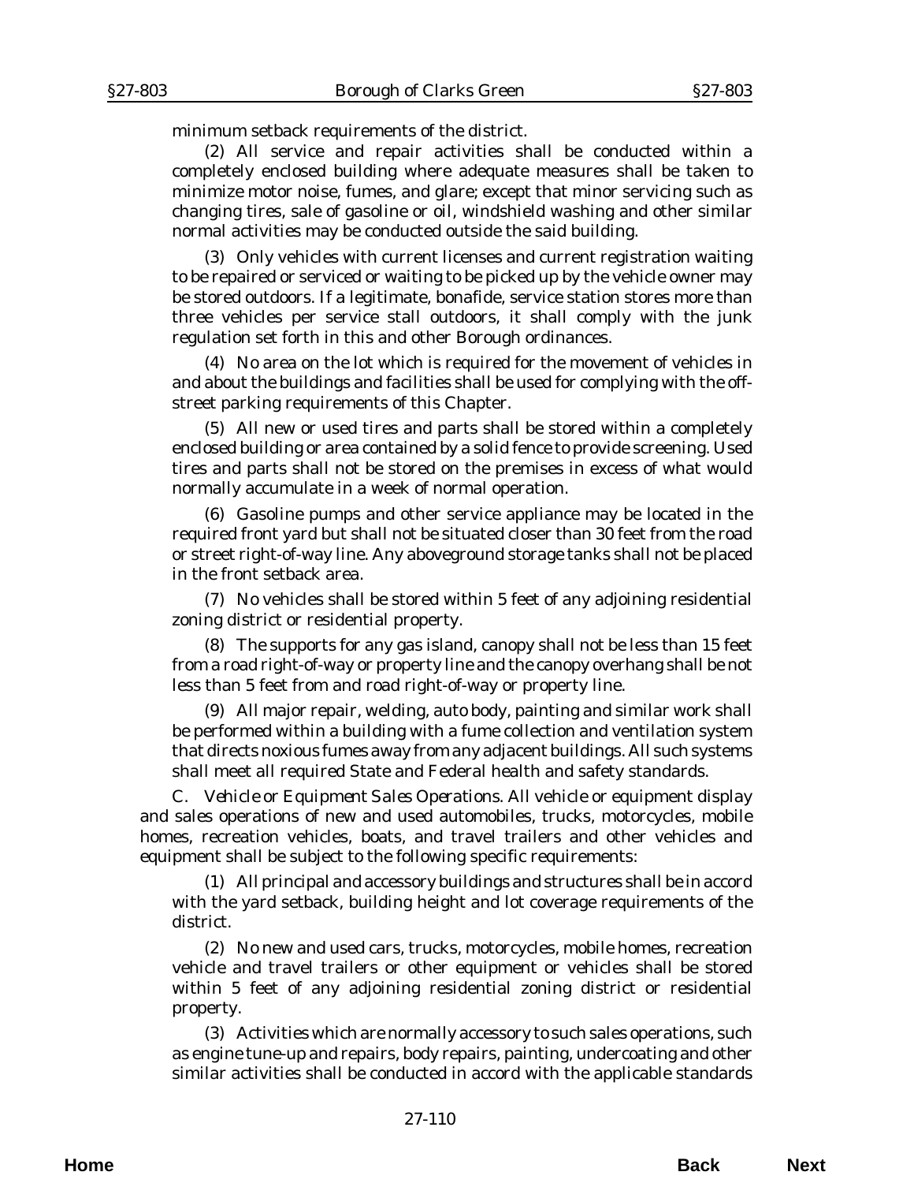minimum setback requirements of the district.

(2) All service and repair activities shall be conducted within a completely enclosed building where adequate measures shall be taken to minimize motor noise, fumes, and glare; except that minor servicing such as changing tires, sale of gasoline or oil, windshield washing and other similar normal activities may be conducted outside the said building.

(3) Only vehicles with current licenses and current registration waiting to be repaired or serviced or waiting to be picked up by the vehicle owner may be stored outdoors. If a legitimate, bonafide, service station stores more than three vehicles per service stall outdoors, it shall comply with the junk regulation set forth in this and other Borough ordinances.

(4) No area on the lot which is required for the movement of vehicles in and about the buildings and facilities shall be used for complying with the off-street parking requirements of this Chapter.

(5) All new or used tires and parts shall be stored within a completely enclosed building or area contained by a solid fence to provide screening. Used tires and parts shall not be stored on the premises in excess of what would normally accumulate in a week of normal operation.

(6) Gasoline pumps and other service appliance may be located in the required front yard but shall not be situated closer than 30 feet from the road or street right-of-way line. Any aboveground storage tanks shall not be placed in the front setback area.

(7) No vehicles shall be stored within 5 feet of any adjoining residential zoning district or residential property.

(8) The supports for any gas island, canopy shall not be less than 15 feet from a road right-of-way or property line and the canopy overhang shall be not less than 5 feet from and road right-of-way or property line.

(9) All major repair, welding, auto body, painting and similar work shall be performed within a building with a fume collection and ventilation system that directs noxious fumes away from any adjacent buildings. All such systems shall meet all required State and Federal health and safety standards.

C. *Vehicle or Equipment Sales Operations.* All vehicle or equipment display and sales operations of new and used automobiles, trucks, motorcycles, mobile homes, recreation vehicles, boats, and travel trailers and other vehicles and equipment shall be subject to the following specific requirements:

(1) All principal and accessory buildings and structures shall be in accord with the yard setback, building height and lot coverage requirements of the district.

(2) No new and used cars, trucks, motorcycles, mobile homes, recreation vehicle and travel trailers or other equipment or vehicles shall be stored within 5 feet of any adjoining residential zoning district or residential property.

(3) Activities which are normally accessory to such sales operations, such as engine tune-up and repairs, body repairs, painting, undercoating and other similar activities shall be conducted in accord with the applicable standards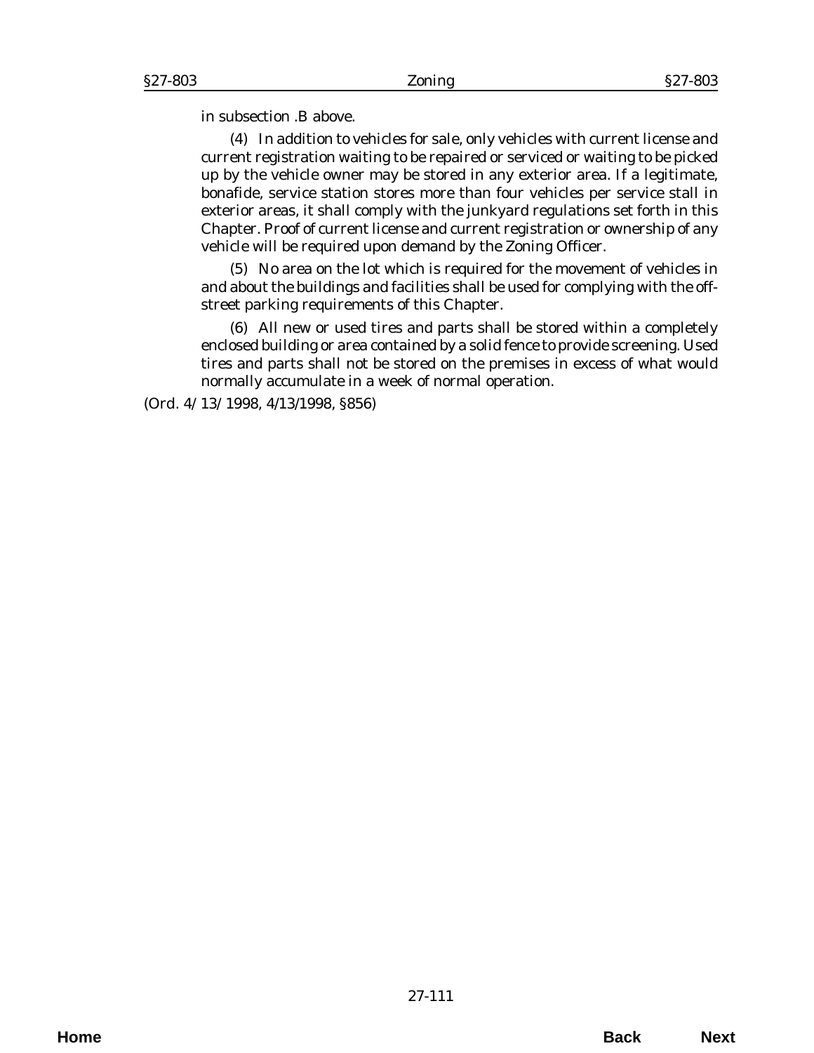in subsection .B above.

(4) In addition to vehicles for sale, only vehicles with current license and current registration waiting to be repaired or serviced or waiting to be picked up by the vehicle owner may be stored in any exterior area. If a legitimate, bonafide, service station stores more than four vehicles per service stall in exterior areas, it shall comply with the junkyard regulations set forth in this Chapter. Proof of current license and current registration or ownership of any vehicle will be required upon demand by the Zoning Officer.

(5) No area on the lot which is required for the movement of vehicles in and about the buildings and facilities shall be used for complying with the off-street parking requirements of this Chapter.

(6) All new or used tires and parts shall be stored within a completely enclosed building or area contained by a solid fence to provide screening. Used tires and parts shall not be stored on the premises in excess of what would normally accumulate in a week of normal operation.

(Ord. 4/13/1998, 4/13/1998, §856)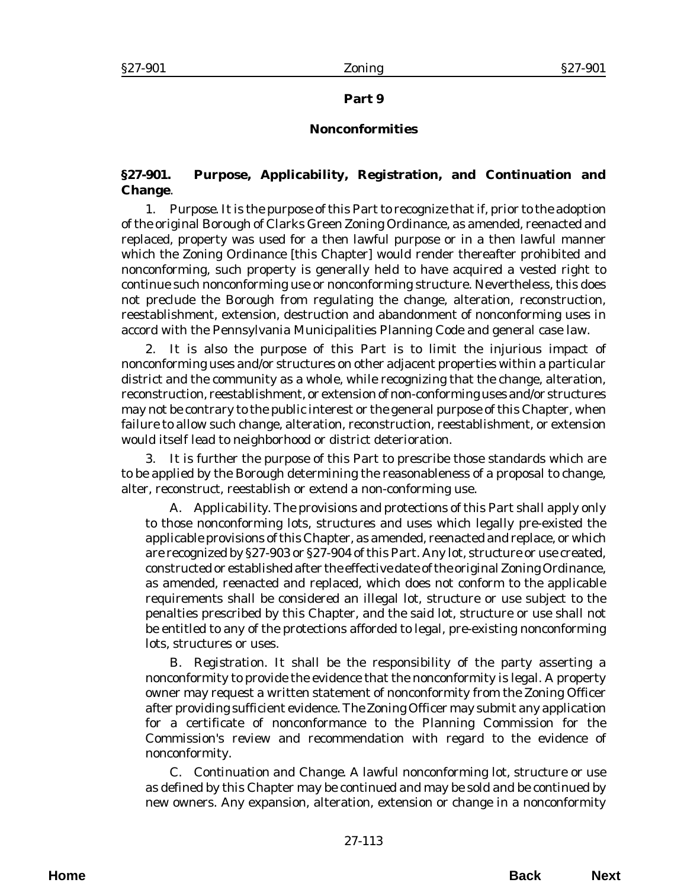## Part 9

## Nonconformities

### §27-901. Purpose, Applicability, Registration, and Continuation and Change.

1. Purpose. It is the purpose of this Part to recognize that if, prior to the adoption of the original Borough of Clarks Green Zoning Ordinance, as amended, reenacted and replaced, property was used for a then lawful purpose or in a then lawful manner which the Zoning Ordinance [this Chapter] would render thereafter prohibited and nonconforming, such property is generally held to have acquired a vested right to continue such nonconforming use or nonconforming structure. Nevertheless, this does not preclude the Borough from regulating the change, alteration, reconstruction, reestablishment, extension, destruction and abandonment of nonconforming uses in accord with the Pennsylvania Municipalities Planning Code and general case law.

2. It is also the purpose of this Part is to limit the injurious impact of nonconforming uses and/or structures on other adjacent properties within a particular district and the community as a whole, while recognizing that the change, alteration, reconstruction, reestablishment, or extension of non-conforming uses and/or structures may not be contrary to the public interest or the general purpose of this Chapter, when failure to allow such change, alteration, reconstruction, reestablishment, or extension would itself lead to neighborhood or district deterioration.

3. It is further the purpose of this Part to prescribe those standards which are to be applied by the Borough determining the reasonableness of a proposal to change, alter, reconstruct, reestablish or extend a non-conforming use.

A. Applicability. The provisions and protections of this Part shall apply only to those nonconforming lots, structures and uses which legally pre-existed the applicable provisions of this Chapter, as amended, reenacted and replace, or which are recognized by §27-903 or §27-904 of this Part. Any lot, structure or use created, constructed or established after the effective date of the original Zoning Ordinance, as amended, reenacted and replaced, which does not conform to the applicable requirements shall be considered an illegal lot, structure or use subject to the penalties prescribed by this Chapter, and the said lot, structure or use shall not be entitled to any of the protections afforded to legal, pre-existing nonconforming lots, structures or uses.

B. Registration. It shall be the responsibility of the party asserting a nonconformity to provide the evidence that the nonconformity is legal. A property owner may request a written statement of nonconformity from the Zoning Officer after providing sufficient evidence. The Zoning Officer may submit any application for a certificate of nonconformance to the Planning Commission for the Commission's review and recommendation with regard to the evidence of nonconformity.

C. Continuation and Change. A lawful nonconforming lot, structure or use as defined by this Chapter may be continued and may be sold and be continued by new owners. Any expansion, alteration, extension or change in a nonconformity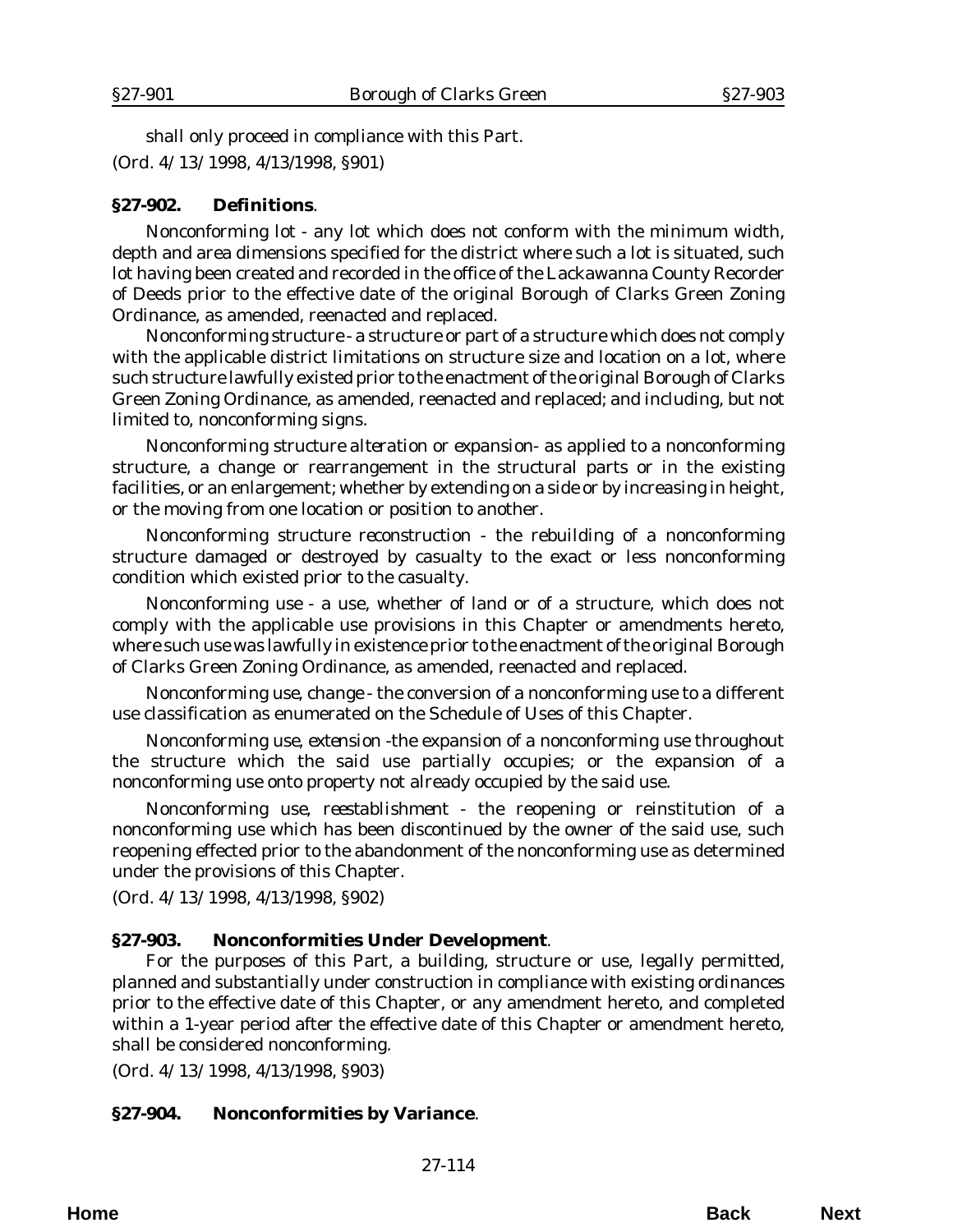shall only proceed in compliance with this Part.

(*Ord. 4/13/1998*, 4/13/1998, §901)

**§27-902. Definitions**.

*Nonconforming lot* - any lot which does not conform with the minimum width, depth and area dimensions specified for the district where such a lot is situated, such lot having been created and recorded in the office of the Lackawanna County Recorder of Deeds prior to the effective date of the original Borough of Clarks Green Zoning Ordinance, as amended, reenacted and replaced.

*Nonconforming structure* - a structure or part of a structure which does not comply with the applicable district limitations on structure size and location on a lot, where such structure lawfully existed prior to the enactment of the original Borough of Clarks Green Zoning Ordinance, as amended, reenacted and replaced; and including, but not limited to, nonconforming signs.

*Nonconforming structure alteration or expansion*- as applied to a nonconforming structure, a change or rearrangement in the structural parts or in the existing facilities, or an enlargement; whether by extending on a side or by increasing in height, or the moving from one location or position to another.

*Nonconforming structure reconstruction* - the rebuilding of a nonconforming structure damaged or destroyed by casualty to the exact or less nonconforming condition which existed prior to the casualty.

*Nonconforming use* - a use, whether of land or of a structure, which does not comply with the applicable use provisions in this Chapter or amendments hereto, where such use was lawfully in existence prior to the enactment of the original Borough of Clarks Green Zoning Ordinance, as amended, reenacted and replaced.

*Nonconforming use, change* - the conversion of a nonconforming use to a different use classification as enumerated on the Schedule of Uses of this Chapter.

*Nonconforming use, extension* -the expansion of a nonconforming use throughout the structure which the said use partially occupies; or the expansion of a nonconforming use onto property not already occupied by the said use.

*Nonconforming use, reestablishment* - the reopening or reinstitution of a nonconforming use which has been discontinued by the owner of the said use, such reopening effected prior to the abandonment of the nonconforming use as determined under the provisions of this Chapter.

(*Ord. 4/13/1998*, 4/13/1998, §902)

**§27-903. Nonconformities Under Development**.

For the purposes of this Part, a building, structure or use, legally permitted, planned and substantially under construction in compliance with existing ordinances prior to the effective date of this Chapter, or any amendment hereto, and completed within a 1-year period after the effective date of this Chapter or amendment hereto, shall be considered nonconforming.

(*Ord. 4/13/1998*, 4/13/1998, §903)

**§27-904. Nonconformities by Variance**.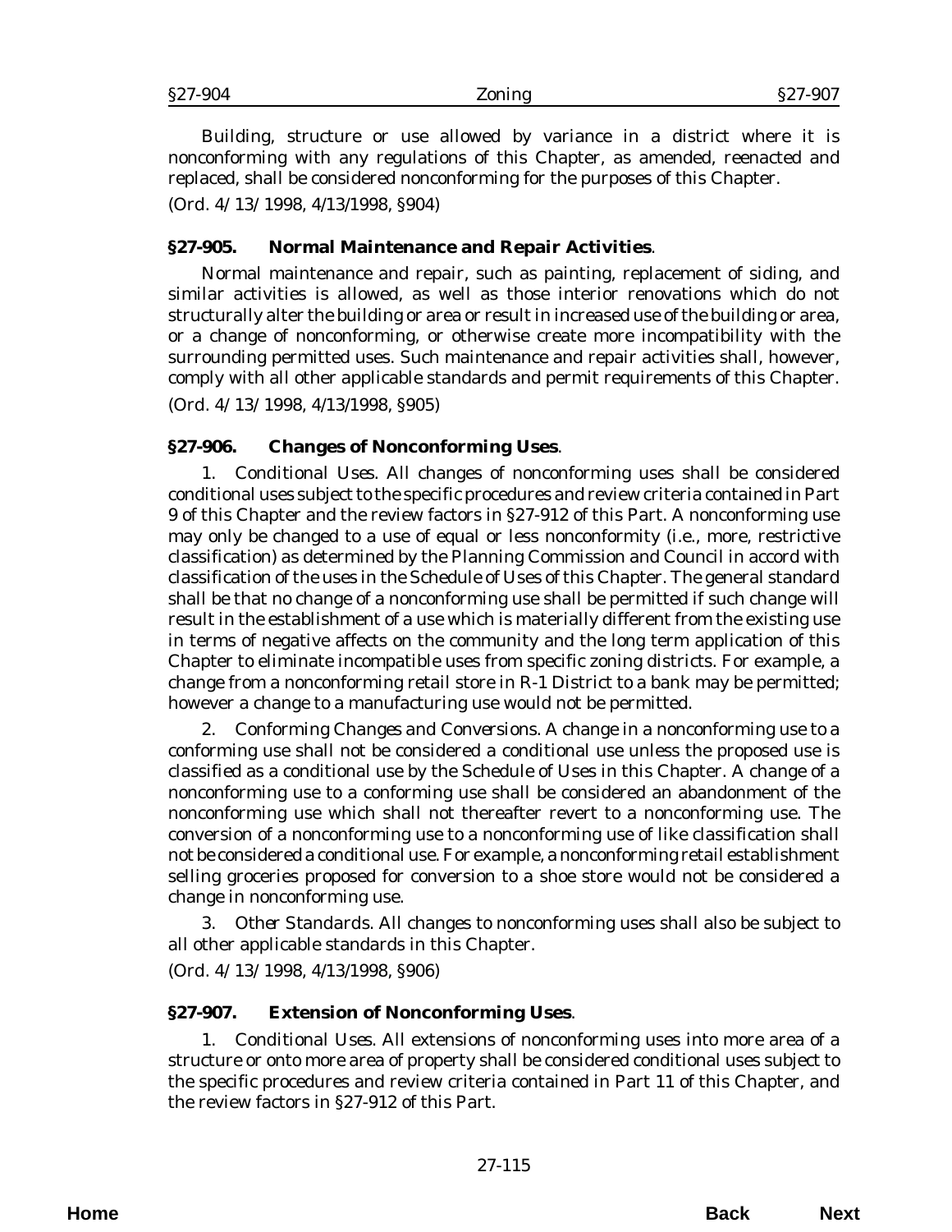Building, structure or use allowed by variance in a district where it is nonconforming with any regulations of this Chapter, as amended, reenacted and replaced, shall be considered nonconforming for the purposes of this Chapter.

(*Ord. 4/13/1998*, 4/13/1998, §904)

### §27-905. Normal Maintenance and Repair Activities.

Normal maintenance and repair, such as painting, replacement of siding, and similar activities is allowed, as well as those interior renovations which do not structurally alter the building or area or result in increased use of the building or area, or a change of nonconforming, or otherwise create more incompatibility with the surrounding permitted uses. Such maintenance and repair activities shall, however, comply with all other applicable standards and permit requirements of this Chapter.

(*Ord. 4/13/1998*, 4/13/1998, §905)

### §27-906. Changes of Nonconforming Uses.

1. *Conditional Uses*. All changes of nonconforming uses shall be considered conditional uses subject to the specific procedures and review criteria contained in Part 9 of this Chapter and the review factors in §27-912 of this Part. A nonconforming use may only be changed to a use of equal or less nonconformity (i.e., more, restrictive classification) as determined by the Planning Commission and Council in accord with classification of the uses in the Schedule of Uses of this Chapter. The general standard shall be that no change of a nonconforming use shall be permitted if such change will result in the establishment of a use which is materially different from the existing use in terms of negative affects on the community and the long term application of this Chapter to eliminate incompatible uses from specific zoning districts. For example, a change from a nonconforming retail store in R-1 District to a bank may be permitted; however a change to a manufacturing use would not be permitted.

2. *Conforming Changes and Conversions*. A change in a nonconforming use to a conforming use shall not be considered a conditional use unless the proposed use is classified as a conditional use by the Schedule of Uses in this Chapter. A change of a nonconforming use to a conforming use shall be considered an abandonment of the nonconforming use which shall not thereafter revert to a nonconforming use. The conversion of a nonconforming use to a nonconforming use of like classification shall not be considered a conditional use. For example, a nonconforming retail establishment selling groceries proposed for conversion to a shoe store would not be considered a change in nonconforming use.

3. *Other Standards*. All changes to nonconforming uses shall also be subject to all other applicable standards in this Chapter.

(*Ord. 4/13/1998*, 4/13/1998, §906)

### §27-907. Extension of Nonconforming Uses.

1. *Conditional Uses*. All extensions of nonconforming uses into more area of a structure or onto more area of property shall be considered conditional uses subject to the specific procedures and review criteria contained in Part 11 of this Chapter, and the review factors in §27-912 of this Part.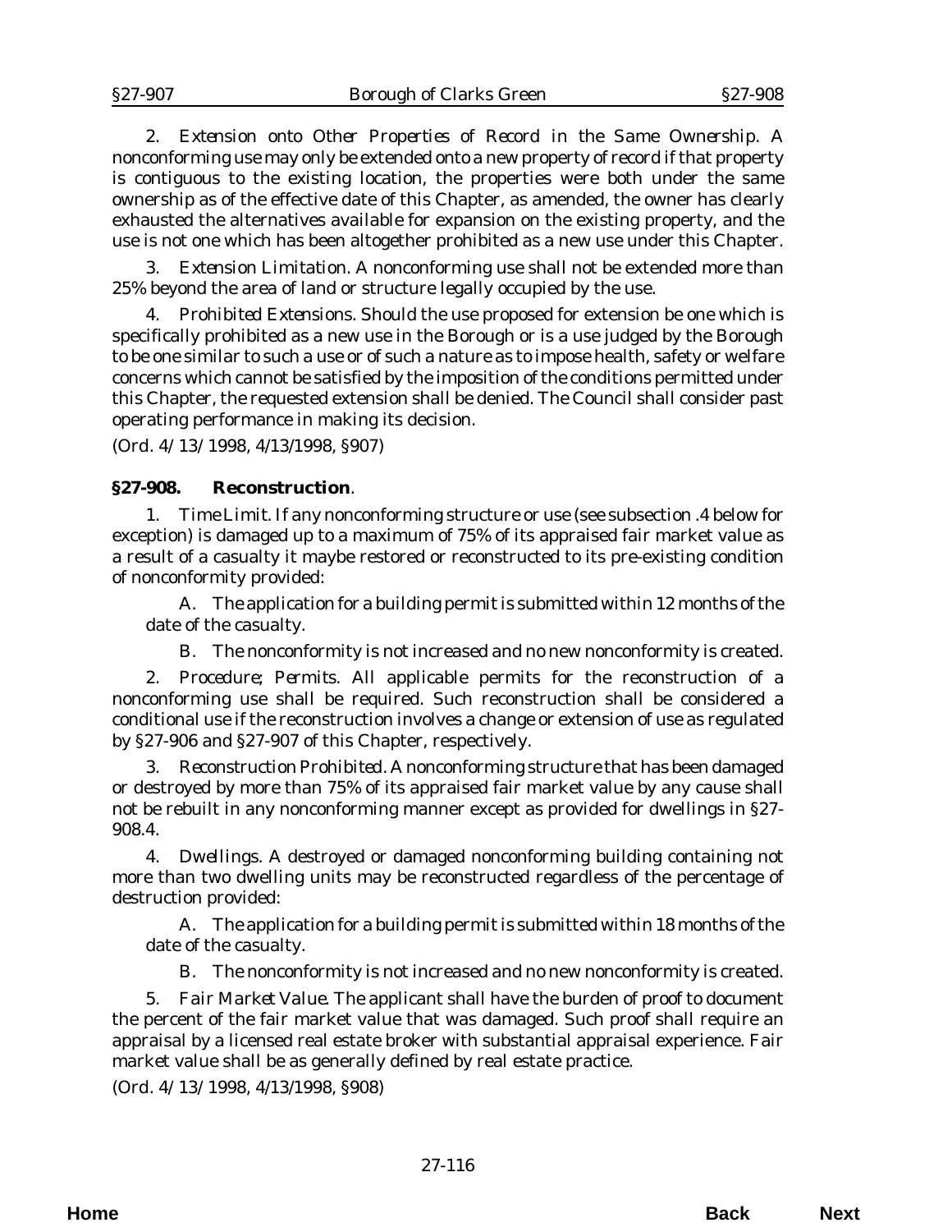2. *Extension onto Other Properties of Record in the Same Ownership.* A nonconforming use may only be extended onto a new property of record if that property is contiguous to the existing location, the properties were both under the same ownership as of the effective date of this Chapter, as amended, the owner has clearly exhausted the alternatives available for expansion on the existing property, and the use is not one which has been altogether prohibited as a new use under this Chapter.

3. *Extension Limitation.* A nonconforming use shall not be extended more than 25% beyond the area of land or structure legally occupied by the use.

4. *Prohibited Extensions.* Should the use proposed for extension be one which is specifically prohibited as a new use in the Borough or is a use judged by the Borough to be one similar to such a use or of such a nature as to impose health, safety or welfare concerns which cannot be satisfied by the imposition of the conditions permitted under this Chapter, the requested extension shall be denied. The Council shall consider past operating performance in making its decision.

(*Ord. 4/13/1998*, 4/13/1998, §907)

**§27-908. Reconstruction**.

1. *Time Limit.* If any nonconforming structure or use (see subsection .4 below for exception) is damaged up to a maximum of 75% of its appraised fair market value as a result of a casualty it maybe restored or reconstructed to its pre-existing condition of nonconformity provided:

A. The application for a building permit is submitted within 12 months of the date of the casualty.

B. The nonconformity is not increased and no new nonconformity is created.

2. *Procedure; Permits.* All applicable permits for the reconstruction of a nonconforming use shall be required. Such reconstruction shall be considered a conditional use if the reconstruction involves a change or extension of use as regulated by §27-906 and §27-907 of this Chapter, respectively.

3. *Reconstruction Prohibited.* A nonconforming structure that has been damaged or destroyed by more than 75% of its appraised fair market value by any cause shall not be rebuilt in any nonconforming manner except as provided for dwellings in §27-908.4.

4. *Dwellings.* A destroyed or damaged nonconforming building containing not more than two dwelling units may be reconstructed regardless of the percentage of destruction provided:

A. The application for a building permit is submitted within 18 months of the date of the casualty.

B. The nonconformity is not increased and no new nonconformity is created.

5. *Fair Market Value.* The applicant shall have the burden of proof to document the percent of the fair market value that was damaged. Such proof shall require an appraisal by a licensed real estate broker with substantial appraisal experience. Fair market value shall be as generally defined by real estate practice.

(*Ord. 4/13/1998*, 4/13/1998, §908)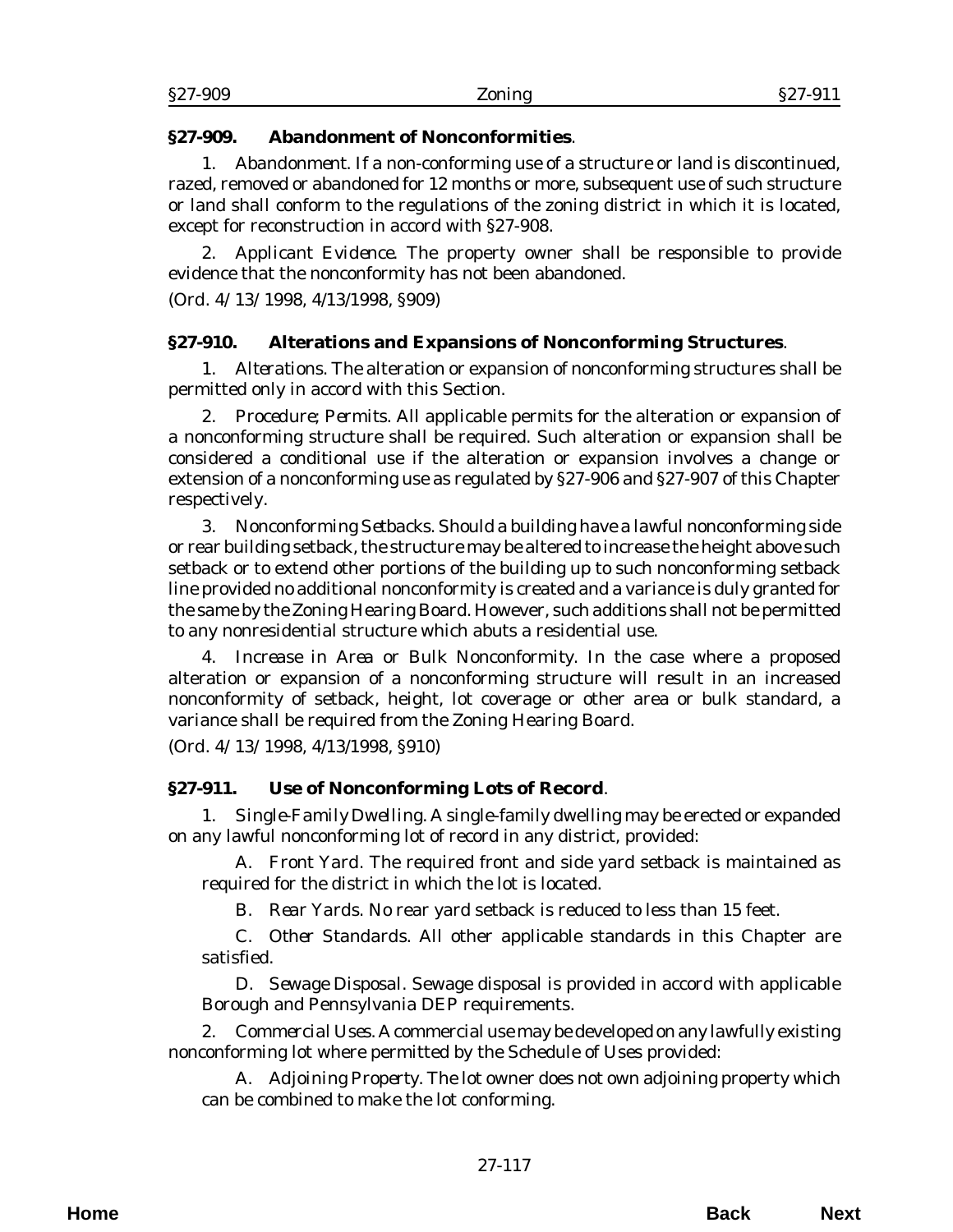## §27-909. Abandonment of Nonconformities.

1. *Abandonment.* If a non-conforming use of a structure or land is discontinued, razed, removed or abandoned for 12 months or more, subsequent use of such structure or land shall conform to the regulations of the zoning district in which it is located, except for reconstruction in accord with §27-908.

2. *Applicant Evidence.* The property owner shall be responsible to provide evidence that the nonconformity has not been abandoned.

(*Ord. 4/13/1998*, 4/13/1998, §909)

## §27-910. Alterations and Expansions of Nonconforming Structures.

1. *Alterations.* The alteration or expansion of nonconforming structures shall be permitted only in accord with this Section.

2. *Procedure; Permits.* All applicable permits for the alteration or expansion of a nonconforming structure shall be required. Such alteration or expansion shall be considered a conditional use if the alteration or expansion involves a change or extension of a nonconforming use as regulated by §27-906 and §27-907 of this Chapter respectively.

3. *Nonconforming Setbacks.* Should a building have a lawful nonconforming side or rear building setback, the structure may be altered to increase the height above such setback or to extend other portions of the building up to such nonconforming setback line provided no additional nonconformity is created and a variance is duly granted for the same by the Zoning Hearing Board. However, such additions shall not be permitted to any nonresidential structure which abuts a residential use.

4. *Increase in Area or Bulk Nonconformity.* In the case where a proposed alteration or expansion of a nonconforming structure will result in an increased nonconformity of setback, height, lot coverage or other area or bulk standard, a variance shall be required from the Zoning Hearing Board.

(*Ord. 4/13/1998*, 4/13/1998, §910)

## §27-911. Use of Nonconforming Lots of Record.

1. *Single-Family Dwelling.* A single-family dwelling may be erected or expanded on any lawful nonconforming lot of record in any district, provided:

   A. *Front Yard.* The required front and side yard setback is maintained as required for the district in which the lot is located.

   B. *Rear Yards.* No rear yard setback is reduced to less than 15 feet.

   C. *Other Standards.* All other applicable standards in this Chapter are satisfied.

   D. *Sewage Disposal.* Sewage disposal is provided in accord with applicable Borough and Pennsylvania DEP requirements.

2. *Commercial Uses.* A commercial use may be developed on any lawfully existing nonconforming lot where permitted by the Schedule of Uses provided:

   A. *Adjoining Property.* The lot owner does not own adjoining property which can be combined to make the lot conforming.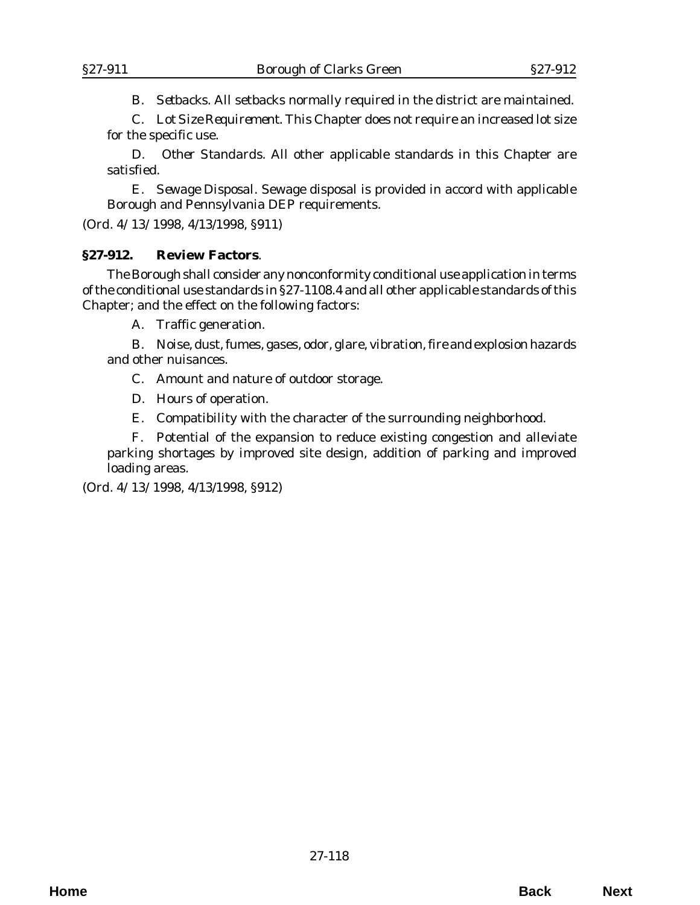B. Setbacks. All setbacks normally required in the district are maintained.

C. Lot Size Requirement. This Chapter does not require an increased lot size for the specific use.

D. Other Standards. All other applicable standards in this Chapter are satisfied.

E. Sewage Disposal. Sewage disposal is provided in accord with applicable Borough and Pennsylvania DEP requirements.

(Ord. 4/13/1998, 4/13/1998, §911)

**§27-912. Review Factors**.

The Borough shall consider any nonconformity conditional use application in terms of the conditional use standards in §27-1108.4 and all other applicable standards of this Chapter; and the effect on the following factors:

A. Traffic generation.

B. Noise, dust, fumes, gases, odor, glare, vibration, fire and explosion hazards and other nuisances.

C. Amount and nature of outdoor storage.

D. Hours of operation.

E. Compatibility with the character of the surrounding neighborhood.

F. Potential of the expansion to reduce existing congestion and alleviate parking shortages by improved site design, addition of parking and improved loading areas.

(Ord. 4/13/1998, 4/13/1998, §912)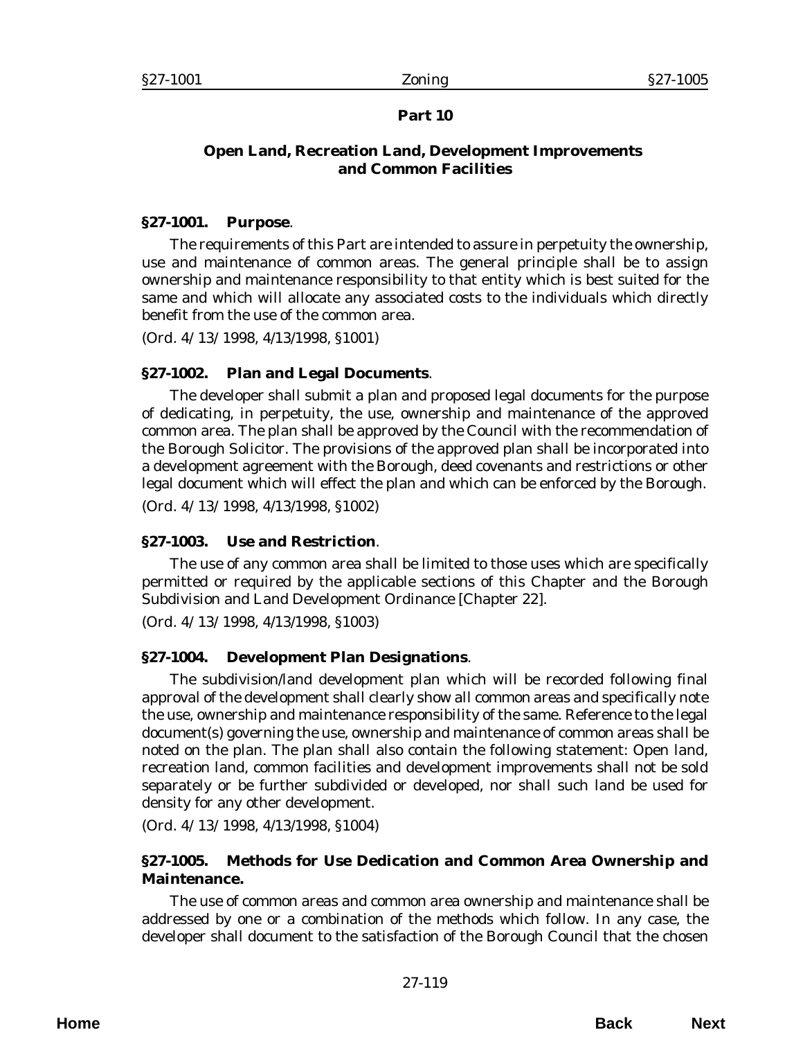## Part 10

## Open Land, Recreation Land, Development Improvements and Common Facilities

### §27-1001. Purpose.

The requirements of this Part are intended to assure in perpetuity the ownership, use and maintenance of common areas. The general principle shall be to assign ownership and maintenance responsibility to that entity which is best suited for the same and which will allocate any associated costs to the individuals which directly benefit from the use of the common area.

(*Ord. 4/13/1998*, 4/13/1998, §1001)

### §27-1002. Plan and Legal Documents.

The developer shall submit a plan and proposed legal documents for the purpose of dedicating, in perpetuity, the use, ownership and maintenance of the approved common area. The plan shall be approved by the Council with the recommendation of the Borough Solicitor. The provisions of the approved plan shall be incorporated into a development agreement with the Borough, deed covenants and restrictions or other legal document which will effect the plan and which can be enforced by the Borough.

(*Ord. 4/13/1998*, 4/13/1998, §1002)

### §27-1003. Use and Restriction.

The use of any common area shall be limited to those uses which are specifically permitted or required by the applicable sections of this Chapter and the Borough Subdivision and Land Development Ordinance [Chapter 22].

(*Ord. 4/13/1998*, 4/13/1998, §1003)

### §27-1004. Development Plan Designations.

The subdivision/land development plan which will be recorded following final approval of the development shall clearly show all common areas and specifically note the use, ownership and maintenance responsibility of the same. Reference to the legal document(s) governing the use, ownership and maintenance of common areas shall be noted on the plan. The plan shall also contain the following statement: Open land, recreation land, common facilities and development improvements shall not be sold separately or be further subdivided or developed, nor shall such land be used for density for any other development.

(*Ord. 4/13/1998*, 4/13/1998, §1004)

### §27-1005. Methods for Use Dedication and Common Area Ownership and Maintenance.

The use of common areas and common area ownership and maintenance shall be addressed by one or a combination of the methods which follow. In any case, the developer shall document to the satisfaction of the Borough Council that the chosen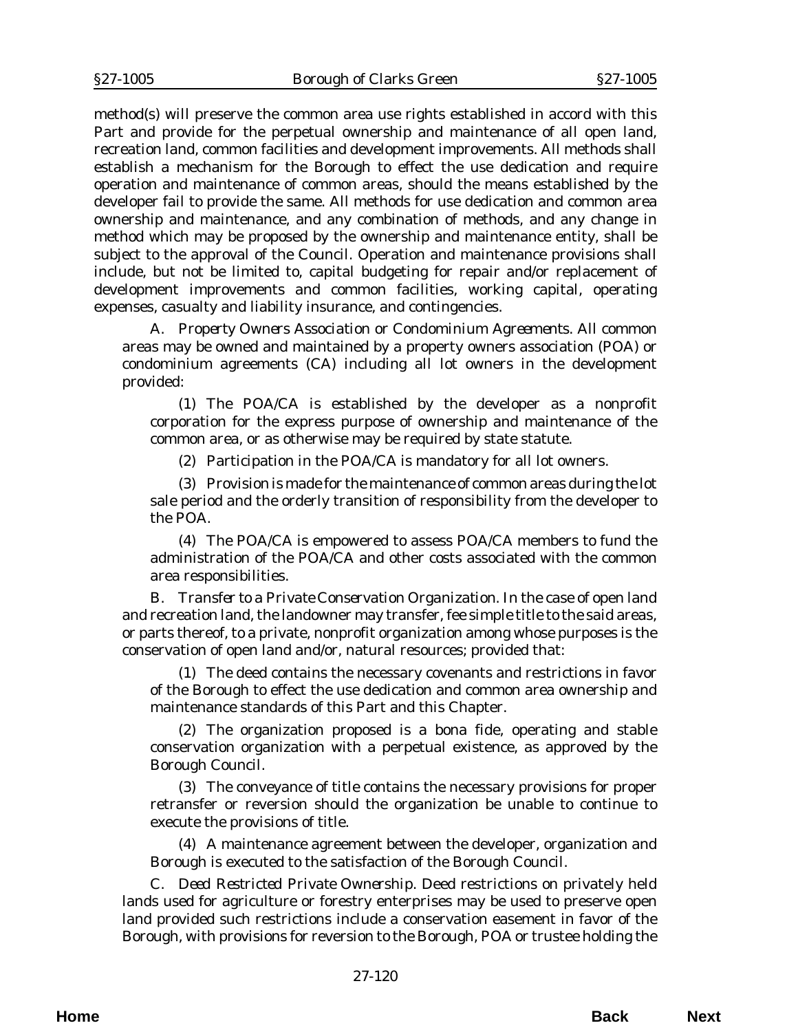method(s) will preserve the common area use rights established in accord with this Part and provide for the perpetual ownership and maintenance of all open land, recreation land, common facilities and development improvements. All methods shall establish a mechanism for the Borough to effect the use dedication and require operation and maintenance of common areas, should the means established by the developer fail to provide the same. All methods for use dedication and common area ownership and maintenance, and any combination of methods, and any change in method which may be proposed by the ownership and maintenance entity, shall be subject to the approval of the Council. Operation and maintenance provisions shall include, but not be limited to, capital budgeting for repair and/or replacement of development improvements and common facilities, working capital, operating expenses, casualty and liability insurance, and contingencies.

A. *Property Owners Association or Condominium Agreements.* All common areas may be owned and maintained by a property owners association (POA) or condominium agreements (CA) including all lot owners in the development provided:

(1) The POA/CA is established by the developer as a nonprofit corporation for the express purpose of ownership and maintenance of the common area, or as otherwise may be required by state statute.

(2) Participation in the POA/CA is mandatory for all lot owners.

(3) Provision is made for the maintenance of common areas during the lot sale period and the orderly transition of responsibility from the developer to the POA.

(4) The POA/CA is empowered to assess POA/CA members to fund the administration of the POA/CA and other costs associated with the common area responsibilities.

B. *Transfer to a Private Conservation Organization.* In the case of open land and recreation land, the landowner may transfer, fee simple title to the said areas, or parts thereof, to a private, nonprofit organization among whose purposes is the conservation of open land and/or, natural resources; provided that:

(1) The deed contains the necessary covenants and restrictions in favor of the Borough to effect the use dedication and common area ownership and maintenance standards of this Part and this Chapter.

(2) The organization proposed is a bona fide, operating and stable conservation organization with a perpetual existence, as approved by the Borough Council.

(3) The conveyance of title contains the necessary provisions for proper retransfer or reversion should the organization be unable to continue to execute the provisions of title.

(4) A maintenance agreement between the developer, organization and Borough is executed to the satisfaction of the Borough Council.

C. *Deed Restricted Private Ownership.* Deed restrictions on privately held lands used for agriculture or forestry enterprises may be used to preserve open land provided such restrictions include a conservation easement in favor of the Borough, with provisions for reversion to the Borough, POA or trustee holding the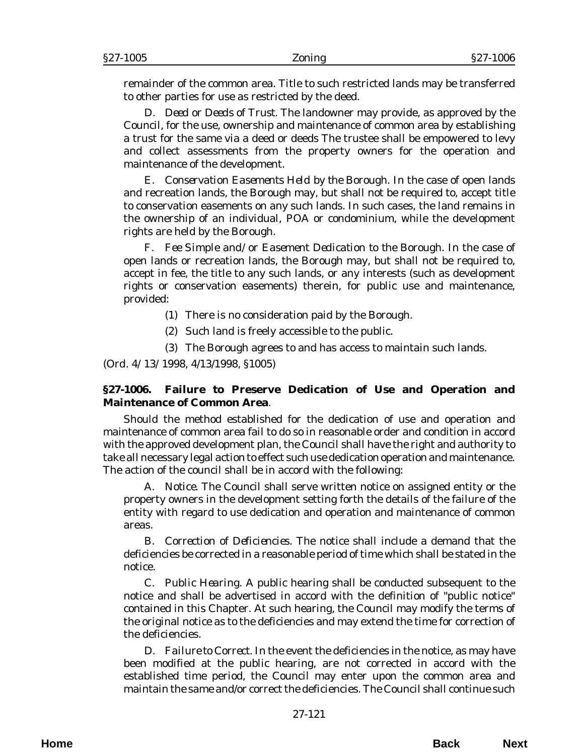remainder of the common area. Title to such restricted lands may be transferred to other parties for use as restricted by the deed.

D. *Deed or Deeds of Trust.* The landowner may provide, as approved by the Council, for the use, ownership and maintenance of common area by establishing a trust for the same via a deed or deeds The trustee shall be empowered to levy and collect assessments from the property owners for the operation and maintenance of the development.

E. *Conservation Easements Held by the Borough.* In the case of open lands and recreation lands, the Borough may, but shall not be required to, accept title to conservation easements on any such lands. In such cases, the land remains in the ownership of an individual, POA or condominium, while the development rights are held by the Borough.

F. *Fee Simple and/or Easement Dedication to the Borough.* In the case of open lands or recreation lands, the Borough may, but shall not be required to, accept in fee, the title to any such lands, or any interests (such as development rights or conservation easements) therein, for public use and maintenance, provided:

(1) There is no consideration paid by the Borough.

(2) Such land is freely accessible to the public.

(3) The Borough agrees to and has access to maintain such lands.

(*Ord. 4/13/1998*, 4/13/1998, §1005)

### §27-1006. Failure to Preserve Dedication of Use and Operation and Maintenance of Common Area.

Should the method established for the dedication of use and operation and maintenance of common area fail to do so in reasonable order and condition in accord with the approved development plan, the Council shall have the right and authority to take all necessary legal action to effect such use dedication operation and maintenance. The action of the council shall be in accord with the following:

A. *Notice.* The Council shall serve written notice on assigned entity or the property owners in the development setting forth the details of the failure of the entity with regard to use dedication and operation and maintenance of common areas.

B. *Correction of Deficiencies.* The notice shall include a demand that the deficiencies be corrected in a reasonable period of time which shall be stated in the notice.

C. *Public Hearing.* A public hearing shall be conducted subsequent to the notice and shall be advertised in accord with the definition of "public notice" contained in this Chapter. At such hearing, the Council may modify the terms of the original notice as to the deficiencies and may extend the time for correction of the deficiencies.

D. *Failure to Correct.* In the event the deficiencies in the notice, as may have been modified at the public hearing, are not corrected in accord with the established time period, the Council may enter upon the common area and maintain the same and/or correct the deficiencies. The Council shall continue such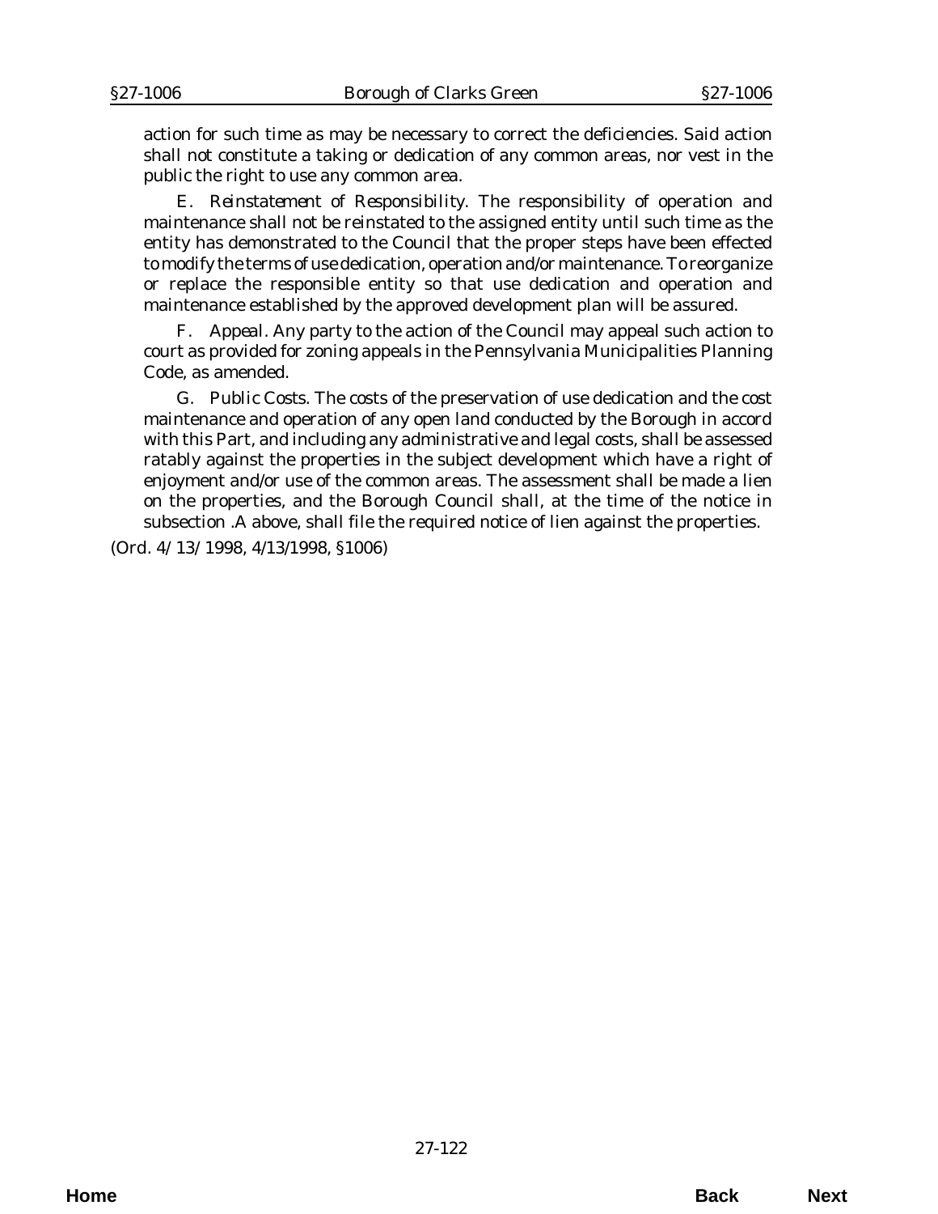action for such time as may be necessary to correct the deficiencies. Said action shall not constitute a taking or dedication of any common areas, nor vest in the public the right to use any common area.

E. *Reinstatement of Responsibility.* The responsibility of operation and maintenance shall not be reinstated to the assigned entity until such time as the entity has demonstrated to the Council that the proper steps have been effected to modify the terms of use dedication, operation and/or maintenance. To reorganize or replace the responsible entity so that use dedication and operation and maintenance established by the approved development plan will be assured.

F. *Appeal.* Any party to the action of the Council may appeal such action to court as provided for zoning appeals in the Pennsylvania Municipalities Planning Code, as amended.

G. *Public Costs.* The costs of the preservation of use dedication and the cost maintenance and operation of any open land conducted by the Borough in accord with this Part, and including any administrative and legal costs, shall be assessed ratably against the properties in the subject development which have a right of enjoyment and/or use of the common areas. The assessment shall be made a lien on the properties, and the Borough Council shall, at the time of the notice in subsection .A above, shall file the required notice of lien against the properties.

(Ord. 4/ 13/ 1998, 4/13/1998, §1006)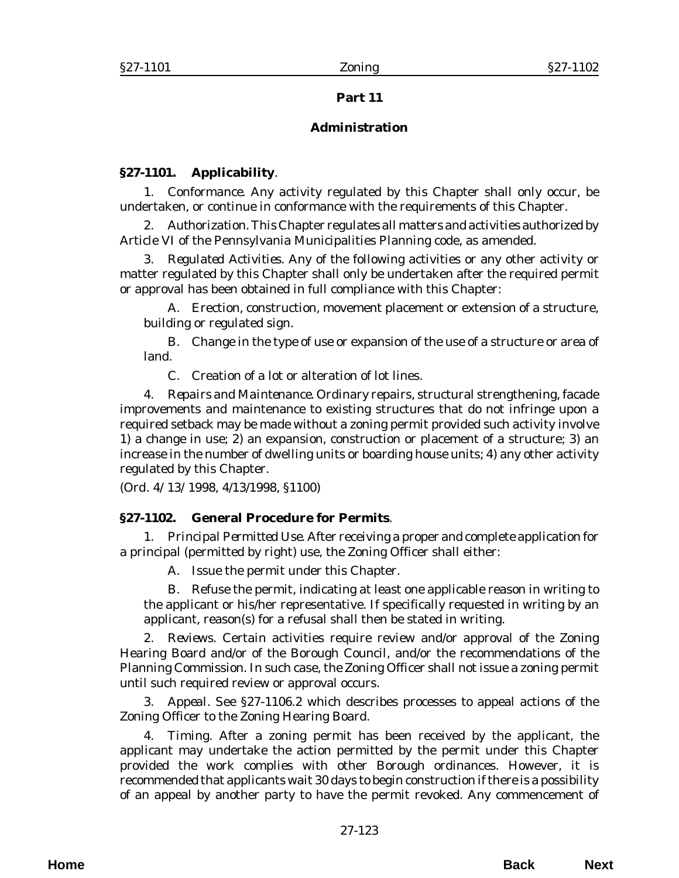## Part 11

## Administration

### §27-1101. Applicability.

1. *Conformance.* Any activity regulated by this Chapter shall only occur, be undertaken, or continue in conformance with the requirements of this Chapter.

2. *Authorization.* This Chapter regulates all matters and activities authorized by Article VI of the Pennsylvania Municipalities Planning code, as amended.

3. *Regulated Activities.* Any of the following activities or any other activity or matter regulated by this Chapter shall only be undertaken after the required permit or approval has been obtained in full compliance with this Chapter:

   A. Erection, construction, movement placement or extension of a structure, building or regulated sign.

   B. Change in the type of use or expansion of the use of a structure or area of land.

   C. Creation of a lot or alteration of lot lines.

4. *Repairs and Maintenance.* Ordinary repairs, structural strengthening, facade improvements and maintenance to existing structures that do not infringe upon a required setback may be made without a zoning permit provided such activity involve 1) a change in use; 2) an expansion, construction or placement of a structure; 3) an increase in the number of dwelling units or boarding house units; 4) any other activity regulated by this Chapter.

(*Ord. 4/13/1998*, 4/13/1998, §1100)

### §27-1102. General Procedure for Permits.

1. *Principal Permitted Use.* After receiving a proper and complete application for a principal (permitted by right) use, the Zoning Officer shall either:

   A. Issue the permit under this Chapter.

   B. Refuse the permit, indicating at least one applicable reason in writing to the applicant or his/her representative. If specifically requested in writing by an applicant, reason(s) for a refusal shall then be stated in writing.

2. *Reviews.* Certain activities require review and/or approval of the Zoning Hearing Board and/or of the Borough Council, and/or the recommendations of the Planning Commission. In such case, the Zoning Officer shall not issue a zoning permit until such required review or approval occurs.

3. *Appeal.* See §27-1106.2 which describes processes to appeal actions of the Zoning Officer to the Zoning Hearing Board.

4. *Timing.* After a zoning permit has been received by the applicant, the applicant may undertake the action permitted by the permit under this Chapter provided the work complies with other Borough ordinances. However, it is recommended that applicants wait 30 days to begin construction if there is a possibility of an appeal by another party to have the permit revoked. Any commencement of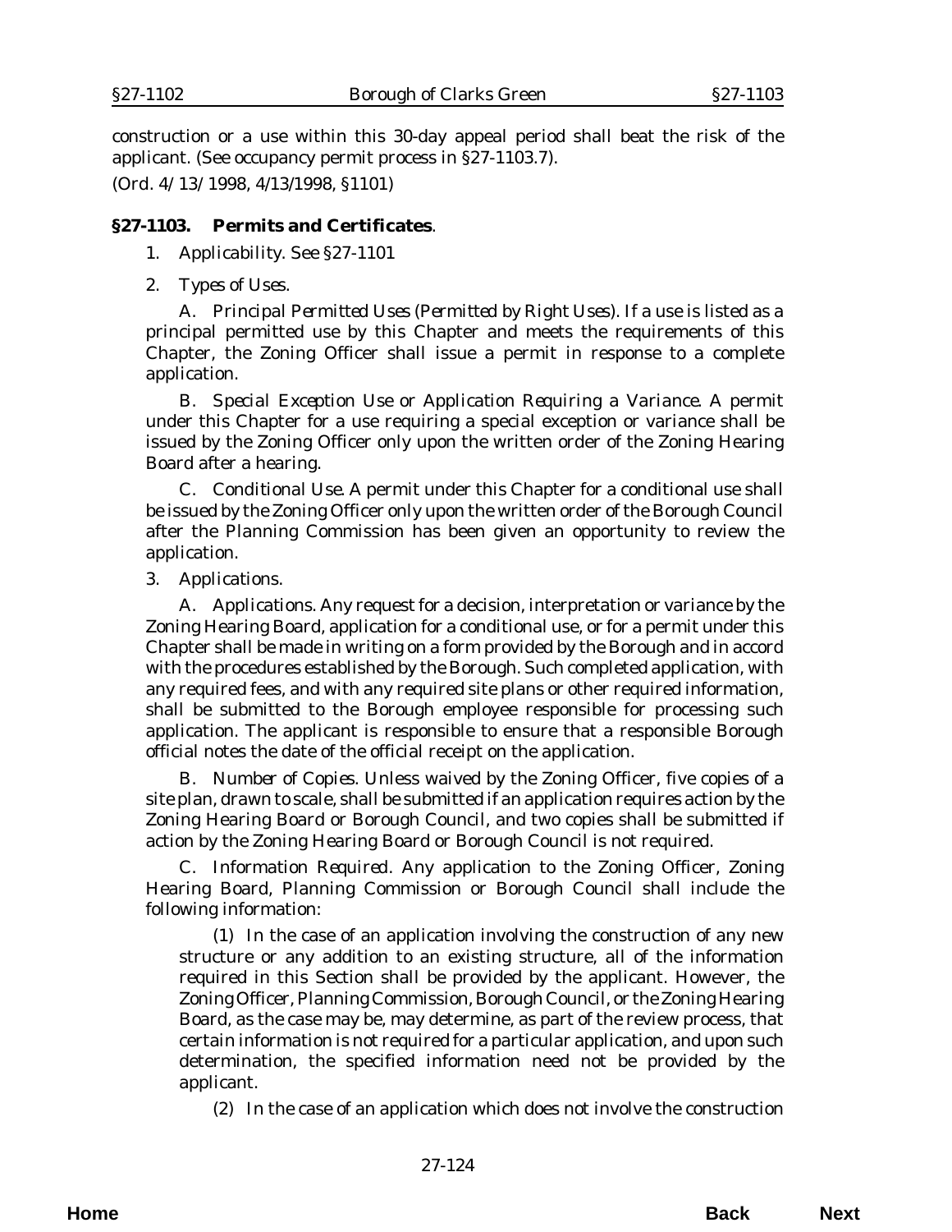construction or a use within this 30-day appeal period shall beat the risk of the applicant. (See occupancy permit process in §27-1103.7).

(Ord. 4/13/1998, 4/13/1998, §1101)

### §27-1103. Permits and Certificates.

1. *Applicability*. See §27-1101

2. *Types of Uses*.

   A. *Principal Permitted Uses (Permitted by Right Uses)*. If a use is listed as a principal permitted use by this Chapter and meets the requirements of this Chapter, the Zoning Officer shall issue a permit in response to a complete application.

   B. *Special Exception Use or Application Requiring a Variance*. A permit under this Chapter for a use requiring a special exception or variance shall be issued by the Zoning Officer only upon the written order of the Zoning Hearing Board after a hearing.

   C. *Conditional Use*. A permit under this Chapter for a conditional use shall be issued by the Zoning Officer only upon the written order of the Borough Council after the Planning Commission has been given an opportunity to review the application.

3. *Applications*.

   A. *Applications*. Any request for a decision, interpretation or variance by the Zoning Hearing Board, application for a conditional use, or for a permit under this Chapter shall be made in writing on a form provided by the Borough and in accord with the procedures established by the Borough. Such completed application, with any required fees, and with any required site plans or other required information, shall be submitted to the Borough employee responsible for processing such application. The applicant is responsible to ensure that a responsible Borough official notes the date of the official receipt on the application.

   B. *Number of Copies*. Unless waived by the Zoning Officer, five copies of a site plan, drawn to scale, shall be submitted if an application requires action by the Zoning Hearing Board or Borough Council, and two copies shall be submitted if action by the Zoning Hearing Board or Borough Council is not required.

   C. *Information Required*. Any application to the Zoning Officer, Zoning Hearing Board, Planning Commission or Borough Council shall include the following information:

      (1) In the case of an application involving the construction of any new structure or any addition to an existing structure, all of the information required in this Section shall be provided by the applicant. However, the Zoning Officer, Planning Commission, Borough Council, or the Zoning Hearing Board, as the case may be, may determine, as part of the review process, that certain information is not required for a particular application, and upon such determination, the specified information need not be provided by the applicant.

      (2) In the case of an application which does not involve the construction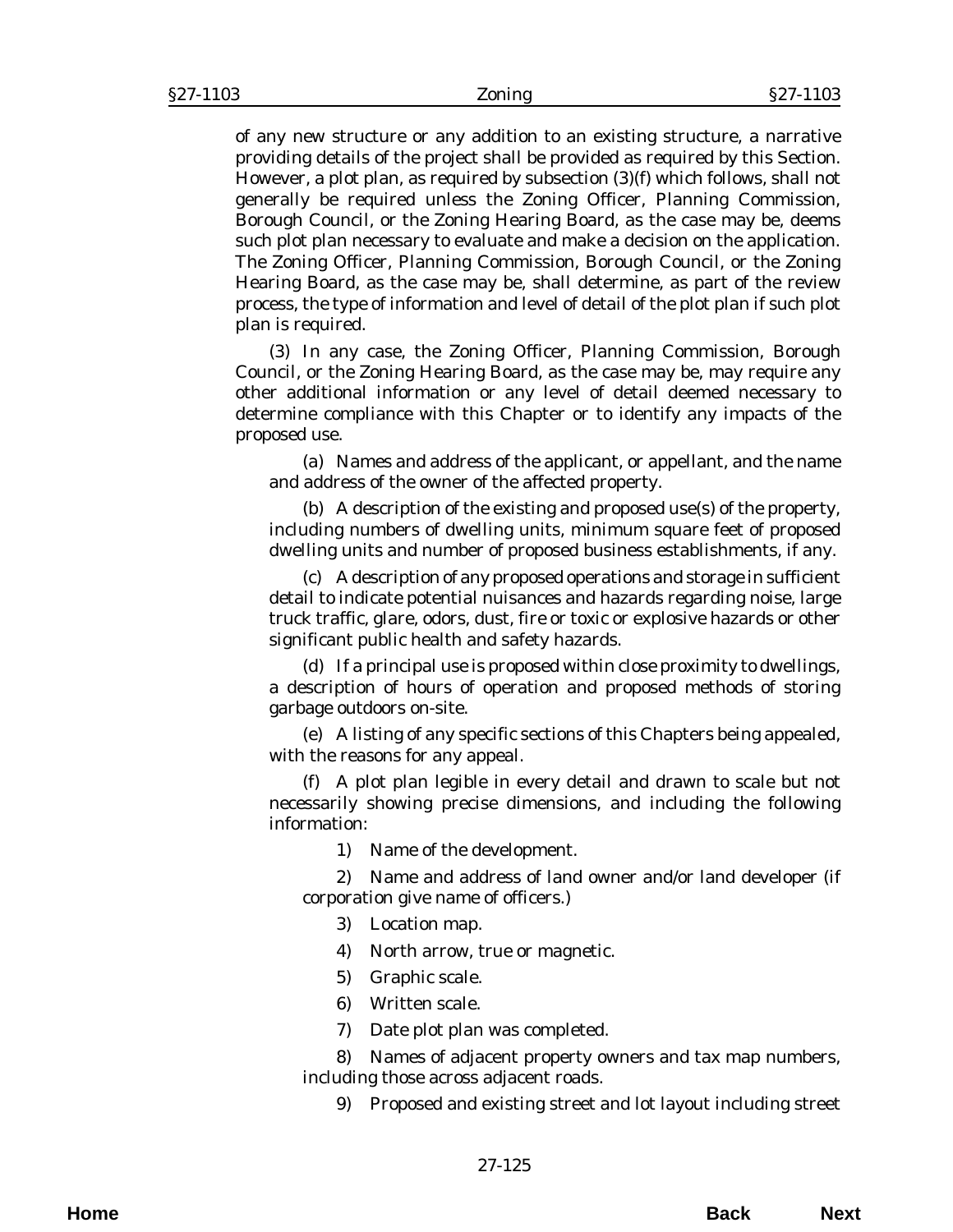of any new structure or any addition to an existing structure, a narrative providing details of the project shall be provided as required by this Section. However, a plot plan, as required by subsection (3)(f) which follows, shall not generally be required unless the Zoning Officer, Planning Commission, Borough Council, or the Zoning Hearing Board, as the case may be, deems such plot plan necessary to evaluate and make a decision on the application. The Zoning Officer, Planning Commission, Borough Council, or the Zoning Hearing Board, as the case may be, shall determine, as part of the review process, the type of information and level of detail of the plot plan if such plot plan is required.

(3) In any case, the Zoning Officer, Planning Commission, Borough Council, or the Zoning Hearing Board, as the case may be, may require any other additional information or any level of detail deemed necessary to determine compliance with this Chapter or to identify any impacts of the proposed use.

(a) Names and address of the applicant, or appellant, and the name and address of the owner of the affected property.

(b) A description of the existing and proposed use(s) of the property, including numbers of dwelling units, minimum square feet of proposed dwelling units and number of proposed business establishments, if any.

(c) A description of any proposed operations and storage in sufficient detail to indicate potential nuisances and hazards regarding noise, large truck traffic, glare, odors, dust, fire or toxic or explosive hazards or other significant public health and safety hazards.

(d) If a principal use is proposed within close proximity to dwellings, a description of hours of operation and proposed methods of storing garbage outdoors on-site.

(e) A listing of any specific sections of this Chapters being appealed, with the reasons for any appeal.

(f) A plot plan legible in every detail and drawn to scale but not necessarily showing precise dimensions, and including the following information:

1) Name of the development.

2) Name and address of land owner and/or land developer (if corporation give name of officers.)

3) Location map.

4) North arrow, true or magnetic.

5) Graphic scale.

6) Written scale.

7) Date plot plan was completed.

8) Names of adjacent property owners and tax map numbers, including those across adjacent roads.

9) Proposed and existing street and lot layout including street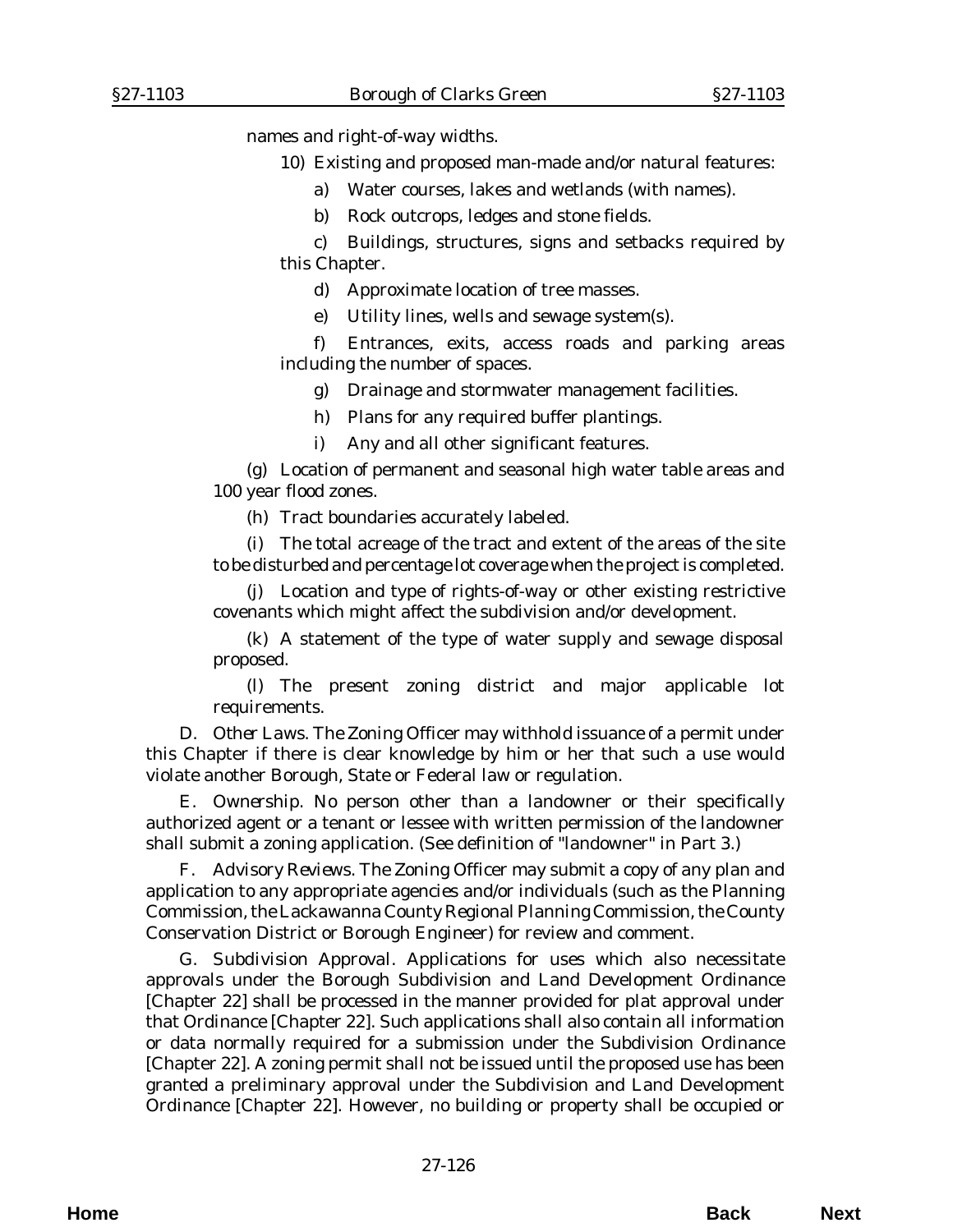names and right-of-way widths.

10) Existing and proposed man-made and/or natural features:

a) Water courses, lakes and wetlands (with names).

b) Rock outcrops, ledges and stone fields.

c) Buildings, structures, signs and setbacks required by this Chapter.

d) Approximate location of tree masses.

e) Utility lines, wells and sewage system(s).

f) Entrances, exits, access roads and parking areas including the number of spaces.

g) Drainage and stormwater management facilities.

h) Plans for any required buffer plantings.

i) Any and all other significant features.

(g) Location of permanent and seasonal high water table areas and 100 year flood zones.

(h) Tract boundaries accurately labeled.

(i) The total acreage of the tract and extent of the areas of the site to be disturbed and percentage lot coverage when the project is completed.

(j) Location and type of rights-of-way or other existing restrictive covenants which might affect the subdivision and/or development.

(k) A statement of the type of water supply and sewage disposal proposed.

(l) The present zoning district and major applicable lot requirements.

D. *Other Laws*. The Zoning Officer may withhold issuance of a permit under this Chapter if there is clear knowledge by him or her that such a use would violate another Borough, State or Federal law or regulation.

E. *Ownership*. No person other than a landowner or their specifically authorized agent or a tenant or lessee with written permission of the landowner shall submit a zoning application. (See definition of "landowner" in Part 3.)

F. *Advisory Reviews*. The Zoning Officer may submit a copy of any plan and application to any appropriate agencies and/or individuals (such as the Planning Commission, the Lackawanna County Regional Planning Commission, the County Conservation District or Borough Engineer) for review and comment.

G. *Subdivision Approval*. Applications for uses which also necessitate approvals under the Borough Subdivision and Land Development Ordinance [Chapter 22] shall be processed in the manner provided for plat approval under that Ordinance [Chapter 22]. Such applications shall also contain all information or data normally required for a submission under the Subdivision Ordinance [Chapter 22]. A zoning permit shall not be issued until the proposed use has been granted a preliminary approval under the Subdivision and Land Development Ordinance [Chapter 22]. However, no building or property shall be occupied or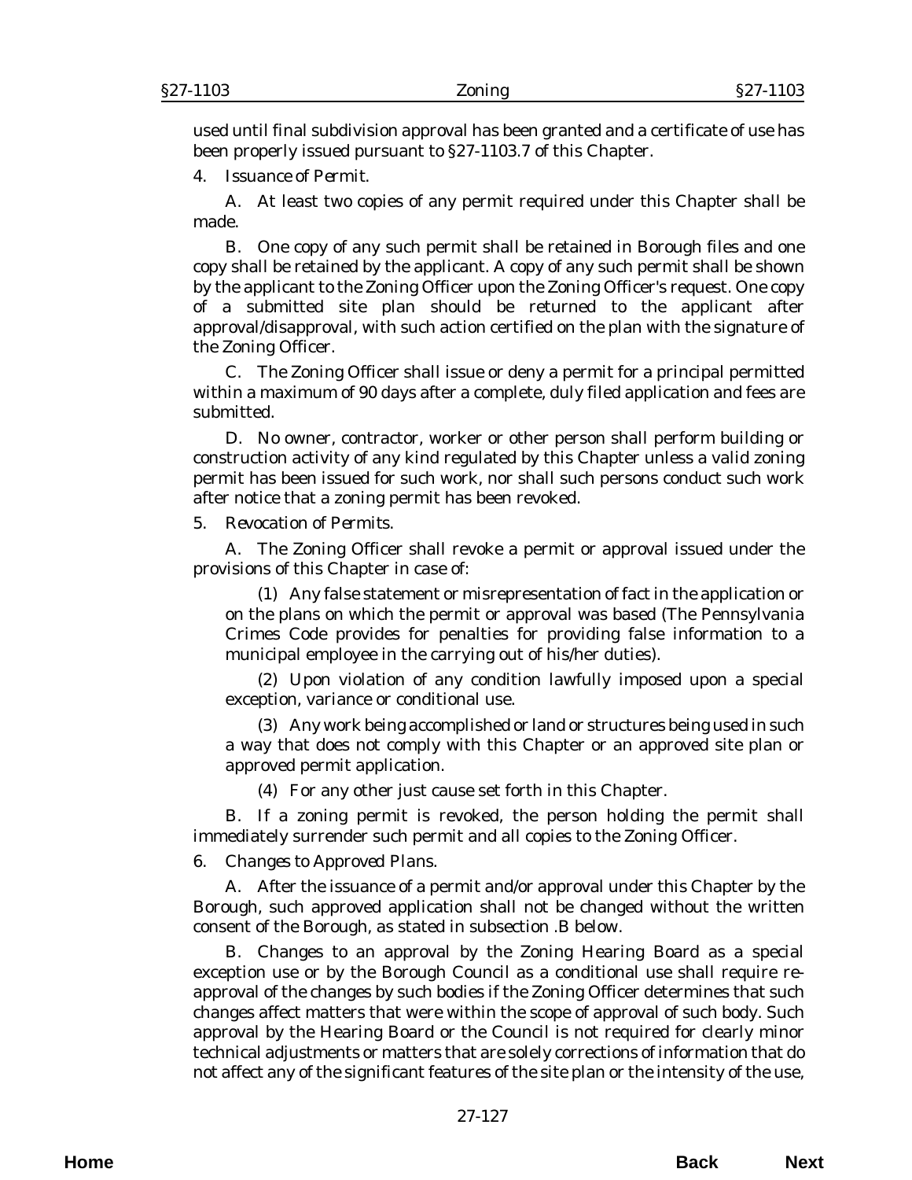used until final subdivision approval has been granted and a certificate of use has been properly issued pursuant to §27-1103.7 of this Chapter.

4. *Issuance of Permit.*

A. At least two copies of any permit required under this Chapter shall be made.

B. One copy of any such permit shall be retained in Borough files and one copy shall be retained by the applicant. A copy of any such permit shall be shown by the applicant to the Zoning Officer upon the Zoning Officer's request. One copy of a submitted site plan should be returned to the applicant after approval/disapproval, with such action certified on the plan with the signature of the Zoning Officer.

C. The Zoning Officer shall issue or deny a permit for a principal permitted within a maximum of 90 days after a complete, duly filed application and fees are submitted.

D. No owner, contractor, worker or other person shall perform building or construction activity of any kind regulated by this Chapter unless a valid zoning permit has been issued for such work, nor shall such persons conduct such work after notice that a zoning permit has been revoked.

5. *Revocation of Permits.*

A. The Zoning Officer shall revoke a permit or approval issued under the provisions of this Chapter in case of:

(1) Any false statement or misrepresentation of fact in the application or on the plans on which the permit or approval was based (The Pennsylvania Crimes Code provides for penalties for providing false information to a municipal employee in the carrying out of his/her duties).

(2) Upon violation of any condition lawfully imposed upon a special exception, variance or conditional use.

(3) Any work being accomplished or land or structures being used in such a way that does not comply with this Chapter or an approved site plan or approved permit application.

(4) For any other just cause set forth in this Chapter.

B. If a zoning permit is revoked, the person holding the permit shall immediately surrender such permit and all copies to the Zoning Officer.

6. *Changes to Approved Plans.*

A. After the issuance of a permit and/or approval under this Chapter by the Borough, such approved application shall not be changed without the written consent of the Borough, as stated in subsection .B below.

B. Changes to an approval by the Zoning Hearing Board as a special exception use or by the Borough Council as a conditional use shall require re-approval of the changes by such bodies if the Zoning Officer determines that such changes affect matters that were within the scope of approval of such body. Such approval by the Hearing Board or the Council is not required for clearly minor technical adjustments or matters that are solely corrections of information that do not affect any of the significant features of the site plan or the intensity of the use,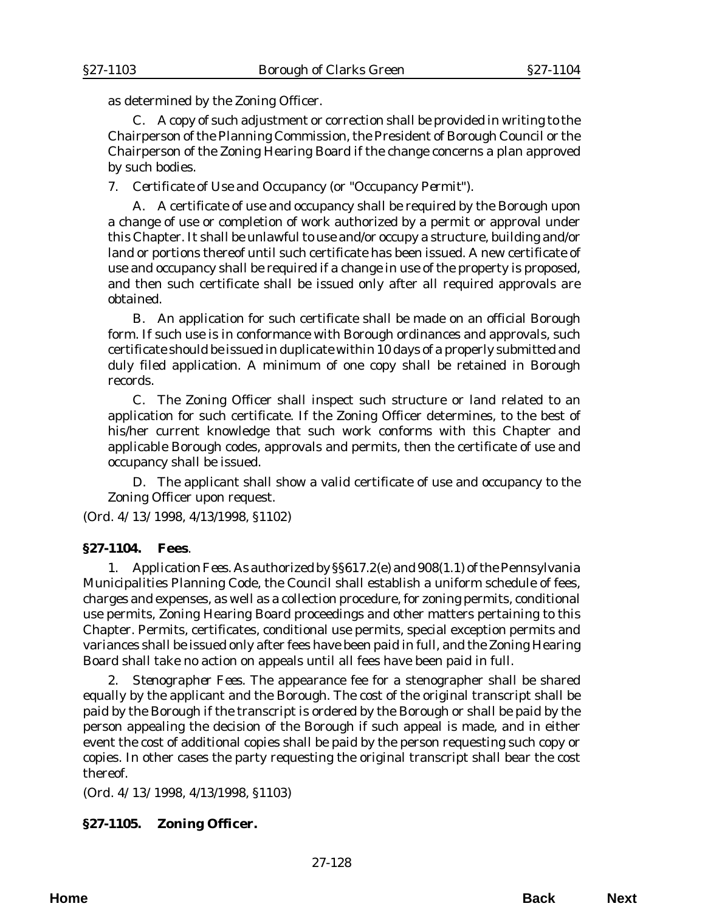as determined by the Zoning Officer.

C. A copy of such adjustment or correction shall be provided in writing to the Chairperson of the Planning Commission, the President of Borough Council or the Chairperson of the Zoning Hearing Board if the change concerns a plan approved by such bodies.

7. *Certificate of Use and Occupancy (or "Occupancy Permit")*.

A. A certificate of use and occupancy shall be required by the Borough upon a change of use or completion of work authorized by a permit or approval under this Chapter. It shall be unlawful to use and/or occupy a structure, building and/or land or portions thereof until such certificate has been issued. A new certificate of use and occupancy shall be required if a change in use of the property is proposed, and then such certificate shall be issued only after all required approvals are obtained.

B. An application for such certificate shall be made on an official Borough form. If such use is in conformance with Borough ordinances and approvals, such certificate should be issued in duplicate within 10 days of a properly submitted and duly filed application. A minimum of one copy shall be retained in Borough records.

C. The Zoning Officer shall inspect such structure or land related to an application for such certificate. If the Zoning Officer determines, to the best of his/her current knowledge that such work conforms with this Chapter and applicable Borough codes, approvals and permits, then the certificate of use and occupancy shall be issued.

D. The applicant shall show a valid certificate of use and occupancy to the Zoning Officer upon request.

(*Ord. 4/13/1998*, 4/13/1998, §1102)

## §27-1104. Fees.

1. *Application Fees*. As authorized by §§617.2(e) and 908(1.1) of the Pennsylvania Municipalities Planning Code, the Council shall establish a uniform schedule of fees, charges and expenses, as well as a collection procedure, for zoning permits, conditional use permits, Zoning Hearing Board proceedings and other matters pertaining to this Chapter. Permits, certificates, conditional use permits, special exception permits and variances shall be issued only after fees have been paid in full, and the Zoning Hearing Board shall take no action on appeals until all fees have been paid in full.

2. *Stenographer Fees*. The appearance fee for a stenographer shall be shared equally by the applicant and the Borough. The cost of the original transcript shall be paid by the Borough if the transcript is ordered by the Borough or shall be paid by the person appealing the decision of the Borough if such appeal is made, and in either event the cost of additional copies shall be paid by the person requesting such copy or copies. In other cases the party requesting the original transcript shall bear the cost thereof.

(*Ord. 4/13/1998*, 4/13/1998, §1103)

## §27-1105. Zoning Officer.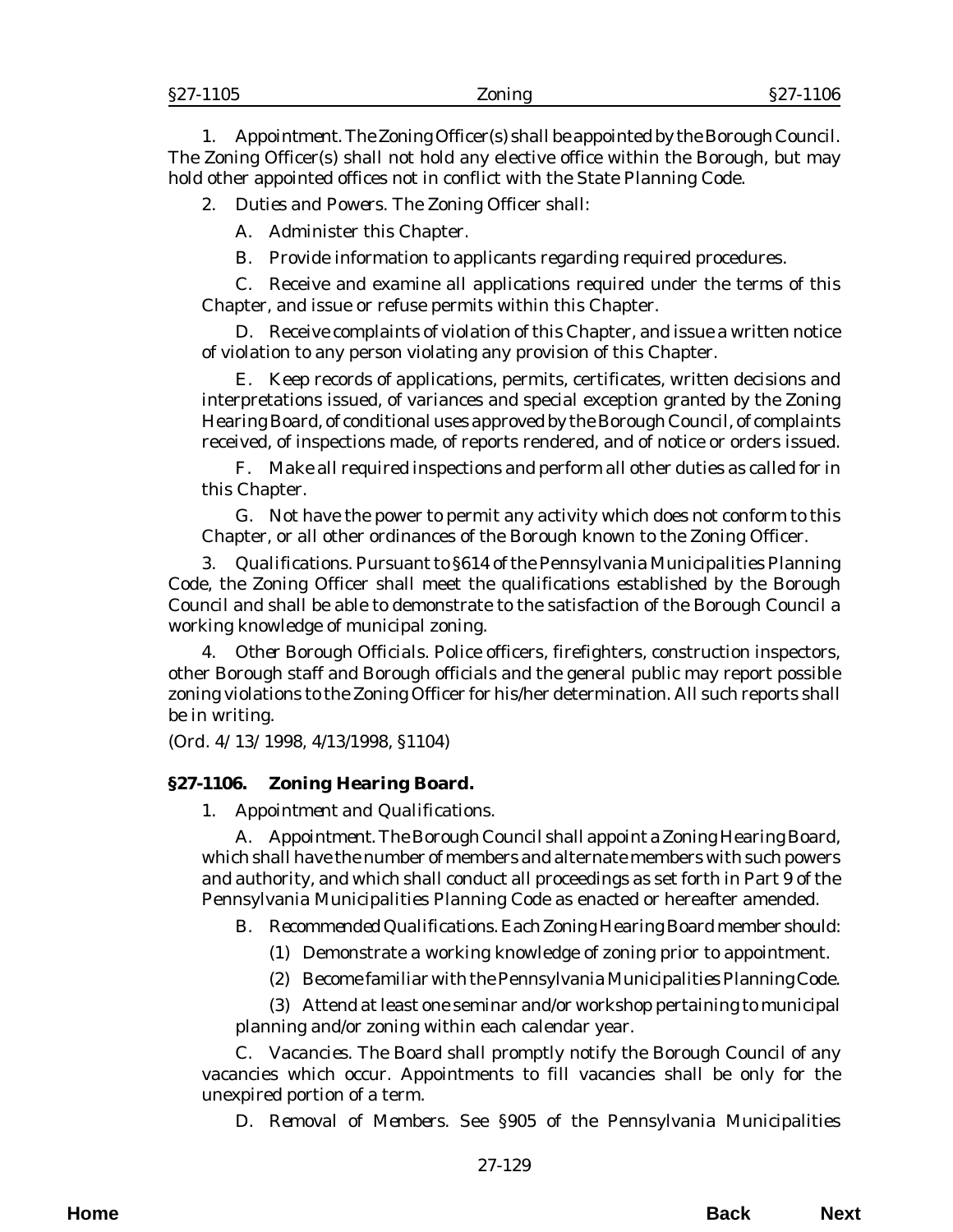1. *Appointment.* The Zoning Officer(s) shall be appointed by the Borough Council. The Zoning Officer(s) shall not hold any elective office within the Borough, but may hold other appointed offices not in conflict with the State Planning Code.

2. *Duties and Powers.* The Zoning Officer shall:

   A. Administer this Chapter.

   B. Provide information to applicants regarding required procedures.

   C. Receive and examine all applications required under the terms of this Chapter, and issue or refuse permits within this Chapter.

   D. Receive complaints of violation of this Chapter, and issue a written notice of violation to any person violating any provision of this Chapter.

   E. Keep records of applications, permits, certificates, written decisions and interpretations issued, of variances and special exception granted by the Zoning Hearing Board, of conditional uses approved by the Borough Council, of complaints received, of inspections made, of reports rendered, and of notice or orders issued.

   F. Make all required inspections and perform all other duties as called for in this Chapter.

   G. Not have the power to permit any activity which does not conform to this Chapter, or all other ordinances of the Borough known to the Zoning Officer.

3. *Qualifications.* Pursuant to §614 of the Pennsylvania Municipalities Planning Code, the Zoning Officer shall meet the qualifications established by the Borough Council and shall be able to demonstrate to the satisfaction of the Borough Council a working knowledge of municipal zoning.

4. *Other Borough Officials.* Police officers, firefighters, construction inspectors, other Borough staff and Borough officials and the general public may report possible zoning violations to the Zoning Officer for his/her determination. All such reports shall be in writing.

(*Ord. 4/13/1998*, 4/13/1998, §1104)

### §27-1106. Zoning Hearing Board.

1. *Appointment and Qualifications.*

   A. *Appointment.* The Borough Council shall appoint a Zoning Hearing Board, which shall have the number of members and alternate members with such powers and authority, and which shall conduct all proceedings as set forth in Part 9 of the Pennsylvania Municipalities Planning Code as enacted or hereafter amended.

   B. *Recommended Qualifications.* Each Zoning Hearing Board member should:

      (1) Demonstrate a working knowledge of zoning prior to appointment.

      (2) Become familiar with the Pennsylvania Municipalities Planning Code.

      (3) Attend at least one seminar and/or workshop pertaining to municipal planning and/or zoning within each calendar year.

   C. *Vacancies.* The Board shall promptly notify the Borough Council of any vacancies which occur. Appointments to fill vacancies shall be only for the unexpired portion of a term.

   D. *Removal of Members.* See §905 of the Pennsylvania Municipalities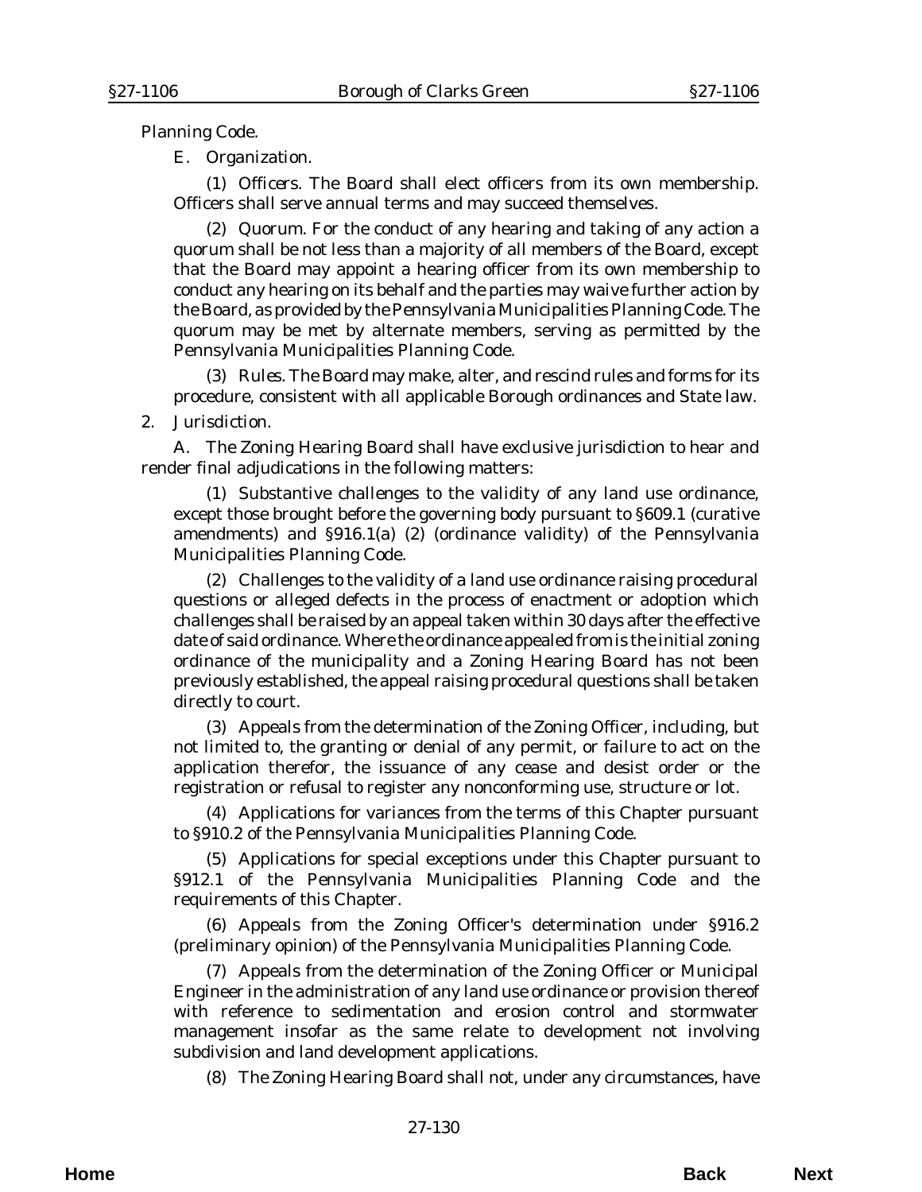Planning Code.

E. *Organization.*

(1) *Officers.* The Board shall elect officers from its own membership. Officers shall serve annual terms and may succeed themselves.

(2) *Quorum.* For the conduct of any hearing and taking of any action a quorum shall be not less than a majority of all members of the Board, except that the Board may appoint a hearing officer from its own membership to conduct any hearing on its behalf and the parties may waive further action by the Board, as provided by the Pennsylvania Municipalities Planning Code. The quorum may be met by alternate members, serving as permitted by the Pennsylvania Municipalities Planning Code.

(3) *Rules.* The Board may make, alter, and rescind rules and forms for its procedure, consistent with all applicable Borough ordinances and State law.

2. *Jurisdiction.*

A. The Zoning Hearing Board shall have exclusive jurisdiction to hear and render final adjudications in the following matters:

(1) Substantive challenges to the validity of any land use ordinance, except those brought before the governing body pursuant to §609.1 (curative amendments) and §916.1(a) (2) (ordinance validity) of the Pennsylvania Municipalities Planning Code.

(2) Challenges to the validity of a land use ordinance raising procedural questions or alleged defects in the process of enactment or adoption which challenges shall be raised by an appeal taken within 30 days after the effective date of said ordinance. Where the ordinance appealed from is the initial zoning ordinance of the municipality and a Zoning Hearing Board has not been previously established, the appeal raising procedural questions shall be taken directly to court.

(3) Appeals from the determination of the Zoning Officer, including, but not limited to, the granting or denial of any permit, or failure to act on the application therefor, the issuance of any cease and desist order or the registration or refusal to register any nonconforming use, structure or lot.

(4) Applications for variances from the terms of this Chapter pursuant to §910.2 of the Pennsylvania Municipalities Planning Code.

(5) Applications for special exceptions under this Chapter pursuant to §912.1 of the Pennsylvania Municipalities Planning Code and the requirements of this Chapter.

(6) Appeals from the Zoning Officer's determination under §916.2 (preliminary opinion) of the Pennsylvania Municipalities Planning Code.

(7) Appeals from the determination of the Zoning Officer or Municipal Engineer in the administration of any land use ordinance or provision thereof with reference to sedimentation and erosion control and stormwater management insofar as the same relate to development not involving subdivision and land development applications.

(8) The Zoning Hearing Board shall not, under any circumstances, have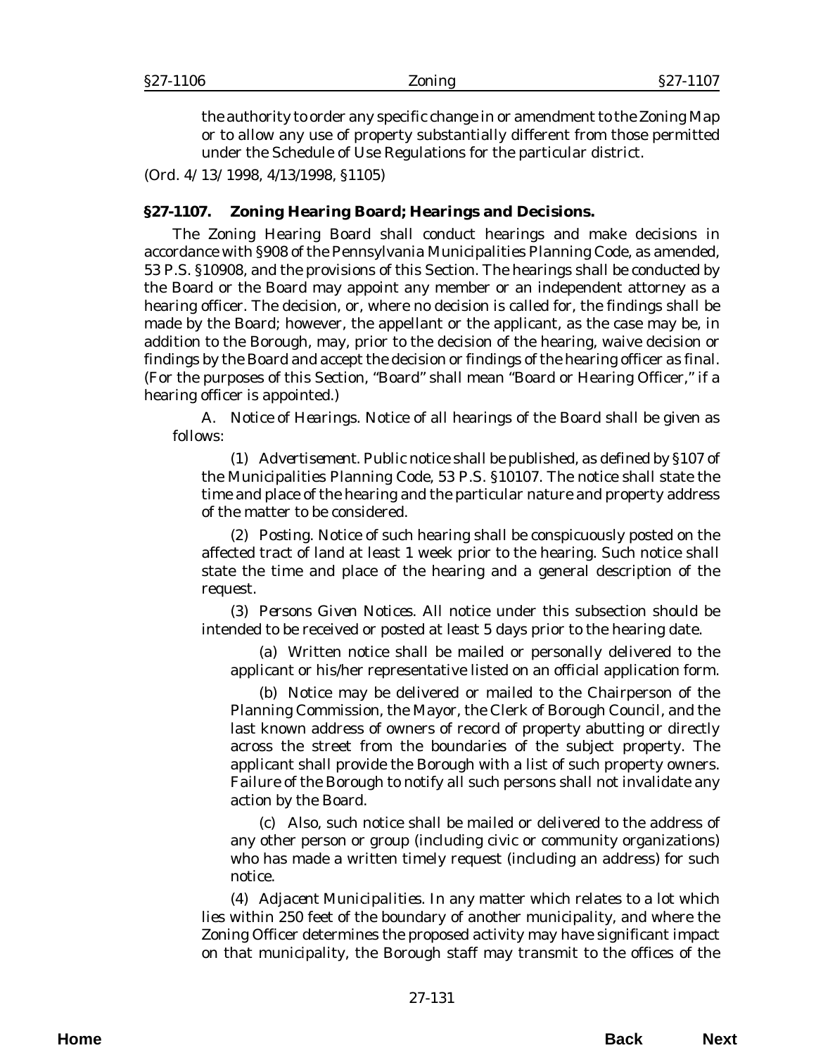the authority to order any specific change in or amendment to the Zoning Map or to allow any use of property substantially different from those permitted under the Schedule of Use Regulations for the particular district.

(Ord. 4/13/1998, 4/13/1998, §1105)

### §27-1107. Zoning Hearing Board; Hearings and Decisions.

The Zoning Hearing Board shall conduct hearings and make decisions in accordance with §908 of the Pennsylvania Municipalities Planning Code, as amended, 53 P.S. §10908, and the provisions of this Section. The hearings shall be conducted by the Board or the Board may appoint any member or an independent attorney as a hearing officer. The decision, or, where no decision is called for, the findings shall be made by the Board; however, the appellant or the applicant, as the case may be, in addition to the Borough, may, prior to the decision of the hearing, waive decision or findings by the Board and accept the decision or findings of the hearing officer as final. (For the purposes of this Section, "Board" shall mean "Board or Hearing Officer," if a hearing officer is appointed.)

A. *Notice of Hearings*. Notice of all hearings of the Board shall be given as follows:

(1) *Advertisement*. Public notice shall be published, as defined by §107 of the Municipalities Planning Code, 53 P.S. §10107. The notice shall state the time and place of the hearing and the particular nature and property address of the matter to be considered.

(2) *Posting*. Notice of such hearing shall be conspicuously posted on the affected tract of land at least 1 week prior to the hearing. Such notice shall state the time and place of the hearing and a general description of the request.

(3) *Persons Given Notices*. All notice under this subsection should be intended to be received or posted at least 5 days prior to the hearing date.

(a) Written notice shall be mailed or personally delivered to the applicant or his/her representative listed on an official application form.

(b) Notice may be delivered or mailed to the Chairperson of the Planning Commission, the Mayor, the Clerk of Borough Council, and the last known address of owners of record of property abutting or directly across the street from the boundaries of the subject property. The applicant shall provide the Borough with a list of such property owners. Failure of the Borough to notify all such persons shall not invalidate any action by the Board.

(c) Also, such notice shall be mailed or delivered to the address of any other person or group (including civic or community organizations) who has made a written timely request (including an address) for such notice.

(4) *Adjacent Municipalities*. In any matter which relates to a lot which lies within 250 feet of the boundary of another municipality, and where the Zoning Officer determines the proposed activity may have significant impact on that municipality, the Borough staff may transmit to the offices of the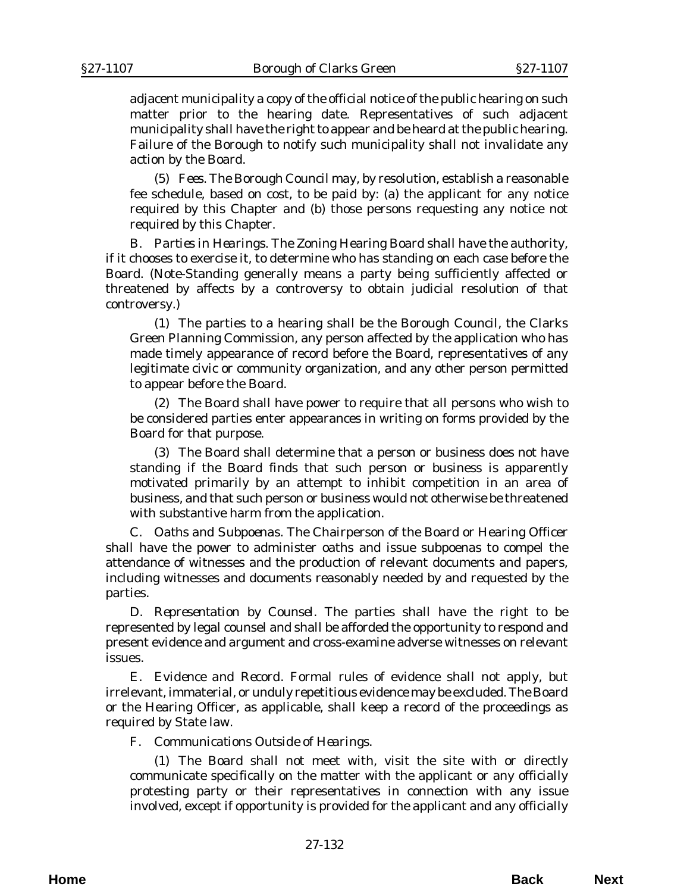adjacent municipality a copy of the official notice of the public hearing on such matter prior to the hearing date. Representatives of such adjacent municipality shall have the right to appear and be heard at the public hearing. Failure of the Borough to notify such municipality shall not invalidate any action by the Board.

(5) *Fees*. The Borough Council may, by resolution, establish a reasonable fee schedule, based on cost, to be paid by: (a) the applicant for any notice required by this Chapter and (b) those persons requesting any notice not required by this Chapter.

B. *Parties in Hearings*. The Zoning Hearing Board shall have the authority, if it chooses to exercise it, to determine who has standing on each case before the Board. (Note-Standing generally means a party being sufficiently affected or threatened by affects by a controversy to obtain judicial resolution of that controversy.)

(1) The parties to a hearing shall be the Borough Council, the Clarks Green Planning Commission, any person affected by the application who has made timely appearance of record before the Board, representatives of any legitimate civic or community organization, and any other person permitted to appear before the Board.

(2) The Board shall have power to require that all persons who wish to be considered parties enter appearances in writing on forms provided by the Board for that purpose.

(3) The Board shall determine that a person or business does not have standing if the Board finds that such person or business is apparently motivated primarily by an attempt to inhibit competition in an area of business, and that such person or business would not otherwise be threatened with substantive harm from the application.

C. *Oaths and Subpoenas*. The Chairperson of the Board or Hearing Officer shall have the power to administer oaths and issue subpoenas to compel the attendance of witnesses and the production of relevant documents and papers, including witnesses and documents reasonably needed by and requested by the parties.

D. *Representation by Counsel*. The parties shall have the right to be represented by legal counsel and shall be afforded the opportunity to respond and present evidence and argument and cross-examine adverse witnesses on relevant issues.

E. *Evidence and Record*. Formal rules of evidence shall not apply, but irrelevant, immaterial, or unduly repetitious evidence may be excluded. The Board or the Hearing Officer, as applicable, shall keep a record of the proceedings as required by State law.

F. *Communications Outside of Hearings*.

(1) The Board shall not meet with, visit the site with or directly communicate specifically on the matter with the applicant or any officially protesting party or their representatives in connection with any issue involved, except if opportunity is provided for the applicant and any officially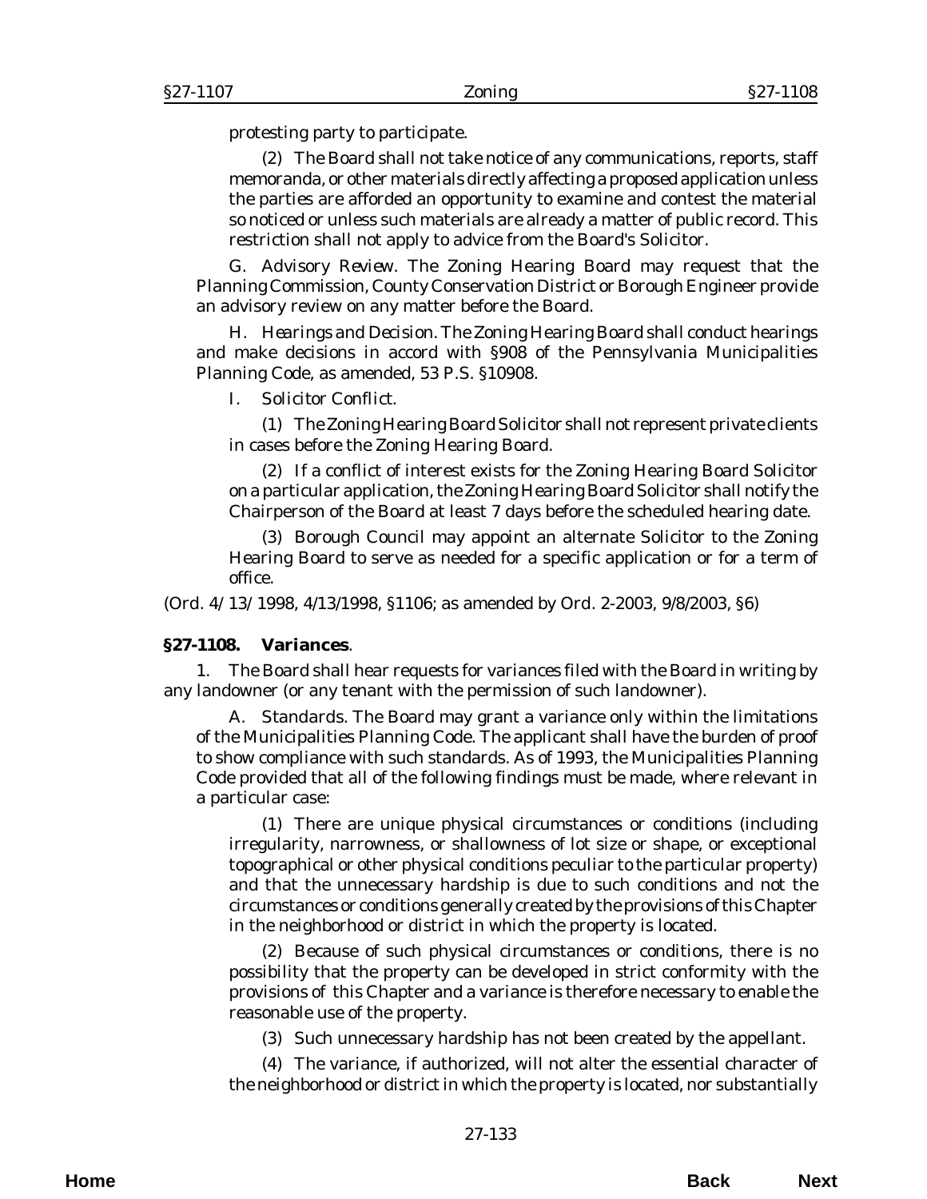protesting party to participate.

(2) The Board shall not take notice of any communications, reports, staff memoranda, or other materials directly affecting a proposed application unless the parties are afforded an opportunity to examine and contest the material so noticed or unless such materials are already a matter of public record. This restriction shall not apply to advice from the Board's Solicitor.

G. *Advisory Review*. The Zoning Hearing Board may request that the Planning Commission, County Conservation District or Borough Engineer provide an advisory review on any matter before the Board.

H. *Hearings and Decision*. The Zoning Hearing Board shall conduct hearings and make decisions in accord with §908 of the Pennsylvania Municipalities Planning Code, as amended, 53 P.S. §10908.

I. *Solicitor Conflict*.

(1) The Zoning Hearing Board Solicitor shall not represent private clients in cases before the Zoning Hearing Board.

(2) If a conflict of interest exists for the Zoning Hearing Board Solicitor on a particular application, the Zoning Hearing Board Solicitor shall notify the Chairperson of the Board at least 7 days before the scheduled hearing date.

(3) Borough Council may appoint an alternate Solicitor to the Zoning Hearing Board to serve as needed for a specific application or for a term of office.

(*Ord. 4/13/1998*, 4/13/1998, §1106; as amended by *Ord. 2-2003*, 9/8/2003, §6)

**§27-1108. Variances**.

1. The Board shall hear requests for variances filed with the Board in writing by any landowner (or any tenant with the permission of such landowner).

A. *Standards*. The Board may grant a variance only within the limitations of the Municipalities Planning Code. The applicant shall have the burden of proof to show compliance with such standards. As of 1993, the Municipalities Planning Code provided that all of the following findings must be made, where relevant in a particular case:

(1) There are unique physical circumstances or conditions (including irregularity, narrowness, or shallowness of lot size or shape, or exceptional topographical or other physical conditions peculiar to the particular property) and that the unnecessary hardship is due to such conditions and not the circumstances or conditions generally created by the provisions of this Chapter in the neighborhood or district in which the property is located.

(2) Because of such physical circumstances or conditions, there is no possibility that the property can be developed in strict conformity with the provisions of this Chapter and a variance is therefore necessary to enable the reasonable use of the property.

(3) Such unnecessary hardship has not been created by the appellant.

(4) The variance, if authorized, will not alter the essential character of the neighborhood or district in which the property is located, nor substantially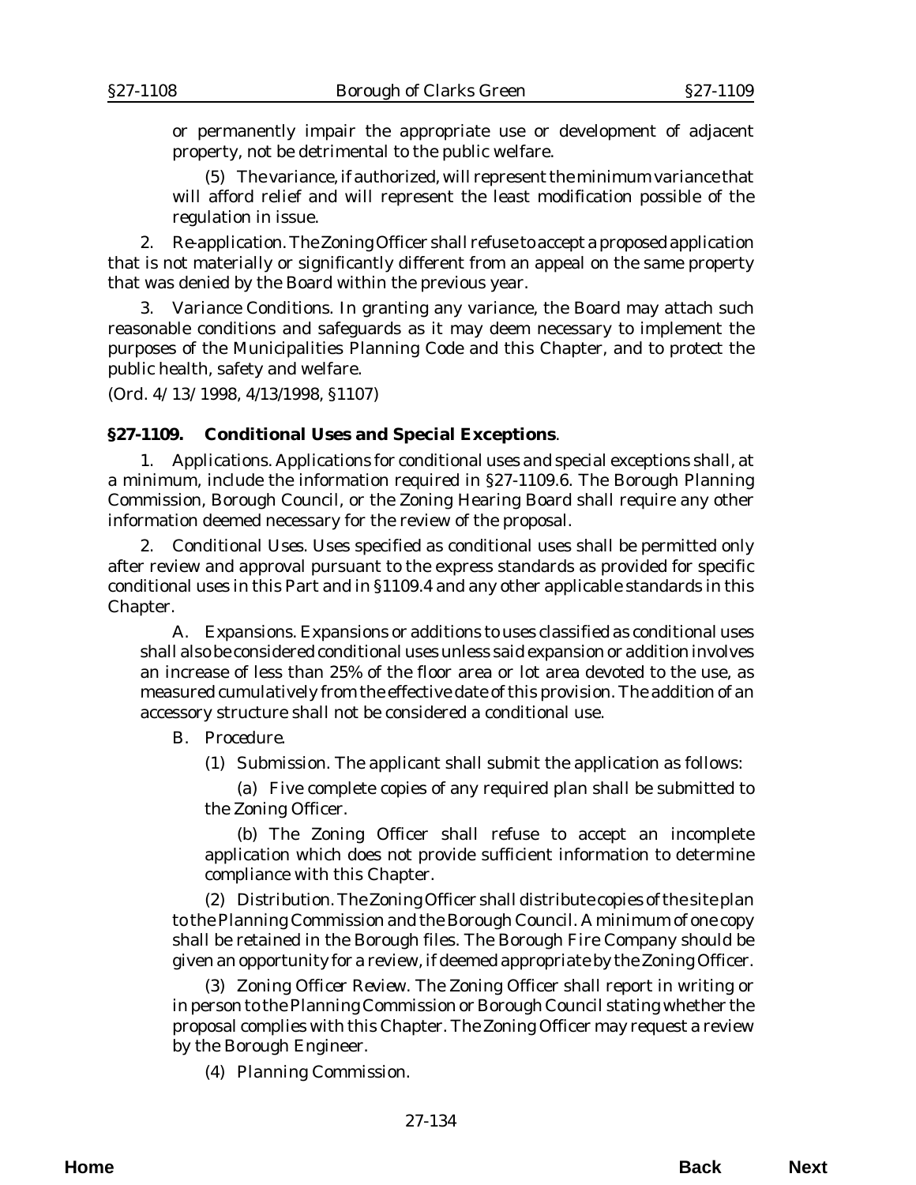or permanently impair the appropriate use or development of adjacent property, not be detrimental to the public welfare.

(5) The variance, if authorized, will represent the minimum variance that will afford relief and will represent the least modification possible of the regulation in issue.

2. Re-application. The Zoning Officer shall refuse to accept a proposed application that is not materially or significantly different from an appeal on the same property that was denied by the Board within the previous year.

3. Variance Conditions. In granting any variance, the Board may attach such reasonable conditions and safeguards as it may deem necessary to implement the purposes of the Municipalities Planning Code and this Chapter, and to protect the public health, safety and welfare.

(Ord. 4/13/1998, 4/13/1998, §1107)

**§27-1109. Conditional Uses and Special Exceptions**.

1. Applications. Applications for conditional uses and special exceptions shall, at a minimum, include the information required in §27-1109.6. The Borough Planning Commission, Borough Council, or the Zoning Hearing Board shall require any other information deemed necessary for the review of the proposal.

2. Conditional Uses. Uses specified as conditional uses shall be permitted only after review and approval pursuant to the express standards as provided for specific conditional uses in this Part and in §1109.4 and any other applicable standards in this Chapter.

A. Expansions. Expansions or additions to uses classified as conditional uses shall also be considered conditional uses unless said expansion or addition involves an increase of less than 25% of the floor area or lot area devoted to the use, as measured cumulatively from the effective date of this provision. The addition of an accessory structure shall not be considered a conditional use.

B. *Procedure.*

(1) Submission. The applicant shall submit the application as follows:

(a) Five complete copies of any required plan shall be submitted to the Zoning Officer.

(b) The Zoning Officer shall refuse to accept an incomplete application which does not provide sufficient information to determine compliance with this Chapter.

(2) Distribution. The Zoning Officer shall distribute copies of the site plan to the Planning Commission and the Borough Council. A minimum of one copy shall be retained in the Borough files. The Borough Fire Company should be given an opportunity for a review, if deemed appropriate by the Zoning Officer.

(3) Zoning Officer Review. The Zoning Officer shall report in writing or in person to the Planning Commission or Borough Council stating whether the proposal complies with this Chapter. The Zoning Officer may request a review by the Borough Engineer.

(4) Planning Commission.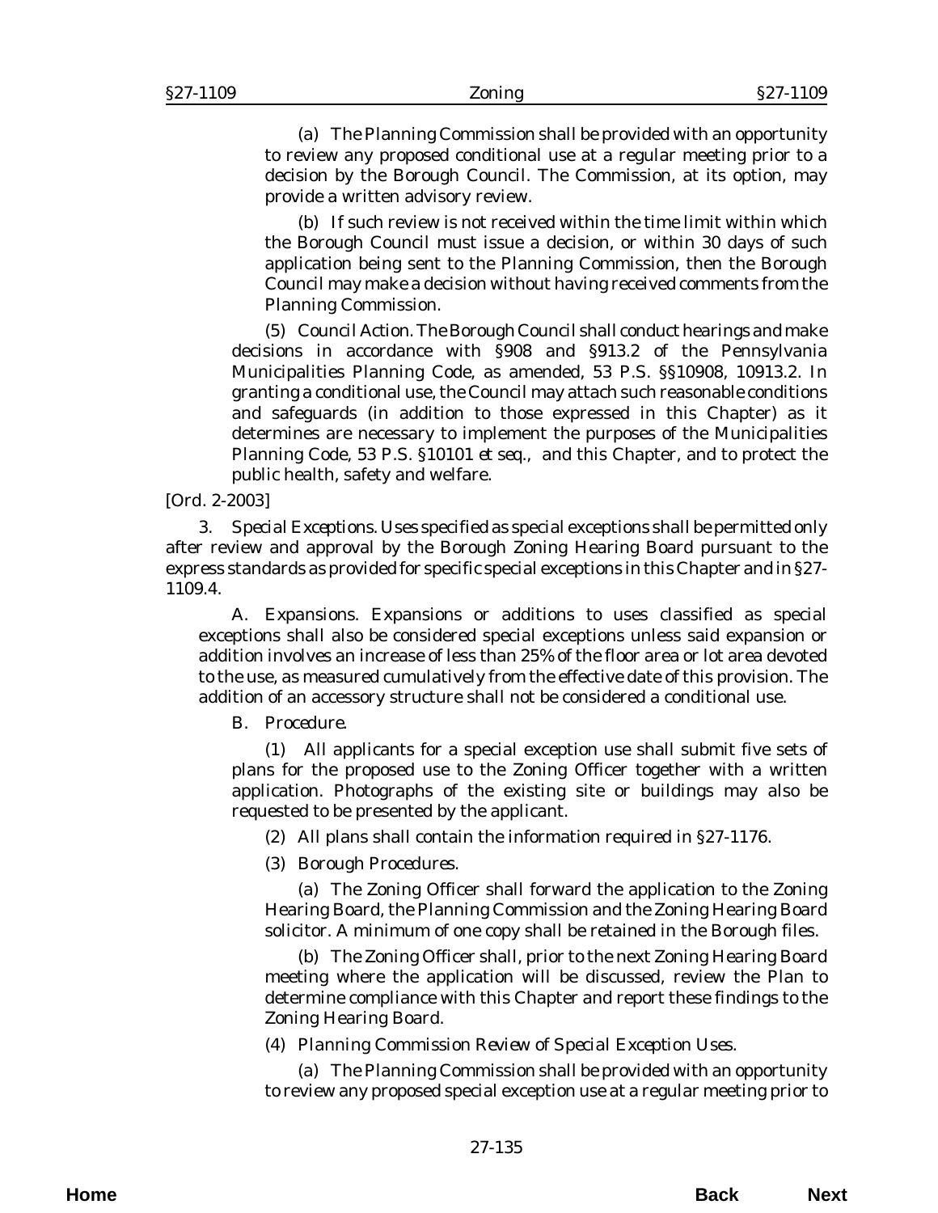(a) The Planning Commission shall be provided with an opportunity to review any proposed conditional use at a regular meeting prior to a decision by the Borough Council. The Commission, at its option, may provide a written advisory review.

(b) If such review is not received within the time limit within which the Borough Council must issue a decision, or within 30 days of such application being sent to the Planning Commission, then the Borough Council may make a decision without having received comments from the Planning Commission.

(5) *Council Action.* The Borough Council shall conduct hearings and make decisions in accordance with §908 and §913.2 of the Pennsylvania Municipalities Planning Code, as amended, 53 P.S. §§10908, 10913.2. In granting a conditional use, the Council may attach such reasonable conditions and safeguards (in addition to those expressed in this Chapter) as it determines are necessary to implement the purposes of the Municipalities Planning Code, 53 P.S. §10101 *et seq.*, and this Chapter, and to protect the public health, safety and welfare.

[Ord. 2-2003]

3. *Special Exceptions.* Uses specified as special exceptions shall be permitted only after review and approval by the Borough Zoning Hearing Board pursuant to the express standards as provided for specific special exceptions in this Chapter and in §27-1109.4.

A. *Expansions.* Expansions or additions to uses classified as special exceptions shall also be considered special exceptions unless said expansion or addition involves an increase of less than 25% of the floor area or lot area devoted to the use, as measured cumulatively from the effective date of this provision. The addition of an accessory structure shall not be considered a conditional use.

B. *Procedure.*

(1) All applicants for a special exception use shall submit five sets of plans for the proposed use to the Zoning Officer together with a written application. Photographs of the existing site or buildings may also be requested to be presented by the applicant.

(2) All plans shall contain the information required in §27-1176.

(3) *Borough Procedures.*

(a) The Zoning Officer shall forward the application to the Zoning Hearing Board, the Planning Commission and the Zoning Hearing Board solicitor. A minimum of one copy shall be retained in the Borough files.

(b) The Zoning Officer shall, prior to the next Zoning Hearing Board meeting where the application will be discussed, review the Plan to determine compliance with this Chapter and report these findings to the Zoning Hearing Board.

(4) *Planning Commission Review of Special Exception Uses.*

(a) The Planning Commission shall be provided with an opportunity to review any proposed special exception use at a regular meeting prior to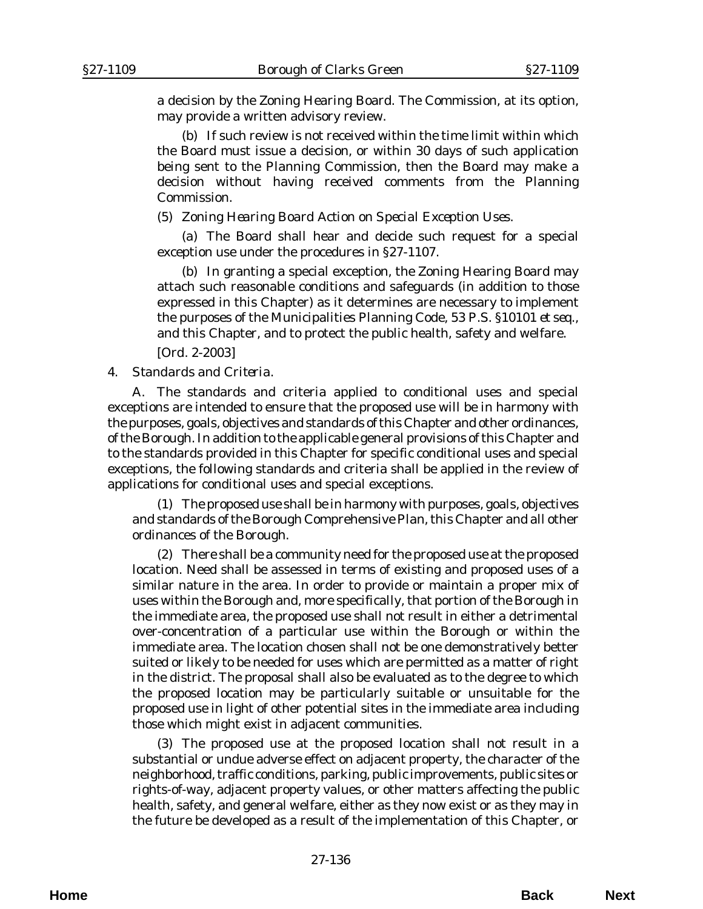a decision by the Zoning Hearing Board. The Commission, at its option, may provide a written advisory review.

(b) If such review is not received within the time limit within which the Board must issue a decision, or within 30 days of such application being sent to the Planning Commission, then the Board may make a decision without having received comments from the Planning Commission.

(5) *Zoning Hearing Board Action on Special Exception Uses.*

(a) The Board shall hear and decide such request for a special exception use under the procedures in §27-1107.

(b) In granting a special exception, the Zoning Hearing Board may attach such reasonable conditions and safeguards (in addition to those expressed in this Chapter) as it determines are necessary to implement the purposes of the Municipalities Planning Code, 53 P.S. §10101 *et seq.*, and this Chapter, and to protect the public health, safety and welfare.

[Ord. 2-2003]

4. *Standards and Criteria.*

A. The standards and criteria applied to conditional uses and special exceptions are intended to ensure that the proposed use will be in harmony with the purposes, goals, objectives and standards of this Chapter and other ordinances, of the Borough. In addition to the applicable general provisions of this Chapter and to the standards provided in this Chapter for specific conditional uses and special exceptions, the following standards and criteria shall be applied in the review of applications for conditional uses and special exceptions.

(1) The proposed use shall be in harmony with purposes, goals, objectives and standards of the Borough Comprehensive Plan, this Chapter and all other ordinances of the Borough.

(2) There shall be a community need for the proposed use at the proposed location. Need shall be assessed in terms of existing and proposed uses of a similar nature in the area. In order to provide or maintain a proper mix of uses within the Borough and, more specifically, that portion of the Borough in the immediate area, the proposed use shall not result in either a detrimental over-concentration of a particular use within the Borough or within the immediate area. The location chosen shall not be one demonstratively better suited or likely to be needed for uses which are permitted as a matter of right in the district. The proposal shall also be evaluated as to the degree to which the proposed location may be particularly suitable or unsuitable for the proposed use in light of other potential sites in the immediate area including those which might exist in adjacent communities.

(3) The proposed use at the proposed location shall not result in a substantial or undue adverse effect on adjacent property, the character of the neighborhood, traffic conditions, parking, public improvements, public sites or rights-of-way, adjacent property values, or other matters affecting the public health, safety, and general welfare, either as they now exist or as they may in the future be developed as a result of the implementation of this Chapter, or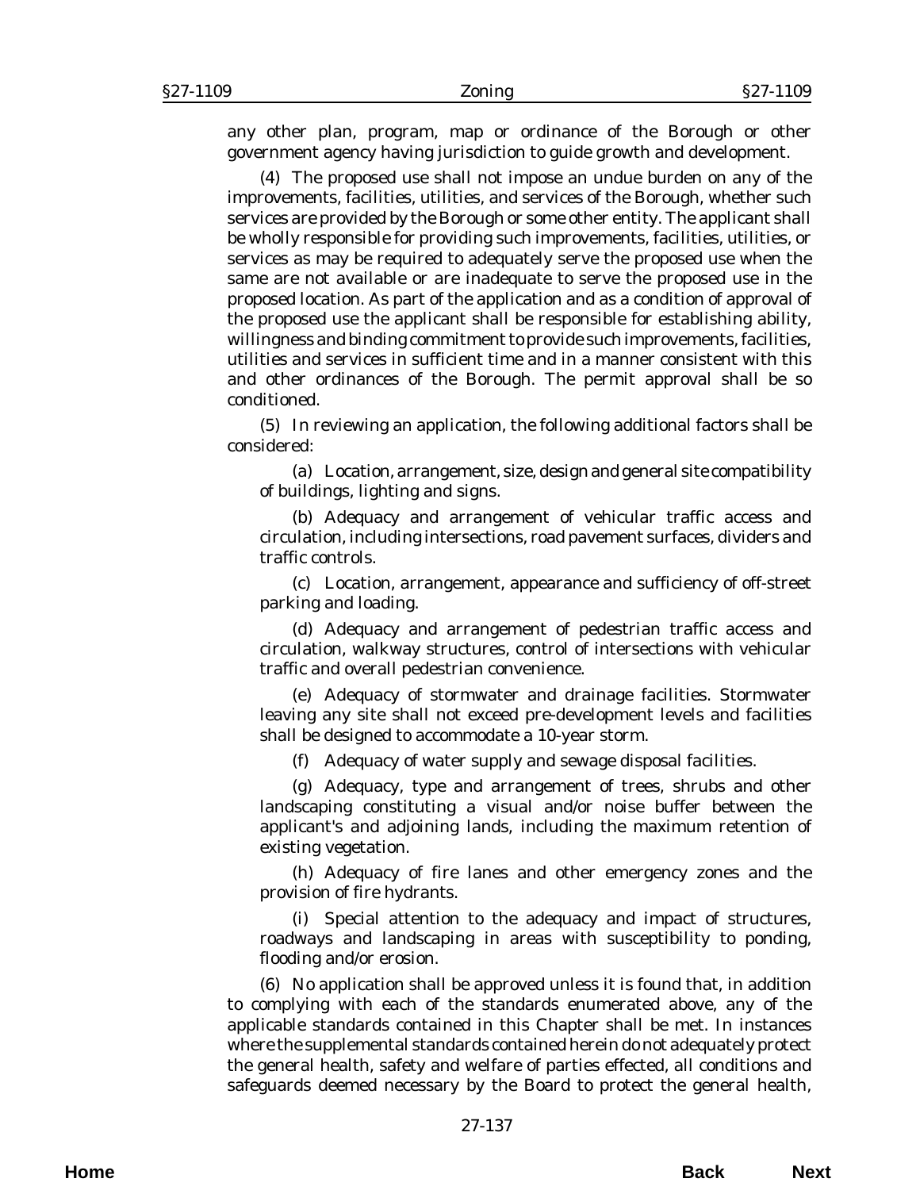any other plan, program, map or ordinance of the Borough or other government agency having jurisdiction to guide growth and development.

(4) The proposed use shall not impose an undue burden on any of the improvements, facilities, utilities, and services of the Borough, whether such services are provided by the Borough or some other entity. The applicant shall be wholly responsible for providing such improvements, facilities, utilities, or services as may be required to adequately serve the proposed use when the same are not available or are inadequate to serve the proposed use in the proposed location. As part of the application and as a condition of approval of the proposed use the applicant shall be responsible for establishing ability, willingness and binding commitment to provide such improvements, facilities, utilities and services in sufficient time and in a manner consistent with this and other ordinances of the Borough. The permit approval shall be so conditioned.

(5) In reviewing an application, the following additional factors shall be considered:

(a) Location, arrangement, size, design and general site compatibility of buildings, lighting and signs.

(b) Adequacy and arrangement of vehicular traffic access and circulation, including intersections, road pavement surfaces, dividers and traffic controls.

(c) Location, arrangement, appearance and sufficiency of off-street parking and loading.

(d) Adequacy and arrangement of pedestrian traffic access and circulation, walkway structures, control of intersections with vehicular traffic and overall pedestrian convenience.

(e) Adequacy of stormwater and drainage facilities. Stormwater leaving any site shall not exceed pre-development levels and facilities shall be designed to accommodate a 10-year storm.

(f) Adequacy of water supply and sewage disposal facilities.

(g) Adequacy, type and arrangement of trees, shrubs and other landscaping constituting a visual and/or noise buffer between the applicant's and adjoining lands, including the maximum retention of existing vegetation.

(h) Adequacy of fire lanes and other emergency zones and the provision of fire hydrants.

(i) Special attention to the adequacy and impact of structures, roadways and landscaping in areas with susceptibility to ponding, flooding and/or erosion.

(6) No application shall be approved unless it is found that, in addition to complying with each of the standards enumerated above, any of the applicable standards contained in this Chapter shall be met. In instances where the supplemental standards contained herein do not adequately protect the general health, safety and welfare of parties effected, all conditions and safeguards deemed necessary by the Board to protect the general health,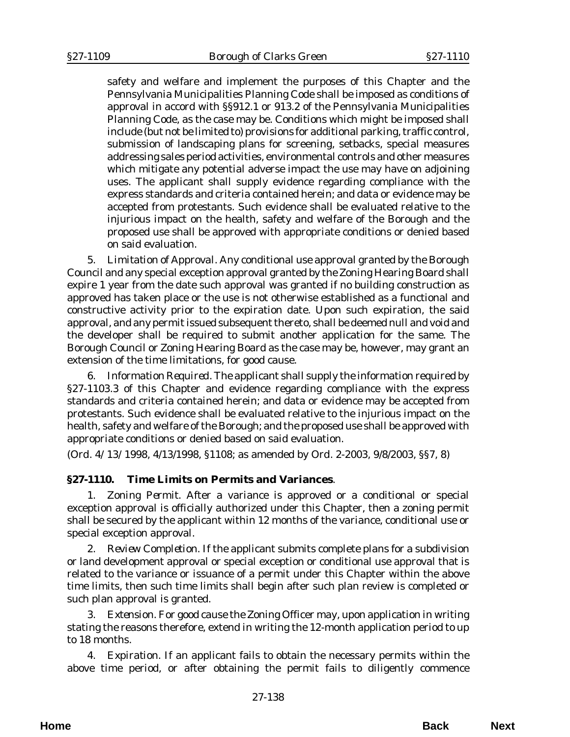safety and welfare and implement the purposes of this Chapter and the Pennsylvania Municipalities Planning Code shall be imposed as conditions of approval in accord with §§912.1 or 913.2 of the Pennsylvania Municipalities Planning Code, as the case may be. Conditions which might be imposed shall include (but not be limited to) provisions for additional parking, traffic control, submission of landscaping plans for screening, setbacks, special measures addressing sales period activities, environmental controls and other measures which mitigate any potential adverse impact the use may have on adjoining uses. The applicant shall supply evidence regarding compliance with the express standards and criteria contained herein; and data or evidence may be accepted from protestants. Such evidence shall be evaluated relative to the injurious impact on the health, safety and welfare of the Borough and the proposed use shall be approved with appropriate conditions or denied based on said evaluation.

5. *Limitation of Approval*. Any conditional use approval granted by the Borough Council and any special exception approval granted by the Zoning Hearing Board shall expire 1 year from the date such approval was granted if no building construction as approved has taken place or the use is not otherwise established as a functional and constructive activity prior to the expiration date. Upon such expiration, the said approval, and any permit issued subsequent thereto, shall be deemed null and void and the developer shall be required to submit another application for the same. The Borough Council or Zoning Hearing Board as the case may be, however, may grant an extension of the time limitations, for good cause.

6. *Information Required*. The applicant shall supply the information required by §27-1103.3 of this Chapter and evidence regarding compliance with the express standards and criteria contained herein; and data or evidence may be accepted from protestants. Such evidence shall be evaluated relative to the injurious impact on the health, safety and welfare of the Borough; and the proposed use shall be approved with appropriate conditions or denied based on said evaluation.

(*Ord. 4/13/1998*, 4/13/1998, §1108; as amended by *Ord. 2-2003*, 9/8/2003, §§7, 8)

**§27-1110. Time Limits on Permits and Variances**.

1. *Zoning Permit*. After a variance is approved or a conditional or special exception approval is officially authorized under this Chapter, then a zoning permit shall be secured by the applicant within 12 months of the variance, conditional use or special exception approval.

2. *Review Completion*. If the applicant submits complete plans for a subdivision or land development approval or special exception or conditional use approval that is related to the variance or issuance of a permit under this Chapter within the above time limits, then such time limits shall begin after such plan review is completed or such plan approval is granted.

3. *Extension*. For good cause the Zoning Officer may, upon application in writing stating the reasons therefore, extend in writing the 12-month application period to up to 18 months.

4. *Expiration*. If an applicant fails to obtain the necessary permits within the above time period, or after obtaining the permit fails to diligently commence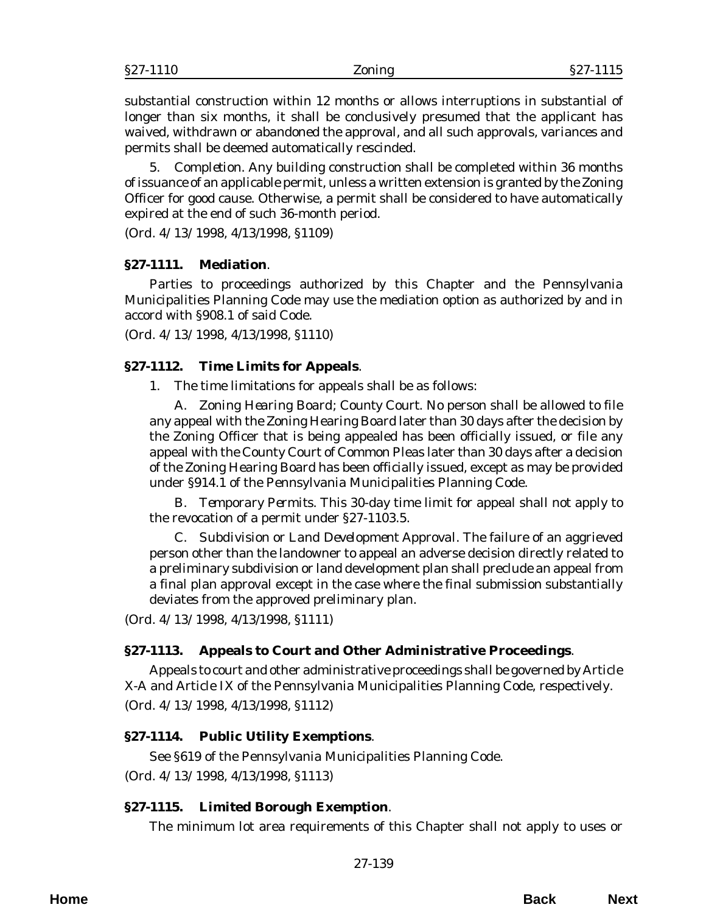substantial construction within 12 months or allows interruptions in substantial of longer than six months, it shall be conclusively presumed that the applicant has waived, withdrawn or abandoned the approval, and all such approvals, variances and permits shall be deemed automatically rescinded.

5. *Completion*. Any building construction shall be completed within 36 months of issuance of an applicable permit, unless a written extension is granted by the Zoning Officer for good cause. Otherwise, a permit shall be considered to have automatically expired at the end of such 36-month period.

(*Ord. 4/13/1998*, 4/13/1998, §1109)

### §27-1111. Mediation.

Parties to proceedings authorized by this Chapter and the Pennsylvania Municipalities Planning Code may use the mediation option as authorized by and in accord with §908.1 of said Code.

(*Ord. 4/13/1998*, 4/13/1998, §1110)

### §27-1112. Time Limits for Appeals.

1. The time limitations for appeals shall be as follows:

   A. *Zoning Hearing Board; County Court*. No person shall be allowed to file any appeal with the Zoning Hearing Board later than 30 days after the decision by the Zoning Officer that is being appealed has been officially issued, or file any appeal with the County Court of Common Pleas later than 30 days after a decision of the Zoning Hearing Board has been officially issued, except as may be provided under §914.1 of the Pennsylvania Municipalities Planning Code.

   B. *Temporary Permits*. This 30-day time limit for appeal shall not apply to the revocation of a permit under §27-1103.5.

   C. *Subdivision or Land Development Approval*. The failure of an aggrieved person other than the landowner to appeal an adverse decision directly related to a preliminary subdivision or land development plan shall preclude an appeal from a final plan approval except in the case where the final submission substantially deviates from the approved preliminary plan.

(*Ord. 4/13/1998*, 4/13/1998, §1111)

### §27-1113. Appeals to Court and Other Administrative Proceedings.

Appeals to court and other administrative proceedings shall be governed by Article X-A and Article IX of the Pennsylvania Municipalities Planning Code, respectively.

(*Ord. 4/13/1998*, 4/13/1998, §1112)

### §27-1114. Public Utility Exemptions.

See §619 of the Pennsylvania Municipalities Planning Code.

(*Ord. 4/13/1998*, 4/13/1998, §1113)

### §27-1115. Limited Borough Exemption.

The minimum lot area requirements of this Chapter shall not apply to uses or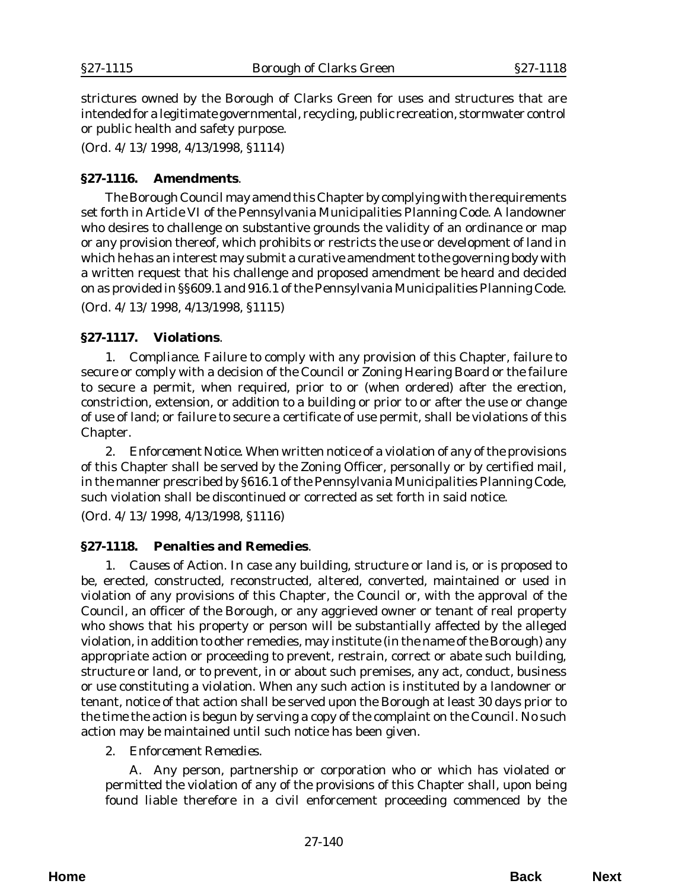strictures owned by the Borough of Clarks Green for uses and structures that are intended for a legitimate governmental, recycling, public recreation, stormwater control or public health and safety purpose.

(*Ord. 4/13/1998*, 4/13/1998, §1114)

### §27-1116. Amendments.

The Borough Council may amend this Chapter by complying with the requirements set forth in Article VI of the Pennsylvania Municipalities Planning Code. A landowner who desires to challenge on substantive grounds the validity of an ordinance or map or any provision thereof, which prohibits or restricts the use or development of land in which he has an interest may submit a curative amendment to the governing body with a written request that his challenge and proposed amendment be heard and decided on as provided in §§609.1 and 916.1 of the Pennsylvania Municipalities Planning Code.

(*Ord. 4/13/1998*, 4/13/1998, §1115)

### §27-1117. Violations.

1. *Compliance*. Failure to comply with any provision of this Chapter, failure to secure or comply with a decision of the Council or Zoning Hearing Board or the failure to secure a permit, when required, prior to or (when ordered) after the erection, constriction, extension, or addition to a building or prior to or after the use or change of use of land; or failure to secure a certificate of use permit, shall be violations of this Chapter.

2. *Enforcement Notice*. When written notice of a violation of any of the provisions of this Chapter shall be served by the Zoning Officer, personally or by certified mail, in the manner prescribed by §616.1 of the Pennsylvania Municipalities Planning Code, such violation shall be discontinued or corrected as set forth in said notice.

(*Ord. 4/13/1998*, 4/13/1998, §1116)

### §27-1118. Penalties and Remedies.

1. *Causes of Action*. In case any building, structure or land is, or is proposed to be, erected, constructed, reconstructed, altered, converted, maintained or used in violation of any provisions of this Chapter, the Council or, with the approval of the Council, an officer of the Borough, or any aggrieved owner or tenant of real property who shows that his property or person will be substantially affected by the alleged violation, in addition to other remedies, may institute (in the name of the Borough) any appropriate action or proceeding to prevent, restrain, correct or abate such building, structure or land, or to prevent, in or about such premises, any act, conduct, business or use constituting a violation. When any such action is instituted by a landowner or tenant, notice of that action shall be served upon the Borough at least 30 days prior to the time the action is begun by serving a copy of the complaint on the Council. No such action may be maintained until such notice has been given.

2. *Enforcement Remedies*.

   A. Any person, partnership or corporation who or which has violated or permitted the violation of any of the provisions of this Chapter shall, upon being found liable therefore in a civil enforcement proceeding commenced by the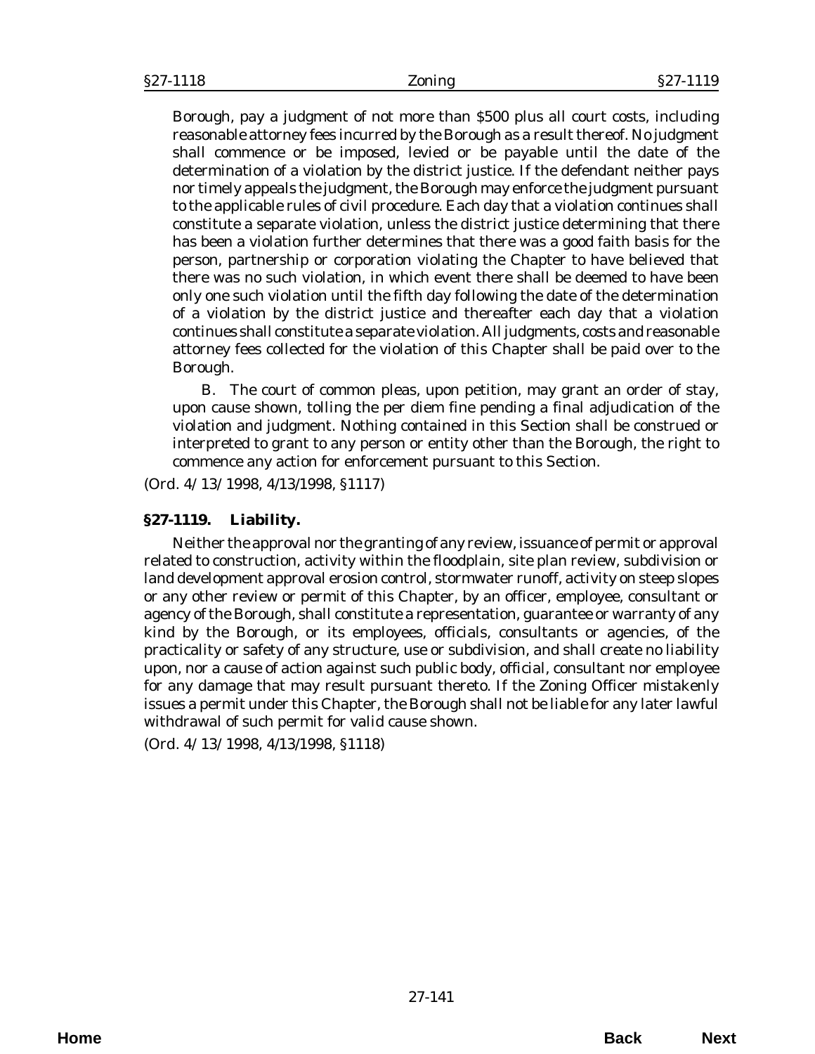Borough, pay a judgment of not more than $500 plus all court costs, including reasonable attorney fees incurred by the Borough as a result thereof. No judgment shall commence or be imposed, levied or be payable until the date of the determination of a violation by the district justice. If the defendant neither pays nor timely appeals the judgment, the Borough may enforce the judgment pursuant to the applicable rules of civil procedure. Each day that a violation continues shall constitute a separate violation, unless the district justice determining that there has been a violation further determines that there was a good faith basis for the person, partnership or corporation violating the Chapter to have believed that there was no such violation, in which event there shall be deemed to have been only one such violation until the fifth day following the date of the determination of a violation by the district justice and thereafter each day that a violation continues shall constitute a separate violation. All judgments, costs and reasonable attorney fees collected for the violation of this Chapter shall be paid over to the Borough.

B. The court of common pleas, upon petition, may grant an order of stay, upon cause shown, tolling the per diem fine pending a final adjudication of the violation and judgment. Nothing contained in this Section shall be construed or interpreted to grant to any person or entity other than the Borough, the right to commence any action for enforcement pursuant to this Section.

(*Ord. 4/13/1998*, 4/13/1998, §1117)

### §27-1119. Liability.

Neither the approval nor the granting of any review, issuance of permit or approval related to construction, activity within the floodplain, site plan review, subdivision or land development approval erosion control, stormwater runoff, activity on steep slopes or any other review or permit of this Chapter, by an officer, employee, consultant or agency of the Borough, shall constitute a representation, guarantee or warranty of any kind by the Borough, or its employees, officials, consultants or agencies, of the practicality or safety of any structure, use or subdivision, and shall create no liability upon, nor a cause of action against such public body, official, consultant nor employee for any damage that may result pursuant thereto. If the Zoning Officer mistakenly issues a permit under this Chapter, the Borough shall not be liable for any later lawful withdrawal of such permit for valid cause shown.

(*Ord. 4/13/1998*, 4/13/1998, §1118)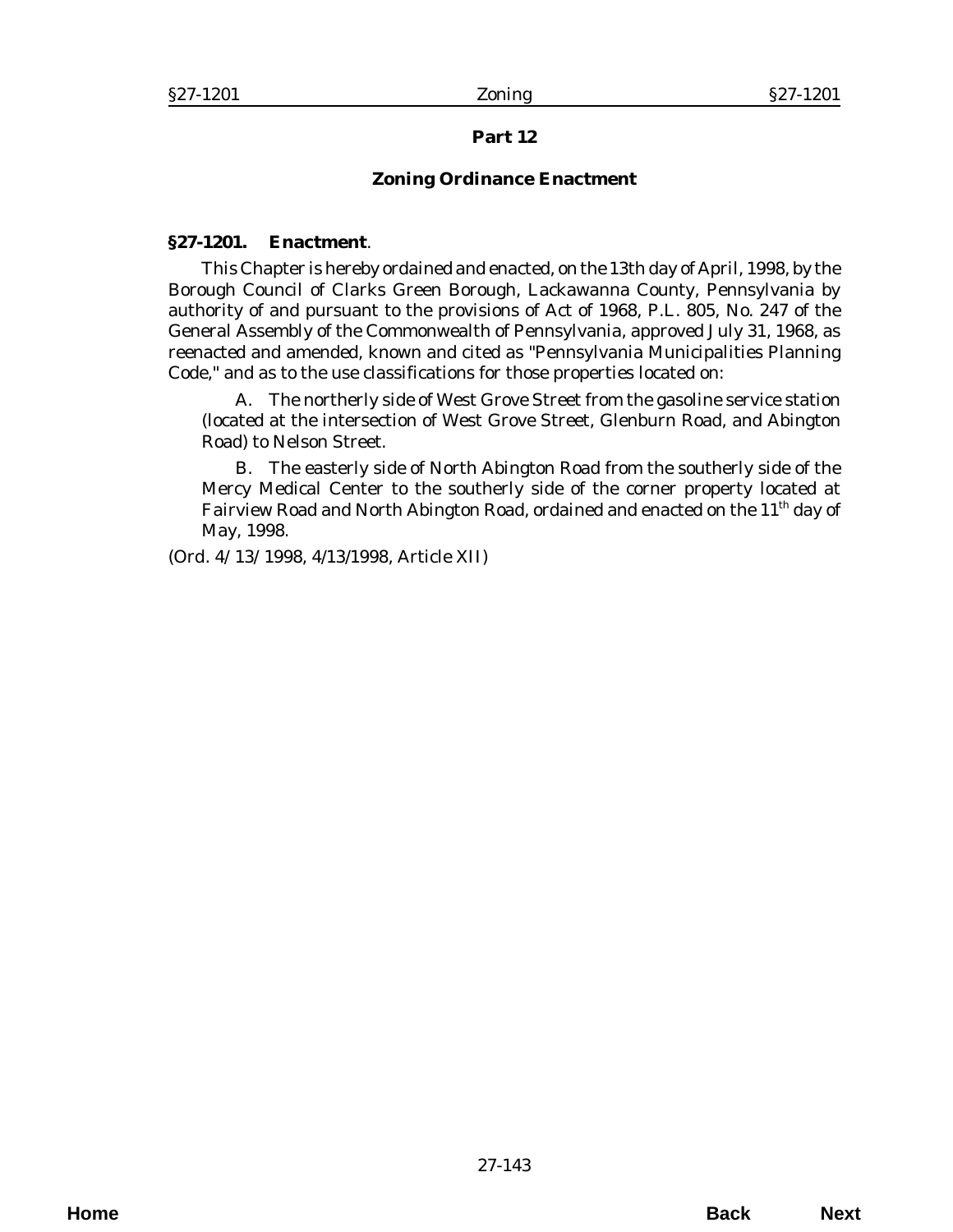## Part 12

### Zoning Ordinance Enactment

**§27-1201. Enactment**.

This Chapter is hereby ordained and enacted, on the 13th day of April, 1998, by the Borough Council of Clarks Green Borough, Lackawanna County, Pennsylvania by authority of and pursuant to the provisions of Act of 1968, P.L. 805, No. 247 of the General Assembly of the Commonwealth of Pennsylvania, approved July 31, 1968, as reenacted and amended, known and cited as "Pennsylvania Municipalities Planning Code," and as to the use classifications for those properties located on:

A. The northerly side of West Grove Street from the gasoline service station (located at the intersection of West Grove Street, Glenburn Road, and Abington Road) to Nelson Street.

B. The easterly side of North Abington Road from the southerly side of the Mercy Medical Center to the southerly side of the corner property located at Fairview Road and North Abington Road, ordained and enacted on the 11th day of May, 1998.

(Ord. 4/13/1998, 4/13/1998, Article XII)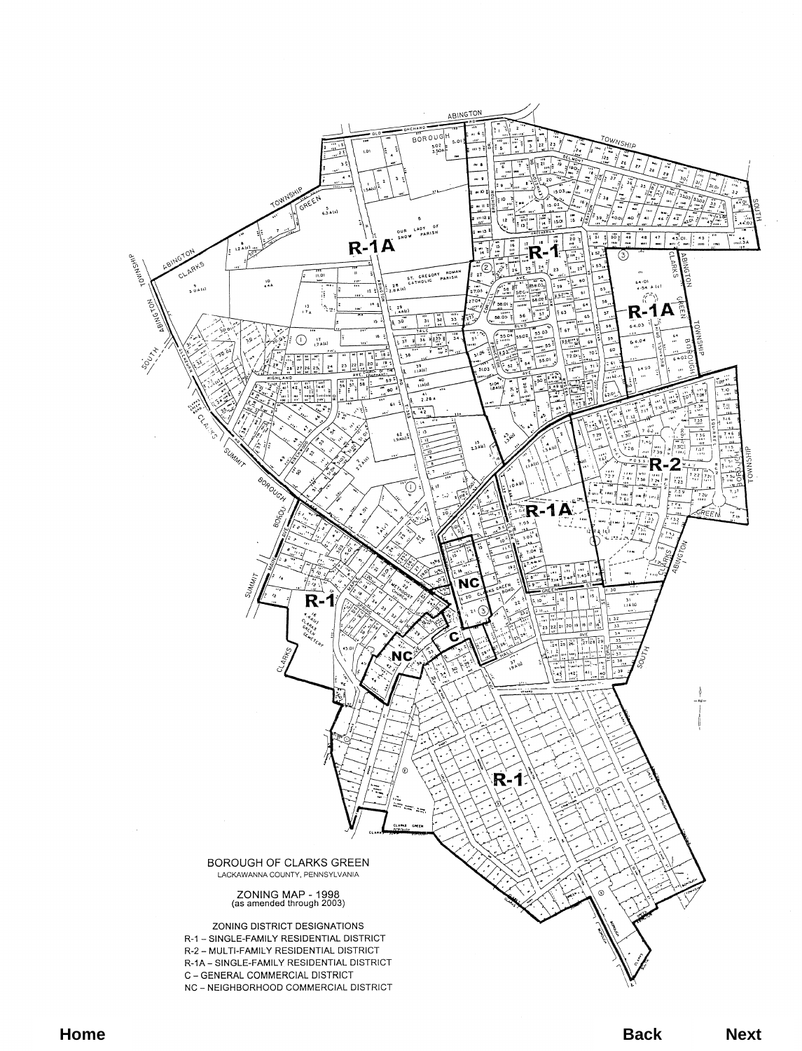BOROUGH OF CLARKS GREEN
LACKAWANNA COUNTY, PENNSYLVANIA

ZONING MAP - 1998
(as amended through 2003)

ZONING DISTRICT DESIGNATIONS
R-1 – SINGLE-FAMILY RESIDENTIAL DISTRICT
R-2 – MULTI-FAMILY RESIDENTIAL DISTRICT
R-1A – SINGLE-FAMILY RESIDENTIAL DISTRICT
C – GENERAL COMMERCIAL DISTRICT
NC – NEIGHBORHOOD COMMERCIAL DISTRICT

Home Back Next